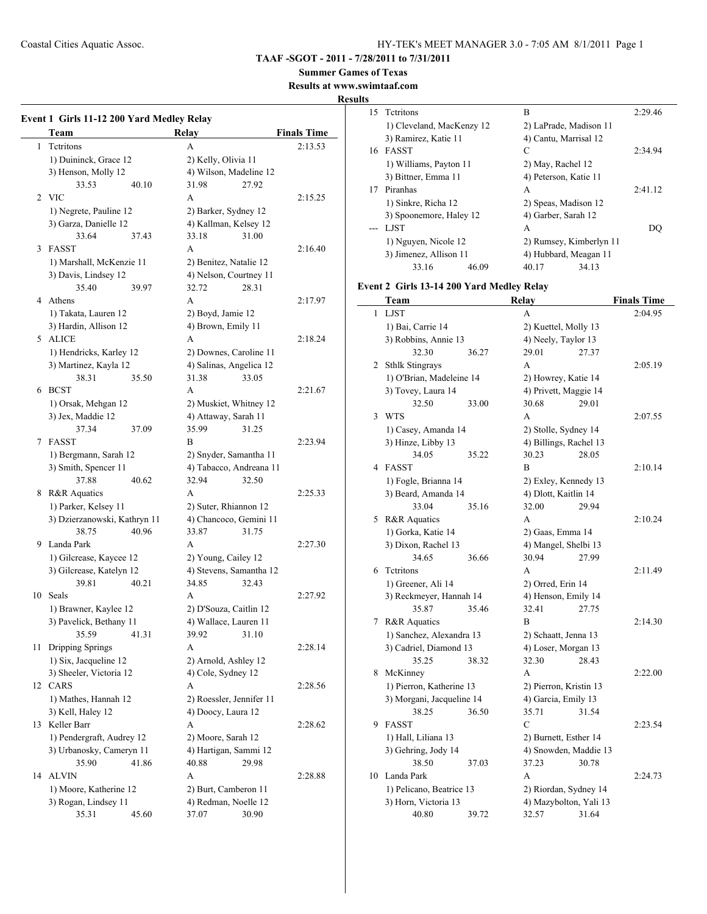**TAAF -SGOT - 2011 - 7/28/2011 to 7/31/2011**

**Summer Games of Texas**

**Results at www.swimtaaf.com**

**Results**

### Event 1 Girls 11-12 200 Yard Medley Relay

| | Team | Relay | Finals Time |
|---|---|---|---|
| 1 | Tctritons | A | 2:13.53 |
| | 1) Duininck, Grace 12 | 2) Kelly, Olivia 11 | |
| | 3) Henson, Molly 12 | 4) Wilson, Madeline 12 | |
| | 33.53 40.10 | 31.98 27.92 | |
| 2 | VIC | A | 2:15.25 |
| | 1) Negrete, Pauline 12 | 2) Barker, Sydney 12 | |
| | 3) Garza, Danielle 12 | 4) Kallman, Kelsey 12 | |
| | 33.64 37.43 | 33.18 31.00 | |
| 3 | FASST | A | 2:16.40 |
| | 1) Marshall, McKenzie 11 | 2) Benitez, Natalie 12 | |
| | 3) Davis, Lindsey 12 | 4) Nelson, Courtney 11 | |
| | 35.40 39.97 | 32.72 28.31 | |
| 4 | Athens | A | 2:17.97 |
| | 1) Takata, Lauren 12 | 2) Boyd, Jamie 12 | |
| | 3) Hardin, Allison 12 | 4) Brown, Emily 11 | |
| 5 | ALICE | A | 2:18.24 |
| | 1) Hendricks, Karley 12 | 2) Downes, Caroline 11 | |
| | 3) Martinez, Kayla 12 | 4) Salinas, Angelica 12 | |
| | 38.31 35.50 | 31.38 33.05 | |
| 6 | BCST | A | 2:21.67 |
| | 1) Orsak, Mehgan 12 | 2) Muskiet, Whitney 12 | |
| | 3) Jex, Maddie 12 | 4) Attaway, Sarah 11 | |
| | 37.34 37.09 | 35.99 31.25 | |
| 7 | FASST | B | 2:23.94 |
| | 1) Bergmann, Sarah 12 | 2) Snyder, Samantha 11 | |
| | 3) Smith, Spencer 11 | 4) Tabacco, Andreana 11 | |
| | 37.88 40.62 | 32.94 32.50 | |
| 8 | R&R Aquatics | A | 2:25.33 |
| | 1) Parker, Kelsey 11 | 2) Suter, Rhiannon 12 | |
| | 3) Dzierzanowski, Kathryn 11 | 4) Chancoco, Gemini 11 | |
| | 38.75 40.96 | 33.87 31.75 | |
| 9 | Landa Park | A | 2:27.30 |
| | 1) Gilcrease, Kaycee 12 | 2) Young, Cailey 12 | |
| | 3) Gilcrease, Katelyn 12 | 4) Stevens, Samantha 12 | |
| | 39.81 40.21 | 34.85 32.43 | |
| 10 | Seals | A | 2:27.92 |
| | 1) Brawner, Kaylee 12 | 2) D'Souza, Caitlin 12 | |
| | 3) Pavelick, Bethany 11 | 4) Wallace, Lauren 11 | |
| | 35.59 41.31 | 39.92 31.10 | |
| 11 | Dripping Springs | A | 2:28.14 |
| | 1) Six, Jacqueline 12 | 2) Arnold, Ashley 12 | |
| | 3) Sheeler, Victoria 12 | 4) Cole, Sydney 12 | |
| 12 | CARS | A | 2:28.56 |
| | 1) Mathes, Hannah 12 | 2) Roessler, Jennifer 11 | |
| | 3) Kell, Haley 12 | 4) Doocy, Laura 12 | |
| 13 | Keller Barr | A | 2:28.62 |
| | 1) Pendergraft, Audrey 12 | 2) Moore, Sarah 12 | |
| | 3) Urbanosky, Cameryn 11 | 4) Hartigan, Sammi 12 | |
| | 35.90 41.86 | 40.88 29.98 | |
| 14 | ALVIN | A | 2:28.88 |
| | 1) Moore, Katherine 12 | 2) Burt, Camberon 11 | |
| | 3) Rogan, Lindsey 11 | 4) Redman, Noelle 12 | |
| | 35.31 45.60 | 37.07 30.90 | |
| 15 | Tctritons | B | 2:29.46 |
| | 1) Cleveland, MacKenzy 12 | 2) LaPrade, Madison 11 | |
| | 3) Ramirez, Katie 11 | 4) Cantu, Marrisal 12 | |
| 16 | FASST | C | 2:34.94 |
| | 1) Williams, Payton 11 | 2) May, Rachel 12 | |
| | 3) Bittner, Emma 11 | 4) Peterson, Katie 11 | |
| 17 | Piranhas | A | 2:41.12 |
| | 1) Sinkre, Richa 12 | 2) Speas, Madison 12 | |
| | 3) Spoonemore, Haley 12 | 4) Garber, Sarah 12 | |
| --- | LJST | A | DQ |
| | 1) Nguyen, Nicole 12 | 2) Rumsey, Kimberlyn 11 | |
| | 3) Jimenez, Allison 11 | 4) Hubbard, Meagan 11 | |
| | 33.16 46.09 | 40.17 34.13 | |

### Event 2 Girls 13-14 200 Yard Medley Relay

| | Team | Relay | Finals Time |
|---|---|---|---|
| 1 | LJST | A | 2:04.95 |
| | 1) Bai, Carrie 14 | 2) Kuettel, Molly 13 | |
| | 3) Robbins, Annie 13 | 4) Neely, Taylor 13 | |
| | 32.30 36.27 | 29.01 27.37 | |
| 2 | Sthlk Stingrays | A | 2:05.19 |
| | 1) O'Brian, Madeleine 14 | 2) Howrey, Katie 14 | |
| | 3) Tovey, Laura 14 | 4) Privett, Maggie 14 | |
| | 32.50 33.00 | 30.68 29.01 | |
| 3 | WTS | A | 2:07.55 |
| | 1) Casey, Amanda 14 | 2) Stolle, Sydney 14 | |
| | 3) Hinze, Libby 13 | 4) Billings, Rachel 13 | |
| | 34.05 35.22 | 30.23 28.05 | |
| 4 | FASST | B | 2:10.14 |
| | 1) Fogle, Brianna 14 | 2) Exley, Kennedy 13 | |
| | 3) Beard, Amanda 14 | 4) Dlott, Kaitlin 14 | |
| | 33.04 35.16 | 32.00 29.94 | |
| 5 | R&R Aquatics | A | 2:10.24 |
| | 1) Gorka, Katie 14 | 2) Gaas, Emma 14 | |
| | 3) Dixon, Rachel 13 | 4) Mangel, Shelbi 13 | |
| | 34.65 36.66 | 30.94 27.99 | |
| 6 | Tctritons | A | 2:11.49 |
| | 1) Greener, Ali 14 | 2) Orred, Erin 14 | |
| | 3) Reckmeyer, Hannah 14 | 4) Henson, Emily 14 | |
| | 35.87 35.46 | 32.41 27.75 | |
| 7 | R&R Aquatics | B | 2:14.30 |
| | 1) Sanchez, Alexandra 13 | 2) Schaatt, Jenna 13 | |
| | 3) Cadriel, Diamond 13 | 4) Loser, Morgan 13 | |
| | 35.25 38.32 | 32.30 28.43 | |
| 8 | McKinney | A | 2:22.00 |
| | 1) Pierron, Katherine 13 | 2) Pierron, Kristin 13 | |
| | 3) Morgani, Jacqueline 14 | 4) Garcia, Emily 13 | |
| | 38.25 36.50 | 35.71 31.54 | |
| 9 | FASST | C | 2:23.54 |
| | 1) Hall, Liliana 13 | 2) Burnett, Esther 14 | |
| | 3) Gehring, Jody 14 | 4) Snowden, Maddie 13 | |
| | 38.50 37.03 | 37.23 30.78 | |
| 10 | Landa Park | A | 2:24.73 |
| | 1) Pelicano, Beatrice 13 | 2) Riordan, Sydney 14 | |
| | 3) Horn, Victoria 13 | 4) Mazybolton, Yali 13 | |
| | 40.80 39.72 | 32.57 31.64 | |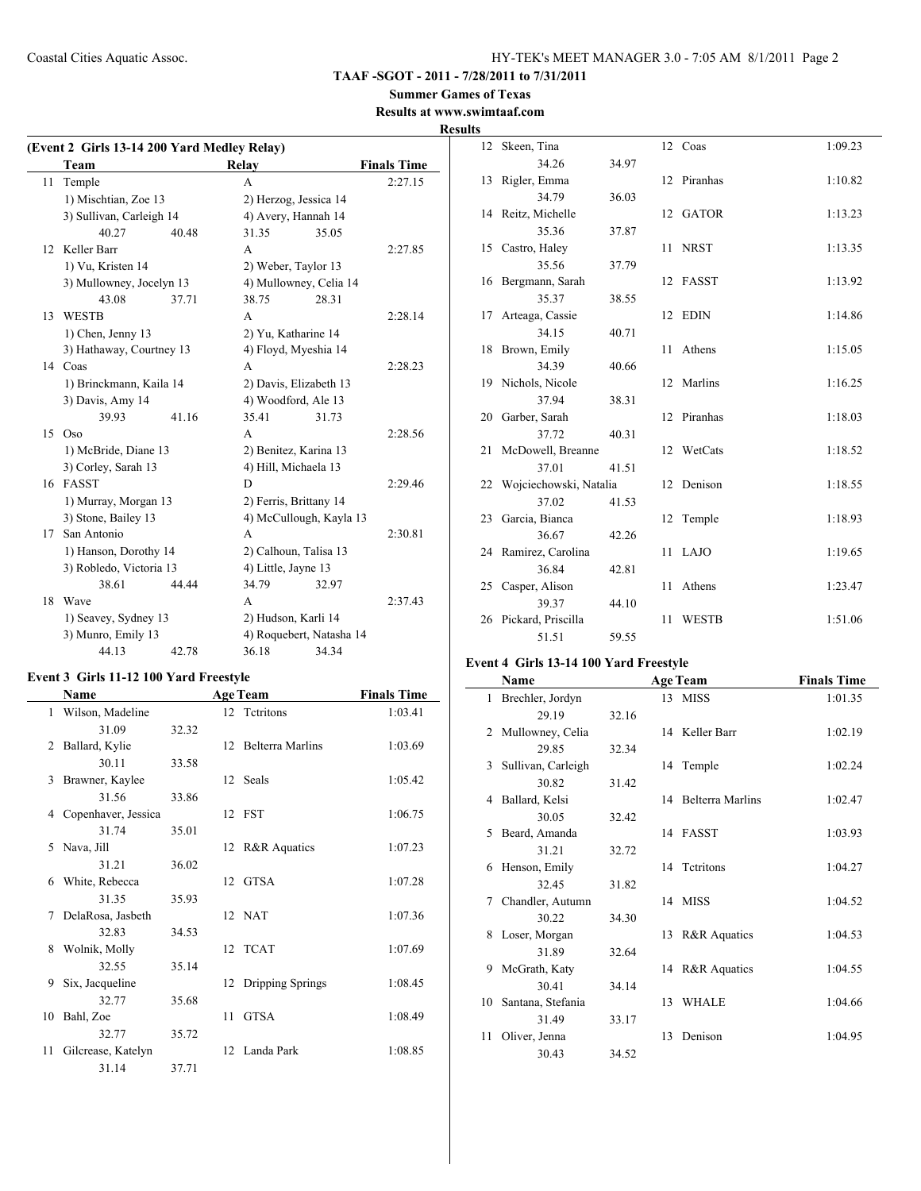# TAAF -SGOT - 2011 - 7/28/2011 to 7/31/2011

## Summer Games of Texas

### Results at www.swimtaaf.com

**Results**

### (Event 2 Girls 13-14 200 Yard Medley Relay)

| | Team | Relay | Finals Time |
|---|---|---|---|
| 11 | Temple | A | 2:27.15 |
| | 1) Mischtian, Zoe 13 | 2) Herzog, Jessica 14 | |
| | 3) Sullivan, Carleigh 14 | 4) Avery, Hannah 14 | |
| | 40.27 40.48 | 31.35 35.05 | |
| 12 | Keller Barr | A | 2:27.85 |
| | 1) Vu, Kristen 14 | 2) Weber, Taylor 13 | |
| | 3) Mullowney, Jocelyn 13 | 4) Mullowney, Celia 14 | |
| | 43.08 37.71 | 38.75 28.31 | |
| 13 | WESTB | A | 2:28.14 |
| | 1) Chen, Jenny 13 | 2) Yu, Katharine 14 | |
| | 3) Hathaway, Courtney 13 | 4) Floyd, Myeshia 14 | |
| 14 | Coas | A | 2:28.23 |
| | 1) Brinckmann, Kaila 14 | 2) Davis, Elizabeth 13 | |
| | 3) Davis, Amy 14 | 4) Woodford, Ale 13 | |
| | 39.93 41.16 | 35.41 31.73 | |
| 15 | Oso | A | 2:28.56 |
| | 1) McBride, Diane 13 | 2) Benitez, Karina 13 | |
| | 3) Corley, Sarah 13 | 4) Hill, Michaela 13 | |
| 16 | FASST | D | 2:29.46 |
| | 1) Murray, Morgan 13 | 2) Ferris, Brittany 14 | |
| | 3) Stone, Bailey 13 | 4) McCullough, Kayla 13 | |
| 17 | San Antonio | A | 2:30.81 |
| | 1) Hanson, Dorothy 14 | 2) Calhoun, Talisa 13 | |
| | 3) Robledo, Victoria 13 | 4) Little, Jayne 13 | |
| | 38.61 44.44 | 34.79 32.97 | |
| 18 | Wave | A | 2:37.43 |
| | 1) Seavey, Sydney 13 | 2) Hudson, Karli 14 | |
| | 3) Munro, Emily 13 | 4) Roquebert, Natasha 14 | |
| | 44.13 42.78 | 36.18 34.34 | |

### Event 3 Girls 11-12 100 Yard Freestyle

| | Name | Age | Team | Finals Time |
|---|---|---|---|---|
| 1 | Wilson, Madeline | 12 | Tctritons | 1:03.41 |
| | 31.09 32.32 | | | |
| 2 | Ballard, Kylie | 12 | Belterra Marlins | 1:03.69 |
| | 30.11 33.58 | | | |
| 3 | Brawner, Kaylee | 12 | Seals | 1:05.42 |
| | 31.56 33.86 | | | |
| 4 | Copenhaver, Jessica | 12 | FST | 1:06.75 |
| | 31.74 35.01 | | | |
| 5 | Nava, Jill | 12 | R&R Aquatics | 1:07.23 |
| | 31.21 36.02 | | | |
| 6 | White, Rebecca | 12 | GTSA | 1:07.28 |
| | 31.35 35.93 | | | |
| 7 | DelaRosa, Jasbeth | 12 | NAT | 1:07.36 |
| | 32.83 34.53 | | | |
| 8 | Wolnik, Molly | 12 | TCAT | 1:07.69 |
| | 32.55 35.14 | | | |
| 9 | Six, Jacqueline | 12 | Dripping Springs | 1:08.45 |
| | 32.77 35.68 | | | |
| 10 | Bahl, Zoe | 11 | GTSA | 1:08.49 |
| | 32.77 35.72 | | | |
| 11 | Gilcrease, Katelyn | 12 | Landa Park | 1:08.85 |
| | 31.14 37.71 | | | |
| 12 | Skeen, Tina | 12 | Coas | 1:09.23 |
| | 34.26 34.97 | | | |
| 13 | Rigler, Emma | 12 | Piranhas | 1:10.82 |
| | 34.79 36.03 | | | |
| 14 | Reitz, Michelle | 12 | GATOR | 1:13.23 |
| | 35.36 37.87 | | | |
| 15 | Castro, Haley | 11 | NRST | 1:13.35 |
| | 35.56 37.79 | | | |
| 16 | Bergmann, Sarah | 12 | FASST | 1:13.92 |
| | 35.37 38.55 | | | |
| 17 | Arteaga, Cassie | 12 | EDIN | 1:14.86 |
| | 34.15 40.71 | | | |
| 18 | Brown, Emily | 11 | Athens | 1:15.05 |
| | 34.39 40.66 | | | |
| 19 | Nichols, Nicole | 12 | Marlins | 1:16.25 |
| | 37.94 38.31 | | | |
| 20 | Garber, Sarah | 12 | Piranhas | 1:18.03 |
| | 37.72 40.31 | | | |
| 21 | McDowell, Breanne | 12 | WetCats | 1:18.52 |
| | 37.01 41.51 | | | |
| 22 | Wojciechowski, Natalia | 12 | Denison | 1:18.55 |
| | 37.02 41.53 | | | |
| 23 | Garcia, Bianca | 12 | Temple | 1:18.93 |
| | 36.67 42.26 | | | |
| 24 | Ramirez, Carolina | 11 | LAJO | 1:19.65 |
| | 36.84 42.81 | | | |
| 25 | Casper, Alison | 11 | Athens | 1:23.47 |
| | 39.37 44.10 | | | |
| 26 | Pickard, Priscilla | 11 | WESTB | 1:51.06 |
| | 51.51 59.55 | | | |

### Event 4 Girls 13-14 100 Yard Freestyle

| | Name | Age | Team | Finals Time |
|---|---|---|---|---|
| 1 | Brechler, Jordyn | 13 | MISS | 1:01.35 |
| | 29.19 32.16 | | | |
| 2 | Mullowney, Celia | 14 | Keller Barr | 1:02.19 |
| | 29.85 32.34 | | | |
| 3 | Sullivan, Carleigh | 14 | Temple | 1:02.24 |
| | 30.82 31.42 | | | |
| 4 | Ballard, Kelsi | 14 | Belterra Marlins | 1:02.47 |
| | 30.05 32.42 | | | |
| 5 | Beard, Amanda | 14 | FASST | 1:03.93 |
| | 31.21 32.72 | | | |
| 6 | Henson, Emily | 14 | Tctritons | 1:04.27 |
| | 32.45 31.82 | | | |
| 7 | Chandler, Autumn | 14 | MISS | 1:04.52 |
| | 30.22 34.30 | | | |
| 8 | Loser, Morgan | 13 | R&R Aquatics | 1:04.53 |
| | 31.89 32.64 | | | |
| 9 | McGrath, Katy | 14 | R&R Aquatics | 1:04.55 |
| | 30.41 34.14 | | | |
| 10 | Santana, Stefania | 13 | WHALE | 1:04.66 |
| | 31.49 33.17 | | | |
| 11 | Oliver, Jenna | 13 | Denison | 1:04.95 |
| | 30.43 34.52 | | | |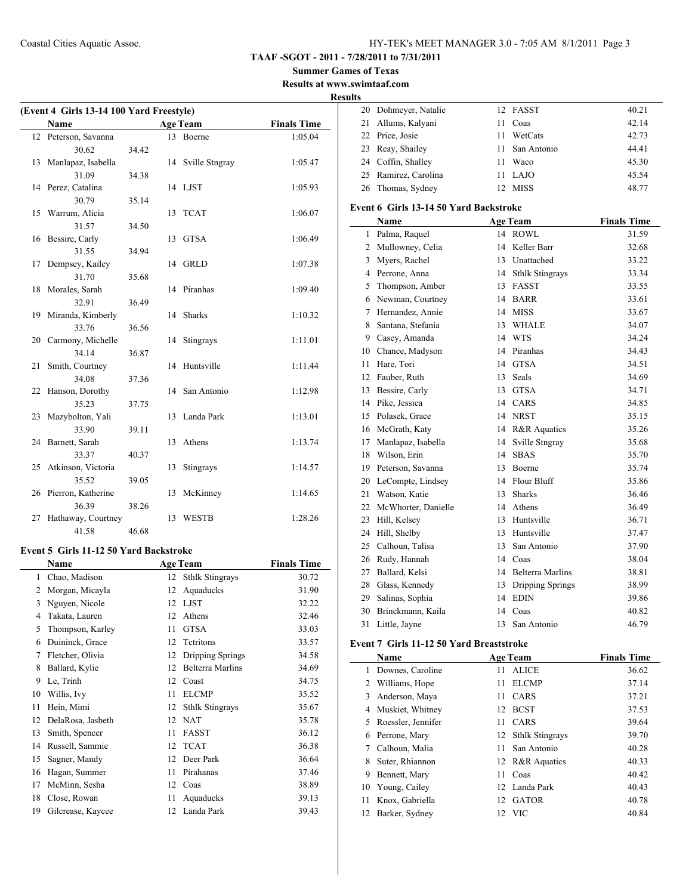**TAAF -SGOT - 2011 - 7/28/2011 to 7/31/2011**

**Summer Games of Texas**

**Results at www.swimtaaf.com**

**Results**

### (Event 4 Girls 13-14 100 Yard Freestyle)

| | Name | Age | Team | Finals Time |
|---|---|---|---|---|
| 12 | Peterson, Savanna | 13 | Boerne | 1:05.04 |
| | 30.62 34.42 | | | |
| 13 | Manlapaz, Isabella | 14 | Sville Stngray | 1:05.47 |
| | 31.09 34.38 | | | |
| 14 | Perez, Catalina | 14 | LJST | 1:05.93 |
| | 30.79 35.14 | | | |
| 15 | Warrum, Alicia | 13 | TCAT | 1:06.07 |
| | 31.57 34.50 | | | |
| 16 | Bessire, Carly | 13 | GTSA | 1:06.49 |
| | 31.55 34.94 | | | |
| 17 | Dempsey, Kailey | 14 | GRLD | 1:07.38 |
| | 31.70 35.68 | | | |
| 18 | Morales, Sarah | 14 | Piranhas | 1:09.40 |
| | 32.91 36.49 | | | |
| 19 | Miranda, Kimberly | 14 | Sharks | 1:10.32 |
| | 33.76 36.56 | | | |
| 20 | Carmony, Michelle | 14 | Stingrays | 1:11.01 |
| | 34.14 36.87 | | | |
| 21 | Smith, Courtney | 14 | Huntsville | 1:11.44 |
| | 34.08 37.36 | | | |
| 22 | Hanson, Dorothy | 14 | San Antonio | 1:12.98 |
| | 35.23 37.75 | | | |
| 23 | Mazybolton, Yali | 13 | Landa Park | 1:13.01 |
| | 33.90 39.11 | | | |
| 24 | Barnett, Sarah | 13 | Athens | 1:13.74 |
| | 33.37 40.37 | | | |
| 25 | Atkinson, Victoria | 13 | Stingrays | 1:14.57 |
| | 35.52 39.05 | | | |
| 26 | Pierron, Katherine | 13 | McKinney | 1:14.65 |
| | 36.39 38.26 | | | |
| 27 | Hathaway, Courtney | 13 | WESTB | 1:28.26 |
| | 41.58 46.68 | | | |

### Event 5 Girls 11-12 50 Yard Backstroke

| | Name | Age | Team | Finals Time |
|---|---|---|---|---|
| 1 | Chao, Madison | 12 | Sthlk Stingrays | 30.72 |
| 2 | Morgan, Micayla | 12 | Aquaducks | 31.90 |
| 3 | Nguyen, Nicole | 12 | LJST | 32.22 |
| 4 | Takata, Lauren | 12 | Athens | 32.46 |
| 5 | Thompson, Karley | 11 | GTSA | 33.03 |
| 6 | Duininck, Grace | 12 | Tctritons | 33.57 |
| 7 | Fletcher, Olivia | 12 | Dripping Springs | 34.58 |
| 8 | Ballard, Kylie | 12 | Belterra Marlins | 34.69 |
| 9 | Le, Trinh | 12 | Coast | 34.75 |
| 10 | Willis, Ivy | 11 | ELCMP | 35.52 |
| 11 | Hein, Mimi | 12 | Sthlk Stingrays | 35.67 |
| 12 | DelaRosa, Jasbeth | 12 | NAT | 35.78 |
| 13 | Smith, Spencer | 11 | FASST | 36.12 |
| 14 | Russell, Sammie | 12 | TCAT | 36.38 |
| 15 | Sagner, Mandy | 12 | Deer Park | 36.64 |
| 16 | Hagan, Summer | 11 | Pirahanas | 37.46 |
| 17 | McMinn, Sesha | 12 | Coas | 38.89 |
| 18 | Close, Rowan | 11 | Aquaducks | 39.13 |
| 19 | Gilcrease, Kaycee | 12 | Landa Park | 39.43 |
| 20 | Dohmeyer, Natalie | 12 | FASST | 40.21 |
| 21 | Allums, Kalyani | 11 | Coas | 42.14 |
| 22 | Price, Josie | 11 | WetCats | 42.73 |
| 23 | Reay, Shailey | 11 | San Antonio | 44.41 |
| 24 | Coffin, Shalley | 11 | Waco | 45.30 |
| 25 | Ramirez, Carolina | 11 | LAJO | 45.54 |
| 26 | Thomas, Sydney | 12 | MISS | 48.77 |

### Event 6 Girls 13-14 50 Yard Backstroke

| | Name | Age | Team | Finals Time |
|---|---|---|---|---|
| 1 | Palma, Raquel | 14 | ROWL | 31.59 |
| 2 | Mullowney, Celia | 14 | Keller Barr | 32.68 |
| 3 | Myers, Rachel | 13 | Unattached | 33.22 |
| 4 | Perrone, Anna | 14 | Sthlk Stingrays | 33.34 |
| 5 | Thompson, Amber | 13 | FASST | 33.55 |
| 6 | Newman, Courtney | 14 | BARR | 33.61 |
| 7 | Hernandez, Annie | 14 | MISS | 33.67 |
| 8 | Santana, Stefania | 13 | WHALE | 34.07 |
| 9 | Casey, Amanda | 14 | WTS | 34.24 |
| 10 | Chance, Madyson | 14 | Piranhas | 34.43 |
| 11 | Hare, Tori | 14 | GTSA | 34.51 |
| 12 | Fauber, Ruth | 13 | Seals | 34.69 |
| 13 | Bessire, Carly | 13 | GTSA | 34.71 |
| 14 | Pike, Jessica | 14 | CARS | 34.85 |
| 15 | Polasek, Grace | 14 | NRST | 35.15 |
| 16 | McGrath, Katy | 14 | R&R Aquatics | 35.26 |
| 17 | Manlapaz, Isabella | 14 | Sville Stngray | 35.68 |
| 18 | Wilson, Erin | 14 | SBAS | 35.70 |
| 19 | Peterson, Savanna | 13 | Boerne | 35.74 |
| 20 | LeCompte, Lindsey | 14 | Flour Bluff | 35.86 |
| 21 | Watson, Katie | 13 | Sharks | 36.46 |
| 22 | McWhorter, Danielle | 14 | Athens | 36.49 |
| 23 | Hill, Kelsey | 13 | Huntsville | 36.71 |
| 24 | Hill, Shelby | 13 | Huntsville | 37.47 |
| 25 | Calhoun, Talisa | 13 | San Antonio | 37.90 |
| 26 | Rudy, Hannah | 14 | Coas | 38.04 |
| 27 | Ballard, Kelsi | 14 | Belterra Marlins | 38.81 |
| 28 | Glass, Kennedy | 13 | Dripping Springs | 38.99 |
| 29 | Salinas, Sophia | 14 | EDIN | 39.86 |
| 30 | Brinckmann, Kaila | 14 | Coas | 40.82 |
| 31 | Little, Jayne | 13 | San Antonio | 46.79 |

### Event 7 Girls 11-12 50 Yard Breaststroke

| | Name | Age | Team | Finals Time |
|---|---|---|---|---|
| 1 | Downes, Caroline | 11 | ALICE | 36.62 |
| 2 | Williams, Hope | 11 | ELCMP | 37.14 |
| 3 | Anderson, Maya | 11 | CARS | 37.21 |
| 4 | Muskiet, Whitney | 12 | BCST | 37.53 |
| 5 | Roessler, Jennifer | 11 | CARS | 39.64 |
| 6 | Perrone, Mary | 12 | Sthlk Stingrays | 39.70 |
| 7 | Calhoun, Malia | 11 | San Antonio | 40.28 |
| 8 | Suter, Rhiannon | 12 | R&R Aquatics | 40.33 |
| 9 | Bennett, Mary | 11 | Coas | 40.42 |
| 10 | Young, Cailey | 12 | Landa Park | 40.43 |
| 11 | Knox, Gabriella | 12 | GATOR | 40.78 |
| 12 | Barker, Sydney | 12 | VIC | 40.84 |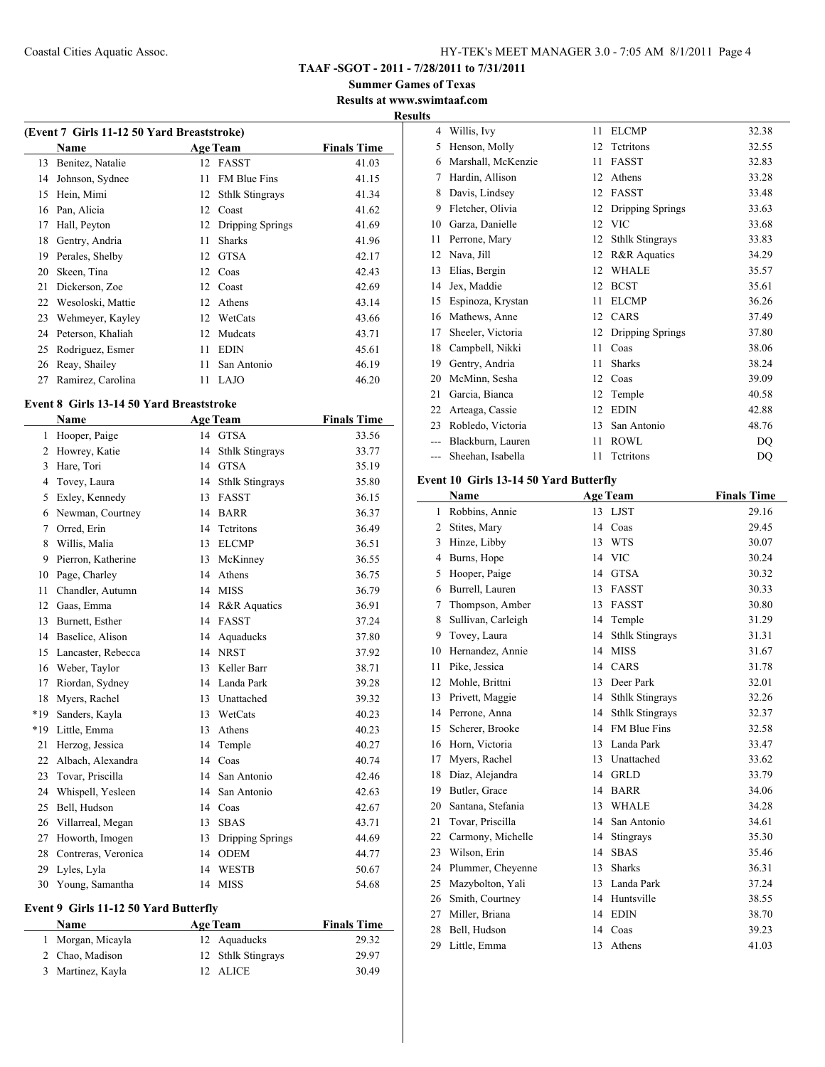**TAAF -SGOT - 2011 - 7/28/2011 to 7/31/2011**

**Summer Games of Texas**

**Results at www.swimtaaf.com**

**Results**

### (Event 7 Girls 11-12 50 Yard Breaststroke)

| | Name | Age | Team | Finals Time |
|---|---|---|---|---|
| 13 | Benitez, Natalie | 12 | FASST | 41.03 |
| 14 | Johnson, Sydnee | 11 | FM Blue Fins | 41.15 |
| 15 | Hein, Mimi | 12 | Sthlk Stingrays | 41.34 |
| 16 | Pan, Alicia | 12 | Coast | 41.62 |
| 17 | Hall, Peyton | 12 | Dripping Springs | 41.69 |
| 18 | Gentry, Andria | 11 | Sharks | 41.96 |
| 19 | Perales, Shelby | 12 | GTSA | 42.17 |
| 20 | Skeen, Tina | 12 | Coas | 42.43 |
| 21 | Dickerson, Zoe | 12 | Coast | 42.69 |
| 22 | Wesoloski, Mattie | 12 | Athens | 43.14 |
| 23 | Wehmeyer, Kayley | 12 | WetCats | 43.66 |
| 24 | Peterson, Khaliah | 12 | Mudcats | 43.71 |
| 25 | Rodriguez, Esmer | 11 | EDIN | 45.61 |
| 26 | Reay, Shailey | 11 | San Antonio | 46.19 |
| 27 | Ramirez, Carolina | 11 | LAJO | 46.20 |

### Event 8 Girls 13-14 50 Yard Breaststroke

| | Name | Age | Team | Finals Time |
|---|---|---|---|---|
| 1 | Hooper, Paige | 14 | GTSA | 33.56 |
| 2 | Howrey, Katie | 14 | Sthlk Stingrays | 33.77 |
| 3 | Hare, Tori | 14 | GTSA | 35.19 |
| 4 | Tovey, Laura | 14 | Sthlk Stingrays | 35.80 |
| 5 | Exley, Kennedy | 13 | FASST | 36.15 |
| 6 | Newman, Courtney | 14 | BARR | 36.37 |
| 7 | Orred, Erin | 14 | Tctritons | 36.49 |
| 8 | Willis, Malia | 13 | ELCMP | 36.51 |
| 9 | Pierron, Katherine | 13 | McKinney | 36.55 |
| 10 | Page, Charley | 14 | Athens | 36.75 |
| 11 | Chandler, Autumn | 14 | MISS | 36.79 |
| 12 | Gaas, Emma | 14 | R&R Aquatics | 36.91 |
| 13 | Burnett, Esther | 14 | FASST | 37.24 |
| 14 | Baselice, Alison | 14 | Aquaducks | 37.80 |
| 15 | Lancaster, Rebecca | 14 | NRST | 37.92 |
| 16 | Weber, Taylor | 13 | Keller Barr | 38.71 |
| 17 | Riordan, Sydney | 14 | Landa Park | 39.28 |
| 18 | Myers, Rachel | 13 | Unattached | 39.32 |
| *19 | Sanders, Kayla | 13 | WetCats | 40.23 |
| *19 | Little, Emma | 13 | Athens | 40.23 |
| 21 | Herzog, Jessica | 14 | Temple | 40.27 |
| 22 | Albach, Alexandra | 14 | Coas | 40.74 |
| 23 | Tovar, Priscilla | 14 | San Antonio | 42.46 |
| 24 | Whispell, Yesleen | 14 | San Antonio | 42.63 |
| 25 | Bell, Hudson | 14 | Coas | 42.67 |
| 26 | Villarreal, Megan | 13 | SBAS | 43.71 |
| 27 | Howorth, Imogen | 13 | Dripping Springs | 44.69 |
| 28 | Contreras, Veronica | 14 | ODEM | 44.77 |
| 29 | Lyles, Lyla | 14 | WESTB | 50.67 |
| 30 | Young, Samantha | 14 | MISS | 54.68 |

### Event 9 Girls 11-12 50 Yard Butterfly

| | Name | Age | Team | Finals Time |
|---|---|---|---|---|
| 1 | Morgan, Micayla | 12 | Aquaducks | 29.32 |
| 2 | Chao, Madison | 12 | Sthlk Stingrays | 29.97 |
| 3 | Martinez, Kayla | 12 | ALICE | 30.49 |
| 4 | Willis, Ivy | 11 | ELCMP | 32.38 |
| 5 | Henson, Molly | 12 | Tctritons | 32.55 |
| 6 | Marshall, McKenzie | 11 | FASST | 32.83 |
| 7 | Hardin, Allison | 12 | Athens | 33.28 |
| 8 | Davis, Lindsey | 12 | FASST | 33.48 |
| 9 | Fletcher, Olivia | 12 | Dripping Springs | 33.63 |
| 10 | Garza, Danielle | 12 | VIC | 33.68 |
| 11 | Perrone, Mary | 12 | Sthlk Stingrays | 33.83 |
| 12 | Nava, Jill | 12 | R&R Aquatics | 34.29 |
| 13 | Elias, Bergin | 12 | WHALE | 35.57 |
| 14 | Jex, Maddie | 12 | BCST | 35.61 |
| 15 | Espinoza, Krystan | 11 | ELCMP | 36.26 |
| 16 | Mathews, Anne | 12 | CARS | 37.49 |
| 17 | Sheeler, Victoria | 12 | Dripping Springs | 37.80 |
| 18 | Campbell, Nikki | 11 | Coas | 38.06 |
| 19 | Gentry, Andria | 11 | Sharks | 38.24 |
| 20 | McMinn, Sesha | 12 | Coas | 39.09 |
| 21 | Garcia, Bianca | 12 | Temple | 40.58 |
| 22 | Arteaga, Cassie | 12 | EDIN | 42.88 |
| 23 | Robledo, Victoria | 13 | San Antonio | 48.76 |
| --- | Blackburn, Lauren | 11 | ROWL | DQ |
| --- | Sheehan, Isabella | 11 | Tctritons | DQ |

### Event 10 Girls 13-14 50 Yard Butterfly

| | Name | Age | Team | Finals Time |
|---|---|---|---|---|
| 1 | Robbins, Annie | 13 | LJST | 29.16 |
| 2 | Stites, Mary | 14 | Coas | 29.45 |
| 3 | Hinze, Libby | 13 | WTS | 30.07 |
| 4 | Burns, Hope | 14 | VIC | 30.24 |
| 5 | Hooper, Paige | 14 | GTSA | 30.32 |
| 6 | Burrell, Lauren | 13 | FASST | 30.33 |
| 7 | Thompson, Amber | 13 | FASST | 30.80 |
| 8 | Sullivan, Carleigh | 14 | Temple | 31.29 |
| 9 | Tovey, Laura | 14 | Sthlk Stingrays | 31.31 |
| 10 | Hernandez, Annie | 14 | MISS | 31.67 |
| 11 | Pike, Jessica | 14 | CARS | 31.78 |
| 12 | Mohle, Brittni | 13 | Deer Park | 32.01 |
| 13 | Privett, Maggie | 14 | Sthlk Stingrays | 32.26 |
| 14 | Perrone, Anna | 14 | Sthlk Stingrays | 32.37 |
| 15 | Scherer, Brooke | 14 | FM Blue Fins | 32.58 |
| 16 | Horn, Victoria | 13 | Landa Park | 33.47 |
| 17 | Myers, Rachel | 13 | Unattached | 33.62 |
| 18 | Diaz, Alejandra | 14 | GRLD | 33.79 |
| 19 | Butler, Grace | 14 | BARR | 34.06 |
| 20 | Santana, Stefania | 13 | WHALE | 34.28 |
| 21 | Tovar, Priscilla | 14 | San Antonio | 34.61 |
| 22 | Carmony, Michelle | 14 | Stingrays | 35.30 |
| 23 | Wilson, Erin | 14 | SBAS | 35.46 |
| 24 | Plummer, Cheyenne | 13 | Sharks | 36.31 |
| 25 | Mazybolton, Yali | 13 | Landa Park | 37.24 |
| 26 | Smith, Courtney | 14 | Huntsville | 38.55 |
| 27 | Miller, Briana | 14 | EDIN | 38.70 |
| 28 | Bell, Hudson | 14 | Coas | 39.23 |
| 29 | Little, Emma | 13 | Athens | 41.03 |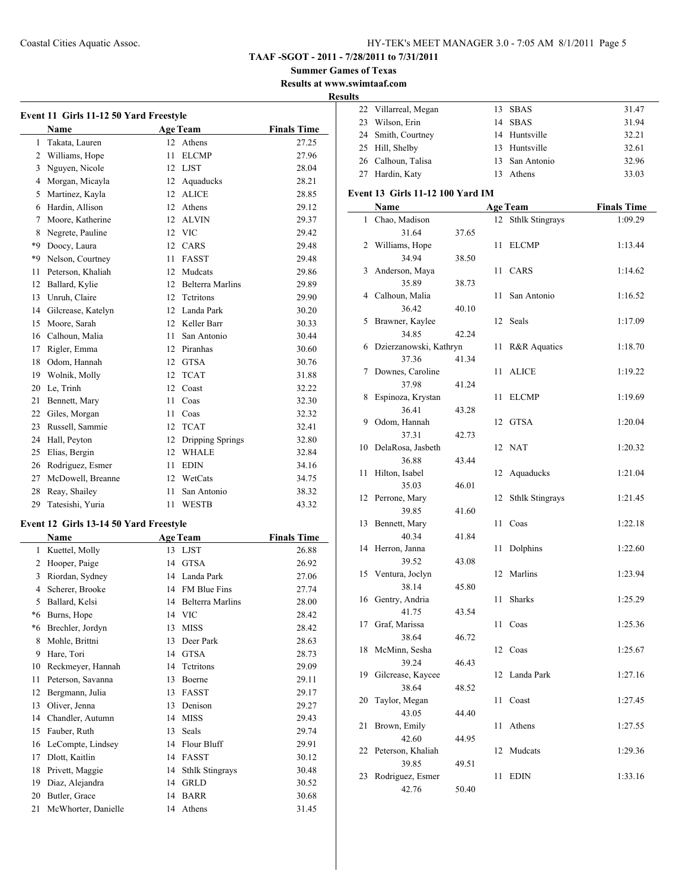**TAAF -SGOT - 2011 - 7/28/2011 to 7/31/2011**

**Summer Games of Texas**

**Results at www.swimtaaf.com**

**Results**

### Event 11 Girls 11-12 50 Yard Freestyle

| | Name | Age | Team | Finals Time |
|---|---|---|---|---|
| 1 | Takata, Lauren | 12 | Athens | 27.25 |
| 2 | Williams, Hope | 11 | ELCMP | 27.96 |
| 3 | Nguyen, Nicole | 12 | LJST | 28.04 |
| 4 | Morgan, Micayla | 12 | Aquaducks | 28.21 |
| 5 | Martinez, Kayla | 12 | ALICE | 28.85 |
| 6 | Hardin, Allison | 12 | Athens | 29.12 |
| 7 | Moore, Katherine | 12 | ALVIN | 29.37 |
| 8 | Negrete, Pauline | 12 | VIC | 29.42 |
| *9 | Doocy, Laura | 12 | CARS | 29.48 |
| *9 | Nelson, Courtney | 11 | FASST | 29.48 |
| 11 | Peterson, Khaliah | 12 | Mudcats | 29.86 |
| 12 | Ballard, Kylie | 12 | Belterra Marlins | 29.89 |
| 13 | Unruh, Claire | 12 | Tctritons | 29.90 |
| 14 | Gilcrease, Katelyn | 12 | Landa Park | 30.20 |
| 15 | Moore, Sarah | 12 | Keller Barr | 30.33 |
| 16 | Calhoun, Malia | 11 | San Antonio | 30.44 |
| 17 | Rigler, Emma | 12 | Piranhas | 30.60 |
| 18 | Odom, Hannah | 12 | GTSA | 30.76 |
| 19 | Wolnik, Molly | 12 | TCAT | 31.88 |
| 20 | Le, Trinh | 12 | Coast | 32.22 |
| 21 | Bennett, Mary | 11 | Coas | 32.30 |
| 22 | Giles, Morgan | 11 | Coas | 32.32 |
| 23 | Russell, Sammie | 12 | TCAT | 32.41 |
| 24 | Hall, Peyton | 12 | Dripping Springs | 32.80 |
| 25 | Elias, Bergin | 12 | WHALE | 32.84 |
| 26 | Rodriguez, Esmer | 11 | EDIN | 34.16 |
| 27 | McDowell, Breanne | 12 | WetCats | 34.75 |
| 28 | Reay, Shailey | 11 | San Antonio | 38.32 |
| 29 | Tatesishi, Yuria | 11 | WESTB | 43.32 |

### Event 12 Girls 13-14 50 Yard Freestyle

| | Name | Age | Team | Finals Time |
|---|---|---|---|---|
| 1 | Kuettel, Molly | 13 | LJST | 26.88 |
| 2 | Hooper, Paige | 14 | GTSA | 26.92 |
| 3 | Riordan, Sydney | 14 | Landa Park | 27.06 |
| 4 | Scherer, Brooke | 14 | FM Blue Fins | 27.74 |
| 5 | Ballard, Kelsi | 14 | Belterra Marlins | 28.00 |
| *6 | Burns, Hope | 14 | VIC | 28.42 |
| *6 | Brechler, Jordyn | 13 | MISS | 28.42 |
| 8 | Mohle, Brittni | 13 | Deer Park | 28.63 |
| 9 | Hare, Tori | 14 | GTSA | 28.73 |
| 10 | Reckmeyer, Hannah | 14 | Tctritons | 29.09 |
| 11 | Peterson, Savanna | 13 | Boerne | 29.11 |
| 12 | Bergmann, Julia | 13 | FASST | 29.17 |
| 13 | Oliver, Jenna | 13 | Denison | 29.27 |
| 14 | Chandler, Autumn | 14 | MISS | 29.43 |
| 15 | Fauber, Ruth | 13 | Seals | 29.74 |
| 16 | LeCompte, Lindsey | 14 | Flour Bluff | 29.91 |
| 17 | Dlott, Kaitlin | 14 | FASST | 30.12 |
| 18 | Privett, Maggie | 14 | Sthlk Stingrays | 30.48 |
| 19 | Diaz, Alejandra | 14 | GRLD | 30.52 |
| 20 | Butler, Grace | 14 | BARR | 30.68 |
| 21 | McWhorter, Danielle | 14 | Athens | 31.45 |
| 22 | Villarreal, Megan | 13 | SBAS | 31.47 |
| 23 | Wilson, Erin | 14 | SBAS | 31.94 |
| 24 | Smith, Courtney | 14 | Huntsville | 32.21 |
| 25 | Hill, Shelby | 13 | Huntsville | 32.61 |
| 26 | Calhoun, Talisa | 13 | San Antonio | 32.96 |
| 27 | Hardin, Katy | 13 | Athens | 33.03 |

### Event 13 Girls 11-12 100 Yard IM

| | Name | | Age | Team | Finals Time |
|---|---|---|---|---|---|
| 1 | Chao, Madison | | 12 | Sthlk Stingrays | 1:09.29 |
| | 31.64 | 37.65 | | | |
| 2 | Williams, Hope | | 11 | ELCMP | 1:13.44 |
| | 34.94 | 38.50 | | | |
| 3 | Anderson, Maya | | 11 | CARS | 1:14.62 |
| | 35.89 | 38.73 | | | |
| 4 | Calhoun, Malia | | 11 | San Antonio | 1:16.52 |
| | 36.42 | 40.10 | | | |
| 5 | Brawner, Kaylee | | 12 | Seals | 1:17.09 |
| | 34.85 | 42.24 | | | |
| 6 | Dzierzanowski, Kathryn | | 11 | R&R Aquatics | 1:18.70 |
| | 37.36 | 41.34 | | | |
| 7 | Downes, Caroline | | 11 | ALICE | 1:19.22 |
| | 37.98 | 41.24 | | | |
| 8 | Espinoza, Krystan | | 11 | ELCMP | 1:19.69 |
| | 36.41 | 43.28 | | | |
| 9 | Odom, Hannah | | 12 | GTSA | 1:20.04 |
| | 37.31 | 42.73 | | | |
| 10 | DelaRosa, Jasbeth | | 12 | NAT | 1:20.32 |
| | 36.88 | 43.44 | | | |
| 11 | Hilton, Isabel | | 12 | Aquaducks | 1:21.04 |
| | 35.03 | 46.01 | | | |
| 12 | Perrone, Mary | | 12 | Sthlk Stingrays | 1:21.45 |
| | 39.85 | 41.60 | | | |
| 13 | Bennett, Mary | | 11 | Coas | 1:22.18 |
| | 40.34 | 41.84 | | | |
| 14 | Herron, Janna | | 11 | Dolphins | 1:22.60 |
| | 39.52 | 43.08 | | | |
| 15 | Ventura, Joclyn | | 12 | Marlins | 1:23.94 |
| | 38.14 | 45.80 | | | |
| 16 | Gentry, Andria | | 11 | Sharks | 1:25.29 |
| | 41.75 | 43.54 | | | |
| 17 | Graf, Marissa | | 11 | Coas | 1:25.36 |
| | 38.64 | 46.72 | | | |
| 18 | McMinn, Sesha | | 12 | Coas | 1:25.67 |
| | 39.24 | 46.43 | | | |
| 19 | Gilcrease, Kaycee | | 12 | Landa Park | 1:27.16 |
| | 38.64 | 48.52 | | | |
| 20 | Taylor, Megan | | 11 | Coast | 1:27.45 |
| | 43.05 | 44.40 | | | |
| 21 | Brown, Emily | | 11 | Athens | 1:27.55 |
| | 42.60 | 44.95 | | | |
| 22 | Peterson, Khaliah | | 12 | Mudcats | 1:29.36 |
| | 39.85 | 49.51 | | | |
| 23 | Rodriguez, Esmer | | 11 | EDIN | 1:33.16 |
| | 42.76 | 50.40 | | | |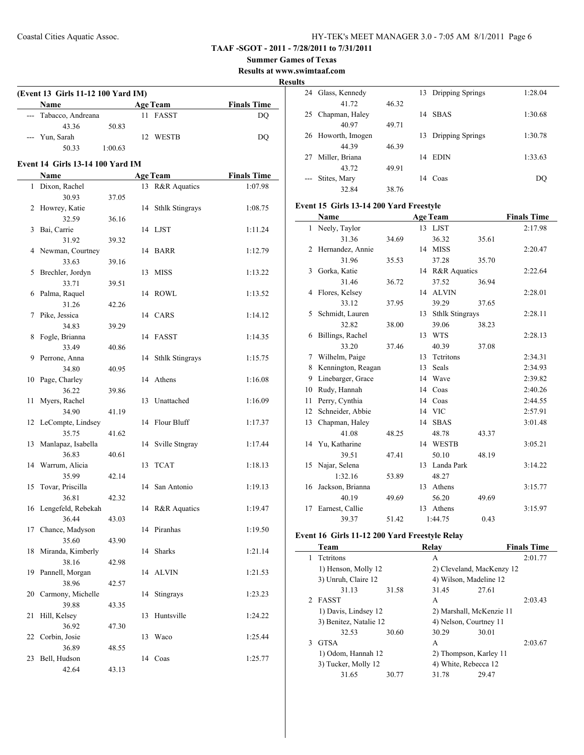**TAAF -SGOT - 2011 - 7/28/2011 to 7/31/2011**

**Summer Games of Texas**

**Results at www.swimtaaf.com**

**Results**

### (Event 13 Girls 11-12 100 Yard IM)

| | Name | | Age | Team | Finals Time |
|---|---|---|---|---|---|
| --- | Tabacco, Andreana | | 11 | FASST | DQ |
| | 43.36 | 50.83 | | | |
| --- | Yun, Sarah | | 12 | WESTB | DQ |
| | 50.33 | 1:00.63 | | | |

### Event 14 Girls 13-14 100 Yard IM

| | Name | | Age | Team | Finals Time |
|---|---|---|---|---|---|
| 1 | Dixon, Rachel | | 13 | R&R Aquatics | 1:07.98 |
| | 30.93 | 37.05 | | | |
| 2 | Howrey, Katie | | 14 | Sthlk Stingrays | 1:08.75 |
| | 32.59 | 36.16 | | | |
| 3 | Bai, Carrie | | 14 | LJST | 1:11.24 |
| | 31.92 | 39.32 | | | |
| 4 | Newman, Courtney | | 14 | BARR | 1:12.79 |
| | 33.63 | 39.16 | | | |
| 5 | Brechler, Jordyn | | 13 | MISS | 1:13.22 |
| | 33.71 | 39.51 | | | |
| 6 | Palma, Raquel | | 14 | ROWL | 1:13.52 |
| | 31.26 | 42.26 | | | |
| 7 | Pike, Jessica | | 14 | CARS | 1:14.12 |
| | 34.83 | 39.29 | | | |
| 8 | Fogle, Brianna | | 14 | FASST | 1:14.35 |
| | 33.49 | 40.86 | | | |
| 9 | Perrone, Anna | | 14 | Sthlk Stingrays | 1:15.75 |
| | 34.80 | 40.95 | | | |
| 10 | Page, Charley | | 14 | Athens | 1:16.08 |
| | 36.22 | 39.86 | | | |
| 11 | Myers, Rachel | | 13 | Unattached | 1:16.09 |
| | 34.90 | 41.19 | | | |
| 12 | LeCompte, Lindsey | | 14 | Flour Bluff | 1:17.37 |
| | 35.75 | 41.62 | | | |
| 13 | Manlapaz, Isabella | | 14 | Sville Stngray | 1:17.44 |
| | 36.83 | 40.61 | | | |
| 14 | Warrum, Alicia | | 13 | TCAT | 1:18.13 |
| | 35.99 | 42.14 | | | |
| 15 | Tovar, Priscilla | | 14 | San Antonio | 1:19.13 |
| | 36.81 | 42.32 | | | |
| 16 | Lengefeld, Rebekah | | 14 | R&R Aquatics | 1:19.47 |
| | 36.44 | 43.03 | | | |
| 17 | Chance, Madyson | | 14 | Piranhas | 1:19.50 |
| | 35.60 | 43.90 | | | |
| 18 | Miranda, Kimberly | | 14 | Sharks | 1:21.14 |
| | 38.16 | 42.98 | | | |
| 19 | Pannell, Morgan | | 14 | ALVIN | 1:21.53 |
| | 38.96 | 42.57 | | | |
| 20 | Carmony, Michelle | | 14 | Stingrays | 1:23.23 |
| | 39.88 | 43.35 | | | |
| 21 | Hill, Kelsey | | 13 | Huntsville | 1:24.22 |
| | 36.92 | 47.30 | | | |
| 22 | Corbin, Josie | | 13 | Waco | 1:25.44 |
| | 36.89 | 48.55 | | | |
| 23 | Bell, Hudson | | 14 | Coas | 1:25.77 |
| | 42.64 | 43.13 | | | |
| 24 | Glass, Kennedy | | 13 | Dripping Springs | 1:28.04 |
| | 41.72 | 46.32 | | | |
| 25 | Chapman, Haley | | 14 | SBAS | 1:30.68 |
| | 40.97 | 49.71 | | | |
| 26 | Howorth, Imogen | | 13 | Dripping Springs | 1:30.78 |
| | 44.39 | 46.39 | | | |
| 27 | Miller, Briana | | 14 | EDIN | 1:33.63 |
| | 43.72 | 49.91 | | | |
| --- | Stites, Mary | | 14 | Coas | DQ |
| | 32.84 | 38.76 | | | |

### Event 15 Girls 13-14 200 Yard Freestyle

| | Name | | Age | Team | | Finals Time |
|---|---|---|---|---|---|---|
| 1 | Neely, Taylor | | 13 | LJST | | 2:17.98 |
| | 31.36 | 34.69 | | 36.32 | 35.61 | |
| 2 | Hernandez, Annie | | 14 | MISS | | 2:20.47 |
| | 31.96 | 35.53 | | 37.28 | 35.70 | |
| 3 | Gorka, Katie | | 14 | R&R Aquatics | | 2:22.64 |
| | 31.46 | 36.72 | | 37.52 | 36.94 | |
| 4 | Flores, Kelsey | | 14 | ALVIN | | 2:28.01 |
| | 33.12 | 37.95 | | 39.29 | 37.65 | |
| 5 | Schmidt, Lauren | | 13 | Sthlk Stingrays | | 2:28.11 |
| | 32.82 | 38.00 | | 39.06 | 38.23 | |
| 6 | Billings, Rachel | | 13 | WTS | | 2:28.13 |
| | 33.20 | 37.46 | | 40.39 | 37.08 | |
| 7 | Wilhelm, Paige | | 13 | Tctritons | | 2:34.31 |
| 8 | Kennington, Reagan | | 13 | Seals | | 2:34.93 |
| 9 | Linebarger, Grace | | 14 | Wave | | 2:39.82 |
| 10 | Rudy, Hannah | | 14 | Coas | | 2:40.26 |
| 11 | Perry, Cynthia | | 14 | Coas | | 2:44.55 |
| 12 | Schneider, Abbie | | 14 | VIC | | 2:57.91 |
| 13 | Chapman, Haley | | 14 | SBAS | | 3:01.48 |
| | 41.08 | 48.25 | | 48.78 | 43.37 | |
| 14 | Yu, Katharine | | 14 | WESTB | | 3:05.21 |
| | 39.51 | 47.41 | | 50.10 | 48.19 | |
| 15 | Najar, Selena | | 13 | Landa Park | | 3:14.22 |
| | 1:32.16 | 53.89 | | 48.27 | | |
| 16 | Jackson, Brianna | | 13 | Athens | | 3:15.77 |
| | 40.19 | 49.69 | | 56.20 | 49.69 | |
| 17 | Earnest, Callie | | 13 | Athens | | 3:15.97 |
| | 39.37 | 51.42 | | 1:44.75 | 0.43 | |

### Event 16 Girls 11-12 200 Yard Freestyle Relay

| | Team | | Relay | | Finals Time |
|---|---|---|---|---|---|
| 1 | Tctritons | | A | | 2:01.77 |
| | 1) Henson, Molly 12 | | 2) Cleveland, MacKenzy 12 | | |
| | 3) Unruh, Claire 12 | | 4) Wilson, Madeline 12 | | |
| | 31.13 | 31.58 | 31.45 | 27.61 | |
| 2 | FASST | | A | | 2:03.43 |
| | 1) Davis, Lindsey 12 | | 2) Marshall, McKenzie 11 | | |
| | 3) Benitez, Natalie 12 | | 4) Nelson, Courtney 11 | | |
| | 32.53 | 30.60 | 30.29 | 30.01 | |
| 3 | GTSA | | A | | 2:03.67 |
| | 1) Odom, Hannah 12 | | 2) Thompson, Karley 11 | | |
| | 3) Tucker, Molly 12 | | 4) White, Rebecca 12 | | |
| | 31.65 | 30.77 | 31.78 | 29.47 | |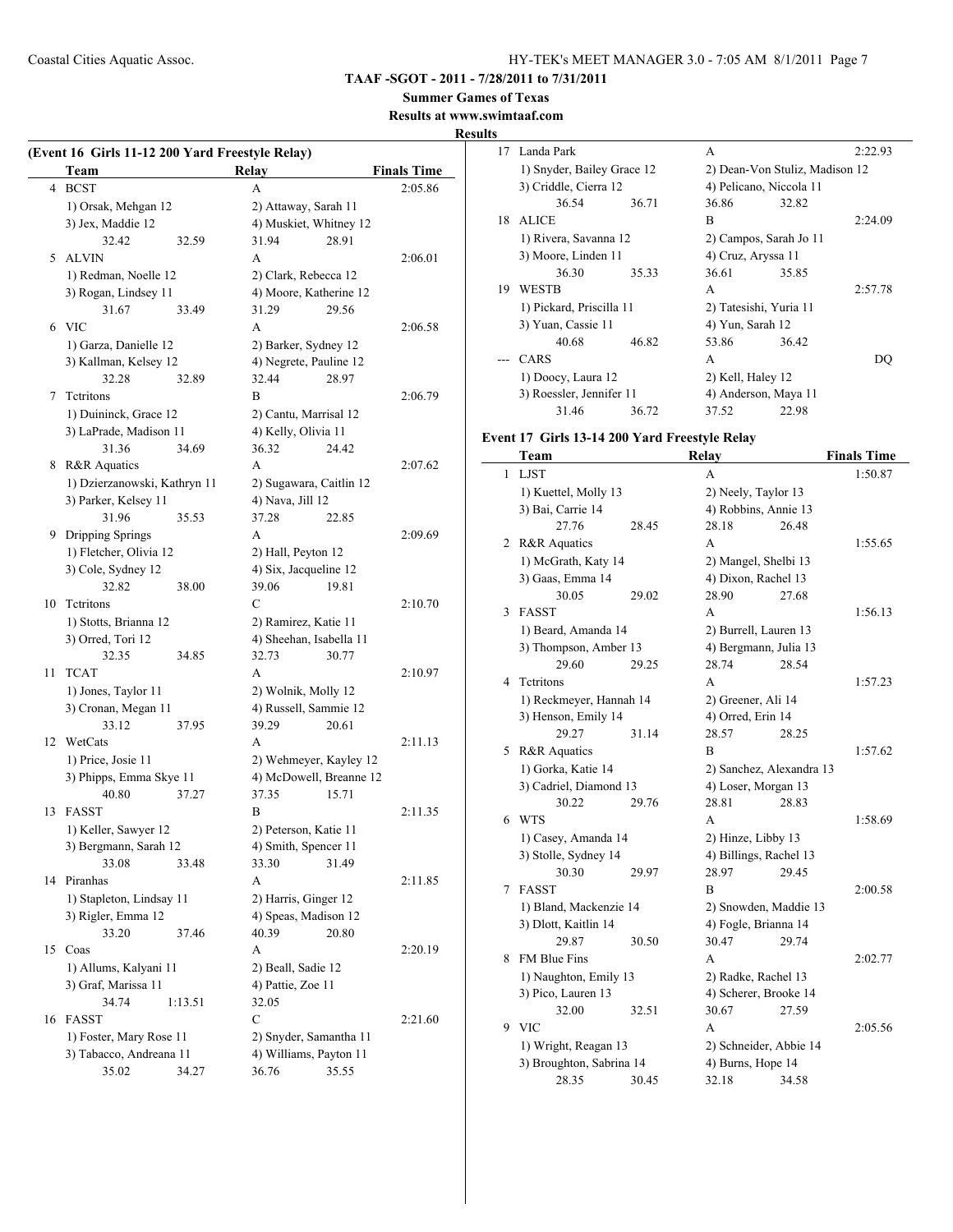**TAAF -SGOT - 2011 - 7/28/2011 to 7/31/2011**

**Summer Games of Texas**

**Results at www.swimtaaf.com**

**Results**

### (Event 16 Girls 11-12 200 Yard Freestyle Relay)

| | Team | Relay | Finals Time |
|---|---|---|---|
| 4 | BCST | A | 2:05.86 |
| | 1) Orsak, Mehgan 12 | 2) Attaway, Sarah 11 | |
| | 3) Jex, Maddie 12 | 4) Muskiet, Whitney 12 | |
| | 32.42 32.59 | 31.94 28.91 | |
| 5 | ALVIN | A | 2:06.01 |
| | 1) Redman, Noelle 12 | 2) Clark, Rebecca 12 | |
| | 3) Rogan, Lindsey 11 | 4) Moore, Katherine 12 | |
| | 31.67 33.49 | 31.29 29.56 | |
| 6 | VIC | A | 2:06.58 |
| | 1) Garza, Danielle 12 | 2) Barker, Sydney 12 | |
| | 3) Kallman, Kelsey 12 | 4) Negrete, Pauline 12 | |
| | 32.28 32.89 | 32.44 28.97 | |
| 7 | Tctritons | B | 2:06.79 |
| | 1) Duininck, Grace 12 | 2) Cantu, Marrisal 12 | |
| | 3) LaPrade, Madison 11 | 4) Kelly, Olivia 11 | |
| | 31.36 34.69 | 36.32 24.42 | |
| 8 | R&R Aquatics | A | 2:07.62 |
| | 1) Dzierzanowski, Kathryn 11 | 2) Sugawara, Caitlin 12 | |
| | 3) Parker, Kelsey 11 | 4) Nava, Jill 12 | |
| | 31.96 35.53 | 37.28 22.85 | |
| 9 | Dripping Springs | A | 2:09.69 |
| | 1) Fletcher, Olivia 12 | 2) Hall, Peyton 12 | |
| | 3) Cole, Sydney 12 | 4) Six, Jacqueline 12 | |
| | 32.82 38.00 | 39.06 19.81 | |
| 10 | Tctritons | C | 2:10.70 |
| | 1) Stotts, Brianna 12 | 2) Ramirez, Katie 11 | |
| | 3) Orred, Tori 12 | 4) Sheehan, Isabella 11 | |
| | 32.35 34.85 | 32.73 30.77 | |
| 11 | TCAT | A | 2:10.97 |
| | 1) Jones, Taylor 11 | 2) Wolnik, Molly 12 | |
| | 3) Cronan, Megan 11 | 4) Russell, Sammie 12 | |
| | 33.12 37.95 | 39.29 20.61 | |
| 12 | WetCats | A | 2:11.13 |
| | 1) Price, Josie 11 | 2) Wehmeyer, Kayley 12 | |
| | 3) Phipps, Emma Skye 11 | 4) McDowell, Breanne 12 | |
| | 40.80 37.27 | 37.35 15.71 | |
| 13 | FASST | B | 2:11.35 |
| | 1) Keller, Sawyer 12 | 2) Peterson, Katie 11 | |
| | 3) Bergmann, Sarah 12 | 4) Smith, Spencer 11 | |
| | 33.08 33.48 | 33.30 31.49 | |
| 14 | Piranhas | A | 2:11.85 |
| | 1) Stapleton, Lindsay 11 | 2) Harris, Ginger 12 | |
| | 3) Rigler, Emma 12 | 4) Speas, Madison 12 | |
| | 33.20 37.46 | 40.39 20.80 | |
| 15 | Coas | A | 2:20.19 |
| | 1) Allums, Kalyani 11 | 2) Beall, Sadie 12 | |
| | 3) Graf, Marissa 11 | 4) Pattie, Zoe 11 | |
| | 34.74 1:13.51 | 32.05 | |
| 16 | FASST | C | 2:21.60 |
| | 1) Foster, Mary Rose 11 | 2) Snyder, Samantha 11 | |
| | 3) Tabacco, Andreana 11 | 4) Williams, Payton 11 | |
| | 35.02 34.27 | 36.76 35.55 | |
| 17 | Landa Park | A | 2:22.93 |
| | 1) Snyder, Bailey Grace 12 | 2) Dean-Von Stuliz, Madison 12 | |
| | 3) Criddle, Cierra 12 | 4) Pelicano, Niccola 11 | |
| | 36.54 36.71 | 36.86 32.82 | |
| 18 | ALICE | B | 2:24.09 |
| | 1) Rivera, Savanna 12 | 2) Campos, Sarah Jo 11 | |
| | 3) Moore, Linden 11 | 4) Cruz, Aryssa 11 | |
| | 36.30 35.33 | 36.61 35.85 | |
| 19 | WESTB | A | 2:57.78 |
| | 1) Pickard, Priscilla 11 | 2) Tatesishi, Yuria 11 | |
| | 3) Yuan, Cassie 11 | 4) Yun, Sarah 12 | |
| | 40.68 46.82 | 53.86 36.42 | |
| --- | CARS | A | DQ |
| | 1) Doocy, Laura 12 | 2) Kell, Haley 12 | |
| | 3) Roessler, Jennifer 11 | 4) Anderson, Maya 11 | |
| | 31.46 36.72 | 37.52 22.98 | |

### Event 17 Girls 13-14 200 Yard Freestyle Relay

| | Team | Relay | Finals Time |
|---|---|---|---|
| 1 | LJST | A | 1:50.87 |
| | 1) Kuettel, Molly 13 | 2) Neely, Taylor 13 | |
| | 3) Bai, Carrie 14 | 4) Robbins, Annie 13 | |
| | 27.76 28.45 | 28.18 26.48 | |
| 2 | R&R Aquatics | A | 1:55.65 |
| | 1) McGrath, Katy 14 | 2) Mangel, Shelbi 13 | |
| | 3) Gaas, Emma 14 | 4) Dixon, Rachel 13 | |
| | 30.05 29.02 | 28.90 27.68 | |
| 3 | FASST | A | 1:56.13 |
| | 1) Beard, Amanda 14 | 2) Burrell, Lauren 13 | |
| | 3) Thompson, Amber 13 | 4) Bergmann, Julia 13 | |
| | 29.60 29.25 | 28.74 28.54 | |
| 4 | Tctritons | A | 1:57.23 |
| | 1) Reckmeyer, Hannah 14 | 2) Greener, Ali 14 | |
| | 3) Henson, Emily 14 | 4) Orred, Erin 14 | |
| | 29.27 31.14 | 28.57 28.25 | |
| 5 | R&R Aquatics | B | 1:57.62 |
| | 1) Gorka, Katie 14 | 2) Sanchez, Alexandra 13 | |
| | 3) Cadriel, Diamond 13 | 4) Loser, Morgan 13 | |
| | 30.22 29.76 | 28.81 28.83 | |
| 6 | WTS | A | 1:58.69 |
| | 1) Casey, Amanda 14 | 2) Hinze, Libby 13 | |
| | 3) Stolle, Sydney 14 | 4) Billings, Rachel 13 | |
| | 30.30 29.97 | 28.97 29.45 | |
| 7 | FASST | B | 2:00.58 |
| | 1) Bland, Mackenzie 14 | 2) Snowden, Maddie 13 | |
| | 3) Dlott, Kaitlin 14 | 4) Fogle, Brianna 14 | |
| | 29.87 30.50 | 30.47 29.74 | |
| 8 | FM Blue Fins | A | 2:02.77 |
| | 1) Naughton, Emily 13 | 2) Radke, Rachel 13 | |
| | 3) Pico, Lauren 13 | 4) Scherer, Brooke 14 | |
| | 32.00 32.51 | 30.67 27.59 | |
| 9 | VIC | A | 2:05.56 |
| | 1) Wright, Reagan 13 | 2) Schneider, Abbie 14 | |
| | 3) Broughton, Sabrina 14 | 4) Burns, Hope 14 | |
| | 28.35 30.45 | 32.18 34.58 | |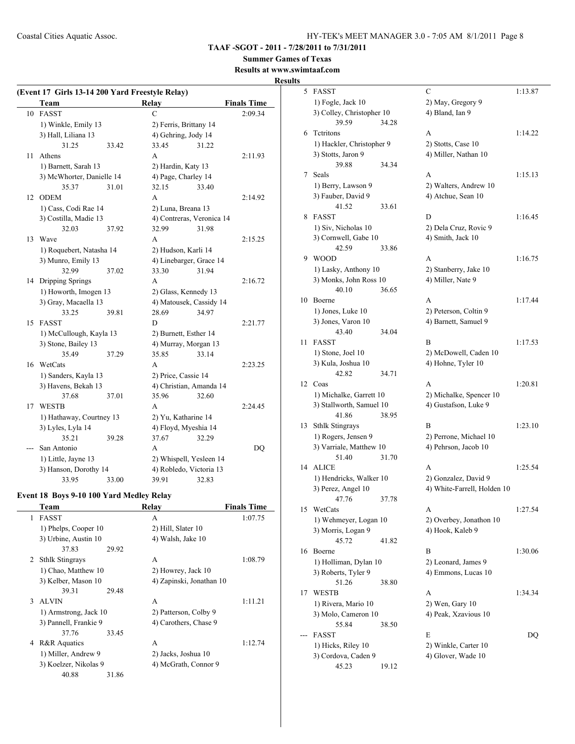**TAAF -SGOT - 2011 - 7/28/2011 to 7/31/2011**

**Summer Games of Texas**

**Results at www.swimtaaf.com**

**Results**

### (Event 17 Girls 13-14 200 Yard Freestyle Relay)

| | Team | Relay | Finals Time |
|---|---|---|---|
| 10 | FASST | C | 2:09.34 |
| | 1) Winkle, Emily 13 | 2) Ferris, Brittany 14 | |
| | 3) Hall, Liliana 13 | 4) Gehring, Jody 14 | |
| | 31.25 33.42 | 33.45 31.22 | |
| 11 | Athens | A | 2:11.93 |
| | 1) Barnett, Sarah 13 | 2) Hardin, Katy 13 | |
| | 3) McWhorter, Danielle 14 | 4) Page, Charley 14 | |
| | 35.37 31.01 | 32.15 33.40 | |
| 12 | ODEM | A | 2:14.92 |
| | 1) Cass, Codi Rae 14 | 2) Luna, Breana 13 | |
| | 3) Costilla, Madie 13 | 4) Contreras, Veronica 14 | |
| | 32.03 37.92 | 32.99 31.98 | |
| 13 | Wave | A | 2:15.25 |
| | 1) Roquebert, Natasha 14 | 2) Hudson, Karli 14 | |
| | 3) Munro, Emily 13 | 4) Linebarger, Grace 14 | |
| | 32.99 37.02 | 33.30 31.94 | |
| 14 | Dripping Springs | A | 2:16.72 |
| | 1) Howorth, Imogen 13 | 2) Glass, Kennedy 13 | |
| | 3) Gray, Macaella 13 | 4) Matousek, Cassidy 14 | |
| | 33.25 39.81 | 28.69 34.97 | |
| 15 | FASST | D | 2:21.77 |
| | 1) McCullough, Kayla 13 | 2) Burnett, Esther 14 | |
| | 3) Stone, Bailey 13 | 4) Murray, Morgan 13 | |
| | 35.49 37.29 | 35.85 33.14 | |
| 16 | WetCats | A | 2:23.25 |
| | 1) Sanders, Kayla 13 | 2) Price, Cassie 14 | |
| | 3) Havens, Bekah 13 | 4) Christian, Amanda 14 | |
| | 37.68 37.01 | 35.96 32.60 | |
| 17 | WESTB | A | 2:24.45 |
| | 1) Hathaway, Courtney 13 | 2) Yu, Katharine 14 | |
| | 3) Lyles, Lyla 14 | 4) Floyd, Myeshia 14 | |
| | 35.21 39.28 | 37.67 32.29 | |
| --- | San Antonio | A | DQ |
| | 1) Little, Jayne 13 | 2) Whispell, Yesleen 14 | |
| | 3) Hanson, Dorothy 14 | 4) Robledo, Victoria 13 | |
| | 33.95 33.00 | 39.91 32.83 | |

### Event 18 Boys 9-10 100 Yard Medley Relay

| | Team | Relay | Finals Time |
|---|---|---|---|
| 1 | FASST | A | 1:07.75 |
| | 1) Phelps, Cooper 10 | 2) Hill, Slater 10 | |
| | 3) Urbine, Austin 10 | 4) Walsh, Jake 10 | |
| | 37.83 29.92 | | |
| 2 | Sthlk Stingrays | A | 1:08.79 |
| | 1) Chao, Matthew 10 | 2) Howrey, Jack 10 | |
| | 3) Kelber, Mason 10 | 4) Zapinski, Jonathan 10 | |
| | 39.31 29.48 | | |
| 3 | ALVIN | A | 1:11.21 |
| | 1) Armstrong, Jack 10 | 2) Patterson, Colby 9 | |
| | 3) Pannell, Frankie 9 | 4) Carothers, Chase 9 | |
| | 37.76 33.45 | | |
| 4 | R&R Aquatics | A | 1:12.74 |
| | 1) Miller, Andrew 9 | 2) Jacks, Joshua 10 | |
| | 3) Koelzer, Nikolas 9 | 4) McGrath, Connor 9 | |
| | 40.88 31.86 | | |
| 5 | FASST | C | 1:13.87 |
| | 1) Fogle, Jack 10 | 2) May, Gregory 9 | |
| | 3) Colley, Christopher 10 | 4) Bland, Ian 9 | |
| | 39.59 34.28 | | |
| 6 | Tctritons | A | 1:14.22 |
| | 1) Hackler, Christopher 9 | 2) Stotts, Case 10 | |
| | 3) Stotts, Jaron 9 | 4) Miller, Nathan 10 | |
| | 39.88 34.34 | | |
| 7 | Seals | A | 1:15.13 |
| | 1) Berry, Lawson 9 | 2) Walters, Andrew 10 | |
| | 3) Fauber, David 9 | 4) Atchue, Sean 10 | |
| | 41.52 33.61 | | |
| 8 | FASST | D | 1:16.45 |
| | 1) Siv, Nicholas 10 | 2) Dela Cruz, Rovic 9 | |
| | 3) Cornwell, Gabe 10 | 4) Smith, Jack 10 | |
| | 42.59 33.86 | | |
| 9 | WOOD | A | 1:16.75 |
| | 1) Lasky, Anthony 10 | 2) Stanberry, Jake 10 | |
| | 3) Monks, John Ross 10 | 4) Miller, Nate 9 | |
| | 40.10 36.65 | | |
| 10 | Boerne | A | 1:17.44 |
| | 1) Jones, Luke 10 | 2) Peterson, Coltin 9 | |
| | 3) Jones, Varon 10 | 4) Barnett, Samuel 9 | |
| | 43.40 34.04 | | |
| 11 | FASST | B | 1:17.53 |
| | 1) Stone, Joel 10 | 2) McDowell, Caden 10 | |
| | 3) Kula, Joshua 10 | 4) Hohne, Tyler 10 | |
| | 42.82 34.71 | | |
| 12 | Coas | A | 1:20.81 |
| | 1) Michalke, Garrett 10 | 2) Michalke, Spencer 10 | |
| | 3) Stallworth, Samuel 10 | 4) Gustafson, Luke 9 | |
| | 41.86 38.95 | | |
| 13 | Sthlk Stingrays | B | 1:23.10 |
| | 1) Rogers, Jensen 9 | 2) Perrone, Michael 10 | |
| | 3) Varriale, Matthew 10 | 4) Pehrson, Jacob 10 | |
| | 51.40 31.70 | | |
| 14 | ALICE | A | 1:25.54 |
| | 1) Hendricks, Walker 10 | 2) Gonzalez, David 9 | |
| | 3) Perez, Angel 10 | 4) White-Farrell, Holden 10 | |
| | 47.76 37.78 | | |
| 15 | WetCats | A | 1:27.54 |
| | 1) Wehmeyer, Logan 10 | 2) Overbey, Jonathon 10 | |
| | 3) Morris, Logan 9 | 4) Hook, Kaleb 9 | |
| | 45.72 41.82 | | |
| 16 | Boerne | B | 1:30.06 |
| | 1) Holliman, Dylan 10 | 2) Leonard, James 9 | |
| | 3) Roberts, Tyler 9 | 4) Emmons, Lucas 10 | |
| | 51.26 38.80 | | |
| 17 | WESTB | A | 1:34.34 |
| | 1) Rivera, Mario 10 | 2) Wen, Gary 10 | |
| | 3) Molo, Cameron 10 | 4) Peak, Xzavious 10 | |
| | 55.84 38.50 | | |
| --- | FASST | E | DQ |
| | 1) Hicks, Riley 10 | 2) Winkle, Carter 10 | |
| | 3) Cordova, Caden 9 | 4) Glover, Wade 10 | |
| | 45.23 19.12 | | |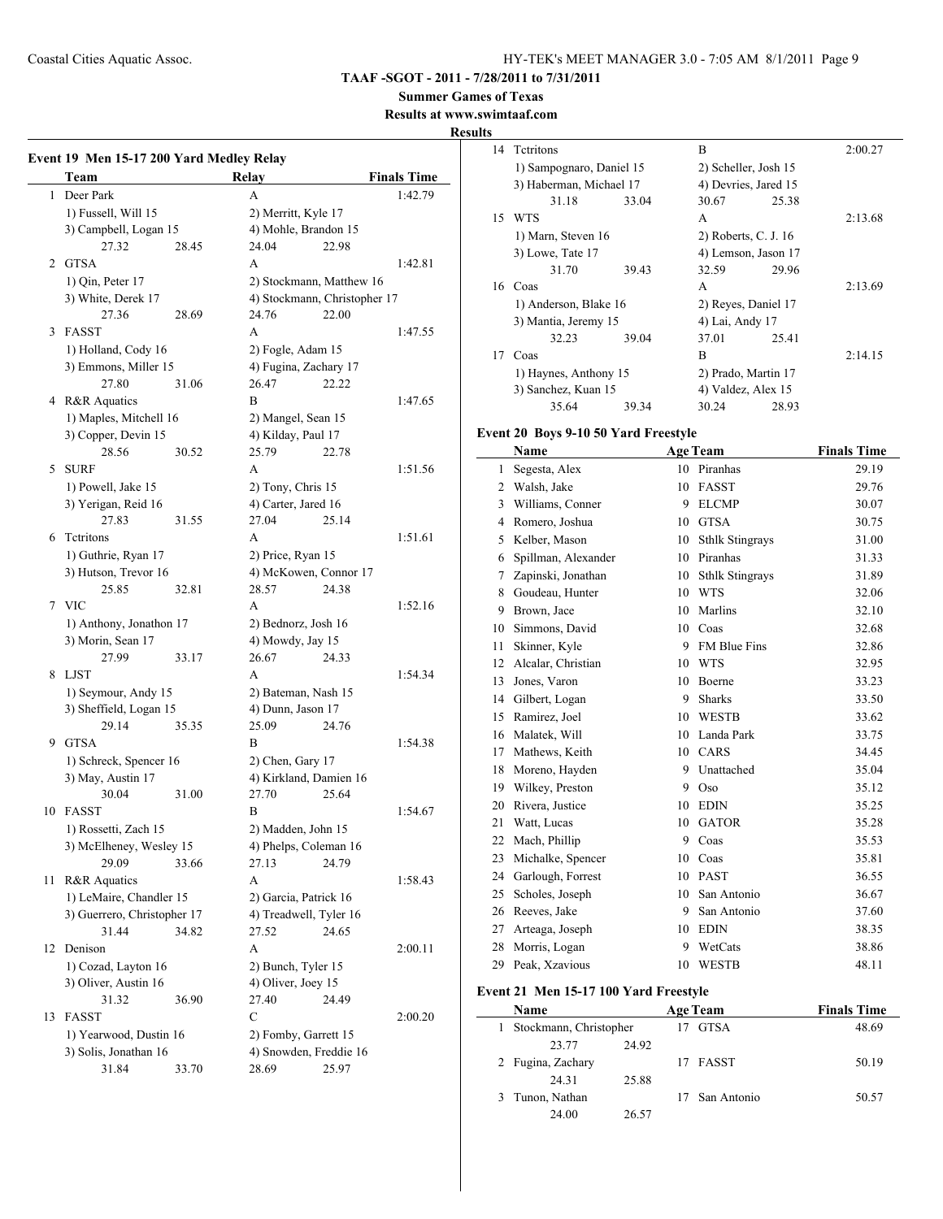**TAAF -SGOT - 2011 - 7/28/2011 to 7/31/2011**

**Summer Games of Texas**

**Results at www.swimtaaf.com**

**Results**

### Event 19 Men 15-17 200 Yard Medley Relay

| | Team | Relay | Finals Time |
|---|---|---|---|
| 1 | Deer Park | A | 1:42.79 |
| | 1) Fussell, Will 15 | 2) Merritt, Kyle 17 | |
| | 3) Campbell, Logan 15 | 4) Mohle, Brandon 15 | |
| | 27.32 28.45 | 24.04 22.98 | |
| 2 | GTSA | A | 1:42.81 |
| | 1) Qin, Peter 17 | 2) Stockmann, Matthew 16 | |
| | 3) White, Derek 17 | 4) Stockmann, Christopher 17 | |
| | 27.36 28.69 | 24.76 22.00 | |
| 3 | FASST | A | 1:47.55 |
| | 1) Holland, Cody 16 | 2) Fogle, Adam 15 | |
| | 3) Emmons, Miller 15 | 4) Fugina, Zachary 17 | |
| | 27.80 31.06 | 26.47 22.22 | |
| 4 | R&R Aquatics | B | 1:47.65 |
| | 1) Maples, Mitchell 16 | 2) Mangel, Sean 15 | |
| | 3) Copper, Devin 15 | 4) Kilday, Paul 17 | |
| | 28.56 30.52 | 25.79 22.78 | |
| 5 | SURF | A | 1:51.56 |
| | 1) Powell, Jake 15 | 2) Tony, Chris 15 | |
| | 3) Yerigan, Reid 16 | 4) Carter, Jared 16 | |
| | 27.83 31.55 | 27.04 25.14 | |
| 6 | Tctritons | A | 1:51.61 |
| | 1) Guthrie, Ryan 17 | 2) Price, Ryan 15 | |
| | 3) Hutson, Trevor 16 | 4) McKowen, Connor 17 | |
| | 25.85 32.81 | 28.57 24.38 | |
| 7 | VIC | A | 1:52.16 |
| | 1) Anthony, Jonathon 17 | 2) Bednorz, Josh 16 | |
| | 3) Morin, Sean 17 | 4) Mowdy, Jay 15 | |
| | 27.99 33.17 | 26.67 24.33 | |
| 8 | LJST | A | 1:54.34 |
| | 1) Seymour, Andy 15 | 2) Bateman, Nash 15 | |
| | 3) Sheffield, Logan 15 | 4) Dunn, Jason 17 | |
| | 29.14 35.35 | 25.09 24.76 | |
| 9 | GTSA | B | 1:54.38 |
| | 1) Schreck, Spencer 16 | 2) Chen, Gary 17 | |
| | 3) May, Austin 17 | 4) Kirkland, Damien 16 | |
| | 30.04 31.00 | 27.70 25.64 | |
| 10 | FASST | B | 1:54.67 |
| | 1) Rossetti, Zach 15 | 2) Madden, John 15 | |
| | 3) McElheney, Wesley 15 | 4) Phelps, Coleman 16 | |
| | 29.09 33.66 | 27.13 24.79 | |
| 11 | R&R Aquatics | A | 1:58.43 |
| | 1) LeMaire, Chandler 15 | 2) Garcia, Patrick 16 | |
| | 3) Guerrero, Christopher 17 | 4) Treadwell, Tyler 16 | |
| | 31.44 34.82 | 27.52 24.65 | |
| 12 | Denison | A | 2:00.11 |
| | 1) Cozad, Layton 16 | 2) Bunch, Tyler 15 | |
| | 3) Oliver, Austin 16 | 4) Oliver, Joey 15 | |
| | 31.32 36.90 | 27.40 24.49 | |
| 13 | FASST | C | 2:00.20 |
| | 1) Yearwood, Dustin 16 | 2) Fomby, Garrett 15 | |
| | 3) Solis, Jonathan 16 | 4) Snowden, Freddie 16 | |
| | 31.84 33.70 | 28.69 25.97 | |
| 14 | Tctritons | B | 2:00.27 |
| | 1) Sampognaro, Daniel 15 | 2) Scheller, Josh 15 | |
| | 3) Haberman, Michael 17 | 4) Devries, Jared 15 | |
| | 31.18 33.04 | 30.67 25.38 | |
| 15 | WTS | A | 2:13.68 |
| | 1) Marn, Steven 16 | 2) Roberts, C. J. 16 | |
| | 3) Lowe, Tate 17 | 4) Lemson, Jason 17 | |
| | 31.70 39.43 | 32.59 29.96 | |
| 16 | Coas | A | 2:13.69 |
| | 1) Anderson, Blake 16 | 2) Reyes, Daniel 17 | |
| | 3) Mantia, Jeremy 15 | 4) Lai, Andy 17 | |
| | 32.23 39.04 | 37.01 25.41 | |
| 17 | Coas | B | 2:14.15 |
| | 1) Haynes, Anthony 15 | 2) Prado, Martin 17 | |
| | 3) Sanchez, Kuan 15 | 4) Valdez, Alex 15 | |
| | 35.64 39.34 | 30.24 28.93 | |

### Event 20 Boys 9-10 50 Yard Freestyle

| | Name | Age | Team | Finals Time |
|---|---|---|---|---|
| 1 | Segesta, Alex | 10 | Piranhas | 29.19 |
| 2 | Walsh, Jake | 10 | FASST | 29.76 |
| 3 | Williams, Conner | 9 | ELCMP | 30.07 |
| 4 | Romero, Joshua | 10 | GTSA | 30.75 |
| 5 | Kelber, Mason | 10 | Sthlk Stingrays | 31.00 |
| 6 | Spillman, Alexander | 10 | Piranhas | 31.33 |
| 7 | Zapinski, Jonathan | 10 | Sthlk Stingrays | 31.89 |
| 8 | Goudeau, Hunter | 10 | WTS | 32.06 |
| 9 | Brown, Jace | 10 | Marlins | 32.10 |
| 10 | Simmons, David | 10 | Coas | 32.68 |
| 11 | Skinner, Kyle | 9 | FM Blue Fins | 32.86 |
| 12 | Alcalar, Christian | 10 | WTS | 32.95 |
| 13 | Jones, Varon | 10 | Boerne | 33.23 |
| 14 | Gilbert, Logan | 9 | Sharks | 33.50 |
| 15 | Ramirez, Joel | 10 | WESTB | 33.62 |
| 16 | Malatek, Will | 10 | Landa Park | 33.75 |
| 17 | Mathews, Keith | 10 | CARS | 34.45 |
| 18 | Moreno, Hayden | 9 | Unattached | 35.04 |
| 19 | Wilkey, Preston | 9 | Oso | 35.12 |
| 20 | Rivera, Justice | 10 | EDIN | 35.25 |
| 21 | Watt, Lucas | 10 | GATOR | 35.28 |
| 22 | Mach, Phillip | 9 | Coas | 35.53 |
| 23 | Michalke, Spencer | 10 | Coas | 35.81 |
| 24 | Garlough, Forrest | 10 | PAST | 36.55 |
| 25 | Scholes, Joseph | 10 | San Antonio | 36.67 |
| 26 | Reeves, Jake | 9 | San Antonio | 37.60 |
| 27 | Arteaga, Joseph | 10 | EDIN | 38.35 |
| 28 | Morris, Logan | 9 | WetCats | 38.86 |
| 29 | Peak, Xzavious | 10 | WESTB | 48.11 |

### Event 21 Men 15-17 100 Yard Freestyle

| | Name | Age | Team | Finals Time |
|---|---|---|---|---|
| 1 | Stockmann, Christopher | 17 | GTSA | 48.69 |
| | 23.77 24.92 | | | |
| 2 | Fugina, Zachary | 17 | FASST | 50.19 |
| | 24.31 25.88 | | | |
| 3 | Tunon, Nathan | 17 | San Antonio | 50.57 |
| | 24.00 26.57 | | | |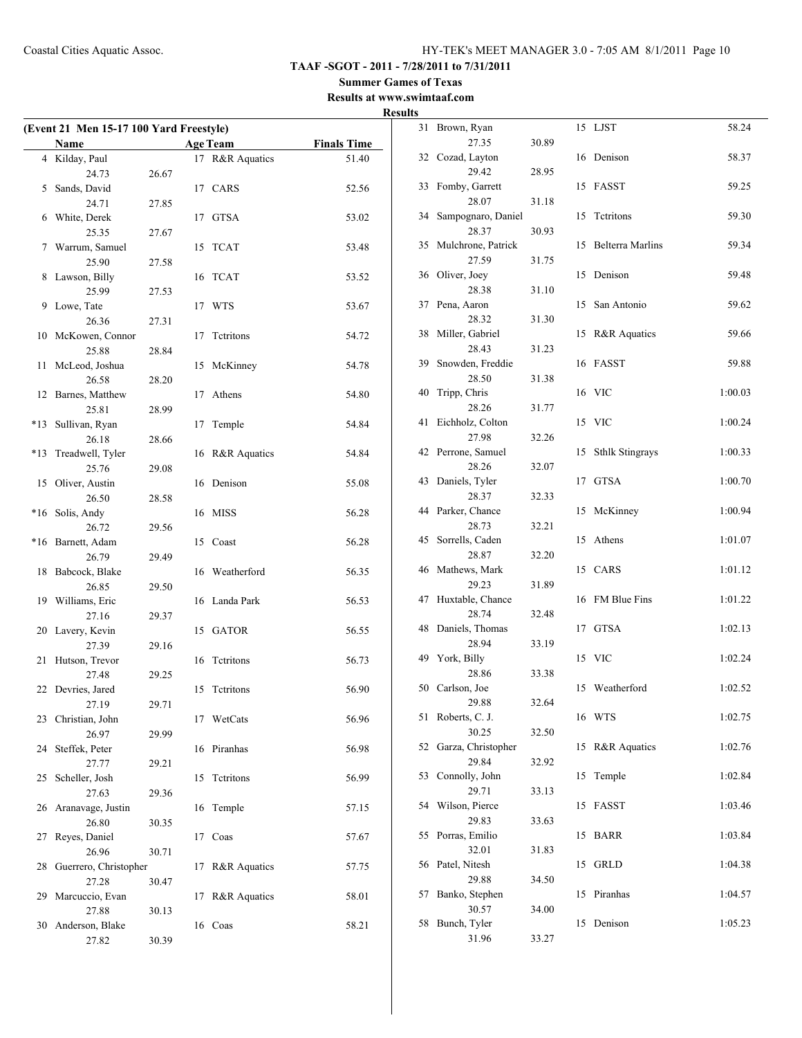**TAAF -SGOT - 2011 - 7/28/2011 to 7/31/2011**

**Summer Games of Texas**

**Results at www.swimtaaf.com**

**Results**

**(Event 21 Men 15-17 100 Yard Freestyle)**

| | Name | Age | Team | Finals Time |
|---|---|---|---|---|
| 4 | Kilday, Paul | 17 | R&R Aquatics | 51.40 |
| | 24.73 26.67 | | | |
| 5 | Sands, David | 17 | CARS | 52.56 |
| | 24.71 27.85 | | | |
| 6 | White, Derek | 17 | GTSA | 53.02 |
| | 25.35 27.67 | | | |
| 7 | Warrum, Samuel | 15 | TCAT | 53.48 |
| | 25.90 27.58 | | | |
| 8 | Lawson, Billy | 16 | TCAT | 53.52 |
| | 25.99 27.53 | | | |
| 9 | Lowe, Tate | 17 | WTS | 53.67 |
| | 26.36 27.31 | | | |
| 10 | McKowen, Connor | 17 | Tctritons | 54.72 |
| | 25.88 28.84 | | | |
| 11 | McLeod, Joshua | 15 | McKinney | 54.78 |
| | 26.58 28.20 | | | |
| 12 | Barnes, Matthew | 17 | Athens | 54.80 |
| | 25.81 28.99 | | | |
| *13 | Sullivan, Ryan | 17 | Temple | 54.84 |
| | 26.18 28.66 | | | |
| *13 | Treadwell, Tyler | 16 | R&R Aquatics | 54.84 |
| | 25.76 29.08 | | | |
| 15 | Oliver, Austin | 16 | Denison | 55.08 |
| | 26.50 28.58 | | | |
| *16 | Solis, Andy | 16 | MISS | 56.28 |
| | 26.72 29.56 | | | |
| *16 | Barnett, Adam | 15 | Coast | 56.28 |
| | 26.79 29.49 | | | |
| 18 | Babcock, Blake | 16 | Weatherford | 56.35 |
| | 26.85 29.50 | | | |
| 19 | Williams, Eric | 16 | Landa Park | 56.53 |
| | 27.16 29.37 | | | |
| 20 | Lavery, Kevin | 15 | GATOR | 56.55 |
| | 27.39 29.16 | | | |
| 21 | Hutson, Trevor | 16 | Tctritons | 56.73 |
| | 27.48 29.25 | | | |
| 22 | Devries, Jared | 15 | Tctritons | 56.90 |
| | 27.19 29.71 | | | |
| 23 | Christian, John | 17 | WetCats | 56.96 |
| | 26.97 29.99 | | | |
| 24 | Steffek, Peter | 16 | Piranhas | 56.98 |
| | 27.77 29.21 | | | |
| 25 | Scheller, Josh | 15 | Tctritons | 56.99 |
| | 27.63 29.36 | | | |
| 26 | Aranavage, Justin | 16 | Temple | 57.15 |
| | 26.80 30.35 | | | |
| 27 | Reyes, Daniel | 17 | Coas | 57.67 |
| | 26.96 30.71 | | | |
| 28 | Guerrero, Christopher | 17 | R&R Aquatics | 57.75 |
| | 27.28 30.47 | | | |
| 29 | Marcuccio, Evan | 17 | R&R Aquatics | 58.01 |
| | 27.88 30.13 | | | |
| 30 | Anderson, Blake | 16 | Coas | 58.21 |
| | 27.82 30.39 | | | |
| 31 | Brown, Ryan | 15 | LJST | 58.24 |
| | 27.35 30.89 | | | |
| 32 | Cozad, Layton | 16 | Denison | 58.37 |
| | 29.42 28.95 | | | |
| 33 | Fomby, Garrett | 15 | FASST | 59.25 |
| | 28.07 31.18 | | | |
| 34 | Sampognaro, Daniel | 15 | Tctritons | 59.30 |
| | 28.37 30.93 | | | |
| 35 | Mulchrone, Patrick | 15 | Belterra Marlins | 59.34 |
| | 27.59 31.75 | | | |
| 36 | Oliver, Joey | 15 | Denison | 59.48 |
| | 28.38 31.10 | | | |
| 37 | Pena, Aaron | 15 | San Antonio | 59.62 |
| | 28.32 31.30 | | | |
| 38 | Miller, Gabriel | 15 | R&R Aquatics | 59.66 |
| | 28.43 31.23 | | | |
| 39 | Snowden, Freddie | 16 | FASST | 59.88 |
| | 28.50 31.38 | | | |
| 40 | Tripp, Chris | 16 | VIC | 1:00.03 |
| | 28.26 31.77 | | | |
| 41 | Eichholz, Colton | 15 | VIC | 1:00.24 |
| | 27.98 32.26 | | | |
| 42 | Perrone, Samuel | 15 | Sthlk Stingrays | 1:00.33 |
| | 28.26 32.07 | | | |
| 43 | Daniels, Tyler | 17 | GTSA | 1:00.70 |
| | 28.37 32.33 | | | |
| 44 | Parker, Chance | 15 | McKinney | 1:00.94 |
| | 28.73 32.21 | | | |
| 45 | Sorrells, Caden | 15 | Athens | 1:01.07 |
| | 28.87 32.20 | | | |
| 46 | Mathews, Mark | 15 | CARS | 1:01.12 |
| | 29.23 31.89 | | | |
| 47 | Huxtable, Chance | 16 | FM Blue Fins | 1:01.22 |
| | 28.74 32.48 | | | |
| 48 | Daniels, Thomas | 17 | GTSA | 1:02.13 |
| | 28.94 33.19 | | | |
| 49 | York, Billy | 15 | VIC | 1:02.24 |
| | 28.86 33.38 | | | |
| 50 | Carlson, Joe | 15 | Weatherford | 1:02.52 |
| | 29.88 32.64 | | | |
| 51 | Roberts, C. J. | 16 | WTS | 1:02.75 |
| | 30.25 32.50 | | | |
| 52 | Garza, Christopher | 15 | R&R Aquatics | 1:02.76 |
| | 29.84 32.92 | | | |
| 53 | Connolly, John | 15 | Temple | 1:02.84 |
| | 29.71 33.13 | | | |
| 54 | Wilson, Pierce | 15 | FASST | 1:03.46 |
| | 29.83 33.63 | | | |
| 55 | Porras, Emilio | 15 | BARR | 1:03.84 |
| | 32.01 31.83 | | | |
| 56 | Patel, Nitesh | 15 | GRLD | 1:04.38 |
| | 29.88 34.50 | | | |
| 57 | Banko, Stephen | 15 | Piranhas | 1:04.57 |
| | 30.57 34.00 | | | |
| 58 | Bunch, Tyler | 15 | Denison | 1:05.23 |
| | 31.96 33.27 | | | |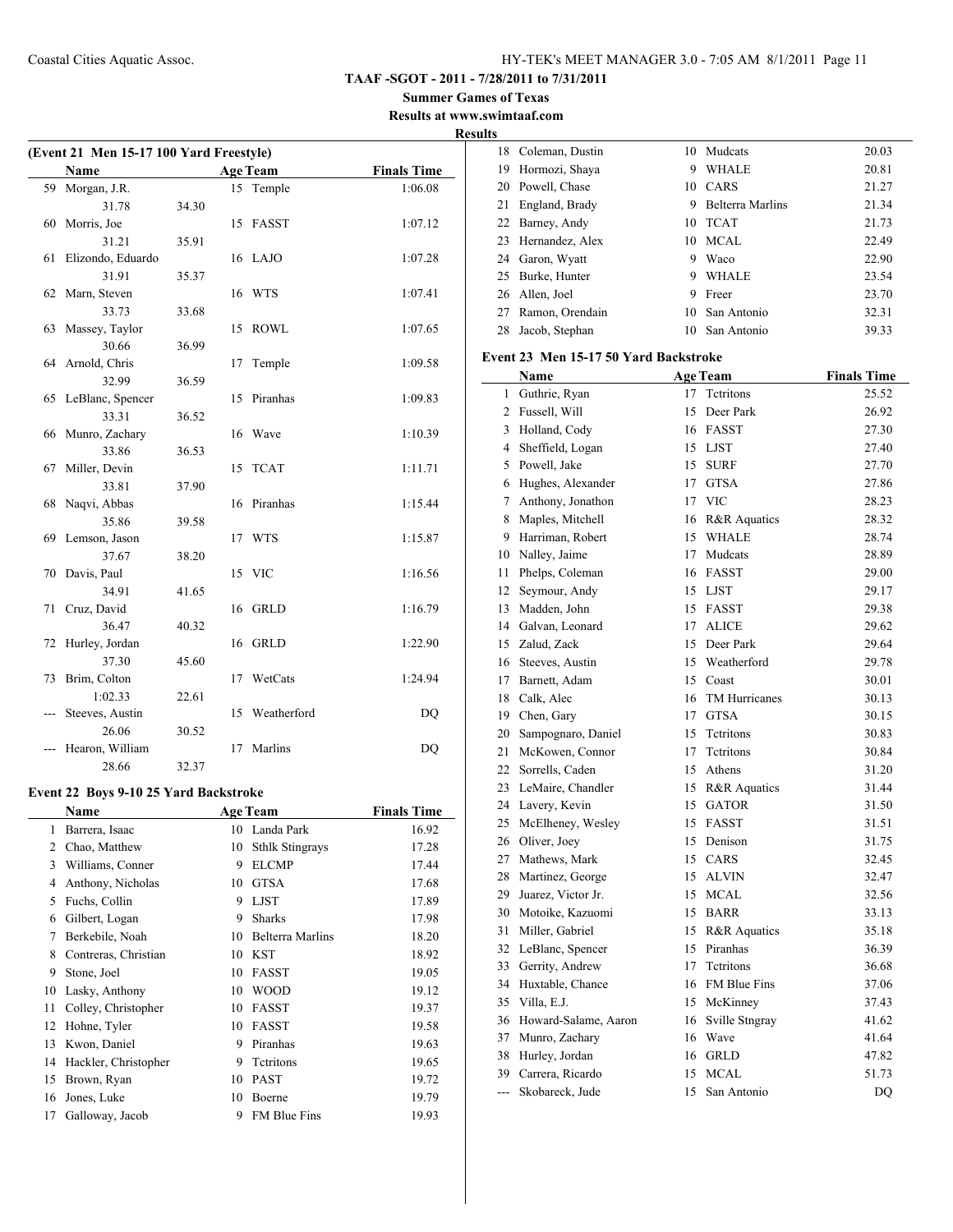## Results

### (Event 21 Men 15-17 100 Yard Freestyle)

| | Name | | Age | Team | Finals Time |
|---|---|---|---|---|---|
| 59 | Morgan, J.R. | | 15 | Temple | 1:06.08 |
| | 31.78 | 34.30 | | | |
| 60 | Morris, Joe | | 15 | FASST | 1:07.12 |
| | 31.21 | 35.91 | | | |
| 61 | Elizondo, Eduardo | | 16 | LAJO | 1:07.28 |
| | 31.91 | 35.37 | | | |
| 62 | Marn, Steven | | 16 | WTS | 1:07.41 |
| | 33.73 | 33.68 | | | |
| 63 | Massey, Taylor | | 15 | ROWL | 1:07.65 |
| | 30.66 | 36.99 | | | |
| 64 | Arnold, Chris | | 17 | Temple | 1:09.58 |
| | 32.99 | 36.59 | | | |
| 65 | LeBlanc, Spencer | | 15 | Piranhas | 1:09.83 |
| | 33.31 | 36.52 | | | |
| 66 | Munro, Zachary | | 16 | Wave | 1:10.39 |
| | 33.86 | 36.53 | | | |
| 67 | Miller, Devin | | 15 | TCAT | 1:11.71 |
| | 33.81 | 37.90 | | | |
| 68 | Naqvi, Abbas | | 16 | Piranhas | 1:15.44 |
| | 35.86 | 39.58 | | | |
| 69 | Lemson, Jason | | 17 | WTS | 1:15.87 |
| | 37.67 | 38.20 | | | |
| 70 | Davis, Paul | | 15 | VIC | 1:16.56 |
| | 34.91 | 41.65 | | | |
| 71 | Cruz, David | | 16 | GRLD | 1:16.79 |
| | 36.47 | 40.32 | | | |
| 72 | Hurley, Jordan | | 16 | GRLD | 1:22.90 |
| | 37.30 | 45.60 | | | |
| 73 | Brim, Colton | | 17 | WetCats | 1:24.94 |
| | 1:02.33 | 22.61 | | | |
| --- | Steeves, Austin | | 15 | Weatherford | DQ |
| | 26.06 | 30.52 | | | |
| --- | Hearon, William | | 17 | Marlins | DQ |
| | 28.66 | 32.37 | | | |

### Event 22 Boys 9-10 25 Yard Backstroke

| | Name | Age | Team | Finals Time |
|---|---|---|---|---|
| 1 | Barrera, Isaac | 10 | Landa Park | 16.92 |
| 2 | Chao, Matthew | 10 | Sthlk Stingrays | 17.28 |
| 3 | Williams, Conner | 9 | ELCMP | 17.44 |
| 4 | Anthony, Nicholas | 10 | GTSA | 17.68 |
| 5 | Fuchs, Collin | 9 | LJST | 17.89 |
| 6 | Gilbert, Logan | 9 | Sharks | 17.98 |
| 7 | Berkebile, Noah | 10 | Belterra Marlins | 18.20 |
| 8 | Contreras, Christian | 10 | KST | 18.92 |
| 9 | Stone, Joel | 10 | FASST | 19.05 |
| 10 | Lasky, Anthony | 10 | WOOD | 19.12 |
| 11 | Colley, Christopher | 10 | FASST | 19.37 |
| 12 | Hohne, Tyler | 10 | FASST | 19.58 |
| 13 | Kwon, Daniel | 9 | Piranhas | 19.63 |
| 14 | Hackler, Christopher | 9 | Tctritons | 19.65 |
| 15 | Brown, Ryan | 10 | PAST | 19.72 |
| 16 | Jones, Luke | 10 | Boerne | 19.79 |
| 17 | Galloway, Jacob | 9 | FM Blue Fins | 19.93 |
| 18 | Coleman, Dustin | 10 | Mudcats | 20.03 |
| 19 | Hormozi, Shaya | 9 | WHALE | 20.81 |
| 20 | Powell, Chase | 10 | CARS | 21.27 |
| 21 | England, Brady | 9 | Belterra Marlins | 21.34 |
| 22 | Barney, Andy | 10 | TCAT | 21.73 |
| 23 | Hernandez, Alex | 10 | MCAL | 22.49 |
| 24 | Garon, Wyatt | 9 | Waco | 22.90 |
| 25 | Burke, Hunter | 9 | WHALE | 23.54 |
| 26 | Allen, Joel | 9 | Freer | 23.70 |
| 27 | Ramon, Orendain | 10 | San Antonio | 32.31 |
| 28 | Jacob, Stephan | 10 | San Antonio | 39.33 |

### Event 23 Men 15-17 50 Yard Backstroke

| | Name | Age | Team | Finals Time |
|---|---|---|---|---|
| 1 | Guthrie, Ryan | 17 | Tctritons | 25.52 |
| 2 | Fussell, Will | 15 | Deer Park | 26.92 |
| 3 | Holland, Cody | 16 | FASST | 27.30 |
| 4 | Sheffield, Logan | 15 | LJST | 27.40 |
| 5 | Powell, Jake | 15 | SURF | 27.70 |
| 6 | Hughes, Alexander | 17 | GTSA | 27.86 |
| 7 | Anthony, Jonathon | 17 | VIC | 28.23 |
| 8 | Maples, Mitchell | 16 | R&R Aquatics | 28.32 |
| 9 | Harriman, Robert | 15 | WHALE | 28.74 |
| 10 | Nalley, Jaime | 17 | Mudcats | 28.89 |
| 11 | Phelps, Coleman | 16 | FASST | 29.00 |
| 12 | Seymour, Andy | 15 | LJST | 29.17 |
| 13 | Madden, John | 15 | FASST | 29.38 |
| 14 | Galvan, Leonard | 17 | ALICE | 29.62 |
| 15 | Zalud, Zack | 15 | Deer Park | 29.64 |
| 16 | Steeves, Austin | 15 | Weatherford | 29.78 |
| 17 | Barnett, Adam | 15 | Coast | 30.01 |
| 18 | Calk, Alec | 16 | TM Hurricanes | 30.13 |
| 19 | Chen, Gary | 17 | GTSA | 30.15 |
| 20 | Sampognaro, Daniel | 15 | Tctritons | 30.83 |
| 21 | McKowen, Connor | 17 | Tctritons | 30.84 |
| 22 | Sorrells, Caden | 15 | Athens | 31.20 |
| 23 | LeMaire, Chandler | 15 | R&R Aquatics | 31.44 |
| 24 | Lavery, Kevin | 15 | GATOR | 31.50 |
| 25 | McElheney, Wesley | 15 | FASST | 31.51 |
| 26 | Oliver, Joey | 15 | Denison | 31.75 |
| 27 | Mathews, Mark | 15 | CARS | 32.45 |
| 28 | Martinez, George | 15 | ALVIN | 32.47 |
| 29 | Juarez, Victor Jr. | 15 | MCAL | 32.56 |
| 30 | Motoike, Kazuomi | 15 | BARR | 33.13 |
| 31 | Miller, Gabriel | 15 | R&R Aquatics | 35.18 |
| 32 | LeBlanc, Spencer | 15 | Piranhas | 36.39 |
| 33 | Gerrity, Andrew | 17 | Tctritons | 36.68 |
| 34 | Huxtable, Chance | 16 | FM Blue Fins | 37.06 |
| 35 | Villa, E.J. | 15 | McKinney | 37.43 |
| 36 | Howard-Salame, Aaron | 16 | Sville Stngray | 41.62 |
| 37 | Munro, Zachary | 16 | Wave | 41.64 |
| 38 | Hurley, Jordan | 16 | GRLD | 47.82 |
| 39 | Carrera, Ricardo | 15 | MCAL | 51.73 |
| --- | Skobareck, Jude | 15 | San Antonio | DQ |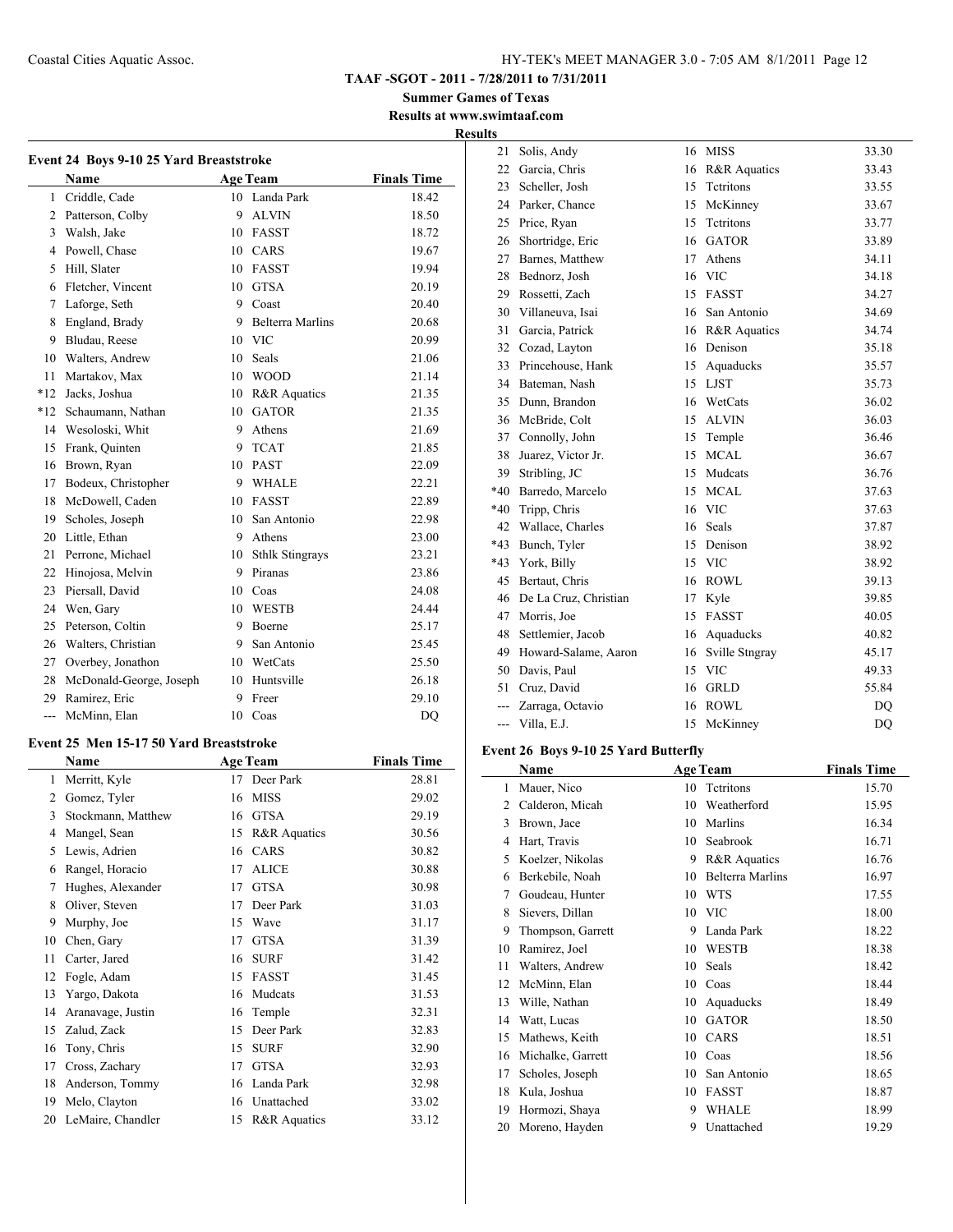# TAAF -SGOT - 2011 - 7/28/2011 to 7/31/2011

## Summer Games of Texas

### Results at www.swimtaaf.com

## Results

### Event 24 Boys 9-10 25 Yard Breaststroke

| | Name | Age | Team | Finals Time |
|---|---|---|---|---|
| 1 | Criddle, Cade | 10 | Landa Park | 18.42 |
| 2 | Patterson, Colby | 9 | ALVIN | 18.50 |
| 3 | Walsh, Jake | 10 | FASST | 18.72 |
| 4 | Powell, Chase | 10 | CARS | 19.67 |
| 5 | Hill, Slater | 10 | FASST | 19.94 |
| 6 | Fletcher, Vincent | 10 | GTSA | 20.19 |
| 7 | Laforge, Seth | 9 | Coast | 20.40 |
| 8 | England, Brady | 9 | Belterra Marlins | 20.68 |
| 9 | Bludau, Reese | 10 | VIC | 20.99 |
| 10 | Walters, Andrew | 10 | Seals | 21.06 |
| 11 | Martakov, Max | 10 | WOOD | 21.14 |
| *12 | Jacks, Joshua | 10 | R&R Aquatics | 21.35 |
| *12 | Schaumann, Nathan | 10 | GATOR | 21.35 |
| 14 | Wesoloski, Whit | 9 | Athens | 21.69 |
| 15 | Frank, Quinten | 9 | TCAT | 21.85 |
| 16 | Brown, Ryan | 10 | PAST | 22.09 |
| 17 | Bodeux, Christopher | 9 | WHALE | 22.21 |
| 18 | McDowell, Caden | 10 | FASST | 22.89 |
| 19 | Scholes, Joseph | 10 | San Antonio | 22.98 |
| 20 | Little, Ethan | 9 | Athens | 23.00 |
| 21 | Perrone, Michael | 10 | Sthlk Stingrays | 23.21 |
| 22 | Hinojosa, Melvin | 9 | Piranas | 23.86 |
| 23 | Piersall, David | 10 | Coas | 24.08 |
| 24 | Wen, Gary | 10 | WESTB | 24.44 |
| 25 | Peterson, Coltin | 9 | Boerne | 25.17 |
| 26 | Walters, Christian | 9 | San Antonio | 25.45 |
| 27 | Overbey, Jonathon | 10 | WetCats | 25.50 |
| 28 | McDonald-George, Joseph | 10 | Huntsville | 26.18 |
| 29 | Ramirez, Eric | 9 | Freer | 29.10 |
| --- | McMinn, Elan | 10 | Coas | DQ |

### Event 25 Men 15-17 50 Yard Breaststroke

| | Name | Age | Team | Finals Time |
|---|---|---|---|---|
| 1 | Merritt, Kyle | 17 | Deer Park | 28.81 |
| 2 | Gomez, Tyler | 16 | MISS | 29.02 |
| 3 | Stockmann, Matthew | 16 | GTSA | 29.19 |
| 4 | Mangel, Sean | 15 | R&R Aquatics | 30.56 |
| 5 | Lewis, Adrien | 16 | CARS | 30.82 |
| 6 | Rangel, Horacio | 17 | ALICE | 30.88 |
| 7 | Hughes, Alexander | 17 | GTSA | 30.98 |
| 8 | Oliver, Steven | 17 | Deer Park | 31.03 |
| 9 | Murphy, Joe | 15 | Wave | 31.17 |
| 10 | Chen, Gary | 17 | GTSA | 31.39 |
| 11 | Carter, Jared | 16 | SURF | 31.42 |
| 12 | Fogle, Adam | 15 | FASST | 31.45 |
| 13 | Yargo, Dakota | 16 | Mudcats | 31.53 |
| 14 | Aranavage, Justin | 16 | Temple | 32.31 |
| 15 | Zalud, Zack | 15 | Deer Park | 32.83 |
| 16 | Tony, Chris | 15 | SURF | 32.90 |
| 17 | Cross, Zachary | 17 | GTSA | 32.93 |
| 18 | Anderson, Tommy | 16 | Landa Park | 32.98 |
| 19 | Melo, Clayton | 16 | Unattached | 33.02 |
| 20 | LeMaire, Chandler | 15 | R&R Aquatics | 33.12 |
| 21 | Solis, Andy | 16 | MISS | 33.30 |
| 22 | Garcia, Chris | 16 | R&R Aquatics | 33.43 |
| 23 | Scheller, Josh | 15 | Tctritons | 33.55 |
| 24 | Parker, Chance | 15 | McKinney | 33.67 |
| 25 | Price, Ryan | 15 | Tctritons | 33.77 |
| 26 | Shortridge, Eric | 16 | GATOR | 33.89 |
| 27 | Barnes, Matthew | 17 | Athens | 34.11 |
| 28 | Bednorz, Josh | 16 | VIC | 34.18 |
| 29 | Rossetti, Zach | 15 | FASST | 34.27 |
| 30 | Villaneuva, Isai | 16 | San Antonio | 34.69 |
| 31 | Garcia, Patrick | 16 | R&R Aquatics | 34.74 |
| 32 | Cozad, Layton | 16 | Denison | 35.18 |
| 33 | Princehouse, Hank | 15 | Aquaducks | 35.57 |
| 34 | Bateman, Nash | 15 | LJST | 35.73 |
| 35 | Dunn, Brandon | 16 | WetCats | 36.02 |
| 36 | McBride, Colt | 15 | ALVIN | 36.03 |
| 37 | Connolly, John | 15 | Temple | 36.46 |
| 38 | Juarez, Victor Jr. | 15 | MCAL | 36.67 |
| 39 | Stribling, JC | 15 | Mudcats | 36.76 |
| *40 | Barredo, Marcelo | 15 | MCAL | 37.63 |
| *40 | Tripp, Chris | 16 | VIC | 37.63 |
| 42 | Wallace, Charles | 16 | Seals | 37.87 |
| *43 | Bunch, Tyler | 15 | Denison | 38.92 |
| *43 | York, Billy | 15 | VIC | 38.92 |
| 45 | Bertaut, Chris | 16 | ROWL | 39.13 |
| 46 | De La Cruz, Christian | 17 | Kyle | 39.85 |
| 47 | Morris, Joe | 15 | FASST | 40.05 |
| 48 | Settlemier, Jacob | 16 | Aquaducks | 40.82 |
| 49 | Howard-Salame, Aaron | 16 | Sville Stngray | 45.17 |
| 50 | Davis, Paul | 15 | VIC | 49.33 |
| 51 | Cruz, David | 16 | GRLD | 55.84 |
| --- | Zarraga, Octavio | 16 | ROWL | DQ |
| --- | Villa, E.J. | 15 | McKinney | DQ |

### Event 26 Boys 9-10 25 Yard Butterfly

| | Name | Age | Team | Finals Time |
|---|---|---|---|---|
| 1 | Mauer, Nico | 10 | Tctritons | 15.70 |
| 2 | Calderon, Micah | 10 | Weatherford | 15.95 |
| 3 | Brown, Jace | 10 | Marlins | 16.34 |
| 4 | Hart, Travis | 10 | Seabrook | 16.71 |
| 5 | Koelzer, Nikolas | 9 | R&R Aquatics | 16.76 |
| 6 | Berkebile, Noah | 10 | Belterra Marlins | 16.97 |
| 7 | Goudeau, Hunter | 10 | WTS | 17.55 |
| 8 | Sievers, Dillan | 10 | VIC | 18.00 |
| 9 | Thompson, Garrett | 9 | Landa Park | 18.22 |
| 10 | Ramirez, Joel | 10 | WESTB | 18.38 |
| 11 | Walters, Andrew | 10 | Seals | 18.42 |
| 12 | McMinn, Elan | 10 | Coas | 18.44 |
| 13 | Wille, Nathan | 10 | Aquaducks | 18.49 |
| 14 | Watt, Lucas | 10 | GATOR | 18.50 |
| 15 | Mathews, Keith | 10 | CARS | 18.51 |
| 16 | Michalke, Garrett | 10 | Coas | 18.56 |
| 17 | Scholes, Joseph | 10 | San Antonio | 18.65 |
| 18 | Kula, Joshua | 10 | FASST | 18.87 |
| 19 | Hormozi, Shaya | 9 | WHALE | 18.99 |
| 20 | Moreno, Hayden | 9 | Unattached | 19.29 |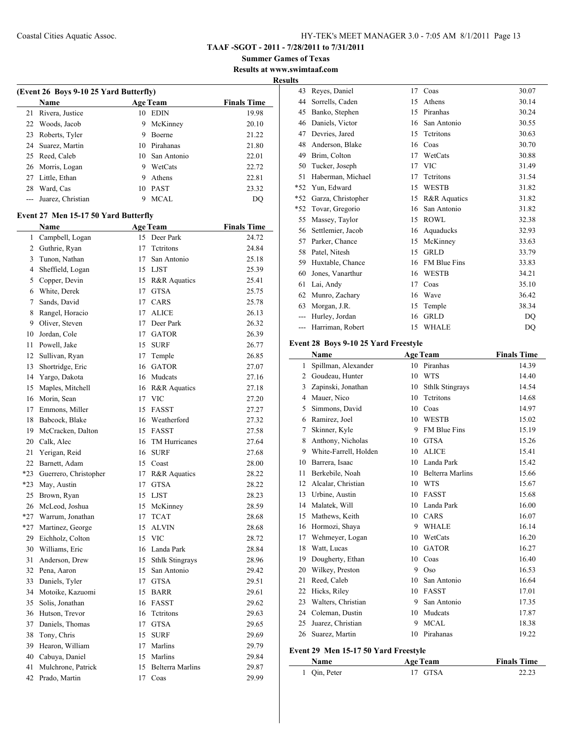# TAAF -SGOT - 2011 - 7/28/2011 to 7/31/2011

**Summer Games of Texas**

**Results at www.swimtaaf.com**

**Results**

### (Event 26 Boys 9-10 25 Yard Butterfly)

| | Name | Age | Team | Finals Time |
|---|---|---|---|---|
| 21 | Rivera, Justice | 10 | EDIN | 19.98 |
| 22 | Woods, Jacob | 9 | McKinney | 20.10 |
| 23 | Roberts, Tyler | 9 | Boerne | 21.22 |
| 24 | Suarez, Martin | 10 | Pirahanas | 21.80 |
| 25 | Reed, Caleb | 10 | San Antonio | 22.01 |
| 26 | Morris, Logan | 9 | WetCats | 22.72 |
| 27 | Little, Ethan | 9 | Athens | 22.81 |
| 28 | Ward, Cas | 10 | PAST | 23.32 |
| --- | Juarez, Christian | 9 | MCAL | DQ |

### Event 27 Men 15-17 50 Yard Butterfly

| | Name | Age | Team | Finals Time |
|---|---|---|---|---|
| 1 | Campbell, Logan | 15 | Deer Park | 24.72 |
| 2 | Guthrie, Ryan | 17 | Tctritons | 24.84 |
| 3 | Tunon, Nathan | 17 | San Antonio | 25.18 |
| 4 | Sheffield, Logan | 15 | LJST | 25.39 |
| 5 | Copper, Devin | 15 | R&R Aquatics | 25.41 |
| 6 | White, Derek | 17 | GTSA | 25.75 |
| 7 | Sands, David | 17 | CARS | 25.78 |
| 8 | Rangel, Horacio | 17 | ALICE | 26.13 |
| 9 | Oliver, Steven | 17 | Deer Park | 26.32 |
| 10 | Jordan, Cole | 17 | GATOR | 26.39 |
| 11 | Powell, Jake | 15 | SURF | 26.77 |
| 12 | Sullivan, Ryan | 17 | Temple | 26.85 |
| 13 | Shortridge, Eric | 16 | GATOR | 27.07 |
| 14 | Yargo, Dakota | 16 | Mudcats | 27.16 |
| 15 | Maples, Mitchell | 16 | R&R Aquatics | 27.18 |
| 16 | Morin, Sean | 17 | VIC | 27.20 |
| 17 | Emmons, Miller | 15 | FASST | 27.27 |
| 18 | Babcock, Blake | 16 | Weatherford | 27.32 |
| 19 | McCracken, Dalton | 15 | FASST | 27.58 |
| 20 | Calk, Alec | 16 | TM Hurricanes | 27.64 |
| 21 | Yerigan, Reid | 16 | SURF | 27.68 |
| 22 | Barnett, Adam | 15 | Coast | 28.00 |
| *23 | Guerrero, Christopher | 17 | R&R Aquatics | 28.22 |
| *23 | May, Austin | 17 | GTSA | 28.22 |
| 25 | Brown, Ryan | 15 | LJST | 28.23 |
| 26 | McLeod, Joshua | 15 | McKinney | 28.59 |
| *27 | Warrum, Jonathan | 17 | TCAT | 28.68 |
| *27 | Martinez, George | 15 | ALVIN | 28.68 |
| 29 | Eichholz, Colton | 15 | VIC | 28.72 |
| 30 | Williams, Eric | 16 | Landa Park | 28.84 |
| 31 | Anderson, Drew | 15 | Sthlk Stingrays | 28.96 |
| 32 | Pena, Aaron | 15 | San Antonio | 29.42 |
| 33 | Daniels, Tyler | 17 | GTSA | 29.51 |
| 34 | Motoike, Kazuomi | 15 | BARR | 29.61 |
| 35 | Solis, Jonathan | 16 | FASST | 29.62 |
| 36 | Hutson, Trevor | 16 | Tctritons | 29.63 |
| 37 | Daniels, Thomas | 17 | GTSA | 29.65 |
| 38 | Tony, Chris | 15 | SURF | 29.69 |
| 39 | Hearon, William | 17 | Marlins | 29.79 |
| 40 | Cabuya, Daniel | 15 | Marlins | 29.84 |
| 41 | Mulchrone, Patrick | 15 | Belterra Marlins | 29.87 |
| 42 | Prado, Martin | 17 | Coas | 29.99 |
| 43 | Reyes, Daniel | 17 | Coas | 30.07 |
| 44 | Sorrells, Caden | 15 | Athens | 30.14 |
| 45 | Banko, Stephen | 15 | Piranhas | 30.24 |
| 46 | Daniels, Victor | 16 | San Antonio | 30.55 |
| 47 | Devries, Jared | 15 | Tctritons | 30.63 |
| 48 | Anderson, Blake | 16 | Coas | 30.70 |
| 49 | Brim, Colton | 17 | WetCats | 30.88 |
| 50 | Tucker, Joseph | 17 | VIC | 31.49 |
| 51 | Haberman, Michael | 17 | Tctritons | 31.54 |
| *52 | Yun, Edward | 15 | WESTB | 31.82 |
| *52 | Garza, Christopher | 15 | R&R Aquatics | 31.82 |
| *52 | Tovar, Gregorio | 16 | San Antonio | 31.82 |
| 55 | Massey, Taylor | 15 | ROWL | 32.38 |
| 56 | Settlemier, Jacob | 16 | Aquaducks | 32.93 |
| 57 | Parker, Chance | 15 | McKinney | 33.63 |
| 58 | Patel, Nitesh | 15 | GRLD | 33.79 |
| 59 | Huxtable, Chance | 16 | FM Blue Fins | 33.83 |
| 60 | Jones, Vanarthur | 16 | WESTB | 34.21 |
| 61 | Lai, Andy | 17 | Coas | 35.10 |
| 62 | Munro, Zachary | 16 | Wave | 36.42 |
| 63 | Morgan, J.R. | 15 | Temple | 38.34 |
| --- | Hurley, Jordan | 16 | GRLD | DQ |
| --- | Harriman, Robert | 15 | WHALE | DQ |

### Event 28 Boys 9-10 25 Yard Freestyle

| | Name | Age | Team | Finals Time |
|---|---|---|---|---|
| 1 | Spillman, Alexander | 10 | Piranhas | 14.39 |
| 2 | Goudeau, Hunter | 10 | WTS | 14.40 |
| 3 | Zapinski, Jonathan | 10 | Sthlk Stingrays | 14.54 |
| 4 | Mauer, Nico | 10 | Tctritons | 14.68 |
| 5 | Simmons, David | 10 | Coas | 14.97 |
| 6 | Ramirez, Joel | 10 | WESTB | 15.02 |
| 7 | Skinner, Kyle | 9 | FM Blue Fins | 15.19 |
| 8 | Anthony, Nicholas | 10 | GTSA | 15.26 |
| 9 | White-Farrell, Holden | 10 | ALICE | 15.41 |
| 10 | Barrera, Isaac | 10 | Landa Park | 15.42 |
| 11 | Berkebile, Noah | 10 | Belterra Marlins | 15.66 |
| 12 | Alcalar, Christian | 10 | WTS | 15.67 |
| 13 | Urbine, Austin | 10 | FASST | 15.68 |
| 14 | Malatek, Will | 10 | Landa Park | 16.00 |
| 15 | Mathews, Keith | 10 | CARS | 16.07 |
| 16 | Hormozi, Shaya | 9 | WHALE | 16.14 |
| 17 | Wehmeyer, Logan | 10 | WetCats | 16.20 |
| 18 | Watt, Lucas | 10 | GATOR | 16.27 |
| 19 | Dougherty, Ethan | 10 | Coas | 16.40 |
| 20 | Wilkey, Preston | 9 | Oso | 16.53 |
| 21 | Reed, Caleb | 10 | San Antonio | 16.64 |
| 22 | Hicks, Riley | 10 | FASST | 17.01 |
| 23 | Walters, Christian | 9 | San Antonio | 17.35 |
| 24 | Coleman, Dustin | 10 | Mudcats | 17.87 |
| 25 | Juarez, Christian | 9 | MCAL | 18.38 |
| 26 | Suarez, Martin | 10 | Pirahanas | 19.22 |

### Event 29 Men 15-17 50 Yard Freestyle

| | Name | Age | Team | Finals Time |
|---|---|---|---|---|
| 1 | Qin, Peter | 17 | GTSA | 22.23 |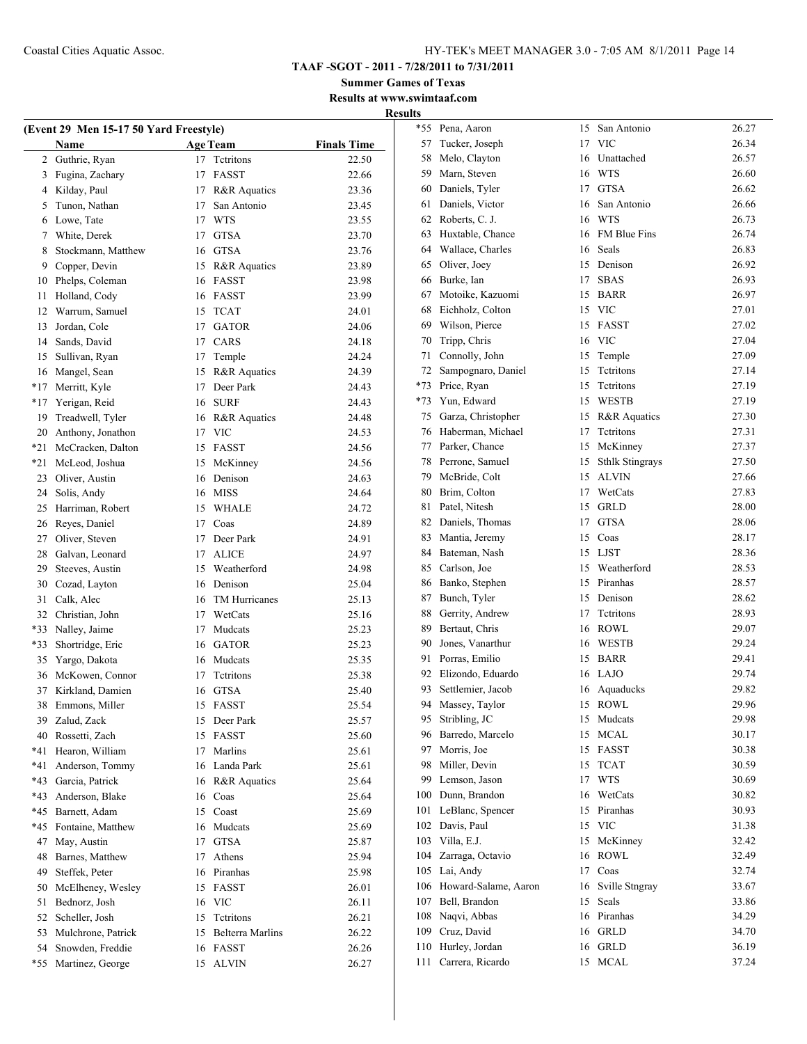**TAAF -SGOT - 2011 - 7/28/2011 to 7/31/2011**

**Summer Games of Texas**

**Results at www.swimtaaf.com**

**Results**

**(Event 29 Men 15-17 50 Yard Freestyle)**

| | Name | Age | Team | Finals Time |
|---|---|---|---|---|
| 2 | Guthrie, Ryan | 17 | Tctritons | 22.50 |
| 3 | Fugina, Zachary | 17 | FASST | 22.66 |
| 4 | Kilday, Paul | 17 | R&R Aquatics | 23.36 |
| 5 | Tunon, Nathan | 17 | San Antonio | 23.45 |
| 6 | Lowe, Tate | 17 | WTS | 23.55 |
| 7 | White, Derek | 17 | GTSA | 23.70 |
| 8 | Stockmann, Matthew | 16 | GTSA | 23.76 |
| 9 | Copper, Devin | 15 | R&R Aquatics | 23.89 |
| 10 | Phelps, Coleman | 16 | FASST | 23.98 |
| 11 | Holland, Cody | 16 | FASST | 23.99 |
| 12 | Warrum, Samuel | 15 | TCAT | 24.01 |
| 13 | Jordan, Cole | 17 | GATOR | 24.06 |
| 14 | Sands, David | 17 | CARS | 24.18 |
| 15 | Sullivan, Ryan | 17 | Temple | 24.24 |
| 16 | Mangel, Sean | 15 | R&R Aquatics | 24.39 |
| *17 | Merritt, Kyle | 17 | Deer Park | 24.43 |
| *17 | Yerigan, Reid | 16 | SURF | 24.43 |
| 19 | Treadwell, Tyler | 16 | R&R Aquatics | 24.48 |
| 20 | Anthony, Jonathon | 17 | VIC | 24.53 |
| *21 | McCracken, Dalton | 15 | FASST | 24.56 |
| *21 | McLeod, Joshua | 15 | McKinney | 24.56 |
| 23 | Oliver, Austin | 16 | Denison | 24.63 |
| 24 | Solis, Andy | 16 | MISS | 24.64 |
| 25 | Harriman, Robert | 15 | WHALE | 24.72 |
| 26 | Reyes, Daniel | 17 | Coas | 24.89 |
| 27 | Oliver, Steven | 17 | Deer Park | 24.91 |
| 28 | Galvan, Leonard | 17 | ALICE | 24.97 |
| 29 | Steeves, Austin | 15 | Weatherford | 24.98 |
| 30 | Cozad, Layton | 16 | Denison | 25.04 |
| 31 | Calk, Alec | 16 | TM Hurricanes | 25.13 |
| 32 | Christian, John | 17 | WetCats | 25.16 |
| *33 | Nalley, Jaime | 17 | Mudcats | 25.23 |
| *33 | Shortridge, Eric | 16 | GATOR | 25.23 |
| 35 | Yargo, Dakota | 16 | Mudcats | 25.35 |
| 36 | McKowen, Connor | 17 | Tctritons | 25.38 |
| 37 | Kirkland, Damien | 16 | GTSA | 25.40 |
| 38 | Emmons, Miller | 15 | FASST | 25.54 |
| 39 | Zalud, Zack | 15 | Deer Park | 25.57 |
| 40 | Rossetti, Zach | 15 | FASST | 25.60 |
| *41 | Hearon, William | 17 | Marlins | 25.61 |
| *41 | Anderson, Tommy | 16 | Landa Park | 25.61 |
| *43 | Garcia, Patrick | 16 | R&R Aquatics | 25.64 |
| *43 | Anderson, Blake | 16 | Coas | 25.64 |
| *45 | Barnett, Adam | 15 | Coast | 25.69 |
| *45 | Fontaine, Matthew | 16 | Mudcats | 25.69 |
| 47 | May, Austin | 17 | GTSA | 25.87 |
| 48 | Barnes, Matthew | 17 | Athens | 25.94 |
| 49 | Steffek, Peter | 16 | Piranhas | 25.98 |
| 50 | McElheney, Wesley | 15 | FASST | 26.01 |
| 51 | Bednorz, Josh | 16 | VIC | 26.11 |
| 52 | Scheller, Josh | 15 | Tctritons | 26.21 |
| 53 | Mulchrone, Patrick | 15 | Belterra Marlins | 26.22 |
| 54 | Snowden, Freddie | 16 | FASST | 26.26 |
| *55 | Martinez, George | 15 | ALVIN | 26.27 |
| *55 | Pena, Aaron | 15 | San Antonio | 26.27 |
| 57 | Tucker, Joseph | 17 | VIC | 26.34 |
| 58 | Melo, Clayton | 16 | Unattached | 26.57 |
| 59 | Marn, Steven | 16 | WTS | 26.60 |
| 60 | Daniels, Tyler | 17 | GTSA | 26.62 |
| 61 | Daniels, Victor | 16 | San Antonio | 26.66 |
| 62 | Roberts, C. J. | 16 | WTS | 26.73 |
| 63 | Huxtable, Chance | 16 | FM Blue Fins | 26.74 |
| 64 | Wallace, Charles | 16 | Seals | 26.83 |
| 65 | Oliver, Joey | 15 | Denison | 26.92 |
| 66 | Burke, Ian | 17 | SBAS | 26.93 |
| 67 | Motoike, Kazuomi | 15 | BARR | 26.97 |
| 68 | Eichholz, Colton | 15 | VIC | 27.01 |
| 69 | Wilson, Pierce | 15 | FASST | 27.02 |
| 70 | Tripp, Chris | 16 | VIC | 27.04 |
| 71 | Connolly, John | 15 | Temple | 27.09 |
| 72 | Sampognaro, Daniel | 15 | Tctritons | 27.14 |
| *73 | Price, Ryan | 15 | Tctritons | 27.19 |
| *73 | Yun, Edward | 15 | WESTB | 27.19 |
| 75 | Garza, Christopher | 15 | R&R Aquatics | 27.30 |
| 76 | Haberman, Michael | 17 | Tctritons | 27.31 |
| 77 | Parker, Chance | 15 | McKinney | 27.37 |
| 78 | Perrone, Samuel | 15 | Sthlk Stingrays | 27.50 |
| 79 | McBride, Colt | 15 | ALVIN | 27.66 |
| 80 | Brim, Colton | 17 | WetCats | 27.83 |
| 81 | Patel, Nitesh | 15 | GRLD | 28.00 |
| 82 | Daniels, Thomas | 17 | GTSA | 28.06 |
| 83 | Mantia, Jeremy | 15 | Coas | 28.17 |
| 84 | Bateman, Nash | 15 | LJST | 28.36 |
| 85 | Carlson, Joe | 15 | Weatherford | 28.53 |
| 86 | Banko, Stephen | 15 | Piranhas | 28.57 |
| 87 | Bunch, Tyler | 15 | Denison | 28.62 |
| 88 | Gerrity, Andrew | 17 | Tctritons | 28.93 |
| 89 | Bertaut, Chris | 16 | ROWL | 29.07 |
| 90 | Jones, Vanarthur | 16 | WESTB | 29.24 |
| 91 | Porras, Emilio | 15 | BARR | 29.41 |
| 92 | Elizondo, Eduardo | 16 | LAJO | 29.74 |
| 93 | Settlemier, Jacob | 16 | Aquaducks | 29.82 |
| 94 | Massey, Taylor | 15 | ROWL | 29.96 |
| 95 | Stribling, JC | 15 | Mudcats | 29.98 |
| 96 | Barredo, Marcelo | 15 | MCAL | 30.17 |
| 97 | Morris, Joe | 15 | FASST | 30.38 |
| 98 | Miller, Devin | 15 | TCAT | 30.59 |
| 99 | Lemson, Jason | 17 | WTS | 30.69 |
| 100 | Dunn, Brandon | 16 | WetCats | 30.82 |
| 101 | LeBlanc, Spencer | 15 | Piranhas | 30.93 |
| 102 | Davis, Paul | 15 | VIC | 31.38 |
| 103 | Villa, E.J. | 15 | McKinney | 32.42 |
| 104 | Zarraga, Octavio | 16 | ROWL | 32.49 |
| 105 | Lai, Andy | 17 | Coas | 32.74 |
| 106 | Howard-Salame, Aaron | 16 | Sville Stngray | 33.67 |
| 107 | Bell, Brandon | 15 | Seals | 33.86 |
| 108 | Naqvi, Abbas | 16 | Piranhas | 34.29 |
| 109 | Cruz, David | 16 | GRLD | 34.70 |
| 110 | Hurley, Jordan | 16 | GRLD | 36.19 |
| 111 | Carrera, Ricardo | 15 | MCAL | 37.24 |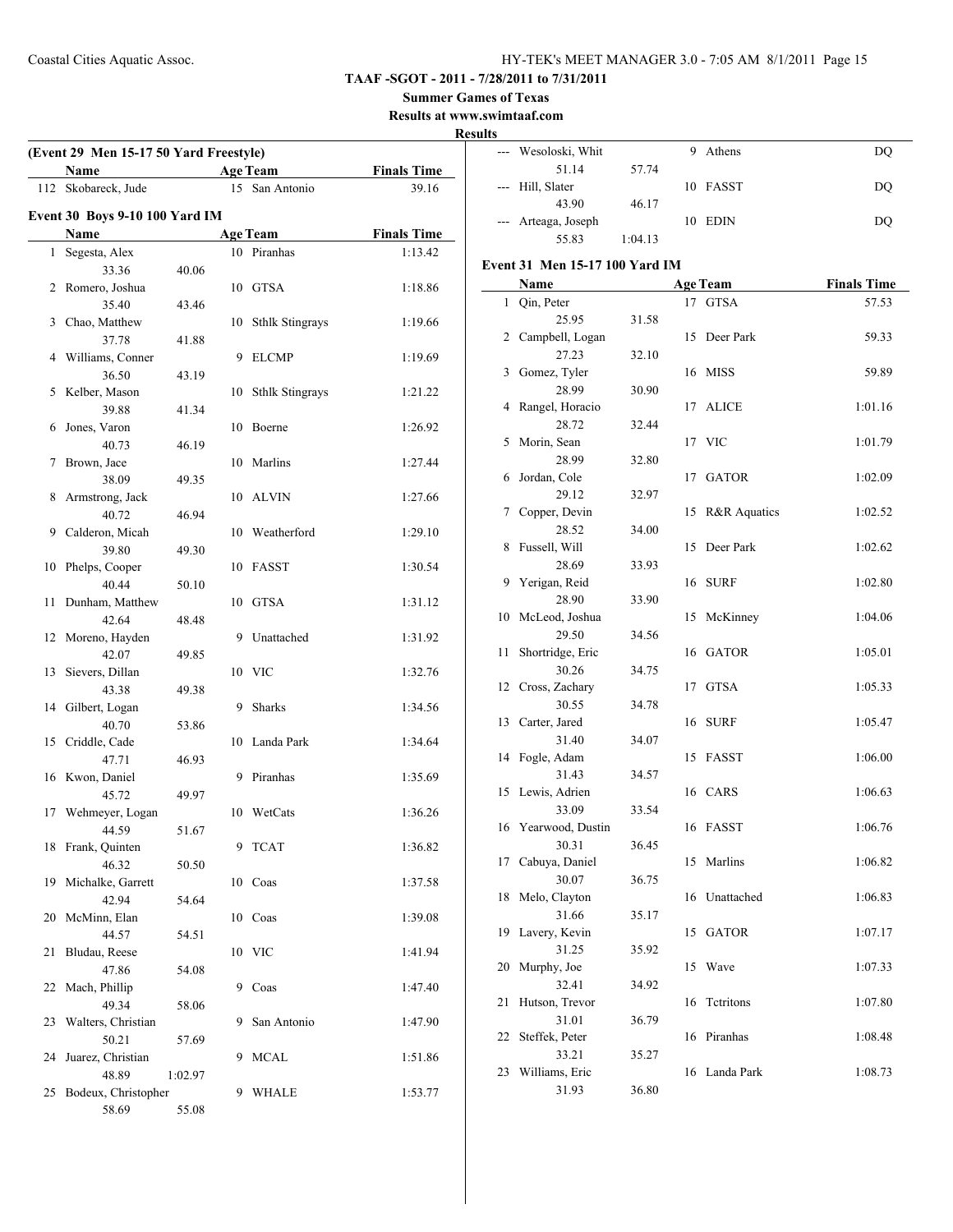### (Event 29 Men 15-17 50 Yard Freestyle)

| | Name | Age | Team | Finals Time |
|---|---|---|---|---|
| 112 | Skobareck, Jude | 15 | San Antonio | 39.16 |

### Event 30 Boys 9-10 100 Yard IM

| | Name | Age | Team | Finals Time |
|---|---|---|---|---|
| 1 | Segesta, Alex | 10 | Piranhas | 1:13.42 |
| | 33.36 40.06 | | | |
| 2 | Romero, Joshua | 10 | GTSA | 1:18.86 |
| | 35.40 43.46 | | | |
| 3 | Chao, Matthew | 10 | Sthlk Stingrays | 1:19.66 |
| | 37.78 41.88 | | | |
| 4 | Williams, Conner | 9 | ELCMP | 1:19.69 |
| | 36.50 43.19 | | | |
| 5 | Kelber, Mason | 10 | Sthlk Stingrays | 1:21.22 |
| | 39.88 41.34 | | | |
| 6 | Jones, Varon | 10 | Boerne | 1:26.92 |
| | 40.73 46.19 | | | |
| 7 | Brown, Jace | 10 | Marlins | 1:27.44 |
| | 38.09 49.35 | | | |
| 8 | Armstrong, Jack | 10 | ALVIN | 1:27.66 |
| | 40.72 46.94 | | | |
| 9 | Calderon, Micah | 10 | Weatherford | 1:29.10 |
| | 39.80 49.30 | | | |
| 10 | Phelps, Cooper | 10 | FASST | 1:30.54 |
| | 40.44 50.10 | | | |
| 11 | Dunham, Matthew | 10 | GTSA | 1:31.12 |
| | 42.64 48.48 | | | |
| 12 | Moreno, Hayden | 9 | Unattached | 1:31.92 |
| | 42.07 49.85 | | | |
| 13 | Sievers, Dillan | 10 | VIC | 1:32.76 |
| | 43.38 49.38 | | | |
| 14 | Gilbert, Logan | 9 | Sharks | 1:34.56 |
| | 40.70 53.86 | | | |
| 15 | Criddle, Cade | 10 | Landa Park | 1:34.64 |
| | 47.71 46.93 | | | |
| 16 | Kwon, Daniel | 9 | Piranhas | 1:35.69 |
| | 45.72 49.97 | | | |
| 17 | Wehmeyer, Logan | 10 | WetCats | 1:36.26 |
| | 44.59 51.67 | | | |
| 18 | Frank, Quinten | 9 | TCAT | 1:36.82 |
| | 46.32 50.50 | | | |
| 19 | Michalke, Garrett | 10 | Coas | 1:37.58 |
| | 42.94 54.64 | | | |
| 20 | McMinn, Elan | 10 | Coas | 1:39.08 |
| | 44.57 54.51 | | | |
| 21 | Bludau, Reese | 10 | VIC | 1:41.94 |
| | 47.86 54.08 | | | |
| 22 | Mach, Phillip | 9 | Coas | 1:47.40 |
| | 49.34 58.06 | | | |
| 23 | Walters, Christian | 9 | San Antonio | 1:47.90 |
| | 50.21 57.69 | | | |
| 24 | Juarez, Christian | 9 | MCAL | 1:51.86 |
| | 48.89 1:02.97 | | | |
| 25 | Bodeux, Christopher | 9 | WHALE | 1:53.77 |
| | 58.69 55.08 | | | |
| --- | Wesoloski, Whit | 9 | Athens | DQ |
| | 51.14 57.74 | | | |
| --- | Hill, Slater | 10 | FASST | DQ |
| | 43.90 46.17 | | | |
| --- | Arteaga, Joseph | 10 | EDIN | DQ |
| | 55.83 1:04.13 | | | |

### Event 31 Men 15-17 100 Yard IM

| | Name | Age | Team | Finals Time |
|---|---|---|---|---|
| 1 | Qin, Peter | 17 | GTSA | 57.53 |
| | 25.95 31.58 | | | |
| 2 | Campbell, Logan | 15 | Deer Park | 59.33 |
| | 27.23 32.10 | | | |
| 3 | Gomez, Tyler | 16 | MISS | 59.89 |
| | 28.99 30.90 | | | |
| 4 | Rangel, Horacio | 17 | ALICE | 1:01.16 |
| | 28.72 32.44 | | | |
| 5 | Morin, Sean | 17 | VIC | 1:01.79 |
| | 28.99 32.80 | | | |
| 6 | Jordan, Cole | 17 | GATOR | 1:02.09 |
| | 29.12 32.97 | | | |
| 7 | Copper, Devin | 15 | R&R Aquatics | 1:02.52 |
| | 28.52 34.00 | | | |
| 8 | Fussell, Will | 15 | Deer Park | 1:02.62 |
| | 28.69 33.93 | | | |
| 9 | Yerigan, Reid | 16 | SURF | 1:02.80 |
| | 28.90 33.90 | | | |
| 10 | McLeod, Joshua | 15 | McKinney | 1:04.06 |
| | 29.50 34.56 | | | |
| 11 | Shortridge, Eric | 16 | GATOR | 1:05.01 |
| | 30.26 34.75 | | | |
| 12 | Cross, Zachary | 17 | GTSA | 1:05.33 |
| | 30.55 34.78 | | | |
| 13 | Carter, Jared | 16 | SURF | 1:05.47 |
| | 31.40 34.07 | | | |
| 14 | Fogle, Adam | 15 | FASST | 1:06.00 |
| | 31.43 34.57 | | | |
| 15 | Lewis, Adrien | 16 | CARS | 1:06.63 |
| | 33.09 33.54 | | | |
| 16 | Yearwood, Dustin | 16 | FASST | 1:06.76 |
| | 30.31 36.45 | | | |
| 17 | Cabuya, Daniel | 15 | Marlins | 1:06.82 |
| | 30.07 36.75 | | | |
| 18 | Melo, Clayton | 16 | Unattached | 1:06.83 |
| | 31.66 35.17 | | | |
| 19 | Lavery, Kevin | 15 | GATOR | 1:07.17 |
| | 31.25 35.92 | | | |
| 20 | Murphy, Joe | 15 | Wave | 1:07.33 |
| | 32.41 34.92 | | | |
| 21 | Hutson, Trevor | 16 | Tctritons | 1:07.80 |
| | 31.01 36.79 | | | |
| 22 | Steffek, Peter | 16 | Piranhas | 1:08.48 |
| | 33.21 35.27 | | | |
| 23 | Williams, Eric | 16 | Landa Park | 1:08.73 |
| | 31.93 36.80 | | | |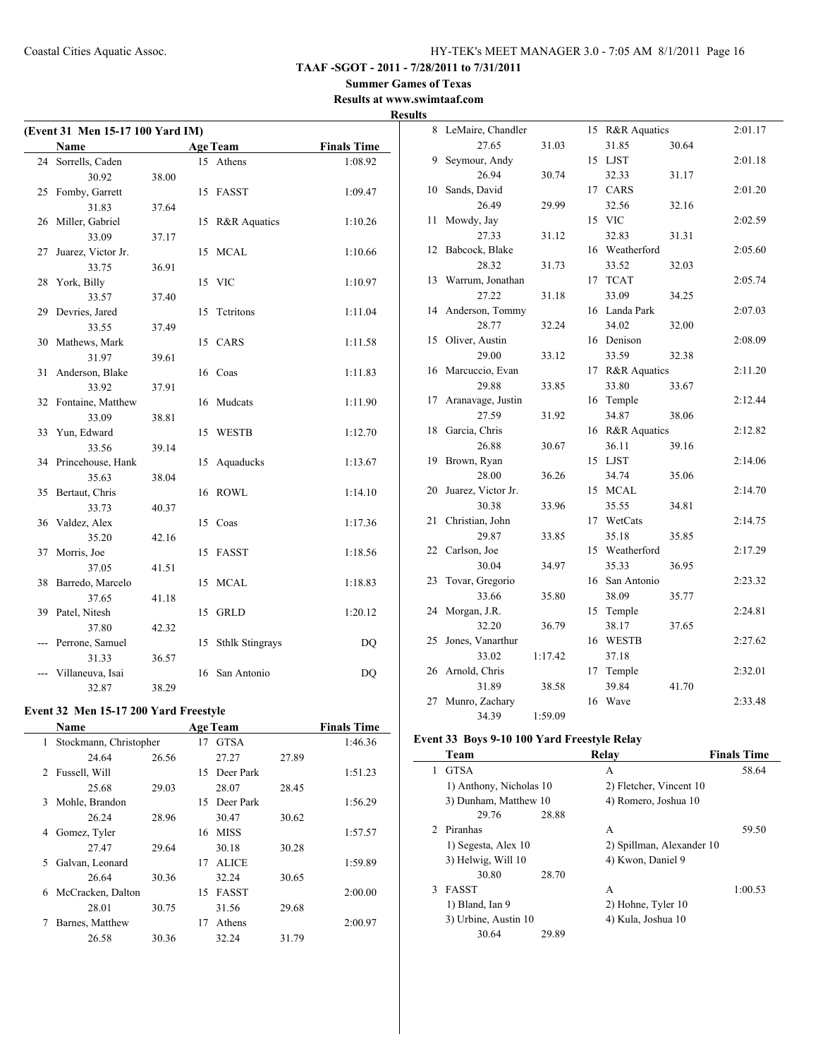**TAAF -SGOT - 2011 - 7/28/2011 to 7/31/2011**

**Summer Games of Texas**

**Results at www.swimtaaf.com**

**Results**

## (Event 31 Men 15-17 100 Yard IM)

| | Name | Age | Team | Finals Time |
|---|---|---|---|---|
| 24 | Sorrells, Caden | 15 | Athens | 1:08.92 |
| | 30.92 38.00 | | | |
| 25 | Fomby, Garrett | 15 | FASST | 1:09.47 |
| | 31.83 37.64 | | | |
| 26 | Miller, Gabriel | 15 | R&R Aquatics | 1:10.26 |
| | 33.09 37.17 | | | |
| 27 | Juarez, Victor Jr. | 15 | MCAL | 1:10.66 |
| | 33.75 36.91 | | | |
| 28 | York, Billy | 15 | VIC | 1:10.97 |
| | 33.57 37.40 | | | |
| 29 | Devries, Jared | 15 | Tctritons | 1:11.04 |
| | 33.55 37.49 | | | |
| 30 | Mathews, Mark | 15 | CARS | 1:11.58 |
| | 31.97 39.61 | | | |
| 31 | Anderson, Blake | 16 | Coas | 1:11.83 |
| | 33.92 37.91 | | | |
| 32 | Fontaine, Matthew | 16 | Mudcats | 1:11.90 |
| | 33.09 38.81 | | | |
| 33 | Yun, Edward | 15 | WESTB | 1:12.70 |
| | 33.56 39.14 | | | |
| 34 | Princehouse, Hank | 15 | Aquaducks | 1:13.67 |
| | 35.63 38.04 | | | |
| 35 | Bertaut, Chris | 16 | ROWL | 1:14.10 |
| | 33.73 40.37 | | | |
| 36 | Valdez, Alex | 15 | Coas | 1:17.36 |
| | 35.20 42.16 | | | |
| 37 | Morris, Joe | 15 | FASST | 1:18.56 |
| | 37.05 41.51 | | | |
| 38 | Barredo, Marcelo | 15 | MCAL | 1:18.83 |
| | 37.65 41.18 | | | |
| 39 | Patel, Nitesh | 15 | GRLD | 1:20.12 |
| | 37.80 42.32 | | | |
| --- | Perrone, Samuel | 15 | Sthlk Stingrays | DQ |
| | 31.33 36.57 | | | |
| --- | Villaneuva, Isai | 16 | San Antonio | DQ |
| | 32.87 38.29 | | | |

## Event 32 Men 15-17 200 Yard Freestyle

| | Name | Age | Team | Finals Time |
|---|---|---|---|---|
| 1 | Stockmann, Christopher | 17 | GTSA | 1:46.36 |
| | 24.64 26.56 27.27 27.89 | | | |
| 2 | Fussell, Will | 15 | Deer Park | 1:51.23 |
| | 25.68 29.03 28.07 28.45 | | | |
| 3 | Mohle, Brandon | 15 | Deer Park | 1:56.29 |
| | 26.24 28.96 30.47 30.62 | | | |
| 4 | Gomez, Tyler | 16 | MISS | 1:57.57 |
| | 27.47 29.64 30.18 30.28 | | | |
| 5 | Galvan, Leonard | 17 | ALICE | 1:59.89 |
| | 26.64 30.36 32.24 30.65 | | | |
| 6 | McCracken, Dalton | 15 | FASST | 2:00.00 |
| | 28.01 30.75 31.56 29.68 | | | |
| 7 | Barnes, Matthew | 17 | Athens | 2:00.97 |
| | 26.58 30.36 32.24 31.79 | | | |
| 8 | LeMaire, Chandler | 15 | R&R Aquatics | 2:01.17 |
| | 27.65 31.03 31.85 30.64 | | | |
| 9 | Seymour, Andy | 15 | LJST | 2:01.18 |
| | 26.94 30.74 32.33 31.17 | | | |
| 10 | Sands, David | 17 | CARS | 2:01.20 |
| | 26.49 29.99 32.56 32.16 | | | |
| 11 | Mowdy, Jay | 15 | VIC | 2:02.59 |
| | 27.33 31.12 32.83 31.31 | | | |
| 12 | Babcock, Blake | 16 | Weatherford | 2:05.60 |
| | 28.32 31.73 33.52 32.03 | | | |
| 13 | Warrum, Jonathan | 17 | TCAT | 2:05.74 |
| | 27.22 31.18 33.09 34.25 | | | |
| 14 | Anderson, Tommy | 16 | Landa Park | 2:07.03 |
| | 28.77 32.24 34.02 32.00 | | | |
| 15 | Oliver, Austin | 16 | Denison | 2:08.09 |
| | 29.00 33.12 33.59 32.38 | | | |
| 16 | Marcuccio, Evan | 17 | R&R Aquatics | 2:11.20 |
| | 29.88 33.85 33.80 33.67 | | | |
| 17 | Aranavage, Justin | 16 | Temple | 2:12.44 |
| | 27.59 31.92 34.87 38.06 | | | |
| 18 | Garcia, Chris | 16 | R&R Aquatics | 2:12.82 |
| | 26.88 30.67 36.11 39.16 | | | |
| 19 | Brown, Ryan | 15 | LJST | 2:14.06 |
| | 28.00 36.26 34.74 35.06 | | | |
| 20 | Juarez, Victor Jr. | 15 | MCAL | 2:14.70 |
| | 30.38 33.96 35.55 34.81 | | | |
| 21 | Christian, John | 17 | WetCats | 2:14.75 |
| | 29.87 33.85 35.18 35.85 | | | |
| 22 | Carlson, Joe | 15 | Weatherford | 2:17.29 |
| | 30.04 34.97 35.33 36.95 | | | |
| 23 | Tovar, Gregorio | 16 | San Antonio | 2:23.32 |
| | 33.66 35.80 38.09 35.77 | | | |
| 24 | Morgan, J.R. | 15 | Temple | 2:24.81 |
| | 32.20 36.79 38.17 37.65 | | | |
| 25 | Jones, Vanarthur | 16 | WESTB | 2:27.62 |
| | 33.02 1:17.42 37.18 | | | |
| 26 | Arnold, Chris | 17 | Temple | 2:32.01 |
| | 31.89 38.58 39.84 41.70 | | | |
| 27 | Munro, Zachary | 16 | Wave | 2:33.48 |
| | 34.39 1:59.09 | | | |

## Event 33 Boys 9-10 100 Yard Freestyle Relay

| | Team | Relay | Finals Time |
|---|---|---|---|
| 1 | GTSA | A | 58.64 |
| | 1) Anthony, Nicholas 10 | 2) Fletcher, Vincent 10 | |
| | 3) Dunham, Matthew 10 | 4) Romero, Joshua 10 | |
| | 29.76 28.88 | | |
| 2 | Piranhas | A | 59.50 |
| | 1) Segesta, Alex 10 | 2) Spillman, Alexander 10 | |
| | 3) Helwig, Will 10 | 4) Kwon, Daniel 9 | |
| | 30.80 28.70 | | |
| 3 | FASST | A | 1:00.53 |
| | 1) Bland, Ian 9 | 2) Hohne, Tyler 10 | |
| | 3) Urbine, Austin 10 | 4) Kula, Joshua 10 | |
| | 30.64 29.89 | | |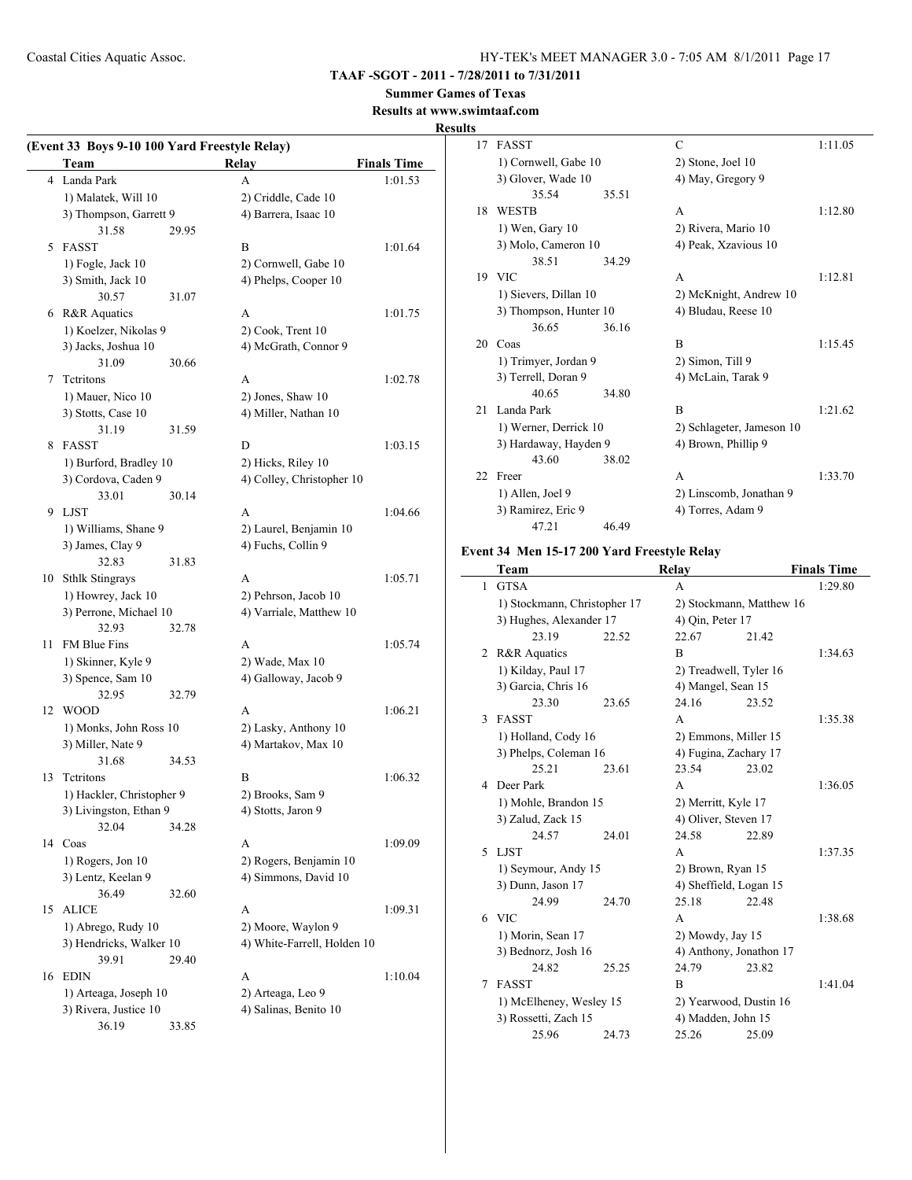**TAAF -SGOT - 2011 - 7/28/2011 to 7/31/2011**

**Summer Games of Texas**

**Results at www.swimtaaf.com**

**Results**

### (Event 33 Boys 9-10 100 Yard Freestyle Relay)

| | Team | Relay | Finals Time |
|---|---|---|---|
| 4 | Landa Park | A | 1:01.53 |
| | 1) Malatek, Will 10 | 2) Criddle, Cade 10 | |
| | 3) Thompson, Garrett 9 | 4) Barrera, Isaac 10 | |
| | 31.58 29.95 | | |
| 5 | FASST | B | 1:01.64 |
| | 1) Fogle, Jack 10 | 2) Cornwell, Gabe 10 | |
| | 3) Smith, Jack 10 | 4) Phelps, Cooper 10 | |
| | 30.57 31.07 | | |
| 6 | R&R Aquatics | A | 1:01.75 |
| | 1) Koelzer, Nikolas 9 | 2) Cook, Trent 10 | |
| | 3) Jacks, Joshua 10 | 4) McGrath, Connor 9 | |
| | 31.09 30.66 | | |
| 7 | Tctritons | A | 1:02.78 |
| | 1) Mauer, Nico 10 | 2) Jones, Shaw 10 | |
| | 3) Stotts, Case 10 | 4) Miller, Nathan 10 | |
| | 31.19 31.59 | | |
| 8 | FASST | D | 1:03.15 |
| | 1) Burford, Bradley 10 | 2) Hicks, Riley 10 | |
| | 3) Cordova, Caden 9 | 4) Colley, Christopher 10 | |
| | 33.01 30.14 | | |
| 9 | LJST | A | 1:04.66 |
| | 1) Williams, Shane 9 | 2) Laurel, Benjamin 10 | |
| | 3) James, Clay 9 | 4) Fuchs, Collin 9 | |
| | 32.83 31.83 | | |
| 10 | Sthlk Stingrays | A | 1:05.71 |
| | 1) Howrey, Jack 10 | 2) Pehrson, Jacob 10 | |
| | 3) Perrone, Michael 10 | 4) Varriale, Matthew 10 | |
| | 32.93 32.78 | | |
| 11 | FM Blue Fins | A | 1:05.74 |
| | 1) Skinner, Kyle 9 | 2) Wade, Max 10 | |
| | 3) Spence, Sam 10 | 4) Galloway, Jacob 9 | |
| | 32.95 32.79 | | |
| 12 | WOOD | A | 1:06.21 |
| | 1) Monks, John Ross 10 | 2) Lasky, Anthony 10 | |
| | 3) Miller, Nate 9 | 4) Martakov, Max 10 | |
| | 31.68 34.53 | | |
| 13 | Tctritons | B | 1:06.32 |
| | 1) Hackler, Christopher 9 | 2) Brooks, Sam 9 | |
| | 3) Livingston, Ethan 9 | 4) Stotts, Jaron 9 | |
| | 32.04 34.28 | | |
| 14 | Coas | A | 1:09.09 |
| | 1) Rogers, Jon 10 | 2) Rogers, Benjamin 10 | |
| | 3) Lentz, Keelan 9 | 4) Simmons, David 10 | |
| | 36.49 32.60 | | |
| 15 | ALICE | A | 1:09.31 |
| | 1) Abrego, Rudy 10 | 2) Moore, Waylon 9 | |
| | 3) Hendricks, Walker 10 | 4) White-Farrell, Holden 10 | |
| | 39.91 29.40 | | |
| 16 | EDIN | A | 1:10.04 |
| | 1) Arteaga, Joseph 10 | 2) Arteaga, Leo 9 | |
| | 3) Rivera, Justice 10 | 4) Salinas, Benito 10 | |
| | 36.19 33.85 | | |
| 17 | FASST | C | 1:11.05 |
| | 1) Cornwell, Gabe 10 | 2) Stone, Joel 10 | |
| | 3) Glover, Wade 10 | 4) May, Gregory 9 | |
| | 35.54 35.51 | | |
| 18 | WESTB | A | 1:12.80 |
| | 1) Wen, Gary 10 | 2) Rivera, Mario 10 | |
| | 3) Molo, Cameron 10 | 4) Peak, Xzavious 10 | |
| | 38.51 34.29 | | |
| 19 | VIC | A | 1:12.81 |
| | 1) Sievers, Dillan 10 | 2) McKnight, Andrew 10 | |
| | 3) Thompson, Hunter 10 | 4) Bludau, Reese 10 | |
| | 36.65 36.16 | | |
| 20 | Coas | B | 1:15.45 |
| | 1) Trimyer, Jordan 9 | 2) Simon, Till 9 | |
| | 3) Terrell, Doran 9 | 4) McLain, Tarak 9 | |
| | 40.65 34.80 | | |
| 21 | Landa Park | B | 1:21.62 |
| | 1) Werner, Derrick 10 | 2) Schlageter, Jameson 10 | |
| | 3) Hardaway, Hayden 9 | 4) Brown, Phillip 9 | |
| | 43.60 38.02 | | |
| 22 | Freer | A | 1:33.70 |
| | 1) Allen, Joel 9 | 2) Linscomb, Jonathan 9 | |
| | 3) Ramirez, Eric 9 | 4) Torres, Adam 9 | |
| | 47.21 46.49 | | |

### Event 34 Men 15-17 200 Yard Freestyle Relay

| | Team | Relay | Finals Time |
|---|---|---|---|
| 1 | GTSA | A | 1:29.80 |
| | 1) Stockmann, Christopher 17 | 2) Stockmann, Matthew 16 | |
| | 3) Hughes, Alexander 17 | 4) Qin, Peter 17 | |
| | 23.19 22.52 | 22.67 21.42 | |
| 2 | R&R Aquatics | B | 1:34.63 |
| | 1) Kilday, Paul 17 | 2) Treadwell, Tyler 16 | |
| | 3) Garcia, Chris 16 | 4) Mangel, Sean 15 | |
| | 23.30 23.65 | 24.16 23.52 | |
| 3 | FASST | A | 1:35.38 |
| | 1) Holland, Cody 16 | 2) Emmons, Miller 15 | |
| | 3) Phelps, Coleman 16 | 4) Fugina, Zachary 17 | |
| | 25.21 23.61 | 23.54 23.02 | |
| 4 | Deer Park | A | 1:36.05 |
| | 1) Mohle, Brandon 15 | 2) Merritt, Kyle 17 | |
| | 3) Zalud, Zack 15 | 4) Oliver, Steven 17 | |
| | 24.57 24.01 | 24.58 22.89 | |
| 5 | LJST | A | 1:37.35 |
| | 1) Seymour, Andy 15 | 2) Brown, Ryan 15 | |
| | 3) Dunn, Jason 17 | 4) Sheffield, Logan 15 | |
| | 24.99 24.70 | 25.18 22.48 | |
| 6 | VIC | A | 1:38.68 |
| | 1) Morin, Sean 17 | 2) Mowdy, Jay 15 | |
| | 3) Bednorz, Josh 16 | 4) Anthony, Jonathon 17 | |
| | 24.82 25.25 | 24.79 23.82 | |
| 7 | FASST | B | 1:41.04 |
| | 1) McElheney, Wesley 15 | 2) Yearwood, Dustin 16 | |
| | 3) Rossetti, Zach 15 | 4) Madden, John 15 | |
| | 25.96 24.73 | 25.26 25.09 | |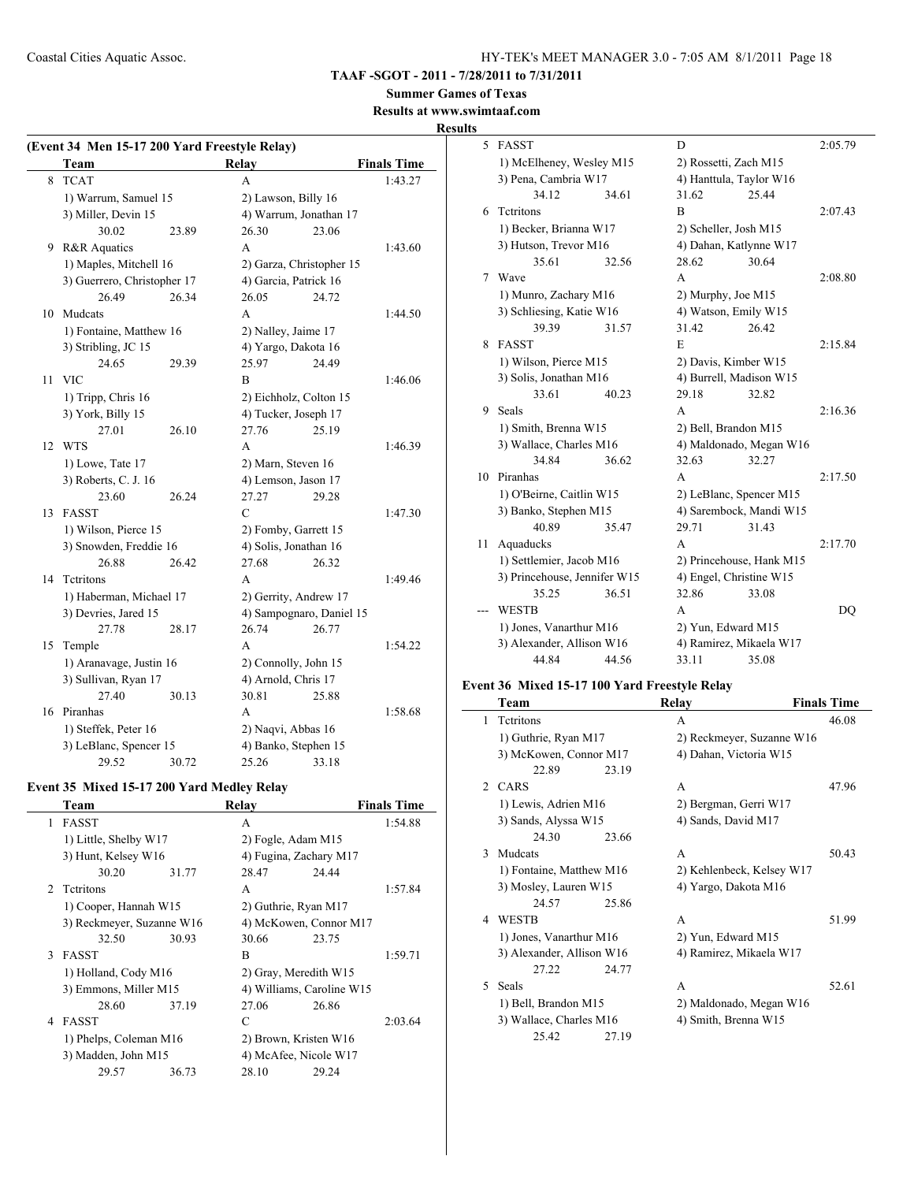**TAAF -SGOT - 2011 - 7/28/2011 to 7/31/2011**

**Summer Games of Texas**

**Results at www.swimtaaf.com**

**Results**

### (Event 34 Men 15-17 200 Yard Freestyle Relay)

| | Team | Relay | Finals Time |
|---|---|---|---|
| 8 | TCAT | A | 1:43.27 |
| | 1) Warrum, Samuel 15 | 2) Lawson, Billy 16 | |
| | 3) Miller, Devin 15 | 4) Warrum, Jonathan 17 | |
| | 30.02 23.89 | 26.30 23.06 | |
| 9 | R&R Aquatics | A | 1:43.60 |
| | 1) Maples, Mitchell 16 | 2) Garza, Christopher 15 | |
| | 3) Guerrero, Christopher 17 | 4) Garcia, Patrick 16 | |
| | 26.49 26.34 | 26.05 24.72 | |
| 10 | Mudcats | A | 1:44.50 |
| | 1) Fontaine, Matthew 16 | 2) Nalley, Jaime 17 | |
| | 3) Stribling, JC 15 | 4) Yargo, Dakota 16 | |
| | 24.65 29.39 | 25.97 24.49 | |
| 11 | VIC | B | 1:46.06 |
| | 1) Tripp, Chris 16 | 2) Eichholz, Colton 15 | |
| | 3) York, Billy 15 | 4) Tucker, Joseph 17 | |
| | 27.01 26.10 | 27.76 25.19 | |
| 12 | WTS | A | 1:46.39 |
| | 1) Lowe, Tate 17 | 2) Marn, Steven 16 | |
| | 3) Roberts, C. J. 16 | 4) Lemson, Jason 17 | |
| | 23.60 26.24 | 27.27 29.28 | |
| 13 | FASST | C | 1:47.30 |
| | 1) Wilson, Pierce 15 | 2) Fomby, Garrett 15 | |
| | 3) Snowden, Freddie 16 | 4) Solis, Jonathan 16 | |
| | 26.88 26.42 | 27.68 26.32 | |
| 14 | Tctritons | A | 1:49.46 |
| | 1) Haberman, Michael 17 | 2) Gerrity, Andrew 17 | |
| | 3) Devries, Jared 15 | 4) Sampognaro, Daniel 15 | |
| | 27.78 28.17 | 26.74 26.77 | |
| 15 | Temple | A | 1:54.22 |
| | 1) Aranavage, Justin 16 | 2) Connolly, John 15 | |
| | 3) Sullivan, Ryan 17 | 4) Arnold, Chris 17 | |
| | 27.40 30.13 | 30.81 25.88 | |
| 16 | Piranhas | A | 1:58.68 |
| | 1) Steffek, Peter 16 | 2) Naqvi, Abbas 16 | |
| | 3) LeBlanc, Spencer 15 | 4) Banko, Stephen 15 | |
| | 29.52 30.72 | 25.26 33.18 | |

### Event 35 Mixed 15-17 200 Yard Medley Relay

| | Team | Relay | Finals Time |
|---|---|---|---|
| 1 | FASST | A | 1:54.88 |
| | 1) Little, Shelby W17 | 2) Fogle, Adam M15 | |
| | 3) Hunt, Kelsey W16 | 4) Fugina, Zachary M17 | |
| | 30.20 31.77 | 28.47 24.44 | |
| 2 | Tctritons | A | 1:57.84 |
| | 1) Cooper, Hannah W15 | 2) Guthrie, Ryan M17 | |
| | 3) Reckmeyer, Suzanne W16 | 4) McKowen, Connor M17 | |
| | 32.50 30.93 | 30.66 23.75 | |
| 3 | FASST | B | 1:59.71 |
| | 1) Holland, Cody M16 | 2) Gray, Meredith W15 | |
| | 3) Emmons, Miller M15 | 4) Williams, Caroline W15 | |
| | 28.60 37.19 | 27.06 26.86 | |
| 4 | FASST | C | 2:03.64 |
| | 1) Phelps, Coleman M16 | 2) Brown, Kristen W16 | |
| | 3) Madden, John M15 | 4) McAfee, Nicole W17 | |
| | 29.57 36.73 | 28.10 29.24 | |
| 5 | FASST | D | 2:05.79 |
| | 1) McElheney, Wesley M15 | 2) Rossetti, Zach M15 | |
| | 3) Pena, Cambria W17 | 4) Hanttula, Taylor W16 | |
| | 34.12 34.61 | 31.62 25.44 | |
| 6 | Tctritons | B | 2:07.43 |
| | 1) Becker, Brianna W17 | 2) Scheller, Josh M15 | |
| | 3) Hutson, Trevor M16 | 4) Dahan, Katlynne W17 | |
| | 35.61 32.56 | 28.62 30.64 | |
| 7 | Wave | A | 2:08.80 |
| | 1) Munro, Zachary M16 | 2) Murphy, Joe M15 | |
| | 3) Schliesing, Katie W16 | 4) Watson, Emily W15 | |
| | 39.39 31.57 | 31.42 26.42 | |
| 8 | FASST | E | 2:15.84 |
| | 1) Wilson, Pierce M15 | 2) Davis, Kimber W15 | |
| | 3) Solis, Jonathan M16 | 4) Burrell, Madison W15 | |
| | 33.61 40.23 | 29.18 32.82 | |
| 9 | Seals | A | 2:16.36 |
| | 1) Smith, Brenna W15 | 2) Bell, Brandon M15 | |
| | 3) Wallace, Charles M16 | 4) Maldonado, Megan W16 | |
| | 34.84 36.62 | 32.63 32.27 | |
| 10 | Piranhas | A | 2:17.50 |
| | 1) O'Beirne, Caitlin W15 | 2) LeBlanc, Spencer M15 | |
| | 3) Banko, Stephen M15 | 4) Sarembock, Mandi W15 | |
| | 40.89 35.47 | 29.71 31.43 | |
| 11 | Aquaducks | A | 2:17.70 |
| | 1) Settlemier, Jacob M16 | 2) Princehouse, Hank M15 | |
| | 3) Princehouse, Jennifer W15 | 4) Engel, Christine W15 | |
| | 35.25 36.51 | 32.86 33.08 | |
| --- | WESTB | A | DQ |
| | 1) Jones, Vanarthur M16 | 2) Yun, Edward M15 | |
| | 3) Alexander, Allison W16 | 4) Ramirez, Mikaela W17 | |
| | 44.84 44.56 | 33.11 35.08 | |

### Event 36 Mixed 15-17 100 Yard Freestyle Relay

| | Team | Relay | Finals Time |
|---|---|---|---|
| 1 | Tctritons | A | 46.08 |
| | 1) Guthrie, Ryan M17 | 2) Reckmeyer, Suzanne W16 | |
| | 3) McKowen, Connor M17 | 4) Dahan, Victoria W15 | |
| | 22.89 23.19 | | |
| 2 | CARS | A | 47.96 |
| | 1) Lewis, Adrien M16 | 2) Bergman, Gerri W17 | |
| | 3) Sands, Alyssa W15 | 4) Sands, David M17 | |
| | 24.30 23.66 | | |
| 3 | Mudcats | A | 50.43 |
| | 1) Fontaine, Matthew M16 | 2) Kehlenbeck, Kelsey W17 | |
| | 3) Mosley, Lauren W15 | 4) Yargo, Dakota M16 | |
| | 24.57 25.86 | | |
| 4 | WESTB | A | 51.99 |
| | 1) Jones, Vanarthur M16 | 2) Yun, Edward M15 | |
| | 3) Alexander, Allison W16 | 4) Ramirez, Mikaela W17 | |
| | 27.22 24.77 | | |
| 5 | Seals | A | 52.61 |
| | 1) Bell, Brandon M15 | 2) Maldonado, Megan W16 | |
| | 3) Wallace, Charles M16 | 4) Smith, Brenna W15 | |
| | 25.42 27.19 | | |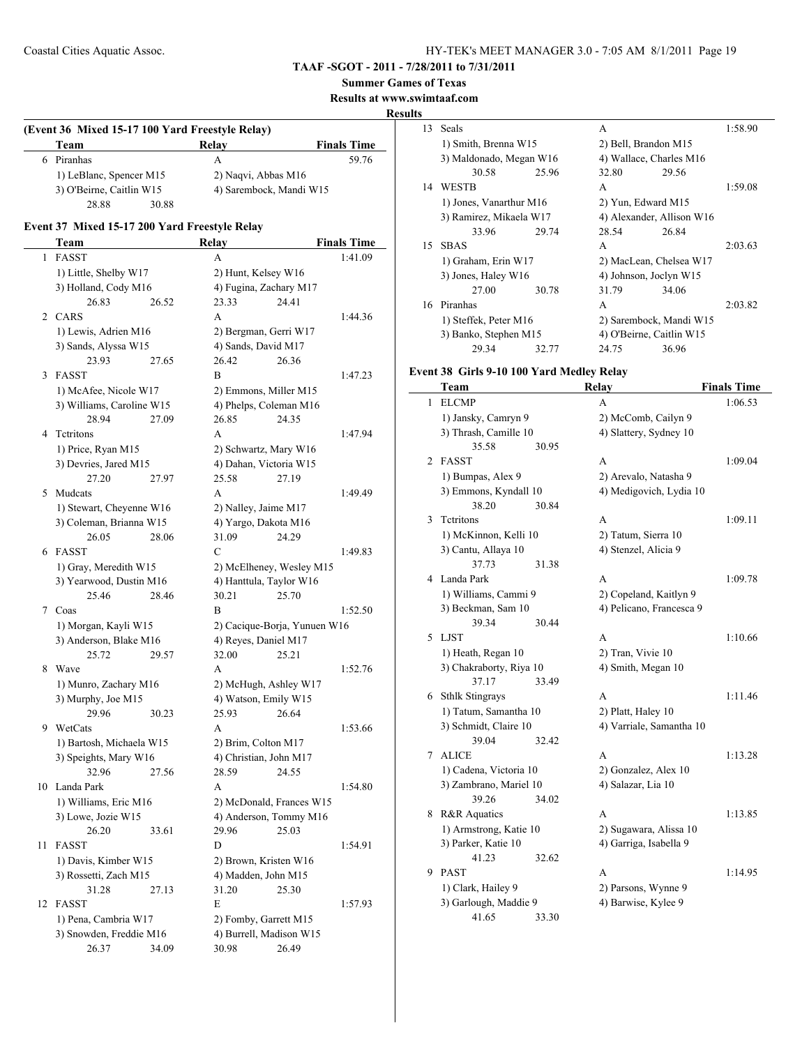**TAAF -SGOT - 2011 - 7/28/2011 to 7/31/2011**

**Summer Games of Texas**

**Results at www.swimtaaf.com**

**Results**

### (Event 36 Mixed 15-17 100 Yard Freestyle Relay)

| | Team | Relay | Finals Time |
|---|---|---|---|
| 6 | Piranhas | A | 59.76 |
| | 1) LeBlanc, Spencer M15 | 2) Naqvi, Abbas M16 | |
| | 3) O'Beirne, Caitlin W15 | 4) Sarembock, Mandi W15 | |
| | 28.88 30.88 | | |

### Event 37 Mixed 15-17 200 Yard Freestyle Relay

| | Team | Relay | Finals Time |
|---|---|---|---|
| 1 | FASST | A | 1:41.09 |
| | 1) Little, Shelby W17 | 2) Hunt, Kelsey W16 | |
| | 3) Holland, Cody M16 | 4) Fugina, Zachary M17 | |
| | 26.83 26.52 | 23.33 24.41 | |
| 2 | CARS | A | 1:44.36 |
| | 1) Lewis, Adrien M16 | 2) Bergman, Gerri W17 | |
| | 3) Sands, Alyssa W15 | 4) Sands, David M17 | |
| | 23.93 27.65 | 26.42 26.36 | |
| 3 | FASST | B | 1:47.23 |
| | 1) McAfee, Nicole W17 | 2) Emmons, Miller M15 | |
| | 3) Williams, Caroline W15 | 4) Phelps, Coleman M16 | |
| | 28.94 27.09 | 26.85 24.35 | |
| 4 | Tctritons | A | 1:47.94 |
| | 1) Price, Ryan M15 | 2) Schwartz, Mary W16 | |
| | 3) Devries, Jared M15 | 4) Dahan, Victoria W15 | |
| | 27.20 27.97 | 25.58 27.19 | |
| 5 | Mudcats | A | 1:49.49 |
| | 1) Stewart, Cheyenne W16 | 2) Nalley, Jaime M17 | |
| | 3) Coleman, Brianna W15 | 4) Yargo, Dakota M16 | |
| | 26.05 28.06 | 31.09 24.29 | |
| 6 | FASST | C | 1:49.83 |
| | 1) Gray, Meredith W15 | 2) McElheney, Wesley M15 | |
| | 3) Yearwood, Dustin M16 | 4) Hanttula, Taylor W16 | |
| | 25.46 28.46 | 30.21 25.70 | |
| 7 | Coas | B | 1:52.50 |
| | 1) Morgan, Kayli W15 | 2) Cacique-Borja, Yunuen W16 | |
| | 3) Anderson, Blake M16 | 4) Reyes, Daniel M17 | |
| | 25.72 29.57 | 32.00 25.21 | |
| 8 | Wave | A | 1:52.76 |
| | 1) Munro, Zachary M16 | 2) McHugh, Ashley W17 | |
| | 3) Murphy, Joe M15 | 4) Watson, Emily W15 | |
| | 29.96 30.23 | 25.93 26.64 | |
| 9 | WetCats | A | 1:53.66 |
| | 1) Bartosh, Michaela W15 | 2) Brim, Colton M17 | |
| | 3) Speights, Mary W16 | 4) Christian, John M17 | |
| | 32.96 27.56 | 28.59 24.55 | |
| 10 | Landa Park | A | 1:54.80 |
| | 1) Williams, Eric M16 | 2) McDonald, Frances W15 | |
| | 3) Lowe, Jozie W15 | 4) Anderson, Tommy M16 | |
| | 26.20 33.61 | 29.96 25.03 | |
| 11 | FASST | D | 1:54.91 |
| | 1) Davis, Kimber W15 | 2) Brown, Kristen W16 | |
| | 3) Rossetti, Zach M15 | 4) Madden, John M15 | |
| | 31.28 27.13 | 31.20 25.30 | |
| 12 | FASST | E | 1:57.93 |
| | 1) Pena, Cambria W17 | 2) Fomby, Garrett M15 | |
| | 3) Snowden, Freddie M16 | 4) Burrell, Madison W15 | |
| | 26.37 34.09 | 30.98 26.49 | |
| 13 | Seals | A | 1:58.90 |
| | 1) Smith, Brenna W15 | 2) Bell, Brandon M15 | |
| | 3) Maldonado, Megan W16 | 4) Wallace, Charles M16 | |
| | 30.58 25.96 | 32.80 29.56 | |
| 14 | WESTB | A | 1:59.08 |
| | 1) Jones, Vanarthur M16 | 2) Yun, Edward M15 | |
| | 3) Ramirez, Mikaela W17 | 4) Alexander, Allison W16 | |
| | 33.96 29.74 | 28.54 26.84 | |
| 15 | SBAS | A | 2:03.63 |
| | 1) Graham, Erin W17 | 2) MacLean, Chelsea W17 | |
| | 3) Jones, Haley W16 | 4) Johnson, Joclyn W15 | |
| | 27.00 30.78 | 31.79 34.06 | |
| 16 | Piranhas | A | 2:03.82 |
| | 1) Steffek, Peter M16 | 2) Sarembock, Mandi W15 | |
| | 3) Banko, Stephen M15 | 4) O'Beirne, Caitlin W15 | |
| | 29.34 32.77 | 24.75 36.96 | |

### Event 38 Girls 9-10 100 Yard Medley Relay

| | Team | Relay | Finals Time |
|---|---|---|---|
| 1 | ELCMP | A | 1:06.53 |
| | 1) Jansky, Camryn 9 | 2) McComb, Cailyn 9 | |
| | 3) Thrash, Camille 10 | 4) Slattery, Sydney 10 | |
| | 35.58 30.95 | | |
| 2 | FASST | A | 1:09.04 |
| | 1) Bumpas, Alex 9 | 2) Arevalo, Natasha 9 | |
| | 3) Emmons, Kyndall 10 | 4) Medigovich, Lydia 10 | |
| | 38.20 30.84 | | |
| 3 | Tctritons | A | 1:09.11 |
| | 1) McKinnon, Kelli 10 | 2) Tatum, Sierra 10 | |
| | 3) Cantu, Allaya 10 | 4) Stenzel, Alicia 9 | |
| | 37.73 31.38 | | |
| 4 | Landa Park | A | 1:09.78 |
| | 1) Williams, Cammi 9 | 2) Copeland, Kaitlyn 9 | |
| | 3) Beckman, Sam 10 | 4) Pelicano, Francesca 9 | |
| | 39.34 30.44 | | |
| 5 | LJST | A | 1:10.66 |
| | 1) Heath, Regan 10 | 2) Tran, Vivie 10 | |
| | 3) Chakraborty, Riya 10 | 4) Smith, Megan 10 | |
| | 37.17 33.49 | | |
| 6 | Sthlk Stingrays | A | 1:11.46 |
| | 1) Tatum, Samantha 10 | 2) Platt, Haley 10 | |
| | 3) Schmidt, Claire 10 | 4) Varriale, Samantha 10 | |
| | 39.04 32.42 | | |
| 7 | ALICE | A | 1:13.28 |
| | 1) Cadena, Victoria 10 | 2) Gonzalez, Alex 10 | |
| | 3) Zambrano, Mariel 10 | 4) Salazar, Lia 10 | |
| | 39.26 34.02 | | |
| 8 | R&R Aquatics | A | 1:13.85 |
| | 1) Armstrong, Katie 10 | 2) Sugawara, Alissa 10 | |
| | 3) Parker, Katie 10 | 4) Garriga, Isabella 9 | |
| | 41.23 32.62 | | |
| 9 | PAST | A | 1:14.95 |
| | 1) Clark, Hailey 9 | 2) Parsons, Wynne 9 | |
| | 3) Garlough, Maddie 9 | 4) Barwise, Kylee 9 | |
| | 41.65 33.30 | | |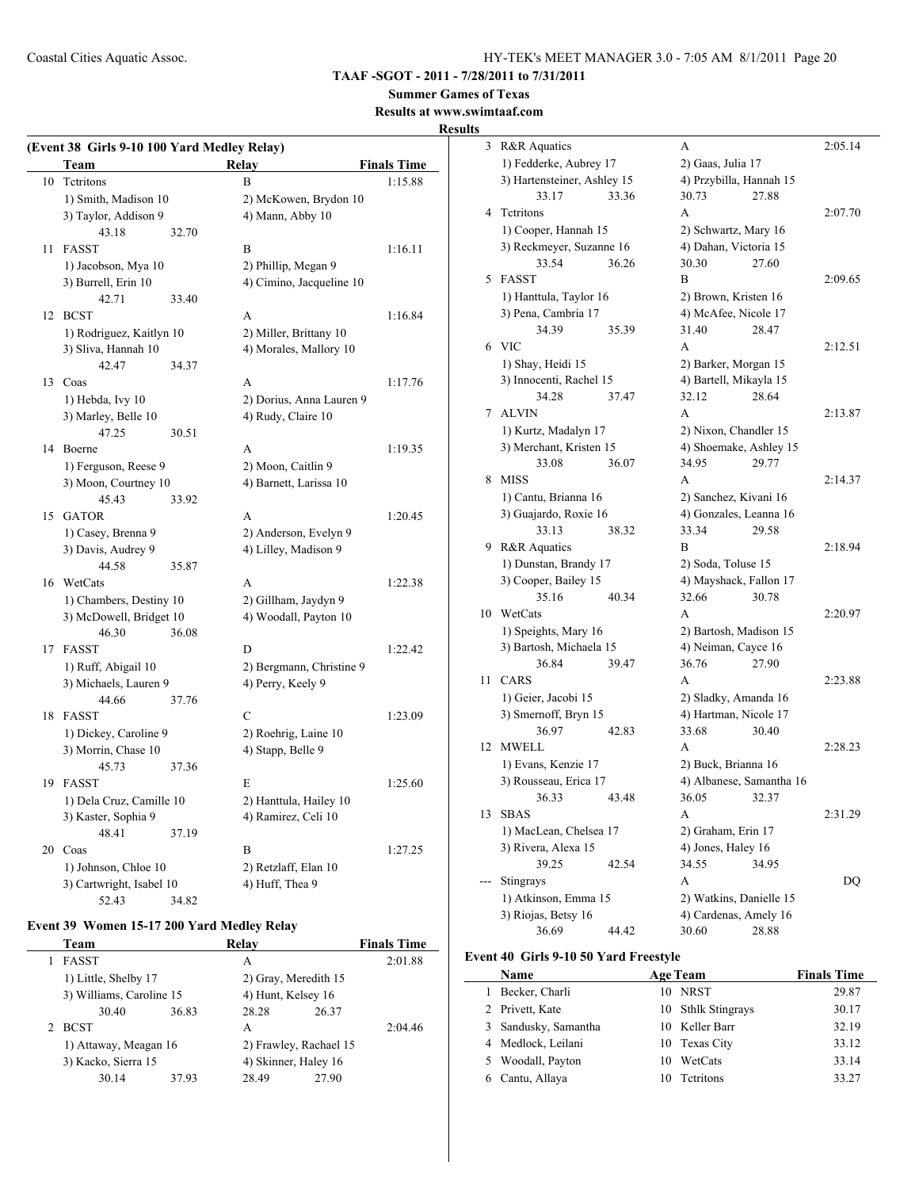**TAAF -SGOT - 2011 - 7/28/2011 to 7/31/2011**

**Summer Games of Texas**

**Results at www.swimtaaf.com**

**Results**

### (Event 38 Girls 9-10 100 Yard Medley Relay)

| | Team | Relay | Finals Time |
|---|---|---|---|
| 10 | Tctritons | B | 1:15.88 |
| | 1) Smith, Madison 10 | 2) McKowen, Brydon 10 | |
| | 3) Taylor, Addison 9 | 4) Mann, Abby 10 | |
| | 43.18 32.70 | | |
| 11 | FASST | B | 1:16.11 |
| | 1) Jacobson, Mya 10 | 2) Phillip, Megan 9 | |
| | 3) Burrell, Erin 10 | 4) Cimino, Jacqueline 10 | |
| | 42.71 33.40 | | |
| 12 | BCST | A | 1:16.84 |
| | 1) Rodriguez, Kaitlyn 10 | 2) Miller, Brittany 10 | |
| | 3) Sliva, Hannah 10 | 4) Morales, Mallory 10 | |
| | 42.47 34.37 | | |
| 13 | Coas | A | 1:17.76 |
| | 1) Hebda, Ivy 10 | 2) Dorius, Anna Lauren 9 | |
| | 3) Marley, Belle 10 | 4) Rudy, Claire 10 | |
| | 47.25 30.51 | | |
| 14 | Boerne | A | 1:19.35 |
| | 1) Ferguson, Reese 9 | 2) Moon, Caitlin 9 | |
| | 3) Moon, Courtney 10 | 4) Barnett, Larissa 10 | |
| | 45.43 33.92 | | |
| 15 | GATOR | A | 1:20.45 |
| | 1) Casey, Brenna 9 | 2) Anderson, Evelyn 9 | |
| | 3) Davis, Audrey 9 | 4) Lilley, Madison 9 | |
| | 44.58 35.87 | | |
| 16 | WetCats | A | 1:22.38 |
| | 1) Chambers, Destiny 10 | 2) Gillham, Jaydyn 9 | |
| | 3) McDowell, Bridget 10 | 4) Woodall, Payton 10 | |
| | 46.30 36.08 | | |
| 17 | FASST | D | 1:22.42 |
| | 1) Ruff, Abigail 10 | 2) Bergmann, Christine 9 | |
| | 3) Michaels, Lauren 9 | 4) Perry, Keely 9 | |
| | 44.66 37.76 | | |
| 18 | FASST | C | 1:23.09 |
| | 1) Dickey, Caroline 9 | 2) Roehrig, Laine 10 | |
| | 3) Morrin, Chase 10 | 4) Stapp, Belle 9 | |
| | 45.73 37.36 | | |
| 19 | FASST | E | 1:25.60 |
| | 1) Dela Cruz, Camille 10 | 2) Hanttula, Hailey 10 | |
| | 3) Kaster, Sophia 9 | 4) Ramirez, Celi 10 | |
| | 48.41 37.19 | | |
| 20 | Coas | B | 1:27.25 |
| | 1) Johnson, Chloe 10 | 2) Retzlaff, Elan 10 | |
| | 3) Cartwright, Isabel 10 | 4) Huff, Thea 9 | |
| | 52.43 34.82 | | |

### Event 39 Women 15-17 200 Yard Medley Relay

| | Team | Relay | Finals Time |
|---|---|---|---|
| 1 | FASST | A | 2:01.88 |
| | 1) Little, Shelby 17 | 2) Gray, Meredith 15 | |
| | 3) Williams, Caroline 15 | 4) Hunt, Kelsey 16 | |
| | 30.40 36.83 | 28.28 26.37 | |
| 2 | BCST | A | 2:04.46 |
| | 1) Attaway, Meagan 16 | 2) Frawley, Rachael 15 | |
| | 3) Kacko, Sierra 15 | 4) Skinner, Haley 16 | |
| | 30.14 37.93 | 28.49 27.90 | |
| 3 | R&R Aquatics | A | 2:05.14 |
| | 1) Fedderke, Aubrey 17 | 2) Gaas, Julia 17 | |
| | 3) Hartensteiner, Ashley 15 | 4) Przybilla, Hannah 15 | |
| | 33.17 33.36 | 30.73 27.88 | |
| 4 | Tctritons | A | 2:07.70 |
| | 1) Cooper, Hannah 15 | 2) Schwartz, Mary 16 | |
| | 3) Reckmeyer, Suzanne 16 | 4) Dahan, Victoria 15 | |
| | 33.54 36.26 | 30.30 27.60 | |
| 5 | FASST | B | 2:09.65 |
| | 1) Hanttula, Taylor 16 | 2) Brown, Kristen 16 | |
| | 3) Pena, Cambria 17 | 4) McAfee, Nicole 17 | |
| | 34.39 35.39 | 31.40 28.47 | |
| 6 | VIC | A | 2:12.51 |
| | 1) Shay, Heidi 15 | 2) Barker, Morgan 15 | |
| | 3) Innocenti, Rachel 15 | 4) Bartell, Mikayla 15 | |
| | 34.28 37.47 | 32.12 28.64 | |
| 7 | ALVIN | A | 2:13.87 |
| | 1) Kurtz, Madalyn 17 | 2) Nixon, Chandler 15 | |
| | 3) Merchant, Kristen 15 | 4) Shoemake, Ashley 15 | |
| | 33.08 36.07 | 34.95 29.77 | |
| 8 | MISS | A | 2:14.37 |
| | 1) Cantu, Brianna 16 | 2) Sanchez, Kivani 16 | |
| | 3) Guajardo, Roxie 16 | 4) Gonzales, Leanna 16 | |
| | 33.13 38.32 | 33.34 29.58 | |
| 9 | R&R Aquatics | B | 2:18.94 |
| | 1) Dunstan, Brandy 17 | 2) Soda, Toluse 15 | |
| | 3) Cooper, Bailey 15 | 4) Mayshack, Fallon 17 | |
| | 35.16 40.34 | 32.66 30.78 | |
| 10 | WetCats | A | 2:20.97 |
| | 1) Speights, Mary 16 | 2) Bartosh, Madison 15 | |
| | 3) Bartosh, Michaela 15 | 4) Neiman, Cayce 16 | |
| | 36.84 39.47 | 36.76 27.90 | |
| 11 | CARS | A | 2:23.88 |
| | 1) Geier, Jacobi 15 | 2) Sladky, Amanda 16 | |
| | 3) Smernoff, Bryn 15 | 4) Hartman, Nicole 17 | |
| | 36.97 42.83 | 33.68 30.40 | |
| 12 | MWELL | A | 2:28.23 |
| | 1) Evans, Kenzie 17 | 2) Buck, Brianna 16 | |
| | 3) Rousseau, Erica 17 | 4) Albanese, Samantha 16 | |
| | 36.33 43.48 | 36.05 32.37 | |
| 13 | SBAS | A | 2:31.29 |
| | 1) MacLean, Chelsea 17 | 2) Graham, Erin 17 | |
| | 3) Rivera, Alexa 15 | 4) Jones, Haley 16 | |
| | 39.25 42.54 | 34.55 34.95 | |
| --- | Stingrays | A | DQ |
| | 1) Atkinson, Emma 15 | 2) Watkins, Danielle 15 | |
| | 3) Riojas, Betsy 16 | 4) Cardenas, Amely 16 | |
| | 36.69 44.42 | 30.60 28.88 | |

### Event 40 Girls 9-10 50 Yard Freestyle

| | Name | Age | Team | Finals Time |
|---|---|---|---|---|
| 1 | Becker, Charli | 10 | NRST | 29.87 |
| 2 | Privett, Kate | 10 | Sthlk Stingrays | 30.17 |
| 3 | Sandusky, Samantha | 10 | Keller Barr | 32.19 |
| 4 | Medlock, Leilani | 10 | Texas City | 33.12 |
| 5 | Woodall, Payton | 10 | WetCats | 33.14 |
| 6 | Cantu, Allaya | 10 | Tctritons | 33.27 |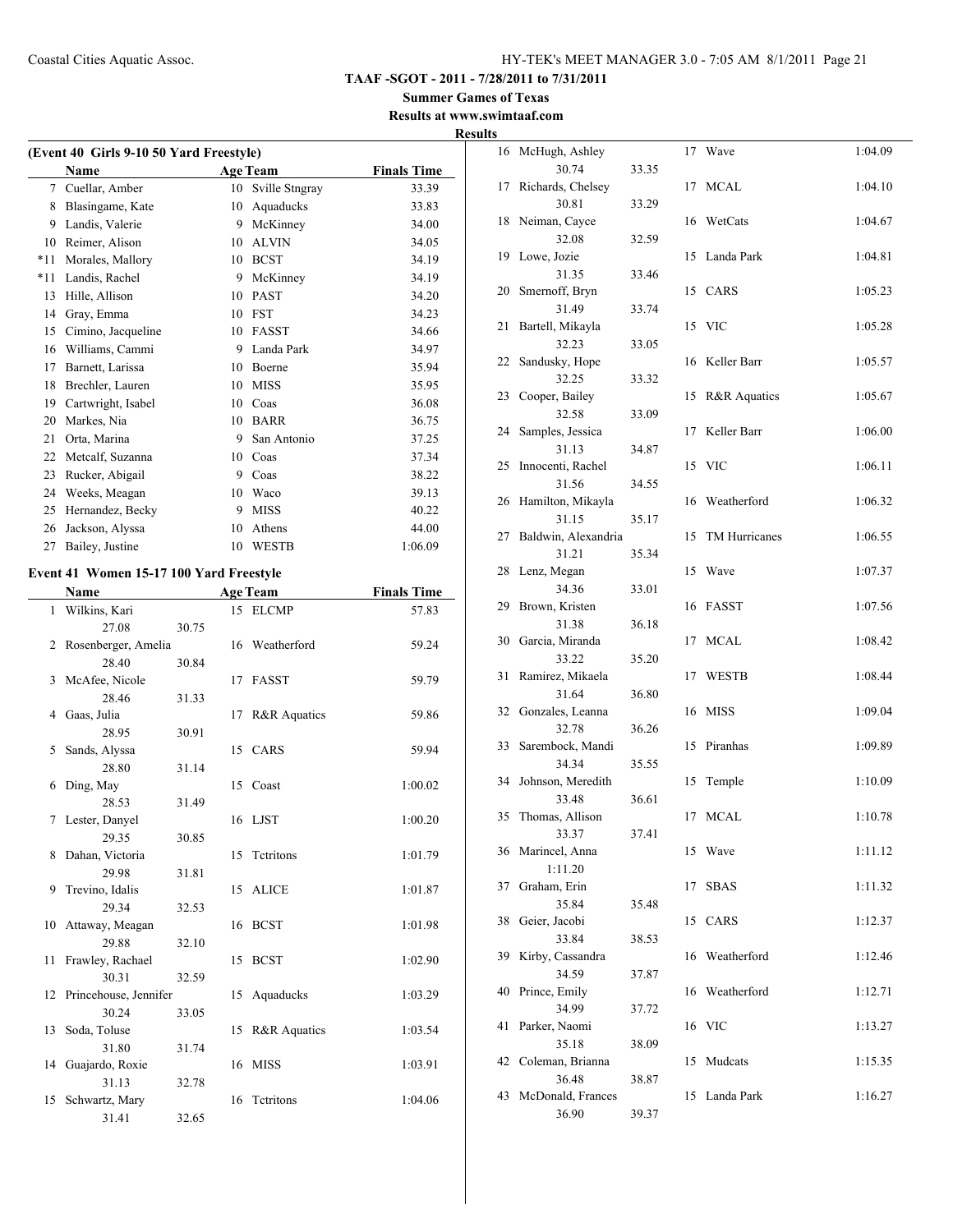**TAAF -SGOT - 2011 - 7/28/2011 to 7/31/2011**

**Summer Games of Texas**

**Results at www.swimtaaf.com**

**Results**

### (Event 40 Girls 9-10 50 Yard Freestyle)

| | Name | Age | Team | Finals Time |
|---|---|---|---|---|
| 7 | Cuellar, Amber | 10 | Sville Stngray | 33.39 |
| 8 | Blasingame, Kate | 10 | Aquaducks | 33.83 |
| 9 | Landis, Valerie | 9 | McKinney | 34.00 |
| 10 | Reimer, Alison | 10 | ALVIN | 34.05 |
| *11 | Morales, Mallory | 10 | BCST | 34.19 |
| *11 | Landis, Rachel | 9 | McKinney | 34.19 |
| 13 | Hille, Allison | 10 | PAST | 34.20 |
| 14 | Gray, Emma | 10 | FST | 34.23 |
| 15 | Cimino, Jacqueline | 10 | FASST | 34.66 |
| 16 | Williams, Cammi | 9 | Landa Park | 34.97 |
| 17 | Barnett, Larissa | 10 | Boerne | 35.94 |
| 18 | Brechler, Lauren | 10 | MISS | 35.95 |
| 19 | Cartwright, Isabel | 10 | Coas | 36.08 |
| 20 | Markes, Nia | 10 | BARR | 36.75 |
| 21 | Orta, Marina | 9 | San Antonio | 37.25 |
| 22 | Metcalf, Suzanna | 10 | Coas | 37.34 |
| 23 | Rucker, Abigail | 9 | Coas | 38.22 |
| 24 | Weeks, Meagan | 10 | Waco | 39.13 |
| 25 | Hernandez, Becky | 9 | MISS | 40.22 |
| 26 | Jackson, Alyssa | 10 | Athens | 44.00 |
| 27 | Bailey, Justine | 10 | WESTB | 1:06.09 |

### Event 41 Women 15-17 100 Yard Freestyle

| | Name | | Age | Team | Finals Time |
|---|---|---|---|---|---|
| 1 | Wilkins, Kari | | 15 | ELCMP | 57.83 |
| | 27.08 | 30.75 | | | |
| 2 | Rosenberger, Amelia | | 16 | Weatherford | 59.24 |
| | 28.40 | 30.84 | | | |
| 3 | McAfee, Nicole | | 17 | FASST | 59.79 |
| | 28.46 | 31.33 | | | |
| 4 | Gaas, Julia | | 17 | R&R Aquatics | 59.86 |
| | 28.95 | 30.91 | | | |
| 5 | Sands, Alyssa | | 15 | CARS | 59.94 |
| | 28.80 | 31.14 | | | |
| 6 | Ding, May | | 15 | Coast | 1:00.02 |
| | 28.53 | 31.49 | | | |
| 7 | Lester, Danyel | | 16 | LJST | 1:00.20 |
| | 29.35 | 30.85 | | | |
| 8 | Dahan, Victoria | | 15 | Tctritons | 1:01.79 |
| | 29.98 | 31.81 | | | |
| 9 | Trevino, Idalis | | 15 | ALICE | 1:01.87 |
| | 29.34 | 32.53 | | | |
| 10 | Attaway, Meagan | | 16 | BCST | 1:01.98 |
| | 29.88 | 32.10 | | | |
| 11 | Frawley, Rachael | | 15 | BCST | 1:02.90 |
| | 30.31 | 32.59 | | | |
| 12 | Princehouse, Jennifer | | 15 | Aquaducks | 1:03.29 |
| | 30.24 | 33.05 | | | |
| 13 | Soda, Toluse | | 15 | R&R Aquatics | 1:03.54 |
| | 31.80 | 31.74 | | | |
| 14 | Guajardo, Roxie | | 16 | MISS | 1:03.91 |
| | 31.13 | 32.78 | | | |
| 15 | Schwartz, Mary | | 16 | Tctritons | 1:04.06 |
| | 31.41 | 32.65 | | | |
| 16 | McHugh, Ashley | | 17 | Wave | 1:04.09 |
| | 30.74 | 33.35 | | | |
| 17 | Richards, Chelsey | | 17 | MCAL | 1:04.10 |
| | 30.81 | 33.29 | | | |
| 18 | Neiman, Cayce | | 16 | WetCats | 1:04.67 |
| | 32.08 | 32.59 | | | |
| 19 | Lowe, Jozie | | 15 | Landa Park | 1:04.81 |
| | 31.35 | 33.46 | | | |
| 20 | Smernoff, Bryn | | 15 | CARS | 1:05.23 |
| | 31.49 | 33.74 | | | |
| 21 | Bartell, Mikayla | | 15 | VIC | 1:05.28 |
| | 32.23 | 33.05 | | | |
| 22 | Sandusky, Hope | | 16 | Keller Barr | 1:05.57 |
| | 32.25 | 33.32 | | | |
| 23 | Cooper, Bailey | | 15 | R&R Aquatics | 1:05.67 |
| | 32.58 | 33.09 | | | |
| 24 | Samples, Jessica | | 17 | Keller Barr | 1:06.00 |
| | 31.13 | 34.87 | | | |
| 25 | Innocenti, Rachel | | 15 | VIC | 1:06.11 |
| | 31.56 | 34.55 | | | |
| 26 | Hamilton, Mikayla | | 16 | Weatherford | 1:06.32 |
| | 31.15 | 35.17 | | | |
| 27 | Baldwin, Alexandria | | 15 | TM Hurricanes | 1:06.55 |
| | 31.21 | 35.34 | | | |
| 28 | Lenz, Megan | | 15 | Wave | 1:07.37 |
| | 34.36 | 33.01 | | | |
| 29 | Brown, Kristen | | 16 | FASST | 1:07.56 |
| | 31.38 | 36.18 | | | |
| 30 | Garcia, Miranda | | 17 | MCAL | 1:08.42 |
| | 33.22 | 35.20 | | | |
| 31 | Ramirez, Mikaela | | 17 | WESTB | 1:08.44 |
| | 31.64 | 36.80 | | | |
| 32 | Gonzales, Leanna | | 16 | MISS | 1:09.04 |
| | 32.78 | 36.26 | | | |
| 33 | Sarembock, Mandi | | 15 | Piranhas | 1:09.89 |
| | 34.34 | 35.55 | | | |
| 34 | Johnson, Meredith | | 15 | Temple | 1:10.09 |
| | 33.48 | 36.61 | | | |
| 35 | Thomas, Allison | | 17 | MCAL | 1:10.78 |
| | 33.37 | 37.41 | | | |
| 36 | Marincel, Anna | | 15 | Wave | 1:11.12 |
| | 1:11.20 | | | | |
| 37 | Graham, Erin | | 17 | SBAS | 1:11.32 |
| | 35.84 | 35.48 | | | |
| 38 | Geier, Jacobi | | 15 | CARS | 1:12.37 |
| | 33.84 | 38.53 | | | |
| 39 | Kirby, Cassandra | | 16 | Weatherford | 1:12.46 |
| | 34.59 | 37.87 | | | |
| 40 | Prince, Emily | | 16 | Weatherford | 1:12.71 |
| | 34.99 | 37.72 | | | |
| 41 | Parker, Naomi | | 16 | VIC | 1:13.27 |
| | 35.18 | 38.09 | | | |
| 42 | Coleman, Brianna | | 15 | Mudcats | 1:15.35 |
| | 36.48 | 38.87 | | | |
| 43 | McDonald, Frances | | 15 | Landa Park | 1:16.27 |
| | 36.90 | 39.37 | | | |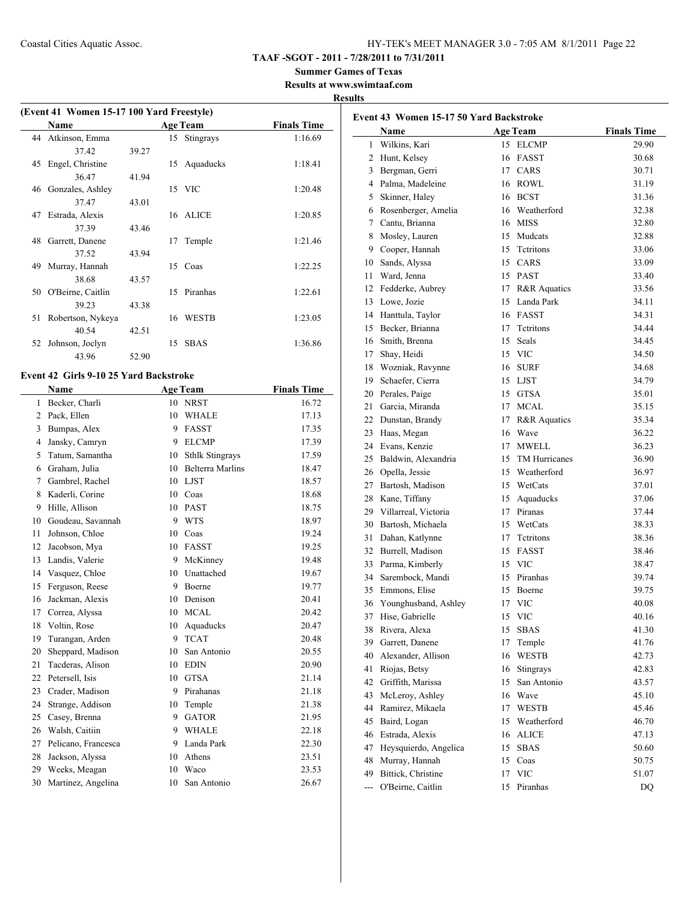**TAAF -SGOT - 2011 - 7/28/2011 to 7/31/2011**

**Summer Games of Texas**

**Results at www.swimtaaf.com**

**Results**

### (Event 41 Women 15-17 100 Yard Freestyle)

| | Name | Age | Team | Finals Time |
|---|---|---|---|---|
| 44 | Atkinson, Emma | 15 | Stingrays | 1:16.69 |
| | 37.42 39.27 | | | |
| 45 | Engel, Christine | 15 | Aquaducks | 1:18.41 |
| | 36.47 41.94 | | | |
| 46 | Gonzales, Ashley | 15 | VIC | 1:20.48 |
| | 37.47 43.01 | | | |
| 47 | Estrada, Alexis | 16 | ALICE | 1:20.85 |
| | 37.39 43.46 | | | |
| 48 | Garrett, Danene | 17 | Temple | 1:21.46 |
| | 37.52 43.94 | | | |
| 49 | Murray, Hannah | 15 | Coas | 1:22.25 |
| | 38.68 43.57 | | | |
| 50 | O'Beirne, Caitlin | 15 | Piranhas | 1:22.61 |
| | 39.23 43.38 | | | |
| 51 | Robertson, Nykeya | 16 | WESTB | 1:23.05 |
| | 40.54 42.51 | | | |
| 52 | Johnson, Joclyn | 15 | SBAS | 1:36.86 |
| | 43.96 52.90 | | | |

### Event 42 Girls 9-10 25 Yard Backstroke

| | Name | Age | Team | Finals Time |
|---|---|---|---|---|
| 1 | Becker, Charli | 10 | NRST | 16.72 |
| 2 | Pack, Ellen | 10 | WHALE | 17.13 |
| 3 | Bumpas, Alex | 9 | FASST | 17.35 |
| 4 | Jansky, Camryn | 9 | ELCMP | 17.39 |
| 5 | Tatum, Samantha | 10 | Sthlk Stingrays | 17.59 |
| 6 | Graham, Julia | 10 | Belterra Marlins | 18.47 |
| 7 | Gambrel, Rachel | 10 | LJST | 18.57 |
| 8 | Kaderli, Corine | 10 | Coas | 18.68 |
| 9 | Hille, Allison | 10 | PAST | 18.75 |
| 10 | Goudeau, Savannah | 9 | WTS | 18.97 |
| 11 | Johnson, Chloe | 10 | Coas | 19.24 |
| 12 | Jacobson, Mya | 10 | FASST | 19.25 |
| 13 | Landis, Valerie | 9 | McKinney | 19.48 |
| 14 | Vasquez, Chloe | 10 | Unattached | 19.67 |
| 15 | Ferguson, Reese | 9 | Boerne | 19.77 |
| 16 | Jackman, Alexis | 10 | Denison | 20.41 |
| 17 | Correa, Alyssa | 10 | MCAL | 20.42 |
| 18 | Voltin, Rose | 10 | Aquaducks | 20.47 |
| 19 | Turangan, Arden | 9 | TCAT | 20.48 |
| 20 | Sheppard, Madison | 10 | San Antonio | 20.55 |
| 21 | Tacderas, Alison | 10 | EDIN | 20.90 |
| 22 | Petersell, Isis | 10 | GTSA | 21.14 |
| 23 | Crader, Madison | 9 | Pirahanas | 21.18 |
| 24 | Strange, Addison | 10 | Temple | 21.38 |
| 25 | Casey, Brenna | 9 | GATOR | 21.95 |
| 26 | Walsh, Caitiin | 9 | WHALE | 22.18 |
| 27 | Pelicano, Francesca | 9 | Landa Park | 22.30 |
| 28 | Jackson, Alyssa | 10 | Athens | 23.51 |
| 29 | Weeks, Meagan | 10 | Waco | 23.53 |
| 30 | Martinez, Angelina | 10 | San Antonio | 26.67 |

### Event 43 Women 15-17 50 Yard Backstroke

| | Name | Age | Team | Finals Time |
|---|---|---|---|---|
| 1 | Wilkins, Kari | 15 | ELCMP | 29.90 |
| 2 | Hunt, Kelsey | 16 | FASST | 30.68 |
| 3 | Bergman, Gerri | 17 | CARS | 30.71 |
| 4 | Palma, Madeleine | 16 | ROWL | 31.19 |
| 5 | Skinner, Haley | 16 | BCST | 31.36 |
| 6 | Rosenberger, Amelia | 16 | Weatherford | 32.38 |
| 7 | Cantu, Brianna | 16 | MISS | 32.80 |
| 8 | Mosley, Lauren | 15 | Mudcats | 32.88 |
| 9 | Cooper, Hannah | 15 | Tctritons | 33.06 |
| 10 | Sands, Alyssa | 15 | CARS | 33.09 |
| 11 | Ward, Jenna | 15 | PAST | 33.40 |
| 12 | Fedderke, Aubrey | 17 | R&R Aquatics | 33.56 |
| 13 | Lowe, Jozie | 15 | Landa Park | 34.11 |
| 14 | Hanttula, Taylor | 16 | FASST | 34.31 |
| 15 | Becker, Brianna | 17 | Tctritons | 34.44 |
| 16 | Smith, Brenna | 15 | Seals | 34.45 |
| 17 | Shay, Heidi | 15 | VIC | 34.50 |
| 18 | Wozniak, Ravynne | 16 | SURF | 34.68 |
| 19 | Schaefer, Cierra | 15 | LJST | 34.79 |
| 20 | Perales, Paige | 15 | GTSA | 35.01 |
| 21 | Garcia, Miranda | 17 | MCAL | 35.15 |
| 22 | Dunstan, Brandy | 17 | R&R Aquatics | 35.34 |
| 23 | Haas, Megan | 16 | Wave | 36.22 |
| 24 | Evans, Kenzie | 17 | MWELL | 36.23 |
| 25 | Baldwin, Alexandria | 15 | TM Hurricanes | 36.90 |
| 26 | Opella, Jessie | 15 | Weatherford | 36.97 |
| 27 | Bartosh, Madison | 15 | WetCats | 37.01 |
| 28 | Kane, Tiffany | 15 | Aquaducks | 37.06 |
| 29 | Villarreal, Victoria | 17 | Piranas | 37.44 |
| 30 | Bartosh, Michaela | 15 | WetCats | 38.33 |
| 31 | Dahan, Katlynne | 17 | Tctritons | 38.36 |
| 32 | Burrell, Madison | 15 | FASST | 38.46 |
| 33 | Parma, Kimberly | 15 | VIC | 38.47 |
| 34 | Sarembock, Mandi | 15 | Piranhas | 39.74 |
| 35 | Emmons, Elise | 15 | Boerne | 39.75 |
| 36 | Younghusband, Ashley | 17 | VIC | 40.08 |
| 37 | Hise, Gabrielle | 15 | VIC | 40.16 |
| 38 | Rivera, Alexa | 15 | SBAS | 41.30 |
| 39 | Garrett, Danene | 17 | Temple | 41.76 |
| 40 | Alexander, Allison | 16 | WESTB | 42.73 |
| 41 | Riojas, Betsy | 16 | Stingrays | 42.83 |
| 42 | Griffith, Marissa | 15 | San Antonio | 43.57 |
| 43 | McLeroy, Ashley | 16 | Wave | 45.10 |
| 44 | Ramirez, Mikaela | 17 | WESTB | 45.46 |
| 45 | Baird, Logan | 15 | Weatherford | 46.70 |
| 46 | Estrada, Alexis | 16 | ALICE | 47.13 |
| 47 | Heysquierdo, Angelica | 15 | SBAS | 50.60 |
| 48 | Murray, Hannah | 15 | Coas | 50.75 |
| 49 | Bittick, Christine | 17 | VIC | 51.07 |
| --- | O'Beirne, Caitlin | 15 | Piranhas | DQ |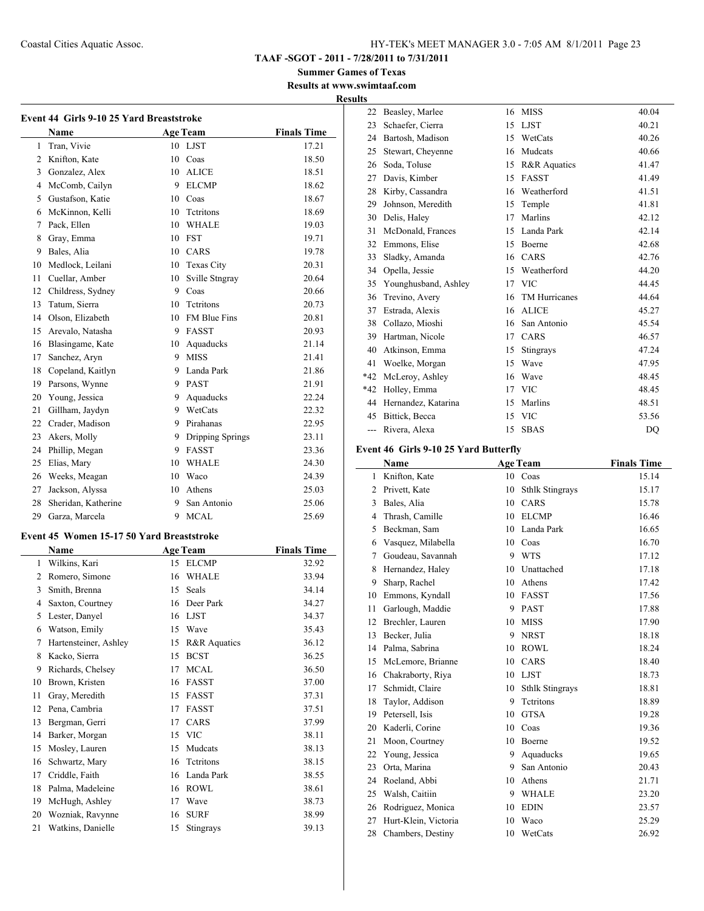**TAAF -SGOT - 2011 - 7/28/2011 to 7/31/2011**

**Summer Games of Texas**

**Results at www.swimtaaf.com**

**Results**

### Event 44 Girls 9-10 25 Yard Breaststroke

| | Name | Age | Team | Finals Time |
|---|---|---|---|---|
| 1 | Tran, Vivie | 10 | LJST | 17.21 |
| 2 | Knifton, Kate | 10 | Coas | 18.50 |
| 3 | Gonzalez, Alex | 10 | ALICE | 18.51 |
| 4 | McComb, Cailyn | 9 | ELCMP | 18.62 |
| 5 | Gustafson, Katie | 10 | Coas | 18.67 |
| 6 | McKinnon, Kelli | 10 | Tctritons | 18.69 |
| 7 | Pack, Ellen | 10 | WHALE | 19.03 |
| 8 | Gray, Emma | 10 | FST | 19.71 |
| 9 | Bales, Alia | 10 | CARS | 19.78 |
| 10 | Medlock, Leilani | 10 | Texas City | 20.31 |
| 11 | Cuellar, Amber | 10 | Sville Stngray | 20.64 |
| 12 | Childress, Sydney | 9 | Coas | 20.66 |
| 13 | Tatum, Sierra | 10 | Tctritons | 20.73 |
| 14 | Olson, Elizabeth | 10 | FM Blue Fins | 20.81 |
| 15 | Arevalo, Natasha | 9 | FASST | 20.93 |
| 16 | Blasingame, Kate | 10 | Aquaducks | 21.14 |
| 17 | Sanchez, Aryn | 9 | MISS | 21.41 |
| 18 | Copeland, Kaitlyn | 9 | Landa Park | 21.86 |
| 19 | Parsons, Wynne | 9 | PAST | 21.91 |
| 20 | Young, Jessica | 9 | Aquaducks | 22.24 |
| 21 | Gillham, Jaydyn | 9 | WetCats | 22.32 |
| 22 | Crader, Madison | 9 | Pirahanas | 22.95 |
| 23 | Akers, Molly | 9 | Dripping Springs | 23.11 |
| 24 | Phillip, Megan | 9 | FASST | 23.36 |
| 25 | Elias, Mary | 10 | WHALE | 24.30 |
| 26 | Weeks, Meagan | 10 | Waco | 24.39 |
| 27 | Jackson, Alyssa | 10 | Athens | 25.03 |
| 28 | Sheridan, Katherine | 9 | San Antonio | 25.06 |
| 29 | Garza, Marcela | 9 | MCAL | 25.69 |

### Event 45 Women 15-17 50 Yard Breaststroke

| | Name | Age | Team | Finals Time |
|---|---|---|---|---|
| 1 | Wilkins, Kari | 15 | ELCMP | 32.92 |
| 2 | Romero, Simone | 16 | WHALE | 33.94 |
| 3 | Smith, Brenna | 15 | Seals | 34.14 |
| 4 | Saxton, Courtney | 16 | Deer Park | 34.27 |
| 5 | Lester, Danyel | 16 | LJST | 34.37 |
| 6 | Watson, Emily | 15 | Wave | 35.43 |
| 7 | Hartensteiner, Ashley | 15 | R&R Aquatics | 36.12 |
| 8 | Kacko, Sierra | 15 | BCST | 36.25 |
| 9 | Richards, Chelsey | 17 | MCAL | 36.50 |
| 10 | Brown, Kristen | 16 | FASST | 37.00 |
| 11 | Gray, Meredith | 15 | FASST | 37.31 |
| 12 | Pena, Cambria | 17 | FASST | 37.51 |
| 13 | Bergman, Gerri | 17 | CARS | 37.99 |
| 14 | Barker, Morgan | 15 | VIC | 38.11 |
| 15 | Mosley, Lauren | 15 | Mudcats | 38.13 |
| 16 | Schwartz, Mary | 16 | Tctritons | 38.15 |
| 17 | Criddle, Faith | 16 | Landa Park | 38.55 |
| 18 | Palma, Madeleine | 16 | ROWL | 38.61 |
| 19 | McHugh, Ashley | 17 | Wave | 38.73 |
| 20 | Wozniak, Ravynne | 16 | SURF | 38.99 |
| 21 | Watkins, Danielle | 15 | Stingrays | 39.13 |
| 22 | Beasley, Marlee | 16 | MISS | 40.04 |
| 23 | Schaefer, Cierra | 15 | LJST | 40.21 |
| 24 | Bartosh, Madison | 15 | WetCats | 40.26 |
| 25 | Stewart, Cheyenne | 16 | Mudcats | 40.66 |
| 26 | Soda, Toluse | 15 | R&R Aquatics | 41.47 |
| 27 | Davis, Kimber | 15 | FASST | 41.49 |
| 28 | Kirby, Cassandra | 16 | Weatherford | 41.51 |
| 29 | Johnson, Meredith | 15 | Temple | 41.81 |
| 30 | Delis, Haley | 17 | Marlins | 42.12 |
| 31 | McDonald, Frances | 15 | Landa Park | 42.14 |
| 32 | Emmons, Elise | 15 | Boerne | 42.68 |
| 33 | Sladky, Amanda | 16 | CARS | 42.76 |
| 34 | Opella, Jessie | 15 | Weatherford | 44.20 |
| 35 | Younghusband, Ashley | 17 | VIC | 44.45 |
| 36 | Trevino, Avery | 16 | TM Hurricanes | 44.64 |
| 37 | Estrada, Alexis | 16 | ALICE | 45.27 |
| 38 | Collazo, Mioshi | 16 | San Antonio | 45.54 |
| 39 | Hartman, Nicole | 17 | CARS | 46.57 |
| 40 | Atkinson, Emma | 15 | Stingrays | 47.24 |
| 41 | Woelke, Morgan | 15 | Wave | 47.95 |
| *42 | McLeroy, Ashley | 16 | Wave | 48.45 |
| *42 | Holley, Emma | 17 | VIC | 48.45 |
| 44 | Hernandez, Katarina | 15 | Marlins | 48.51 |
| 45 | Bittick, Becca | 15 | VIC | 53.56 |
| --- | Rivera, Alexa | 15 | SBAS | DQ |

### Event 46 Girls 9-10 25 Yard Butterfly

| | Name | Age | Team | Finals Time |
|---|---|---|---|---|
| 1 | Knifton, Kate | 10 | Coas | 15.14 |
| 2 | Privett, Kate | 10 | Sthlk Stingrays | 15.17 |
| 3 | Bales, Alia | 10 | CARS | 15.78 |
| 4 | Thrash, Camille | 10 | ELCMP | 16.46 |
| 5 | Beckman, Sam | 10 | Landa Park | 16.65 |
| 6 | Vasquez, Milabella | 10 | Coas | 16.70 |
| 7 | Goudeau, Savannah | 9 | WTS | 17.12 |
| 8 | Hernandez, Haley | 10 | Unattached | 17.18 |
| 9 | Sharp, Rachel | 10 | Athens | 17.42 |
| 10 | Emmons, Kyndall | 10 | FASST | 17.56 |
| 11 | Garlough, Maddie | 9 | PAST | 17.88 |
| 12 | Brechler, Lauren | 10 | MISS | 17.90 |
| 13 | Becker, Julia | 9 | NRST | 18.18 |
| 14 | Palma, Sabrina | 10 | ROWL | 18.24 |
| 15 | McLemore, Brianne | 10 | CARS | 18.40 |
| 16 | Chakraborty, Riya | 10 | LJST | 18.73 |
| 17 | Schmidt, Claire | 10 | Sthlk Stingrays | 18.81 |
| 18 | Taylor, Addison | 9 | Tctritons | 18.89 |
| 19 | Petersell, Isis | 10 | GTSA | 19.28 |
| 20 | Kaderli, Corine | 10 | Coas | 19.36 |
| 21 | Moon, Courtney | 10 | Boerne | 19.52 |
| 22 | Young, Jessica | 9 | Aquaducks | 19.65 |
| 23 | Orta, Marina | 9 | San Antonio | 20.43 |
| 24 | Roeland, Abbi | 10 | Athens | 21.71 |
| 25 | Walsh, Caitiin | 9 | WHALE | 23.20 |
| 26 | Rodriguez, Monica | 10 | EDIN | 23.57 |
| 27 | Hurt-Klein, Victoria | 10 | Waco | 25.29 |
| 28 | Chambers, Destiny | 10 | WetCats | 26.92 |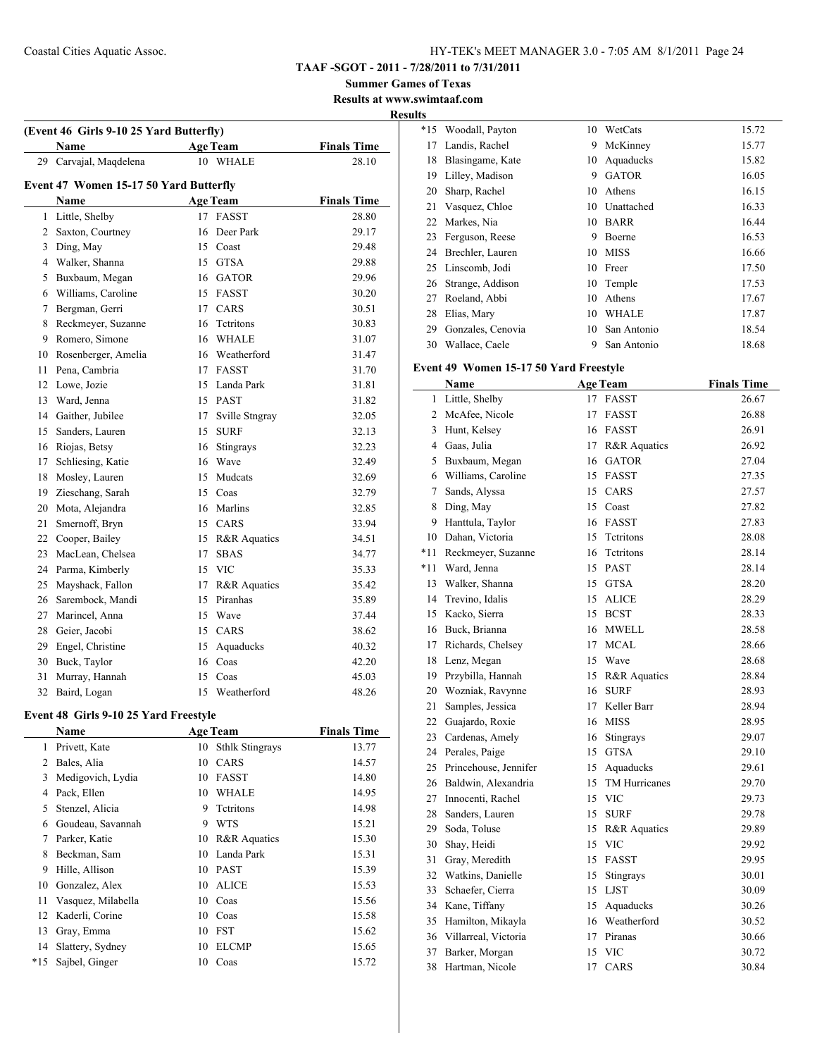**TAAF -SGOT - 2011 - 7/28/2011 to 7/31/2011**

**Summer Games of Texas**

**Results at www.swimtaaf.com**

**Results**

### (Event 46 Girls 9-10 25 Yard Butterfly)

| | Name | Age | Team | Finals Time |
|---|---|---|---|---|
| 29 | Carvajal, Maqdelena | 10 | WHALE | 28.10 |

### Event 47 Women 15-17 50 Yard Butterfly

| | Name | Age | Team | Finals Time |
|---|---|---|---|---|
| 1 | Little, Shelby | 17 | FASST | 28.80 |
| 2 | Saxton, Courtney | 16 | Deer Park | 29.17 |
| 3 | Ding, May | 15 | Coast | 29.48 |
| 4 | Walker, Shanna | 15 | GTSA | 29.88 |
| 5 | Buxbaum, Megan | 16 | GATOR | 29.96 |
| 6 | Williams, Caroline | 15 | FASST | 30.20 |
| 7 | Bergman, Gerri | 17 | CARS | 30.51 |
| 8 | Reckmeyer, Suzanne | 16 | Tctritons | 30.83 |
| 9 | Romero, Simone | 16 | WHALE | 31.07 |
| 10 | Rosenberger, Amelia | 16 | Weatherford | 31.47 |
| 11 | Pena, Cambria | 17 | FASST | 31.70 |
| 12 | Lowe, Jozie | 15 | Landa Park | 31.81 |
| 13 | Ward, Jenna | 15 | PAST | 31.82 |
| 14 | Gaither, Jubilee | 17 | Sville Stngray | 32.05 |
| 15 | Sanders, Lauren | 15 | SURF | 32.13 |
| 16 | Riojas, Betsy | 16 | Stingrays | 32.23 |
| 17 | Schliesing, Katie | 16 | Wave | 32.49 |
| 18 | Mosley, Lauren | 15 | Mudcats | 32.69 |
| 19 | Zieschang, Sarah | 15 | Coas | 32.79 |
| 20 | Mota, Alejandra | 16 | Marlins | 32.85 |
| 21 | Smernoff, Bryn | 15 | CARS | 33.94 |
| 22 | Cooper, Bailey | 15 | R&R Aquatics | 34.51 |
| 23 | MacLean, Chelsea | 17 | SBAS | 34.77 |
| 24 | Parma, Kimberly | 15 | VIC | 35.33 |
| 25 | Mayshack, Fallon | 17 | R&R Aquatics | 35.42 |
| 26 | Sarembock, Mandi | 15 | Piranhas | 35.89 |
| 27 | Marincel, Anna | 15 | Wave | 37.44 |
| 28 | Geier, Jacobi | 15 | CARS | 38.62 |
| 29 | Engel, Christine | 15 | Aquaducks | 40.32 |
| 30 | Buck, Taylor | 16 | Coas | 42.20 |
| 31 | Murray, Hannah | 15 | Coas | 45.03 |
| 32 | Baird, Logan | 15 | Weatherford | 48.26 |

### Event 48 Girls 9-10 25 Yard Freestyle

| | Name | Age | Team | Finals Time |
|---|---|---|---|---|
| 1 | Privett, Kate | 10 | Sthlk Stingrays | 13.77 |
| 2 | Bales, Alia | 10 | CARS | 14.57 |
| 3 | Medigovich, Lydia | 10 | FASST | 14.80 |
| 4 | Pack, Ellen | 10 | WHALE | 14.95 |
| 5 | Stenzel, Alicia | 9 | Tctritons | 14.98 |
| 6 | Goudeau, Savannah | 9 | WTS | 15.21 |
| 7 | Parker, Katie | 10 | R&R Aquatics | 15.30 |
| 8 | Beckman, Sam | 10 | Landa Park | 15.31 |
| 9 | Hille, Allison | 10 | PAST | 15.39 |
| 10 | Gonzalez, Alex | 10 | ALICE | 15.53 |
| 11 | Vasquez, Milabella | 10 | Coas | 15.56 |
| 12 | Kaderli, Corine | 10 | Coas | 15.58 |
| 13 | Gray, Emma | 10 | FST | 15.62 |
| 14 | Slattery, Sydney | 10 | ELCMP | 15.65 |
| *15 | Sajbel, Ginger | 10 | Coas | 15.72 |
| *15 | Woodall, Payton | 10 | WetCats | 15.72 |
| 17 | Landis, Rachel | 9 | McKinney | 15.77 |
| 18 | Blasingame, Kate | 10 | Aquaducks | 15.82 |
| 19 | Lilley, Madison | 9 | GATOR | 16.05 |
| 20 | Sharp, Rachel | 10 | Athens | 16.15 |
| 21 | Vasquez, Chloe | 10 | Unattached | 16.33 |
| 22 | Markes, Nia | 10 | BARR | 16.44 |
| 23 | Ferguson, Reese | 9 | Boerne | 16.53 |
| 24 | Brechler, Lauren | 10 | MISS | 16.66 |
| 25 | Linscomb, Jodi | 10 | Freer | 17.50 |
| 26 | Strange, Addison | 10 | Temple | 17.53 |
| 27 | Roeland, Abbi | 10 | Athens | 17.67 |
| 28 | Elias, Mary | 10 | WHALE | 17.87 |
| 29 | Gonzales, Cenovia | 10 | San Antonio | 18.54 |
| 30 | Wallace, Caele | 9 | San Antonio | 18.68 |

### Event 49 Women 15-17 50 Yard Freestyle

| | Name | Age | Team | Finals Time |
|---|---|---|---|---|
| 1 | Little, Shelby | 17 | FASST | 26.67 |
| 2 | McAfee, Nicole | 17 | FASST | 26.88 |
| 3 | Hunt, Kelsey | 16 | FASST | 26.91 |
| 4 | Gaas, Julia | 17 | R&R Aquatics | 26.92 |
| 5 | Buxbaum, Megan | 16 | GATOR | 27.04 |
| 6 | Williams, Caroline | 15 | FASST | 27.35 |
| 7 | Sands, Alyssa | 15 | CARS | 27.57 |
| 8 | Ding, May | 15 | Coast | 27.82 |
| 9 | Hanttula, Taylor | 16 | FASST | 27.83 |
| 10 | Dahan, Victoria | 15 | Tctritons | 28.08 |
| *11 | Reckmeyer, Suzanne | 16 | Tctritons | 28.14 |
| *11 | Ward, Jenna | 15 | PAST | 28.14 |
| 13 | Walker, Shanna | 15 | GTSA | 28.20 |
| 14 | Trevino, Idalis | 15 | ALICE | 28.29 |
| 15 | Kacko, Sierra | 15 | BCST | 28.33 |
| 16 | Buck, Brianna | 16 | MWELL | 28.58 |
| 17 | Richards, Chelsey | 17 | MCAL | 28.66 |
| 18 | Lenz, Megan | 15 | Wave | 28.68 |
| 19 | Przybilla, Hannah | 15 | R&R Aquatics | 28.84 |
| 20 | Wozniak, Ravynne | 16 | SURF | 28.93 |
| 21 | Samples, Jessica | 17 | Keller Barr | 28.94 |
| 22 | Guajardo, Roxie | 16 | MISS | 28.95 |
| 23 | Cardenas, Amely | 16 | Stingrays | 29.07 |
| 24 | Perales, Paige | 15 | GTSA | 29.10 |
| 25 | Princehouse, Jennifer | 15 | Aquaducks | 29.61 |
| 26 | Baldwin, Alexandria | 15 | TM Hurricanes | 29.70 |
| 27 | Innocenti, Rachel | 15 | VIC | 29.73 |
| 28 | Sanders, Lauren | 15 | SURF | 29.78 |
| 29 | Soda, Toluse | 15 | R&R Aquatics | 29.89 |
| 30 | Shay, Heidi | 15 | VIC | 29.92 |
| 31 | Gray, Meredith | 15 | FASST | 29.95 |
| 32 | Watkins, Danielle | 15 | Stingrays | 30.01 |
| 33 | Schaefer, Cierra | 15 | LJST | 30.09 |
| 34 | Kane, Tiffany | 15 | Aquaducks | 30.26 |
| 35 | Hamilton, Mikayla | 16 | Weatherford | 30.52 |
| 36 | Villarreal, Victoria | 17 | Piranas | 30.66 |
| 37 | Barker, Morgan | 15 | VIC | 30.72 |
| 38 | Hartman, Nicole | 17 | CARS | 30.84 |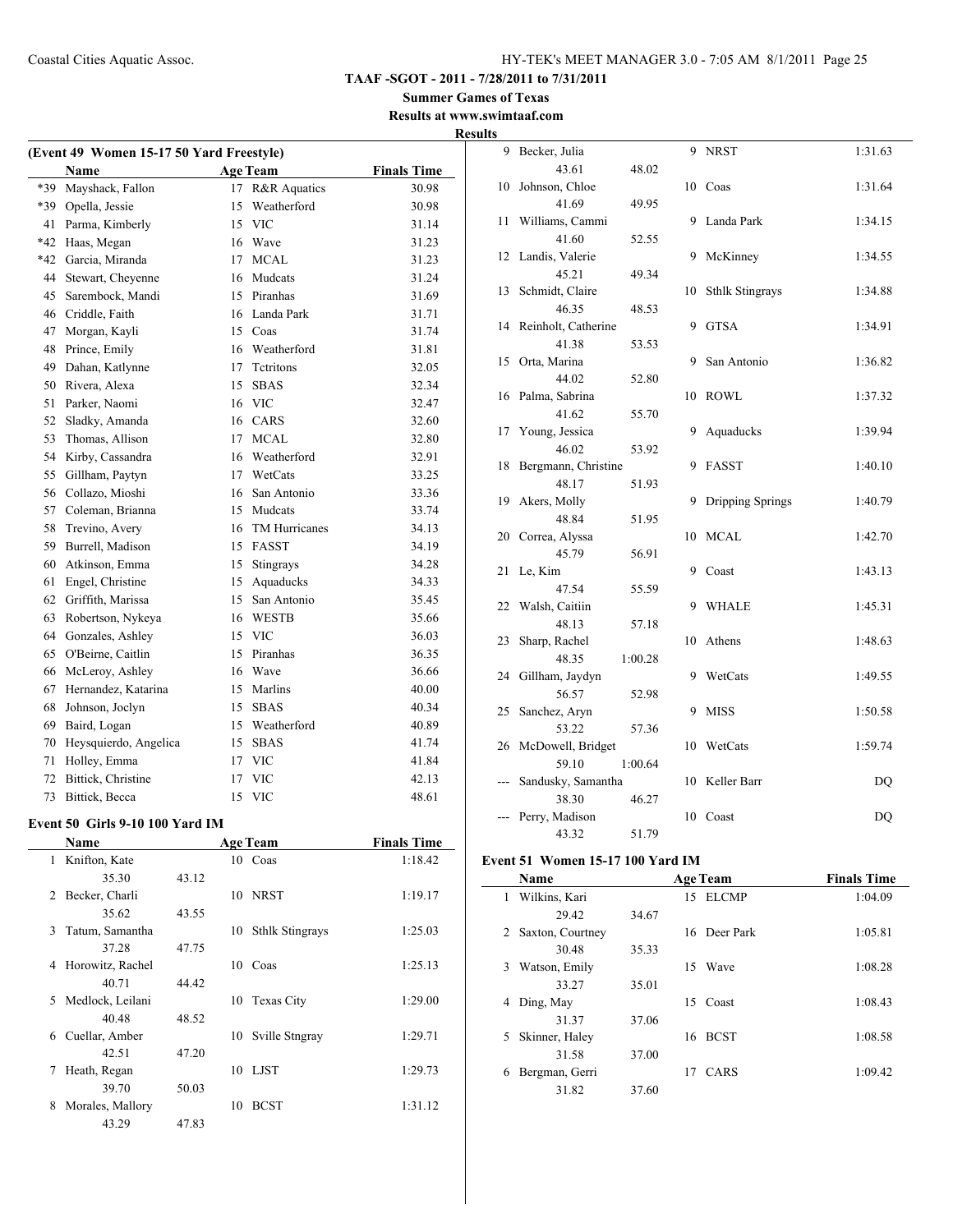**TAAF -SGOT - 2011 - 7/28/2011 to 7/31/2011**

**Summer Games of Texas**

**Results at www.swimtaaf.com**

**Results**

## (Event 49 Women 15-17 50 Yard Freestyle)

| | Name | Age | Team | Finals Time |
|---|---|---|---|---|
| *39 | Mayshack, Fallon | 17 | R&R Aquatics | 30.98 |
| *39 | Opella, Jessie | 15 | Weatherford | 30.98 |
| 41 | Parma, Kimberly | 15 | VIC | 31.14 |
| *42 | Haas, Megan | 16 | Wave | 31.23 |
| *42 | Garcia, Miranda | 17 | MCAL | 31.23 |
| 44 | Stewart, Cheyenne | 16 | Mudcats | 31.24 |
| 45 | Sarembock, Mandi | 15 | Piranhas | 31.69 |
| 46 | Criddle, Faith | 16 | Landa Park | 31.71 |
| 47 | Morgan, Kayli | 15 | Coas | 31.74 |
| 48 | Prince, Emily | 16 | Weatherford | 31.81 |
| 49 | Dahan, Katlynne | 17 | Tctritons | 32.05 |
| 50 | Rivera, Alexa | 15 | SBAS | 32.34 |
| 51 | Parker, Naomi | 16 | VIC | 32.47 |
| 52 | Sladky, Amanda | 16 | CARS | 32.60 |
| 53 | Thomas, Allison | 17 | MCAL | 32.80 |
| 54 | Kirby, Cassandra | 16 | Weatherford | 32.91 |
| 55 | Gillham, Paytyn | 17 | WetCats | 33.25 |
| 56 | Collazo, Mioshi | 16 | San Antonio | 33.36 |
| 57 | Coleman, Brianna | 15 | Mudcats | 33.74 |
| 58 | Trevino, Avery | 16 | TM Hurricanes | 34.13 |
| 59 | Burrell, Madison | 15 | FASST | 34.19 |
| 60 | Atkinson, Emma | 15 | Stingrays | 34.28 |
| 61 | Engel, Christine | 15 | Aquaducks | 34.33 |
| 62 | Griffith, Marissa | 15 | San Antonio | 35.45 |
| 63 | Robertson, Nykeya | 16 | WESTB | 35.66 |
| 64 | Gonzales, Ashley | 15 | VIC | 36.03 |
| 65 | O'Beirne, Caitlin | 15 | Piranhas | 36.35 |
| 66 | McLeroy, Ashley | 16 | Wave | 36.66 |
| 67 | Hernandez, Katarina | 15 | Marlins | 40.00 |
| 68 | Johnson, Joclyn | 15 | SBAS | 40.34 |
| 69 | Baird, Logan | 15 | Weatherford | 40.89 |
| 70 | Heysquierdo, Angelica | 15 | SBAS | 41.74 |
| 71 | Holley, Emma | 17 | VIC | 41.84 |
| 72 | Bittick, Christine | 17 | VIC | 42.13 |
| 73 | Bittick, Becca | 15 | VIC | 48.61 |

## Event 50 Girls 9-10 100 Yard IM

| | Name | | Age | Team | Finals Time |
|---|---|---|---|---|---|
| 1 | Knifton, Kate | | 10 | Coas | 1:18.42 |
| | 35.30 | 43.12 | | | |
| 2 | Becker, Charli | | 10 | NRST | 1:19.17 |
| | 35.62 | 43.55 | | | |
| 3 | Tatum, Samantha | | 10 | Sthlk Stingrays | 1:25.03 |
| | 37.28 | 47.75 | | | |
| 4 | Horowitz, Rachel | | 10 | Coas | 1:25.13 |
| | 40.71 | 44.42 | | | |
| 5 | Medlock, Leilani | | 10 | Texas City | 1:29.00 |
| | 40.48 | 48.52 | | | |
| 6 | Cuellar, Amber | | 10 | Sville Stngray | 1:29.71 |
| | 42.51 | 47.20 | | | |
| 7 | Heath, Regan | | 10 | LJST | 1:29.73 |
| | 39.70 | 50.03 | | | |
| 8 | Morales, Mallory | | 10 | BCST | 1:31.12 |
| | 43.29 | 47.83 | | | |
| 9 | Becker, Julia | | 9 | NRST | 1:31.63 |
| | 43.61 | 48.02 | | | |
| 10 | Johnson, Chloe | | 10 | Coas | 1:31.64 |
| | 41.69 | 49.95 | | | |
| 11 | Williams, Cammi | | 9 | Landa Park | 1:34.15 |
| | 41.60 | 52.55 | | | |
| 12 | Landis, Valerie | | 9 | McKinney | 1:34.55 |
| | 45.21 | 49.34 | | | |
| 13 | Schmidt, Claire | | 10 | Sthlk Stingrays | 1:34.88 |
| | 46.35 | 48.53 | | | |
| 14 | Reinholt, Catherine | | 9 | GTSA | 1:34.91 |
| | 41.38 | 53.53 | | | |
| 15 | Orta, Marina | | 9 | San Antonio | 1:36.82 |
| | 44.02 | 52.80 | | | |
| 16 | Palma, Sabrina | | 10 | ROWL | 1:37.32 |
| | 41.62 | 55.70 | | | |
| 17 | Young, Jessica | | 9 | Aquaducks | 1:39.94 |
| | 46.02 | 53.92 | | | |
| 18 | Bergmann, Christine | | 9 | FASST | 1:40.10 |
| | 48.17 | 51.93 | | | |
| 19 | Akers, Molly | | 9 | Dripping Springs | 1:40.79 |
| | 48.84 | 51.95 | | | |
| 20 | Correa, Alyssa | | 10 | MCAL | 1:42.70 |
| | 45.79 | 56.91 | | | |
| 21 | Le, Kim | | 9 | Coast | 1:43.13 |
| | 47.54 | 55.59 | | | |
| 22 | Walsh, Caitiin | | 9 | WHALE | 1:45.31 |
| | 48.13 | 57.18 | | | |
| 23 | Sharp, Rachel | | 10 | Athens | 1:48.63 |
| | 48.35 | 1:00.28 | | | |
| 24 | Gillham, Jaydyn | | 9 | WetCats | 1:49.55 |
| | 56.57 | 52.98 | | | |
| 25 | Sanchez, Aryn | | 9 | MISS | 1:50.58 |
| | 53.22 | 57.36 | | | |
| 26 | McDowell, Bridget | | 10 | WetCats | 1:59.74 |
| | 59.10 | 1:00.64 | | | |
| --- | Sandusky, Samantha | | 10 | Keller Barr | DQ |
| | 38.30 | 46.27 | | | |
| --- | Perry, Madison | | 10 | Coast | DQ |
| | 43.32 | 51.79 | | | |

## Event 51 Women 15-17 100 Yard IM

| | Name | | Age | Team | Finals Time |
|---|---|---|---|---|---|
| 1 | Wilkins, Kari | | 15 | ELCMP | 1:04.09 |
| | 29.42 | 34.67 | | | |
| 2 | Saxton, Courtney | | 16 | Deer Park | 1:05.81 |
| | 30.48 | 35.33 | | | |
| 3 | Watson, Emily | | 15 | Wave | 1:08.28 |
| | 33.27 | 35.01 | | | |
| 4 | Ding, May | | 15 | Coast | 1:08.43 |
| | 31.37 | 37.06 | | | |
| 5 | Skinner, Haley | | 16 | BCST | 1:08.58 |
| | 31.58 | 37.00 | | | |
| 6 | Bergman, Gerri | | 17 | CARS | 1:09.42 |
| | 31.82 | 37.60 | | | |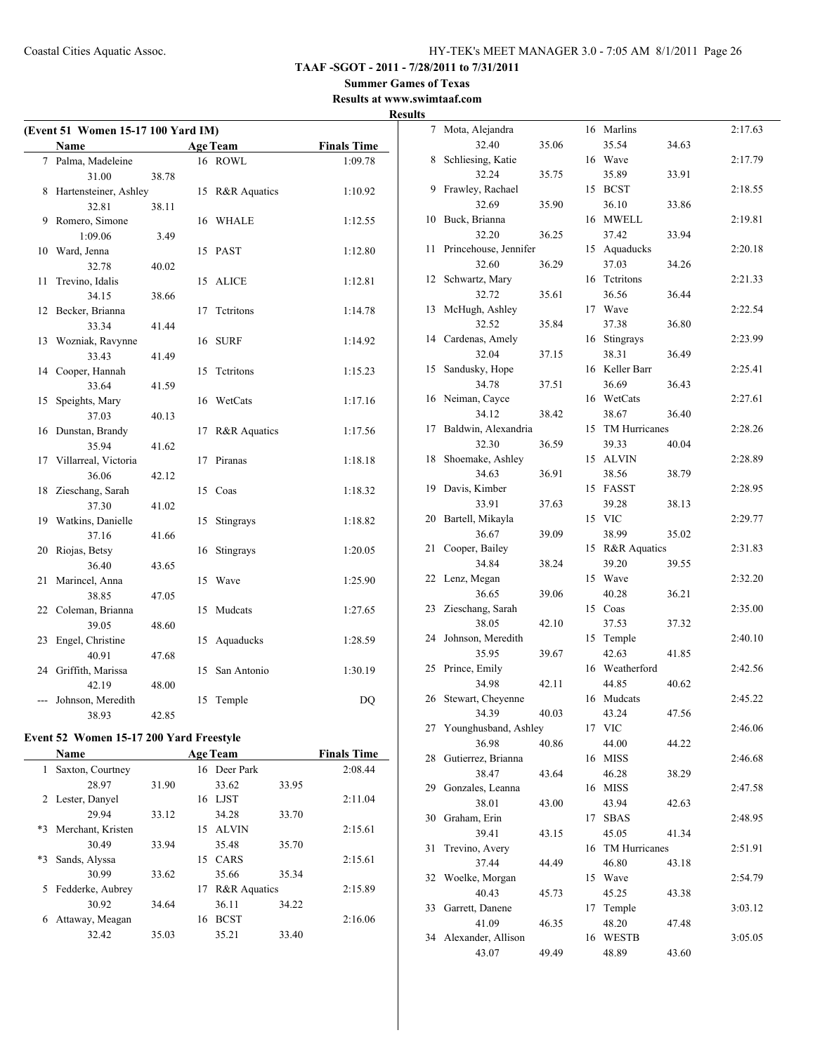**TAAF -SGOT - 2011 - 7/28/2011 to 7/31/2011**

**Summer Games of Texas**

**Results at www.swimtaaf.com**

**Results**

### (Event 51 Women 15-17 100 Yard IM)

| | Name | Age | Team | Finals Time |
|---|---|---|---|---|
| 7 | Palma, Madeleine | 16 | ROWL | 1:09.78 |
| | 31.00 38.78 | | | |
| 8 | Hartensteiner, Ashley | 15 | R&R Aquatics | 1:10.92 |
| | 32.81 38.11 | | | |
| 9 | Romero, Simone | 16 | WHALE | 1:12.55 |
| | 1:09.06 3.49 | | | |
| 10 | Ward, Jenna | 15 | PAST | 1:12.80 |
| | 32.78 40.02 | | | |
| 11 | Trevino, Idalis | 15 | ALICE | 1:12.81 |
| | 34.15 38.66 | | | |
| 12 | Becker, Brianna | 17 | Tctritons | 1:14.78 |
| | 33.34 41.44 | | | |
| 13 | Wozniak, Ravynne | 16 | SURF | 1:14.92 |
| | 33.43 41.49 | | | |
| 14 | Cooper, Hannah | 15 | Tctritons | 1:15.23 |
| | 33.64 41.59 | | | |
| 15 | Speights, Mary | 16 | WetCats | 1:17.16 |
| | 37.03 40.13 | | | |
| 16 | Dunstan, Brandy | 17 | R&R Aquatics | 1:17.56 |
| | 35.94 41.62 | | | |
| 17 | Villarreal, Victoria | 17 | Piranas | 1:18.18 |
| | 36.06 42.12 | | | |
| 18 | Zieschang, Sarah | 15 | Coas | 1:18.32 |
| | 37.30 41.02 | | | |
| 19 | Watkins, Danielle | 15 | Stingrays | 1:18.82 |
| | 37.16 41.66 | | | |
| 20 | Riojas, Betsy | 16 | Stingrays | 1:20.05 |
| | 36.40 43.65 | | | |
| 21 | Marincel, Anna | 15 | Wave | 1:25.90 |
| | 38.85 47.05 | | | |
| 22 | Coleman, Brianna | 15 | Mudcats | 1:27.65 |
| | 39.05 48.60 | | | |
| 23 | Engel, Christine | 15 | Aquaducks | 1:28.59 |
| | 40.91 47.68 | | | |
| 24 | Griffith, Marissa | 15 | San Antonio | 1:30.19 |
| | 42.19 48.00 | | | |
| --- | Johnson, Meredith | 15 | Temple | DQ |
| | 38.93 42.85 | | | |

### Event 52 Women 15-17 200 Yard Freestyle

| | Name | Age | Team | Finals Time |
|---|---|---|---|---|
| 1 | Saxton, Courtney | 16 | Deer Park | 2:08.44 |
| | 28.97 31.90 33.62 33.95 | | | |
| 2 | Lester, Danyel | 16 | LJST | 2:11.04 |
| | 29.94 33.12 34.28 33.70 | | | |
| *3 | Merchant, Kristen | 15 | ALVIN | 2:15.61 |
| | 30.49 33.94 35.48 35.70 | | | |
| *3 | Sands, Alyssa | 15 | CARS | 2:15.61 |
| | 30.99 33.62 35.66 35.34 | | | |
| 5 | Fedderke, Aubrey | 17 | R&R Aquatics | 2:15.89 |
| | 30.92 34.64 36.11 34.22 | | | |
| 6 | Attaway, Meagan | 16 | BCST | 2:16.06 |
| | 32.42 35.03 35.21 33.40 | | | |
| 7 | Mota, Alejandra | 16 | Marlins | 2:17.63 |
| | 32.40 35.06 35.54 34.63 | | | |
| 8 | Schliesing, Katie | 16 | Wave | 2:17.79 |
| | 32.24 35.75 35.89 33.91 | | | |
| 9 | Frawley, Rachael | 15 | BCST | 2:18.55 |
| | 32.69 35.90 36.10 33.86 | | | |
| 10 | Buck, Brianna | 16 | MWELL | 2:19.81 |
| | 32.20 36.25 37.42 33.94 | | | |
| 11 | Princehouse, Jennifer | 15 | Aquaducks | 2:20.18 |
| | 32.60 36.29 37.03 34.26 | | | |
| 12 | Schwartz, Mary | 16 | Tctritons | 2:21.33 |
| | 32.72 35.61 36.56 36.44 | | | |
| 13 | McHugh, Ashley | 17 | Wave | 2:22.54 |
| | 32.52 35.84 37.38 36.80 | | | |
| 14 | Cardenas, Amely | 16 | Stingrays | 2:23.99 |
| | 32.04 37.15 38.31 36.49 | | | |
| 15 | Sandusky, Hope | 16 | Keller Barr | 2:25.41 |
| | 34.78 37.51 36.69 36.43 | | | |
| 16 | Neiman, Cayce | 16 | WetCats | 2:27.61 |
| | 34.12 38.42 38.67 36.40 | | | |
| 17 | Baldwin, Alexandria | 15 | TM Hurricanes | 2:28.26 |
| | 32.30 36.59 39.33 40.04 | | | |
| 18 | Shoemake, Ashley | 15 | ALVIN | 2:28.89 |
| | 34.63 36.91 38.56 38.79 | | | |
| 19 | Davis, Kimber | 15 | FASST | 2:28.95 |
| | 33.91 37.63 39.28 38.13 | | | |
| 20 | Bartell, Mikayla | 15 | VIC | 2:29.77 |
| | 36.67 39.09 38.99 35.02 | | | |
| 21 | Cooper, Bailey | 15 | R&R Aquatics | 2:31.83 |
| | 34.84 38.24 39.20 39.55 | | | |
| 22 | Lenz, Megan | 15 | Wave | 2:32.20 |
| | 36.65 39.06 40.28 36.21 | | | |
| 23 | Zieschang, Sarah | 15 | Coas | 2:35.00 |
| | 38.05 42.10 37.53 37.32 | | | |
| 24 | Johnson, Meredith | 15 | Temple | 2:40.10 |
| | 35.95 39.67 42.63 41.85 | | | |
| 25 | Prince, Emily | 16 | Weatherford | 2:42.56 |
| | 34.98 42.11 44.85 40.62 | | | |
| 26 | Stewart, Cheyenne | 16 | Mudcats | 2:45.22 |
| | 34.39 40.03 43.24 47.56 | | | |
| 27 | Younghusband, Ashley | 17 | VIC | 2:46.06 |
| | 36.98 40.86 44.00 44.22 | | | |
| 28 | Gutierrez, Brianna | 16 | MISS | 2:46.68 |
| | 38.47 43.64 46.28 38.29 | | | |
| 29 | Gonzales, Leanna | 16 | MISS | 2:47.58 |
| | 38.01 43.00 43.94 42.63 | | | |
| 30 | Graham, Erin | 17 | SBAS | 2:48.95 |
| | 39.41 43.15 45.05 41.34 | | | |
| 31 | Trevino, Avery | 16 | TM Hurricanes | 2:51.91 |
| | 37.44 44.49 46.80 43.18 | | | |
| 32 | Woelke, Morgan | 15 | Wave | 2:54.79 |
| | 40.43 45.73 45.25 43.38 | | | |
| 33 | Garrett, Danene | 17 | Temple | 3:03.12 |
| | 41.09 46.35 48.20 47.48 | | | |
| 34 | Alexander, Allison | 16 | WESTB | 3:05.05 |
| | 43.07 49.49 48.89 43.60 | | | |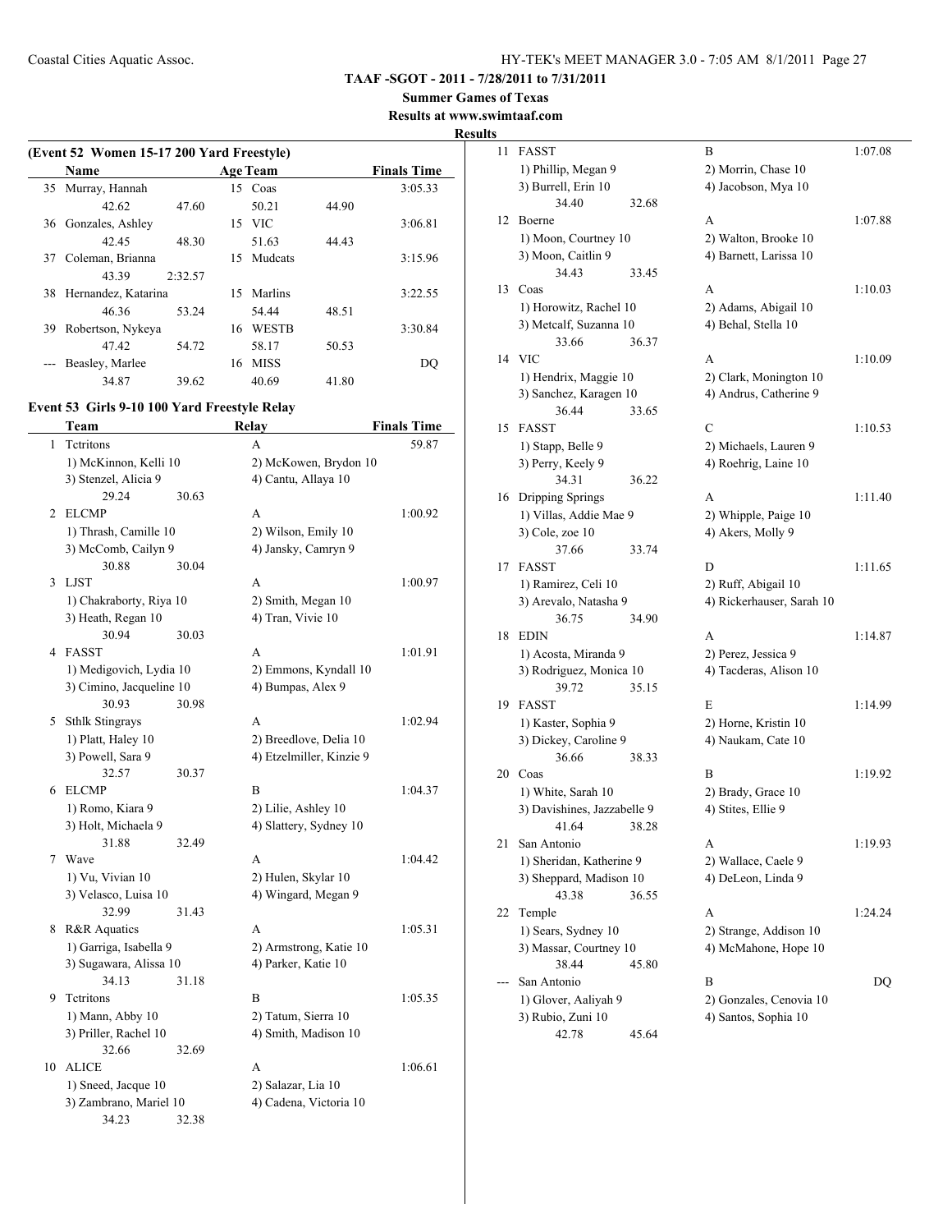**TAAF -SGOT - 2011 - 7/28/2011 to 7/31/2011**

**Summer Games of Texas**

**Results at www.swimtaaf.com**

**Results**

**(Event 52 Women 15-17 200 Yard Freestyle)**

| | Name | Age | Team | Finals Time |
|---|---|---|---|---|
| 35 | Murray, Hannah | 15 | Coas | 3:05.33 |
| | 42.62 47.60 50.21 44.90 | | | |
| 36 | Gonzales, Ashley | 15 | VIC | 3:06.81 |
| | 42.45 48.30 51.63 44.43 | | | |
| 37 | Coleman, Brianna | 15 | Mudcats | 3:15.96 |
| | 43.39 2:32.57 | | | |
| 38 | Hernandez, Katarina | 15 | Marlins | 3:22.55 |
| | 46.36 53.24 54.44 48.51 | | | |
| 39 | Robertson, Nykeya | 16 | WESTB | 3:30.84 |
| | 47.42 54.72 58.17 50.53 | | | |
| --- | Beasley, Marlee | 16 | MISS | DQ |
| | 34.87 39.62 40.69 41.80 | | | |

**Event 53 Girls 9-10 100 Yard Freestyle Relay**

| | Team | Relay | Finals Time |
|---|---|---|---|
| 1 | Tctritons | A | 59.87 |
| | 1) McKinnon, Kelli 10 | 2) McKowen, Brydon 10 | |
| | 3) Stenzel, Alicia 9 | 4) Cantu, Allaya 10 | |
| | 29.24 30.63 | | |
| 2 | ELCMP | A | 1:00.92 |
| | 1) Thrash, Camille 10 | 2) Wilson, Emily 10 | |
| | 3) McComb, Cailyn 9 | 4) Jansky, Camryn 9 | |
| | 30.88 30.04 | | |
| 3 | LJST | A | 1:00.97 |
| | 1) Chakraborty, Riya 10 | 2) Smith, Megan 10 | |
| | 3) Heath, Regan 10 | 4) Tran, Vivie 10 | |
| | 30.94 30.03 | | |
| 4 | FASST | A | 1:01.91 |
| | 1) Medigovich, Lydia 10 | 2) Emmons, Kyndall 10 | |
| | 3) Cimino, Jacqueline 10 | 4) Bumpas, Alex 9 | |
| | 30.93 30.98 | | |
| 5 | Sthlk Stingrays | A | 1:02.94 |
| | 1) Platt, Haley 10 | 2) Breedlove, Delia 10 | |
| | 3) Powell, Sara 9 | 4) Etzelmiller, Kinzie 9 | |
| | 32.57 30.37 | | |
| 6 | ELCMP | B | 1:04.37 |
| | 1) Romo, Kiara 9 | 2) Lilie, Ashley 10 | |
| | 3) Holt, Michaela 9 | 4) Slattery, Sydney 10 | |
| | 31.88 32.49 | | |
| 7 | Wave | A | 1:04.42 |
| | 1) Vu, Vivian 10 | 2) Hulen, Skylar 10 | |
| | 3) Velasco, Luisa 10 | 4) Wingard, Megan 9 | |
| | 32.99 31.43 | | |
| 8 | R&R Aquatics | A | 1:05.31 |
| | 1) Garriga, Isabella 9 | 2) Armstrong, Katie 10 | |
| | 3) Sugawara, Alissa 10 | 4) Parker, Katie 10 | |
| | 34.13 31.18 | | |
| 9 | Tctritons | B | 1:05.35 |
| | 1) Mann, Abby 10 | 2) Tatum, Sierra 10 | |
| | 3) Priller, Rachel 10 | 4) Smith, Madison 10 | |
| | 32.66 32.69 | | |
| 10 | ALICE | A | 1:06.61 |
| | 1) Sneed, Jacque 10 | 2) Salazar, Lia 10 | |
| | 3) Zambrano, Mariel 10 | 4) Cadena, Victoria 10 | |
| | 34.23 32.38 | | |
| 11 | FASST | B | 1:07.08 |
| | 1) Phillip, Megan 9 | 2) Morrin, Chase 10 | |
| | 3) Burrell, Erin 10 | 4) Jacobson, Mya 10 | |
| | 34.40 32.68 | | |
| 12 | Boerne | A | 1:07.88 |
| | 1) Moon, Courtney 10 | 2) Walton, Brooke 10 | |
| | 3) Moon, Caitlin 9 | 4) Barnett, Larissa 10 | |
| | 34.43 33.45 | | |
| 13 | Coas | A | 1:10.03 |
| | 1) Horowitz, Rachel 10 | 2) Adams, Abigail 10 | |
| | 3) Metcalf, Suzanna 10 | 4) Behal, Stella 10 | |
| | 33.66 36.37 | | |
| 14 | VIC | A | 1:10.09 |
| | 1) Hendrix, Maggie 10 | 2) Clark, Monington 10 | |
| | 3) Sanchez, Karagen 10 | 4) Andrus, Catherine 9 | |
| | 36.44 33.65 | | |
| 15 | FASST | C | 1:10.53 |
| | 1) Stapp, Belle 9 | 2) Michaels, Lauren 9 | |
| | 3) Perry, Keely 9 | 4) Roehrig, Laine 10 | |
| | 34.31 36.22 | | |
| 16 | Dripping Springs | A | 1:11.40 |
| | 1) Villas, Addie Mae 9 | 2) Whipple, Paige 10 | |
| | 3) Cole, zoe 10 | 4) Akers, Molly 9 | |
| | 37.66 33.74 | | |
| 17 | FASST | D | 1:11.65 |
| | 1) Ramirez, Celi 10 | 2) Ruff, Abigail 10 | |
| | 3) Arevalo, Natasha 9 | 4) Rickerhauser, Sarah 10 | |
| | 36.75 34.90 | | |
| 18 | EDIN | A | 1:14.87 |
| | 1) Acosta, Miranda 9 | 2) Perez, Jessica 9 | |
| | 3) Rodriguez, Monica 10 | 4) Tacderas, Alison 10 | |
| | 39.72 35.15 | | |
| 19 | FASST | E | 1:14.99 |
| | 1) Kaster, Sophia 9 | 2) Horne, Kristin 10 | |
| | 3) Dickey, Caroline 9 | 4) Naukam, Cate 10 | |
| | 36.66 38.33 | | |
| 20 | Coas | B | 1:19.92 |
| | 1) White, Sarah 10 | 2) Brady, Grace 10 | |
| | 3) Davishines, Jazzabelle 9 | 4) Stites, Ellie 9 | |
| | 41.64 38.28 | | |
| 21 | San Antonio | A | 1:19.93 |
| | 1) Sheridan, Katherine 9 | 2) Wallace, Caele 9 | |
| | 3) Sheppard, Madison 10 | 4) DeLeon, Linda 9 | |
| | 43.38 36.55 | | |
| 22 | Temple | A | 1:24.24 |
| | 1) Sears, Sydney 10 | 2) Strange, Addison 10 | |
| | 3) Massar, Courtney 10 | 4) McMahone, Hope 10 | |
| | 38.44 45.80 | | |
| --- | San Antonio | B | DQ |
| | 1) Glover, Aaliyah 9 | 2) Gonzales, Cenovia 10 | |
| | 3) Rubio, Zuni 10 | 4) Santos, Sophia 10 | |
| | 42.78 45.64 | | |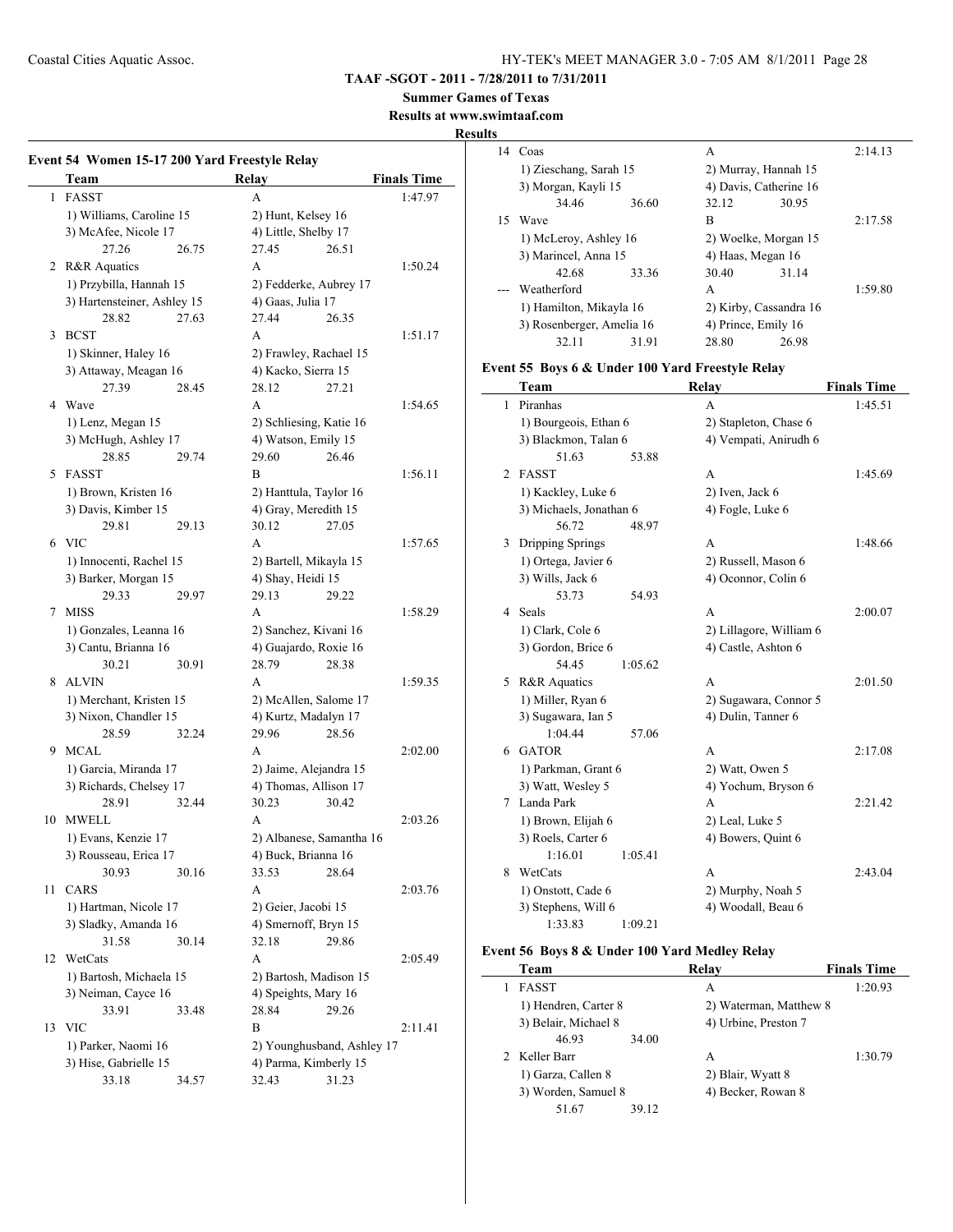**TAAF -SGOT - 2011 - 7/28/2011 to 7/31/2011**

**Summer Games of Texas**

**Results at www.swimtaaf.com**

**Results**

### Event 54 Women 15-17 200 Yard Freestyle Relay

| | Team | Relay | Finals Time |
|---|---|---|---|
| 1 | FASST | A | 1:47.97 |
| | 1) Williams, Caroline 15 | 2) Hunt, Kelsey 16 | |
| | 3) McAfee, Nicole 17 | 4) Little, Shelby 17 | |
| | 27.26 26.75 | 27.45 26.51 | |
| 2 | R&R Aquatics | A | 1:50.24 |
| | 1) Przybilla, Hannah 15 | 2) Fedderke, Aubrey 17 | |
| | 3) Hartensteiner, Ashley 15 | 4) Gaas, Julia 17 | |
| | 28.82 27.63 | 27.44 26.35 | |
| 3 | BCST | A | 1:51.17 |
| | 1) Skinner, Haley 16 | 2) Frawley, Rachael 15 | |
| | 3) Attaway, Meagan 16 | 4) Kacko, Sierra 15 | |
| | 27.39 28.45 | 28.12 27.21 | |
| 4 | Wave | A | 1:54.65 |
| | 1) Lenz, Megan 15 | 2) Schliesing, Katie 16 | |
| | 3) McHugh, Ashley 17 | 4) Watson, Emily 15 | |
| | 28.85 29.74 | 29.60 26.46 | |
| 5 | FASST | B | 1:56.11 |
| | 1) Brown, Kristen 16 | 2) Hanttula, Taylor 16 | |
| | 3) Davis, Kimber 15 | 4) Gray, Meredith 15 | |
| | 29.81 29.13 | 30.12 27.05 | |
| 6 | VIC | A | 1:57.65 |
| | 1) Innocenti, Rachel 15 | 2) Bartell, Mikayla 15 | |
| | 3) Barker, Morgan 15 | 4) Shay, Heidi 15 | |
| | 29.33 29.97 | 29.13 29.22 | |
| 7 | MISS | A | 1:58.29 |
| | 1) Gonzales, Leanna 16 | 2) Sanchez, Kivani 16 | |
| | 3) Cantu, Brianna 16 | 4) Guajardo, Roxie 16 | |
| | 30.21 30.91 | 28.79 28.38 | |
| 8 | ALVIN | A | 1:59.35 |
| | 1) Merchant, Kristen 15 | 2) McAllen, Salome 17 | |
| | 3) Nixon, Chandler 15 | 4) Kurtz, Madalyn 17 | |
| | 28.59 32.24 | 29.96 28.56 | |
| 9 | MCAL | A | 2:02.00 |
| | 1) Garcia, Miranda 17 | 2) Jaime, Alejandra 15 | |
| | 3) Richards, Chelsey 17 | 4) Thomas, Allison 17 | |
| | 28.91 32.44 | 30.23 30.42 | |
| 10 | MWELL | A | 2:03.26 |
| | 1) Evans, Kenzie 17 | 2) Albanese, Samantha 16 | |
| | 3) Rousseau, Erica 17 | 4) Buck, Brianna 16 | |
| | 30.93 30.16 | 33.53 28.64 | |
| 11 | CARS | A | 2:03.76 |
| | 1) Hartman, Nicole 17 | 2) Geier, Jacobi 15 | |
| | 3) Sladky, Amanda 16 | 4) Smernoff, Bryn 15 | |
| | 31.58 30.14 | 32.18 29.86 | |
| 12 | WetCats | A | 2:05.49 |
| | 1) Bartosh, Michaela 15 | 2) Bartosh, Madison 15 | |
| | 3) Neiman, Cayce 16 | 4) Speights, Mary 16 | |
| | 33.91 33.48 | 28.84 29.26 | |
| 13 | VIC | B | 2:11.41 |
| | 1) Parker, Naomi 16 | 2) Younghusband, Ashley 17 | |
| | 3) Hise, Gabrielle 15 | 4) Parma, Kimberly 15 | |
| | 33.18 34.57 | 32.43 31.23 | |
| 14 | Coas | A | 2:14.13 |
| | 1) Zieschang, Sarah 15 | 2) Murray, Hannah 15 | |
| | 3) Morgan, Kayli 15 | 4) Davis, Catherine 16 | |
| | 34.46 36.60 | 32.12 30.95 | |
| 15 | Wave | B | 2:17.58 |
| | 1) McLeroy, Ashley 16 | 2) Woelke, Morgan 15 | |
| | 3) Marincel, Anna 15 | 4) Haas, Megan 16 | |
| | 42.68 33.36 | 30.40 31.14 | |
| --- | Weatherford | A | 1:59.80 |
| | 1) Hamilton, Mikayla 16 | 2) Kirby, Cassandra 16 | |
| | 3) Rosenberger, Amelia 16 | 4) Prince, Emily 16 | |
| | 32.11 31.91 | 28.80 26.98 | |

### Event 55 Boys 6 & Under 100 Yard Freestyle Relay

| | Team | Relay | Finals Time |
|---|---|---|---|
| 1 | Piranhas | A | 1:45.51 |
| | 1) Bourgeois, Ethan 6 | 2) Stapleton, Chase 6 | |
| | 3) Blackmon, Talan 6 | 4) Vempati, Anirudh 6 | |
| | 51.63 53.88 | | |
| 2 | FASST | A | 1:45.69 |
| | 1) Kackley, Luke 6 | 2) Iven, Jack 6 | |
| | 3) Michaels, Jonathan 6 | 4) Fogle, Luke 6 | |
| | 56.72 48.97 | | |
| 3 | Dripping Springs | A | 1:48.66 |
| | 1) Ortega, Javier 6 | 2) Russell, Mason 6 | |
| | 3) Wills, Jack 6 | 4) Oconnor, Colin 6 | |
| | 53.73 54.93 | | |
| 4 | Seals | A | 2:00.07 |
| | 1) Clark, Cole 6 | 2) Lillagore, William 6 | |
| | 3) Gordon, Brice 6 | 4) Castle, Ashton 6 | |
| | 54.45 1:05.62 | | |
| 5 | R&R Aquatics | A | 2:01.50 |
| | 1) Miller, Ryan 6 | 2) Sugawara, Connor 5 | |
| | 3) Sugawara, Ian 5 | 4) Dulin, Tanner 6 | |
| | 1:04.44 57.06 | | |
| 6 | GATOR | A | 2:17.08 |
| | 1) Parkman, Grant 6 | 2) Watt, Owen 5 | |
| | 3) Watt, Wesley 5 | 4) Yochum, Bryson 6 | |
| 7 | Landa Park | A | 2:21.42 |
| | 1) Brown, Elijah 6 | 2) Leal, Luke 5 | |
| | 3) Roels, Carter 6 | 4) Bowers, Quint 6 | |
| | 1:16.01 1:05.41 | | |
| 8 | WetCats | A | 2:43.04 |
| | 1) Onstott, Cade 6 | 2) Murphy, Noah 5 | |
| | 3) Stephens, Will 6 | 4) Woodall, Beau 6 | |
| | 1:33.83 1:09.21 | | |

### Event 56 Boys 8 & Under 100 Yard Medley Relay

| | Team | Relay | Finals Time |
|---|---|---|---|
| 1 | FASST | A | 1:20.93 |
| | 1) Hendren, Carter 8 | 2) Waterman, Matthew 8 | |
| | 3) Belair, Michael 8 | 4) Urbine, Preston 7 | |
| | 46.93 34.00 | | |
| 2 | Keller Barr | A | 1:30.79 |
| | 1) Garza, Callen 8 | 2) Blair, Wyatt 8 | |
| | 3) Worden, Samuel 8 | 4) Becker, Rowan 8 | |
| | 51.67 39.12 | | |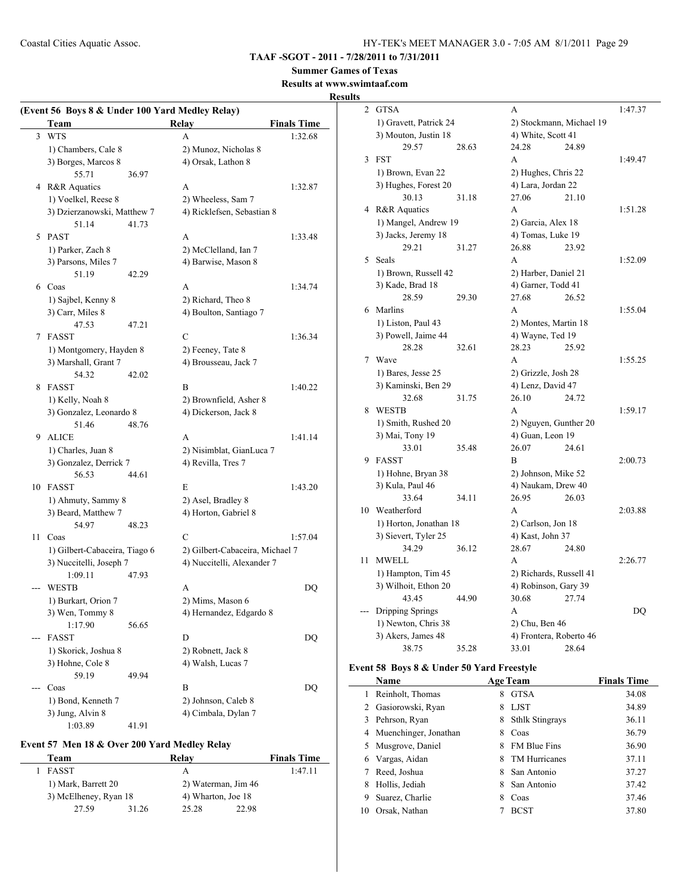**TAAF -SGOT - 2011 - 7/28/2011 to 7/31/2011**

**Summer Games of Texas**

**Results at www.swimtaaf.com**

**Results**

## (Event 56 Boys 8 & Under 100 Yard Medley Relay)

| | Team | Relay | Finals Time |
|---|---|---|---|
| 3 | WTS | A | 1:32.68 |
| | 1) Chambers, Cale 8 | 2) Munoz, Nicholas 8 | |
| | 3) Borges, Marcos 8 | 4) Orsak, Lathon 8 | |
| | 55.71 36.97 | | |
| 4 | R&R Aquatics | A | 1:32.87 |
| | 1) Voelkel, Reese 8 | 2) Wheeless, Sam 7 | |
| | 3) Dzierzanowski, Matthew 7 | 4) Ricklefsen, Sebastian 8 | |
| | 51.14 41.73 | | |
| 5 | PAST | A | 1:33.48 |
| | 1) Parker, Zach 8 | 2) McClelland, Ian 7 | |
| | 3) Parsons, Miles 7 | 4) Barwise, Mason 8 | |
| | 51.19 42.29 | | |
| 6 | Coas | A | 1:34.74 |
| | 1) Sajbel, Kenny 8 | 2) Richard, Theo 8 | |
| | 3) Carr, Miles 8 | 4) Boulton, Santiago 7 | |
| | 47.53 47.21 | | |
| 7 | FASST | C | 1:36.34 |
| | 1) Montgomery, Hayden 8 | 2) Feeney, Tate 8 | |
| | 3) Marshall, Grant 7 | 4) Brousseau, Jack 7 | |
| | 54.32 42.02 | | |
| 8 | FASST | B | 1:40.22 |
| | 1) Kelly, Noah 8 | 2) Brownfield, Asher 8 | |
| | 3) Gonzalez, Leonardo 8 | 4) Dickerson, Jack 8 | |
| | 51.46 48.76 | | |
| 9 | ALICE | A | 1:41.14 |
| | 1) Charles, Juan 8 | 2) Nisimblat, GianLuca 7 | |
| | 3) Gonzalez, Derrick 7 | 4) Revilla, Tres 7 | |
| | 56.53 44.61 | | |
| 10 | FASST | E | 1:43.20 |
| | 1) Ahmuty, Sammy 8 | 2) Asel, Bradley 8 | |
| | 3) Beard, Matthew 7 | 4) Horton, Gabriel 8 | |
| | 54.97 48.23 | | |
| 11 | Coas | C | 1:57.04 |
| | 1) Gilbert-Cabaceira, Tiago 6 | 2) Gilbert-Cabaceira, Michael 7 | |
| | 3) Nuccitelli, Joseph 7 | 4) Nuccitelli, Alexander 7 | |
| | 1:09.11 47.93 | | |
| --- | WESTB | A | DQ |
| | 1) Burkart, Orion 7 | 2) Mims, Mason 6 | |
| | 3) Wen, Tommy 8 | 4) Hernandez, Edgardo 8 | |
| | 1:17.90 56.65 | | |
| --- | FASST | D | DQ |
| | 1) Skorick, Joshua 8 | 2) Robnett, Jack 8 | |
| | 3) Hohne, Cole 8 | 4) Walsh, Lucas 7 | |
| | 59.19 49.94 | | |
| --- | Coas | B | DQ |
| | 1) Bond, Kenneth 7 | 2) Johnson, Caleb 8 | |
| | 3) Jung, Alvin 8 | 4) Cimbala, Dylan 7 | |
| | 1:03.89 41.91 | | |

## Event 57 Men 18 & Over 200 Yard Medley Relay

| | Team | Relay | Finals Time |
|---|---|---|---|
| 1 | FASST | A | 1:47.11 |
| | 1) Mark, Barrett 20 | 2) Waterman, Jim 46 | |
| | 3) McElheney, Ryan 18 | 4) Wharton, Joe 18 | |
| | 27.59 31.26 | 25.28 22.98 | |
| 2 | GTSA | A | 1:47.37 |
| | 1) Gravett, Patrick 24 | 2) Stockmann, Michael 19 | |
| | 3) Mouton, Justin 18 | 4) White, Scott 41 | |
| | 29.57 28.63 | 24.28 24.89 | |
| 3 | FST | A | 1:49.47 |
| | 1) Brown, Evan 22 | 2) Hughes, Chris 22 | |
| | 3) Hughes, Forest 20 | 4) Lara, Jordan 22 | |
| | 30.13 31.18 | 27.06 21.10 | |
| 4 | R&R Aquatics | A | 1:51.28 |
| | 1) Mangel, Andrew 19 | 2) Garcia, Alex 18 | |
| | 3) Jacks, Jeremy 18 | 4) Tomas, Luke 19 | |
| | 29.21 31.27 | 26.88 23.92 | |
| 5 | Seals | A | 1:52.09 |
| | 1) Brown, Russell 42 | 2) Harber, Daniel 21 | |
| | 3) Kade, Brad 18 | 4) Garner, Todd 41 | |
| | 28.59 29.30 | 27.68 26.52 | |
| 6 | Marlins | A | 1:55.04 |
| | 1) Liston, Paul 43 | 2) Montes, Martin 18 | |
| | 3) Powell, Jaime 44 | 4) Wayne, Ted 19 | |
| | 28.28 32.61 | 28.23 25.92 | |
| 7 | Wave | A | 1:55.25 |
| | 1) Bares, Jesse 25 | 2) Grizzle, Josh 28 | |
| | 3) Kaminski, Ben 29 | 4) Lenz, David 47 | |
| | 32.68 31.75 | 26.10 24.72 | |
| 8 | WESTB | A | 1:59.17 |
| | 1) Smith, Rushed 20 | 2) Nguyen, Gunther 20 | |
| | 3) Mai, Tony 19 | 4) Guan, Leon 19 | |
| | 33.01 35.48 | 26.07 24.61 | |
| 9 | FASST | B | 2:00.73 |
| | 1) Hohne, Bryan 38 | 2) Johnson, Mike 52 | |
| | 3) Kula, Paul 46 | 4) Naukam, Drew 40 | |
| | 33.64 34.11 | 26.95 26.03 | |
| 10 | Weatherford | A | 2:03.88 |
| | 1) Horton, Jonathan 18 | 2) Carlson, Jon 18 | |
| | 3) Sievert, Tyler 25 | 4) Kast, John 37 | |
| | 34.29 36.12 | 28.67 24.80 | |
| 11 | MWELL | A | 2:26.77 |
| | 1) Hampton, Tim 45 | 2) Richards, Russell 41 | |
| | 3) Wilhoit, Ethon 20 | 4) Robinson, Gary 39 | |
| | 43.45 44.90 | 30.68 27.74 | |
| --- | Dripping Springs | A | DQ |
| | 1) Newton, Chris 38 | 2) Chu, Ben 46 | |
| | 3) Akers, James 48 | 4) Frontera, Roberto 46 | |
| | 38.75 35.28 | 33.01 28.64 | |

## Event 58 Boys 8 & Under 50 Yard Freestyle

| | Name | Age | Team | Finals Time |
|---|---|---|---|---|
| 1 | Reinholt, Thomas | 8 | GTSA | 34.08 |
| 2 | Gasiorowski, Ryan | 8 | LJST | 34.89 |
| 3 | Pehrson, Ryan | 8 | Sthlk Stingrays | 36.11 |
| 4 | Muenchinger, Jonathan | 8 | Coas | 36.79 |
| 5 | Musgrove, Daniel | 8 | FM Blue Fins | 36.90 |
| 6 | Vargas, Aidan | 8 | TM Hurricanes | 37.11 |
| 7 | Reed, Joshua | 8 | San Antonio | 37.27 |
| 8 | Hollis, Jediah | 8 | San Antonio | 37.42 |
| 9 | Suarez, Charlie | 8 | Coas | 37.46 |
| 10 | Orsak, Nathan | 7 | BCST | 37.80 |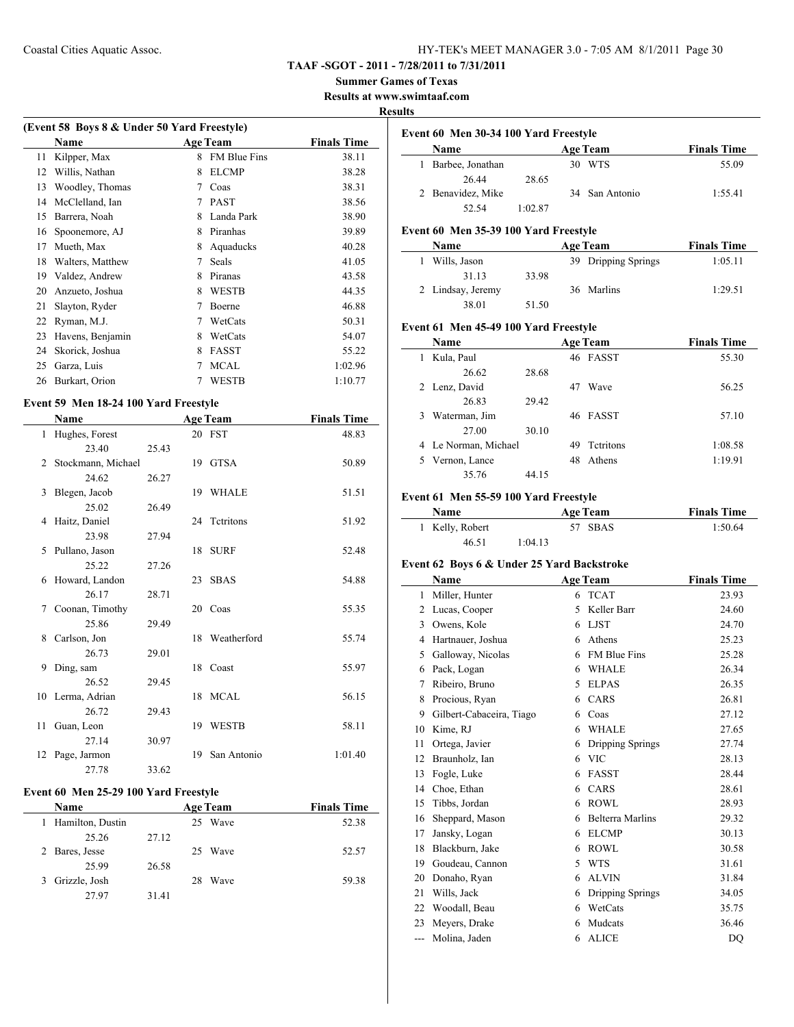**TAAF -SGOT - 2011 - 7/28/2011 to 7/31/2011**

**Summer Games of Texas**

**Results at www.swimtaaf.com**

**Results**

### (Event 58 Boys 8 & Under 50 Yard Freestyle)

| | Name | Age | Team | Finals Time |
|---|---|---|---|---|
| 11 | Kilpper, Max | 8 | FM Blue Fins | 38.11 |
| 12 | Willis, Nathan | 8 | ELCMP | 38.28 |
| 13 | Woodley, Thomas | 7 | Coas | 38.31 |
| 14 | McClelland, Ian | 7 | PAST | 38.56 |
| 15 | Barrera, Noah | 8 | Landa Park | 38.90 |
| 16 | Spoonemore, AJ | 8 | Piranhas | 39.89 |
| 17 | Mueth, Max | 8 | Aquaducks | 40.28 |
| 18 | Walters, Matthew | 7 | Seals | 41.05 |
| 19 | Valdez, Andrew | 8 | Piranas | 43.58 |
| 20 | Anzueto, Joshua | 8 | WESTB | 44.35 |
| 21 | Slayton, Ryder | 7 | Boerne | 46.88 |
| 22 | Ryman, M.J. | 7 | WetCats | 50.31 |
| 23 | Havens, Benjamin | 8 | WetCats | 54.07 |
| 24 | Skorick, Joshua | 8 | FASST | 55.22 |
| 25 | Garza, Luis | 7 | MCAL | 1:02.96 |
| 26 | Burkart, Orion | 7 | WESTB | 1:10.77 |

### Event 59 Men 18-24 100 Yard Freestyle

| | Name | Age | Team | Finals Time |
|---|---|---|---|---|
| 1 | Hughes, Forest | 20 | FST | 48.83 |
| | 23.40 25.43 | | | |
| 2 | Stockmann, Michael | 19 | GTSA | 50.89 |
| | 24.62 26.27 | | | |
| 3 | Blegen, Jacob | 19 | WHALE | 51.51 |
| | 25.02 26.49 | | | |
| 4 | Haitz, Daniel | 24 | Tctritons | 51.92 |
| | 23.98 27.94 | | | |
| 5 | Pullano, Jason | 18 | SURF | 52.48 |
| | 25.22 27.26 | | | |
| 6 | Howard, Landon | 23 | SBAS | 54.88 |
| | 26.17 28.71 | | | |
| 7 | Coonan, Timothy | 20 | Coas | 55.35 |
| | 25.86 29.49 | | | |
| 8 | Carlson, Jon | 18 | Weatherford | 55.74 |
| | 26.73 29.01 | | | |
| 9 | Ding, sam | 18 | Coast | 55.97 |
| | 26.52 29.45 | | | |
| 10 | Lerma, Adrian | 18 | MCAL | 56.15 |
| | 26.72 29.43 | | | |
| 11 | Guan, Leon | 19 | WESTB | 58.11 |
| | 27.14 30.97 | | | |
| 12 | Page, Jarmon | 19 | San Antonio | 1:01.40 |
| | 27.78 33.62 | | | |

### Event 60 Men 25-29 100 Yard Freestyle

| | Name | Age | Team | Finals Time |
|---|---|---|---|---|
| 1 | Hamilton, Dustin | 25 | Wave | 52.38 |
| | 25.26 27.12 | | | |
| 2 | Bares, Jesse | 25 | Wave | 52.57 |
| | 25.99 26.58 | | | |
| 3 | Grizzle, Josh | 28 | Wave | 59.38 |
| | 27.97 31.41 | | | |

### Event 60 Men 30-34 100 Yard Freestyle

| | Name | Age | Team | Finals Time |
|---|---|---|---|---|
| 1 | Barbee, Jonathan | 30 | WTS | 55.09 |
| | 26.44 28.65 | | | |
| 2 | Benavidez, Mike | 34 | San Antonio | 1:55.41 |
| | 52.54 1:02.87 | | | |

### Event 60 Men 35-39 100 Yard Freestyle

| | Name | Age | Team | Finals Time |
|---|---|---|---|---|
| 1 | Wills, Jason | 39 | Dripping Springs | 1:05.11 |
| | 31.13 33.98 | | | |
| 2 | Lindsay, Jeremy | 36 | Marlins | 1:29.51 |
| | 38.01 51.50 | | | |

### Event 61 Men 45-49 100 Yard Freestyle

| | Name | Age | Team | Finals Time |
|---|---|---|---|---|
| 1 | Kula, Paul | 46 | FASST | 55.30 |
| | 26.62 28.68 | | | |
| 2 | Lenz, David | 47 | Wave | 56.25 |
| | 26.83 29.42 | | | |
| 3 | Waterman, Jim | 46 | FASST | 57.10 |
| | 27.00 30.10 | | | |
| 4 | Le Norman, Michael | 49 | Tctritons | 1:08.58 |
| 5 | Vernon, Lance | 48 | Athens | 1:19.91 |
| | 35.76 44.15 | | | |

### Event 61 Men 55-59 100 Yard Freestyle

| | Name | Age | Team | Finals Time |
|---|---|---|---|---|
| 1 | Kelly, Robert | 57 | SBAS | 1:50.64 |
| | 46.51 1:04.13 | | | |

### Event 62 Boys 6 & Under 25 Yard Backstroke

| | Name | Age | Team | Finals Time |
|---|---|---|---|---|
| 1 | Miller, Hunter | 6 | TCAT | 23.93 |
| 2 | Lucas, Cooper | 5 | Keller Barr | 24.60 |
| 3 | Owens, Kole | 6 | LJST | 24.70 |
| 4 | Hartnauer, Joshua | 6 | Athens | 25.23 |
| 5 | Galloway, Nicolas | 6 | FM Blue Fins | 25.28 |
| 6 | Pack, Logan | 6 | WHALE | 26.34 |
| 7 | Ribeiro, Bruno | 5 | ELPAS | 26.35 |
| 8 | Procious, Ryan | 6 | CARS | 26.81 |
| 9 | Gilbert-Cabaceira, Tiago | 6 | Coas | 27.12 |
| 10 | Kime, RJ | 6 | WHALE | 27.65 |
| 11 | Ortega, Javier | 6 | Dripping Springs | 27.74 |
| 12 | Braunholz, Ian | 6 | VIC | 28.13 |
| 13 | Fogle, Luke | 6 | FASST | 28.44 |
| 14 | Choe, Ethan | 6 | CARS | 28.61 |
| 15 | Tibbs, Jordan | 6 | ROWL | 28.93 |
| 16 | Sheppard, Mason | 6 | Belterra Marlins | 29.32 |
| 17 | Jansky, Logan | 6 | ELCMP | 30.13 |
| 18 | Blackburn, Jake | 6 | ROWL | 30.58 |
| 19 | Goudeau, Cannon | 5 | WTS | 31.61 |
| 20 | Donaho, Ryan | 6 | ALVIN | 31.84 |
| 21 | Wills, Jack | 6 | Dripping Springs | 34.05 |
| 22 | Woodall, Beau | 6 | WetCats | 35.75 |
| 23 | Meyers, Drake | 6 | Mudcats | 36.46 |
| --- | Molina, Jaden | 6 | ALICE | DQ |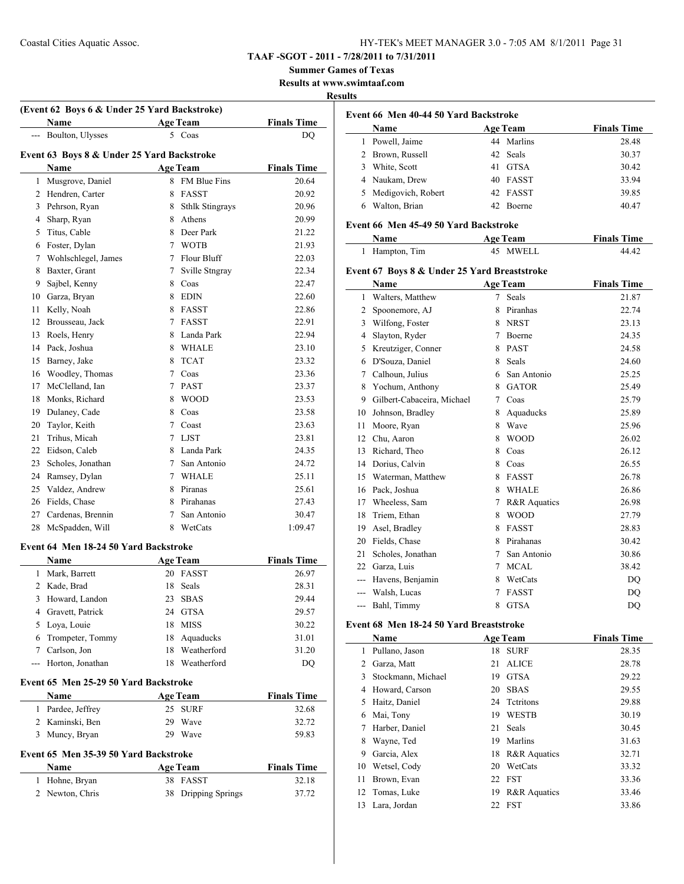**TAAF -SGOT - 2011 - 7/28/2011 to 7/31/2011**

**Summer Games of Texas**

**Results at www.swimtaaf.com**

**Results**

### (Event 62 Boys 6 & Under 25 Yard Backstroke)

| | Name | Age | Team | Finals Time |
|---|---|---|---|---|
| --- | Boulton, Ulysses | 5 | Coas | DQ |

### Event 63 Boys 8 & Under 25 Yard Backstroke

| | Name | Age | Team | Finals Time |
|---|---|---|---|---|
| 1 | Musgrove, Daniel | 8 | FM Blue Fins | 20.64 |
| 2 | Hendren, Carter | 8 | FASST | 20.92 |
| 3 | Pehrson, Ryan | 8 | Sthlk Stingrays | 20.96 |
| 4 | Sharp, Ryan | 8 | Athens | 20.99 |
| 5 | Titus, Cable | 8 | Deer Park | 21.22 |
| 6 | Foster, Dylan | 7 | WOTB | 21.93 |
| 7 | Wohlschlegel, James | 7 | Flour Bluff | 22.03 |
| 8 | Baxter, Grant | 7 | Sville Stngray | 22.34 |
| 9 | Sajbel, Kenny | 8 | Coas | 22.47 |
| 10 | Garza, Bryan | 8 | EDIN | 22.60 |
| 11 | Kelly, Noah | 8 | FASST | 22.86 |
| 12 | Brousseau, Jack | 7 | FASST | 22.91 |
| 13 | Roels, Henry | 8 | Landa Park | 22.94 |
| 14 | Pack, Joshua | 8 | WHALE | 23.10 |
| 15 | Barney, Jake | 8 | TCAT | 23.32 |
| 16 | Woodley, Thomas | 7 | Coas | 23.36 |
| 17 | McClelland, Ian | 7 | PAST | 23.37 |
| 18 | Monks, Richard | 8 | WOOD | 23.53 |
| 19 | Dulaney, Cade | 8 | Coas | 23.58 |
| 20 | Taylor, Keith | 7 | Coast | 23.63 |
| 21 | Trihus, Micah | 7 | LJST | 23.81 |
| 22 | Eidson, Caleb | 8 | Landa Park | 24.35 |
| 23 | Scholes, Jonathan | 7 | San Antonio | 24.72 |
| 24 | Ramsey, Dylan | 7 | WHALE | 25.11 |
| 25 | Valdez, Andrew | 8 | Piranas | 25.61 |
| 26 | Fields, Chase | 8 | Pirahanas | 27.43 |
| 27 | Cardenas, Brennin | 7 | San Antonio | 30.47 |
| 28 | McSpadden, Will | 8 | WetCats | 1:09.47 |

### Event 64 Men 18-24 50 Yard Backstroke

| | Name | Age | Team | Finals Time |
|---|---|---|---|---|
| 1 | Mark, Barrett | 20 | FASST | 26.97 |
| 2 | Kade, Brad | 18 | Seals | 28.31 |
| 3 | Howard, Landon | 23 | SBAS | 29.44 |
| 4 | Gravett, Patrick | 24 | GTSA | 29.57 |
| 5 | Loya, Louie | 18 | MISS | 30.22 |
| 6 | Trompeter, Tommy | 18 | Aquaducks | 31.01 |
| 7 | Carlson, Jon | 18 | Weatherford | 31.20 |
| --- | Horton, Jonathan | 18 | Weatherford | DQ |

### Event 65 Men 25-29 50 Yard Backstroke

| | Name | Age | Team | Finals Time |
|---|---|---|---|---|
| 1 | Pardee, Jeffrey | 25 | SURF | 32.68 |
| 2 | Kaminski, Ben | 29 | Wave | 32.72 |
| 3 | Muncy, Bryan | 29 | Wave | 59.83 |

### Event 65 Men 35-39 50 Yard Backstroke

| | Name | Age | Team | Finals Time |
|---|---|---|---|---|
| 1 | Hohne, Bryan | 38 | FASST | 32.18 |
| 2 | Newton, Chris | 38 | Dripping Springs | 37.72 |

### Event 66 Men 40-44 50 Yard Backstroke

| | Name | Age | Team | Finals Time |
|---|---|---|---|---|
| 1 | Powell, Jaime | 44 | Marlins | 28.48 |
| 2 | Brown, Russell | 42 | Seals | 30.37 |
| 3 | White, Scott | 41 | GTSA | 30.42 |
| 4 | Naukam, Drew | 40 | FASST | 33.94 |
| 5 | Medigovich, Robert | 42 | FASST | 39.85 |
| 6 | Walton, Brian | 42 | Boerne | 40.47 |

### Event 66 Men 45-49 50 Yard Backstroke

| | Name | Age | Team | Finals Time |
|---|---|---|---|---|
| 1 | Hampton, Tim | 45 | MWELL | 44.42 |

### Event 67 Boys 8 & Under 25 Yard Breaststroke

| | Name | Age | Team | Finals Time |
|---|---|---|---|---|
| 1 | Walters, Matthew | 7 | Seals | 21.87 |
| 2 | Spoonemore, AJ | 8 | Piranhas | 22.74 |
| 3 | Wilfong, Foster | 8 | NRST | 23.13 |
| 4 | Slayton, Ryder | 7 | Boerne | 24.35 |
| 5 | Kreutziger, Conner | 8 | PAST | 24.58 |
| 6 | D'Souza, Daniel | 8 | Seals | 24.60 |
| 7 | Calhoun, Julius | 6 | San Antonio | 25.25 |
| 8 | Yochum, Anthony | 8 | GATOR | 25.49 |
| 9 | Gilbert-Cabaceira, Michael | 7 | Coas | 25.79 |
| 10 | Johnson, Bradley | 8 | Aquaducks | 25.89 |
| 11 | Moore, Ryan | 8 | Wave | 25.96 |
| 12 | Chu, Aaron | 8 | WOOD | 26.02 |
| 13 | Richard, Theo | 8 | Coas | 26.12 |
| 14 | Dorius, Calvin | 8 | Coas | 26.55 |
| 15 | Waterman, Matthew | 8 | FASST | 26.78 |
| 16 | Pack, Joshua | 8 | WHALE | 26.86 |
| 17 | Wheeless, Sam | 7 | R&R Aquatics | 26.98 |
| 18 | Triem, Ethan | 8 | WOOD | 27.79 |
| 19 | Asel, Bradley | 8 | FASST | 28.83 |
| 20 | Fields, Chase | 8 | Pirahanas | 30.42 |
| 21 | Scholes, Jonathan | 7 | San Antonio | 30.86 |
| 22 | Garza, Luis | 7 | MCAL | 38.42 |
| --- | Havens, Benjamin | 8 | WetCats | DQ |
| --- | Walsh, Lucas | 7 | FASST | DQ |
| --- | Bahl, Timmy | 8 | GTSA | DQ |

### Event 68 Men 18-24 50 Yard Breaststroke

| | Name | Age | Team | Finals Time |
|---|---|---|---|---|
| 1 | Pullano, Jason | 18 | SURF | 28.35 |
| 2 | Garza, Matt | 21 | ALICE | 28.78 |
| 3 | Stockmann, Michael | 19 | GTSA | 29.22 |
| 4 | Howard, Carson | 20 | SBAS | 29.55 |
| 5 | Haitz, Daniel | 24 | Tctritons | 29.88 |
| 6 | Mai, Tony | 19 | WESTB | 30.19 |
| 7 | Harber, Daniel | 21 | Seals | 30.45 |
| 8 | Wayne, Ted | 19 | Marlins | 31.63 |
| 9 | Garcia, Alex | 18 | R&R Aquatics | 32.71 |
| 10 | Wetsel, Cody | 20 | WetCats | 33.32 |
| 11 | Brown, Evan | 22 | FST | 33.36 |
| 12 | Tomas, Luke | 19 | R&R Aquatics | 33.46 |
| 13 | Lara, Jordan | 22 | FST | 33.86 |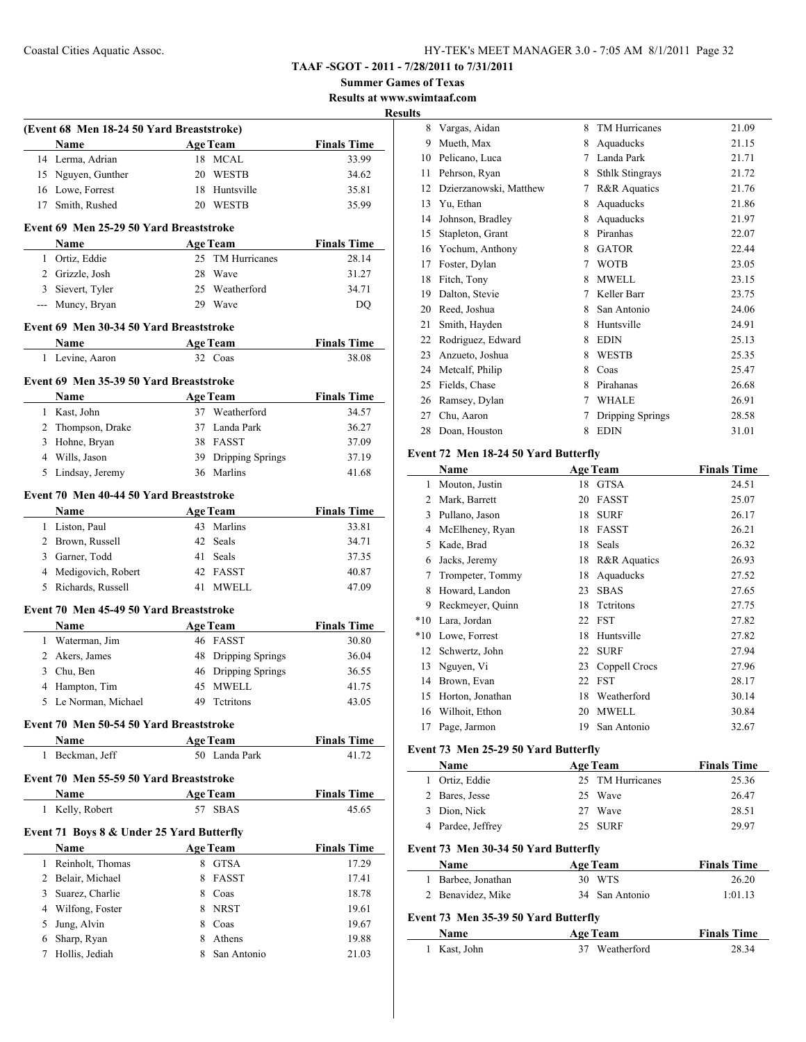**TAAF -SGOT - 2011 - 7/28/2011 to 7/31/2011**

**Summer Games of Texas**

**Results at www.swimtaaf.com**

**Results**

### (Event 68 Men 18-24 50 Yard Breaststroke)

| | Name | Age | Team | Finals Time |
|---|---|---|---|---|
| 14 | Lerma, Adrian | 18 | MCAL | 33.99 |
| 15 | Nguyen, Gunther | 20 | WESTB | 34.62 |
| 16 | Lowe, Forrest | 18 | Huntsville | 35.81 |
| 17 | Smith, Rushed | 20 | WESTB | 35.99 |

### Event 69 Men 25-29 50 Yard Breaststroke

| | Name | Age | Team | Finals Time |
|---|---|---|---|---|
| 1 | Ortiz, Eddie | 25 | TM Hurricanes | 28.14 |
| 2 | Grizzle, Josh | 28 | Wave | 31.27 |
| 3 | Sievert, Tyler | 25 | Weatherford | 34.71 |
| --- | Muncy, Bryan | 29 | Wave | DQ |

### Event 69 Men 30-34 50 Yard Breaststroke

| | Name | Age | Team | Finals Time |
|---|---|---|---|---|
| 1 | Levine, Aaron | 32 | Coas | 38.08 |

### Event 69 Men 35-39 50 Yard Breaststroke

| | Name | Age | Team | Finals Time |
|---|---|---|---|---|
| 1 | Kast, John | 37 | Weatherford | 34.57 |
| 2 | Thompson, Drake | 37 | Landa Park | 36.27 |
| 3 | Hohne, Bryan | 38 | FASST | 37.09 |
| 4 | Wills, Jason | 39 | Dripping Springs | 37.19 |
| 5 | Lindsay, Jeremy | 36 | Marlins | 41.68 |

### Event 70 Men 40-44 50 Yard Breaststroke

| | Name | Age | Team | Finals Time |
|---|---|---|---|---|
| 1 | Liston, Paul | 43 | Marlins | 33.81 |
| 2 | Brown, Russell | 42 | Seals | 34.71 |
| 3 | Garner, Todd | 41 | Seals | 37.35 |
| 4 | Medigovich, Robert | 42 | FASST | 40.87 |
| 5 | Richards, Russell | 41 | MWELL | 47.09 |

### Event 70 Men 45-49 50 Yard Breaststroke

| | Name | Age | Team | Finals Time |
|---|---|---|---|---|
| 1 | Waterman, Jim | 46 | FASST | 30.80 |
| 2 | Akers, James | 48 | Dripping Springs | 36.04 |
| 3 | Chu, Ben | 46 | Dripping Springs | 36.55 |
| 4 | Hampton, Tim | 45 | MWELL | 41.75 |
| 5 | Le Norman, Michael | 49 | Tctritons | 43.05 |

### Event 70 Men 50-54 50 Yard Breaststroke

| | Name | Age | Team | Finals Time |
|---|---|---|---|---|
| 1 | Beckman, Jeff | 50 | Landa Park | 41.72 |

### Event 70 Men 55-59 50 Yard Breaststroke

| | Name | Age | Team | Finals Time |
|---|---|---|---|---|
| 1 | Kelly, Robert | 57 | SBAS | 45.65 |

### Event 71 Boys 8 & Under 25 Yard Butterfly

| | Name | Age | Team | Finals Time |
|---|---|---|---|---|
| 1 | Reinholt, Thomas | 8 | GTSA | 17.29 |
| 2 | Belair, Michael | 8 | FASST | 17.41 |
| 3 | Suarez, Charlie | 8 | Coas | 18.78 |
| 4 | Wilfong, Foster | 8 | NRST | 19.61 |
| 5 | Jung, Alvin | 8 | Coas | 19.67 |
| 6 | Sharp, Ryan | 8 | Athens | 19.88 |
| 7 | Hollis, Jediah | 8 | San Antonio | 21.03 |
| 8 | Vargas, Aidan | 8 | TM Hurricanes | 21.09 |
| 9 | Mueth, Max | 8 | Aquaducks | 21.15 |
| 10 | Pelicano, Luca | 7 | Landa Park | 21.71 |
| 11 | Pehrson, Ryan | 8 | Sthlk Stingrays | 21.72 |
| 12 | Dzierzanowski, Matthew | 7 | R&R Aquatics | 21.76 |
| 13 | Yu, Ethan | 8 | Aquaducks | 21.86 |
| 14 | Johnson, Bradley | 8 | Aquaducks | 21.97 |
| 15 | Stapleton, Grant | 8 | Piranhas | 22.07 |
| 16 | Yochum, Anthony | 8 | GATOR | 22.44 |
| 17 | Foster, Dylan | 7 | WOTB | 23.05 |
| 18 | Fitch, Tony | 8 | MWELL | 23.15 |
| 19 | Dalton, Stevie | 7 | Keller Barr | 23.75 |
| 20 | Reed, Joshua | 8 | San Antonio | 24.06 |
| 21 | Smith, Hayden | 8 | Huntsville | 24.91 |
| 22 | Rodriguez, Edward | 8 | EDIN | 25.13 |
| 23 | Anzueto, Joshua | 8 | WESTB | 25.35 |
| 24 | Metcalf, Philip | 8 | Coas | 25.47 |
| 25 | Fields, Chase | 8 | Pirahanas | 26.68 |
| 26 | Ramsey, Dylan | 7 | WHALE | 26.91 |
| 27 | Chu, Aaron | 7 | Dripping Springs | 28.58 |
| 28 | Doan, Houston | 8 | EDIN | 31.01 |

### Event 72 Men 18-24 50 Yard Butterfly

| | Name | Age | Team | Finals Time |
|---|---|---|---|---|
| 1 | Mouton, Justin | 18 | GTSA | 24.51 |
| 2 | Mark, Barrett | 20 | FASST | 25.07 |
| 3 | Pullano, Jason | 18 | SURF | 26.17 |
| 4 | McElheney, Ryan | 18 | FASST | 26.21 |
| 5 | Kade, Brad | 18 | Seals | 26.32 |
| 6 | Jacks, Jeremy | 18 | R&R Aquatics | 26.93 |
| 7 | Trompeter, Tommy | 18 | Aquaducks | 27.52 |
| 8 | Howard, Landon | 23 | SBAS | 27.65 |
| 9 | Reckmeyer, Quinn | 18 | Tctritons | 27.75 |
| *10 | Lara, Jordan | 22 | FST | 27.82 |
| *10 | Lowe, Forrest | 18 | Huntsville | 27.82 |
| 12 | Schwertz, John | 22 | SURF | 27.94 |
| 13 | Nguyen, Vi | 23 | Coppell Crocs | 27.96 |
| 14 | Brown, Evan | 22 | FST | 28.17 |
| 15 | Horton, Jonathan | 18 | Weatherford | 30.14 |
| 16 | Wilhoit, Ethon | 20 | MWELL | 30.84 |
| 17 | Page, Jarmon | 19 | San Antonio | 32.67 |

### Event 73 Men 25-29 50 Yard Butterfly

| | Name | Age | Team | Finals Time |
|---|---|---|---|---|
| 1 | Ortiz, Eddie | 25 | TM Hurricanes | 25.36 |
| 2 | Bares, Jesse | 25 | Wave | 26.47 |
| 3 | Dion, Nick | 27 | Wave | 28.51 |
| 4 | Pardee, Jeffrey | 25 | SURF | 29.97 |

### Event 73 Men 30-34 50 Yard Butterfly

| | Name | Age | Team | Finals Time |
|---|---|---|---|---|
| 1 | Barbee, Jonathan | 30 | WTS | 26.20 |
| 2 | Benavidez, Mike | 34 | San Antonio | 1:01.13 |

### Event 73 Men 35-39 50 Yard Butterfly

| | Name | Age | Team | Finals Time |
|---|---|---|---|---|
| 1 | Kast, John | 37 | Weatherford | 28.34 |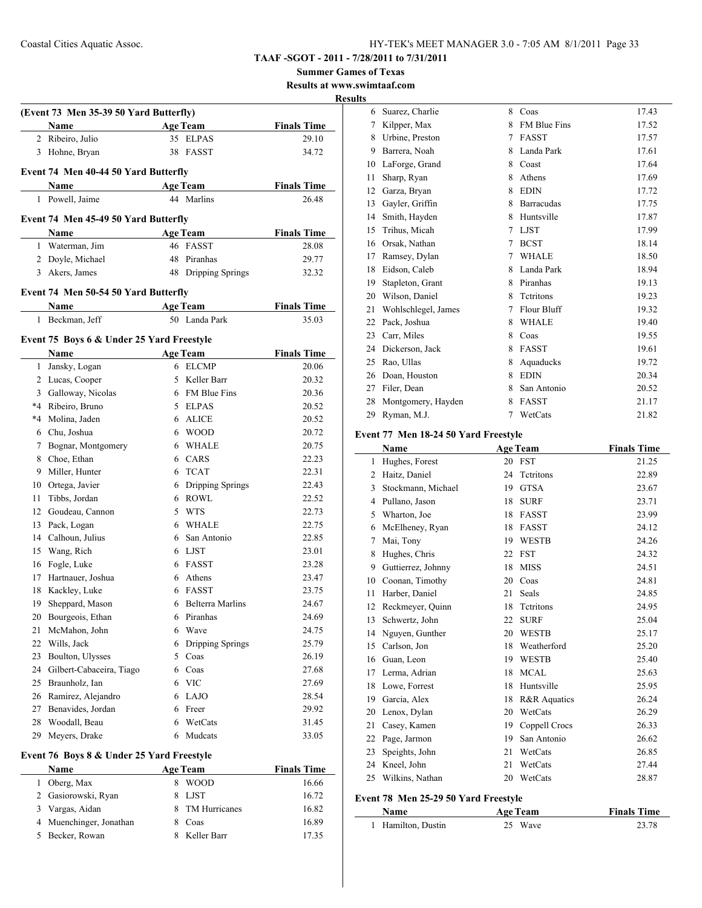**TAAF -SGOT - 2011 - 7/28/2011 to 7/31/2011**

**Summer Games of Texas**

**Results at www.swimtaaf.com**

**Results**

### (Event 73 Men 35-39 50 Yard Butterfly)

| | Name | Age | Team | Finals Time |
|---|---|---|---|---|
| 2 | Ribeiro, Julio | 35 | ELPAS | 29.10 |
| 3 | Hohne, Bryan | 38 | FASST | 34.72 |

### Event 74 Men 40-44 50 Yard Butterfly

| | Name | Age | Team | Finals Time |
|---|---|---|---|---|
| 1 | Powell, Jaime | 44 | Marlins | 26.48 |

### Event 74 Men 45-49 50 Yard Butterfly

| | Name | Age | Team | Finals Time |
|---|---|---|---|---|
| 1 | Waterman, Jim | 46 | FASST | 28.08 |
| 2 | Doyle, Michael | 48 | Piranhas | 29.77 |
| 3 | Akers, James | 48 | Dripping Springs | 32.32 |

### Event 74 Men 50-54 50 Yard Butterfly

| | Name | Age | Team | Finals Time |
|---|---|---|---|---|
| 1 | Beckman, Jeff | 50 | Landa Park | 35.03 |

### Event 75 Boys 6 & Under 25 Yard Freestyle

| | Name | Age | Team | Finals Time |
|---|---|---|---|---|
| 1 | Jansky, Logan | 6 | ELCMP | 20.06 |
| 2 | Lucas, Cooper | 5 | Keller Barr | 20.32 |
| 3 | Galloway, Nicolas | 6 | FM Blue Fins | 20.36 |
| *4 | Ribeiro, Bruno | 5 | ELPAS | 20.52 |
| *4 | Molina, Jaden | 6 | ALICE | 20.52 |
| 6 | Chu, Joshua | 6 | WOOD | 20.72 |
| 7 | Bognar, Montgomery | 6 | WHALE | 20.75 |
| 8 | Choe, Ethan | 6 | CARS | 22.23 |
| 9 | Miller, Hunter | 6 | TCAT | 22.31 |
| 10 | Ortega, Javier | 6 | Dripping Springs | 22.43 |
| 11 | Tibbs, Jordan | 6 | ROWL | 22.52 |
| 12 | Goudeau, Cannon | 5 | WTS | 22.73 |
| 13 | Pack, Logan | 6 | WHALE | 22.75 |
| 14 | Calhoun, Julius | 6 | San Antonio | 22.85 |
| 15 | Wang, Rich | 6 | LJST | 23.01 |
| 16 | Fogle, Luke | 6 | FASST | 23.28 |
| 17 | Hartnauer, Joshua | 6 | Athens | 23.47 |
| 18 | Kackley, Luke | 6 | FASST | 23.75 |
| 19 | Sheppard, Mason | 6 | Belterra Marlins | 24.67 |
| 20 | Bourgeois, Ethan | 6 | Piranhas | 24.69 |
| 21 | McMahon, John | 6 | Wave | 24.75 |
| 22 | Wills, Jack | 6 | Dripping Springs | 25.79 |
| 23 | Boulton, Ulysses | 5 | Coas | 26.19 |
| 24 | Gilbert-Cabaceira, Tiago | 6 | Coas | 27.68 |
| 25 | Braunholz, Ian | 6 | VIC | 27.69 |
| 26 | Ramirez, Alejandro | 6 | LAJO | 28.54 |
| 27 | Benavides, Jordan | 6 | Freer | 29.92 |
| 28 | Woodall, Beau | 6 | WetCats | 31.45 |
| 29 | Meyers, Drake | 6 | Mudcats | 33.05 |

### Event 76 Boys 8 & Under 25 Yard Freestyle

| | Name | Age | Team | Finals Time |
|---|---|---|---|---|
| 1 | Oberg, Max | 8 | WOOD | 16.66 |
| 2 | Gasiorowski, Ryan | 8 | LJST | 16.72 |
| 3 | Vargas, Aidan | 8 | TM Hurricanes | 16.82 |
| 4 | Muenchinger, Jonathan | 8 | Coas | 16.89 |
| 5 | Becker, Rowan | 8 | Keller Barr | 17.35 |
| 6 | Suarez, Charlie | 8 | Coas | 17.43 |
| 7 | Kilpper, Max | 8 | FM Blue Fins | 17.52 |
| 8 | Urbine, Preston | 7 | FASST | 17.57 |
| 9 | Barrera, Noah | 8 | Landa Park | 17.61 |
| 10 | LaForge, Grand | 8 | Coast | 17.64 |
| 11 | Sharp, Ryan | 8 | Athens | 17.69 |
| 12 | Garza, Bryan | 8 | EDIN | 17.72 |
| 13 | Gayler, Griffin | 8 | Barracudas | 17.75 |
| 14 | Smith, Hayden | 8 | Huntsville | 17.87 |
| 15 | Trihus, Micah | 7 | LJST | 17.99 |
| 16 | Orsak, Nathan | 7 | BCST | 18.14 |
| 17 | Ramsey, Dylan | 7 | WHALE | 18.50 |
| 18 | Eidson, Caleb | 8 | Landa Park | 18.94 |
| 19 | Stapleton, Grant | 8 | Piranhas | 19.13 |
| 20 | Wilson, Daniel | 8 | Tctritons | 19.23 |
| 21 | Wohlschlegel, James | 7 | Flour Bluff | 19.32 |
| 22 | Pack, Joshua | 8 | WHALE | 19.40 |
| 23 | Carr, Miles | 8 | Coas | 19.55 |
| 24 | Dickerson, Jack | 8 | FASST | 19.61 |
| 25 | Rao, Ullas | 8 | Aquaducks | 19.72 |
| 26 | Doan, Houston | 8 | EDIN | 20.34 |
| 27 | Filer, Dean | 8 | San Antonio | 20.52 |
| 28 | Montgomery, Hayden | 8 | FASST | 21.17 |
| 29 | Ryman, M.J. | 7 | WetCats | 21.82 |

### Event 77 Men 18-24 50 Yard Freestyle

| | Name | Age | Team | Finals Time |
|---|---|---|---|---|
| 1 | Hughes, Forest | 20 | FST | 21.25 |
| 2 | Haitz, Daniel | 24 | Tctritons | 22.89 |
| 3 | Stockmann, Michael | 19 | GTSA | 23.67 |
| 4 | Pullano, Jason | 18 | SURF | 23.71 |
| 5 | Wharton, Joe | 18 | FASST | 23.99 |
| 6 | McElheney, Ryan | 18 | FASST | 24.12 |
| 7 | Mai, Tony | 19 | WESTB | 24.26 |
| 8 | Hughes, Chris | 22 | FST | 24.32 |
| 9 | Guttierrez, Johnny | 18 | MISS | 24.51 |
| 10 | Coonan, Timothy | 20 | Coas | 24.81 |
| 11 | Harber, Daniel | 21 | Seals | 24.85 |
| 12 | Reckmeyer, Quinn | 18 | Tctritons | 24.95 |
| 13 | Schwertz, John | 22 | SURF | 25.04 |
| 14 | Nguyen, Gunther | 20 | WESTB | 25.17 |
| 15 | Carlson, Jon | 18 | Weatherford | 25.20 |
| 16 | Guan, Leon | 19 | WESTB | 25.40 |
| 17 | Lerma, Adrian | 18 | MCAL | 25.63 |
| 18 | Lowe, Forrest | 18 | Huntsville | 25.95 |
| 19 | Garcia, Alex | 18 | R&R Aquatics | 26.24 |
| 20 | Lenox, Dylan | 20 | WetCats | 26.29 |
| 21 | Casey, Kamen | 19 | Coppell Crocs | 26.33 |
| 22 | Page, Jarmon | 19 | San Antonio | 26.62 |
| 23 | Speights, John | 21 | WetCats | 26.85 |
| 24 | Kneel, John | 21 | WetCats | 27.44 |
| 25 | Wilkins, Nathan | 20 | WetCats | 28.87 |

### Event 78 Men 25-29 50 Yard Freestyle

| | Name | Age | Team | Finals Time |
|---|---|---|---|---|
| 1 | Hamilton, Dustin | 25 | Wave | 23.78 |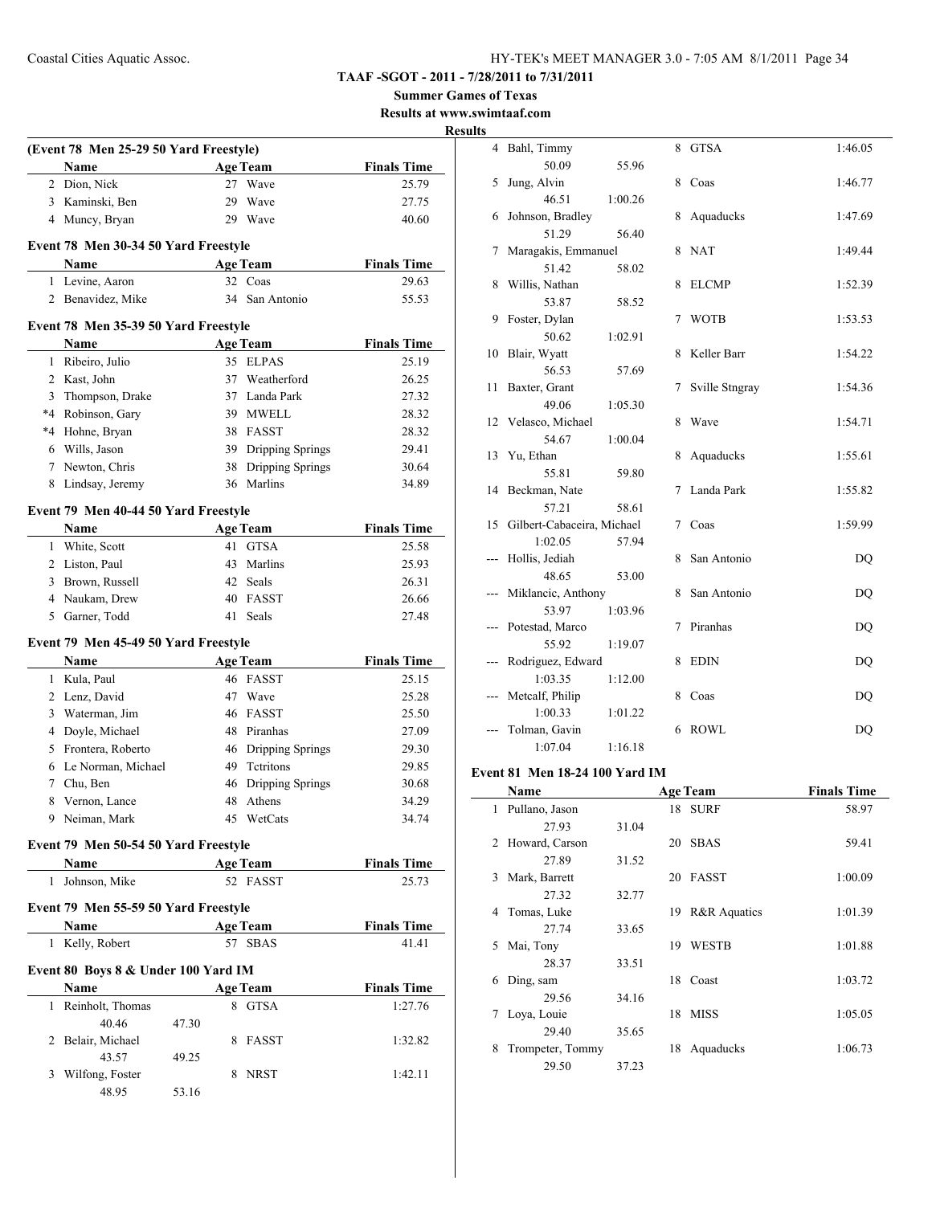**TAAF -SGOT - 2011 - 7/28/2011 to 7/31/2011**

**Summer Games of Texas**

**Results at www.swimtaaf.com**

**Results**

### (Event 78 Men 25-29 50 Yard Freestyle)

| | Name | Age | Team | Finals Time |
|---|---|---|---|---|
| 2 | Dion, Nick | 27 | Wave | 25.79 |
| 3 | Kaminski, Ben | 29 | Wave | 27.75 |
| 4 | Muncy, Bryan | 29 | Wave | 40.60 |

### Event 78 Men 30-34 50 Yard Freestyle

| | Name | Age | Team | Finals Time |
|---|---|---|---|---|
| 1 | Levine, Aaron | 32 | Coas | 29.63 |
| 2 | Benavidez, Mike | 34 | San Antonio | 55.53 |

### Event 78 Men 35-39 50 Yard Freestyle

| | Name | Age | Team | Finals Time |
|---|---|---|---|---|
| 1 | Ribeiro, Julio | 35 | ELPAS | 25.19 |
| 2 | Kast, John | 37 | Weatherford | 26.25 |
| 3 | Thompson, Drake | 37 | Landa Park | 27.32 |
| *4 | Robinson, Gary | 39 | MWELL | 28.32 |
| *4 | Hohne, Bryan | 38 | FASST | 28.32 |
| 6 | Wills, Jason | 39 | Dripping Springs | 29.41 |
| 7 | Newton, Chris | 38 | Dripping Springs | 30.64 |
| 8 | Lindsay, Jeremy | 36 | Marlins | 34.89 |

### Event 79 Men 40-44 50 Yard Freestyle

| | Name | Age | Team | Finals Time |
|---|---|---|---|---|
| 1 | White, Scott | 41 | GTSA | 25.58 |
| 2 | Liston, Paul | 43 | Marlins | 25.93 |
| 3 | Brown, Russell | 42 | Seals | 26.31 |
| 4 | Naukam, Drew | 40 | FASST | 26.66 |
| 5 | Garner, Todd | 41 | Seals | 27.48 |

### Event 79 Men 45-49 50 Yard Freestyle

| | Name | Age | Team | Finals Time |
|---|---|---|---|---|
| 1 | Kula, Paul | 46 | FASST | 25.15 |
| 2 | Lenz, David | 47 | Wave | 25.28 |
| 3 | Waterman, Jim | 46 | FASST | 25.50 |
| 4 | Doyle, Michael | 48 | Piranhas | 27.09 |
| 5 | Frontera, Roberto | 46 | Dripping Springs | 29.30 |
| 6 | Le Norman, Michael | 49 | Tctritons | 29.85 |
| 7 | Chu, Ben | 46 | Dripping Springs | 30.68 |
| 8 | Vernon, Lance | 48 | Athens | 34.29 |
| 9 | Neiman, Mark | 45 | WetCats | 34.74 |

### Event 79 Men 50-54 50 Yard Freestyle

| | Name | Age | Team | Finals Time |
|---|---|---|---|---|
| 1 | Johnson, Mike | 52 | FASST | 25.73 |

### Event 79 Men 55-59 50 Yard Freestyle

| | Name | Age | Team | Finals Time |
|---|---|---|---|---|
| 1 | Kelly, Robert | 57 | SBAS | 41.41 |

### Event 80 Boys 8 & Under 100 Yard IM

| | Name | Age | Team | Finals Time |
|---|---|---|---|---|
| 1 | Reinholt, Thomas | 8 | GTSA | 1:27.76 |
| | 40.46 47.30 | | | |
| 2 | Belair, Michael | 8 | FASST | 1:32.82 |
| | 43.57 49.25 | | | |
| 3 | Wilfong, Foster | 8 | NRST | 1:42.11 |
| | 48.95 53.16 | | | |
| 4 | Bahl, Timmy | 8 | GTSA | 1:46.05 |
| | 50.09 55.96 | | | |
| 5 | Jung, Alvin | 8 | Coas | 1:46.77 |
| | 46.51 1:00.26 | | | |
| 6 | Johnson, Bradley | 8 | Aquaducks | 1:47.69 |
| | 51.29 56.40 | | | |
| 7 | Maragakis, Emmanuel | 8 | NAT | 1:49.44 |
| | 51.42 58.02 | | | |
| 8 | Willis, Nathan | 8 | ELCMP | 1:52.39 |
| | 53.87 58.52 | | | |
| 9 | Foster, Dylan | 7 | WOTB | 1:53.53 |
| | 50.62 1:02.91 | | | |
| 10 | Blair, Wyatt | 8 | Keller Barr | 1:54.22 |
| | 56.53 57.69 | | | |
| 11 | Baxter, Grant | 7 | Sville Stngray | 1:54.36 |
| | 49.06 1:05.30 | | | |
| 12 | Velasco, Michael | 8 | Wave | 1:54.71 |
| | 54.67 1:00.04 | | | |
| 13 | Yu, Ethan | 8 | Aquaducks | 1:55.61 |
| | 55.81 59.80 | | | |
| 14 | Beckman, Nate | 7 | Landa Park | 1:55.82 |
| | 57.21 58.61 | | | |
| 15 | Gilbert-Cabaceira, Michael | 7 | Coas | 1:59.99 |
| | 1:02.05 57.94 | | | |
| --- | Hollis, Jediah | 8 | San Antonio | DQ |
| | 48.65 53.00 | | | |
| --- | Miklancic, Anthony | 8 | San Antonio | DQ |
| | 53.97 1:03.96 | | | |
| --- | Potestad, Marco | 7 | Piranhas | DQ |
| | 55.92 1:19.07 | | | |
| --- | Rodriguez, Edward | 8 | EDIN | DQ |
| | 1:03.35 1:12.00 | | | |
| --- | Metcalf, Philip | 8 | Coas | DQ |
| | 1:00.33 1:01.22 | | | |
| --- | Tolman, Gavin | 6 | ROWL | DQ |
| | 1:07.04 1:16.18 | | | |

### Event 81 Men 18-24 100 Yard IM

| | Name | Age | Team | Finals Time |
|---|---|---|---|---|
| 1 | Pullano, Jason | 18 | SURF | 58.97 |
| | 27.93 31.04 | | | |
| 2 | Howard, Carson | 20 | SBAS | 59.41 |
| | 27.89 31.52 | | | |
| 3 | Mark, Barrett | 20 | FASST | 1:00.09 |
| | 27.32 32.77 | | | |
| 4 | Tomas, Luke | 19 | R&R Aquatics | 1:01.39 |
| | 27.74 33.65 | | | |
| 5 | Mai, Tony | 19 | WESTB | 1:01.88 |
| | 28.37 33.51 | | | |
| 6 | Ding, sam | 18 | Coast | 1:03.72 |
| | 29.56 34.16 | | | |
| 7 | Loya, Louie | 18 | MISS | 1:05.05 |
| | 29.40 35.65 | | | |
| 8 | Trompeter, Tommy | 18 | Aquaducks | 1:06.73 |
| | 29.50 37.23 | | | |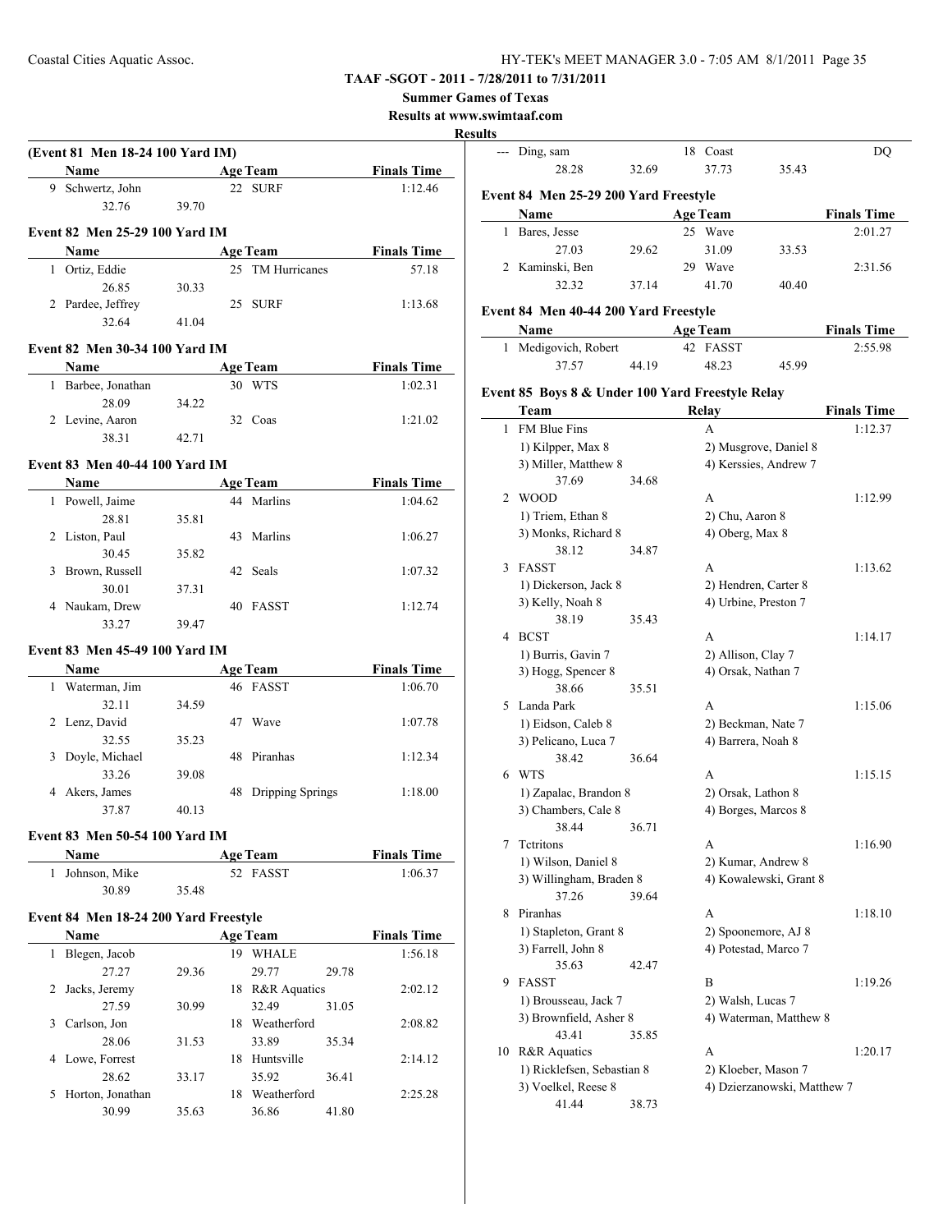TAAF -SGOT - 2011 - 7/28/2011 to 7/31/2011

Summer Games of Texas

Results at www.swimtaaf.com

Results

### (Event 81 Men 18-24 100 Yard IM)

| | Name | Age | Team | Finals Time |
|---|---|---|---|---|
| 9 | Schwertz, John | 22 | SURF | 1:12.46 |
| | 32.76 | 39.70 | | |

### Event 82 Men 25-29 100 Yard IM

| | Name | Age | Team | Finals Time |
|---|---|---|---|---|
| 1 | Ortiz, Eddie | 25 | TM Hurricanes | 57.18 |
| | 26.85 | 30.33 | | |
| 2 | Pardee, Jeffrey | 25 | SURF | 1:13.68 |
| | 32.64 | 41.04 | | |

### Event 82 Men 30-34 100 Yard IM

| | Name | Age | Team | Finals Time |
|---|---|---|---|---|
| 1 | Barbee, Jonathan | 30 | WTS | 1:02.31 |
| | 28.09 | 34.22 | | |
| 2 | Levine, Aaron | 32 | Coas | 1:21.02 |
| | 38.31 | 42.71 | | |

### Event 83 Men 40-44 100 Yard IM

| | Name | Age | Team | Finals Time |
|---|---|---|---|---|
| 1 | Powell, Jaime | 44 | Marlins | 1:04.62 |
| | 28.81 | 35.81 | | |
| 2 | Liston, Paul | 43 | Marlins | 1:06.27 |
| | 30.45 | 35.82 | | |
| 3 | Brown, Russell | 42 | Seals | 1:07.32 |
| | 30.01 | 37.31 | | |
| 4 | Naukam, Drew | 40 | FASST | 1:12.74 |
| | 33.27 | 39.47 | | |

### Event 83 Men 45-49 100 Yard IM

| | Name | Age | Team | Finals Time |
|---|---|---|---|---|
| 1 | Waterman, Jim | 46 | FASST | 1:06.70 |
| | 32.11 | 34.59 | | |
| 2 | Lenz, David | 47 | Wave | 1:07.78 |
| | 32.55 | 35.23 | | |
| 3 | Doyle, Michael | 48 | Piranhas | 1:12.34 |
| | 33.26 | 39.08 | | |
| 4 | Akers, James | 48 | Dripping Springs | 1:18.00 |
| | 37.87 | 40.13 | | |

### Event 83 Men 50-54 100 Yard IM

| | Name | Age | Team | Finals Time |
|---|---|---|---|---|
| 1 | Johnson, Mike | 52 | FASST | 1:06.37 |
| | 30.89 | 35.48 | | |

### Event 84 Men 18-24 200 Yard Freestyle

| | Name | | Age | Team | | Finals Time |
|---|---|---|---|---|---|---|
| 1 | Blegen, Jacob | | 19 | WHALE | | 1:56.18 |
| | 27.27 | 29.36 | | 29.77 | 29.78 | |
| 2 | Jacks, Jeremy | | 18 | R&R Aquatics | | 2:02.12 |
| | 27.59 | 30.99 | | 32.49 | 31.05 | |
| 3 | Carlson, Jon | | 18 | Weatherford | | 2:08.82 |
| | 28.06 | 31.53 | | 33.89 | 35.34 | |
| 4 | Lowe, Forrest | | 18 | Huntsville | | 2:14.12 |
| | 28.62 | 33.17 | | 35.92 | 36.41 | |
| 5 | Horton, Jonathan | | 18 | Weatherford | | 2:25.28 |
| | 30.99 | 35.63 | | 36.86 | 41.80 | |
| --- | Ding, sam | | 18 | Coast | | DQ |
| | 28.28 | 32.69 | | 37.73 | 35.43 | |

### Event 84 Men 25-29 200 Yard Freestyle

| | Name | | Age | Team | | Finals Time |
|---|---|---|---|---|---|---|
| 1 | Bares, Jesse | | 25 | Wave | | 2:01.27 |
| | 27.03 | 29.62 | | 31.09 | 33.53 | |
| 2 | Kaminski, Ben | | 29 | Wave | | 2:31.56 |
| | 32.32 | 37.14 | | 41.70 | 40.40 | |

### Event 84 Men 40-44 200 Yard Freestyle

| | Name | | Age | Team | | Finals Time |
|---|---|---|---|---|---|---|
| 1 | Medigovich, Robert | | 42 | FASST | | 2:55.98 |
| | 37.57 | 44.19 | | 48.23 | 45.99 | |

### Event 85 Boys 8 & Under 100 Yard Freestyle Relay

| | Team | | Relay | Finals Time |
|---|---|---|---|---|
| 1 | FM Blue Fins | | A | 1:12.37 |
| | 1) Kilpper, Max 8 | | 2) Musgrove, Daniel 8 | |
| | 3) Miller, Matthew 8 | | 4) Kerssies, Andrew 7 | |
| | 37.69 | 34.68 | | |
| 2 | WOOD | | A | 1:12.99 |
| | 1) Triem, Ethan 8 | | 2) Chu, Aaron 8 | |
| | 3) Monks, Richard 8 | | 4) Oberg, Max 8 | |
| | 38.12 | 34.87 | | |
| 3 | FASST | | A | 1:13.62 |
| | 1) Dickerson, Jack 8 | | 2) Hendren, Carter 8 | |
| | 3) Kelly, Noah 8 | | 4) Urbine, Preston 7 | |
| | 38.19 | 35.43 | | |
| 4 | BCST | | A | 1:14.17 |
| | 1) Burris, Gavin 7 | | 2) Allison, Clay 7 | |
| | 3) Hogg, Spencer 8 | | 4) Orsak, Nathan 7 | |
| | 38.66 | 35.51 | | |
| 5 | Landa Park | | A | 1:15.06 |
| | 1) Eidson, Caleb 8 | | 2) Beckman, Nate 7 | |
| | 3) Pelicano, Luca 7 | | 4) Barrera, Noah 8 | |
| | 38.42 | 36.64 | | |
| 6 | WTS | | A | 1:15.15 |
| | 1) Zapalac, Brandon 8 | | 2) Orsak, Lathon 8 | |
| | 3) Chambers, Cale 8 | | 4) Borges, Marcos 8 | |
| | 38.44 | 36.71 | | |
| 7 | Tctritons | | A | 1:16.90 |
| | 1) Wilson, Daniel 8 | | 2) Kumar, Andrew 8 | |
| | 3) Willingham, Braden 8 | | 4) Kowalewski, Grant 8 | |
| | 37.26 | 39.64 | | |
| 8 | Piranhas | | A | 1:18.10 |
| | 1) Stapleton, Grant 8 | | 2) Spoonemore, AJ 8 | |
| | 3) Farrell, John 8 | | 4) Potestad, Marco 7 | |
| | 35.63 | 42.47 | | |
| 9 | FASST | | B | 1:19.26 |
| | 1) Brousseau, Jack 7 | | 2) Walsh, Lucas 7 | |
| | 3) Brownfield, Asher 8 | | 4) Waterman, Matthew 8 | |
| | 43.41 | 35.85 | | |
| 10 | R&R Aquatics | | A | 1:20.17 |
| | 1) Ricklefsen, Sebastian 8 | | 2) Kloeber, Mason 7 | |
| | 3) Voelkel, Reese 8 | | 4) Dzierzanowski, Matthew 7 | |
| | 41.44 | 38.73 | | |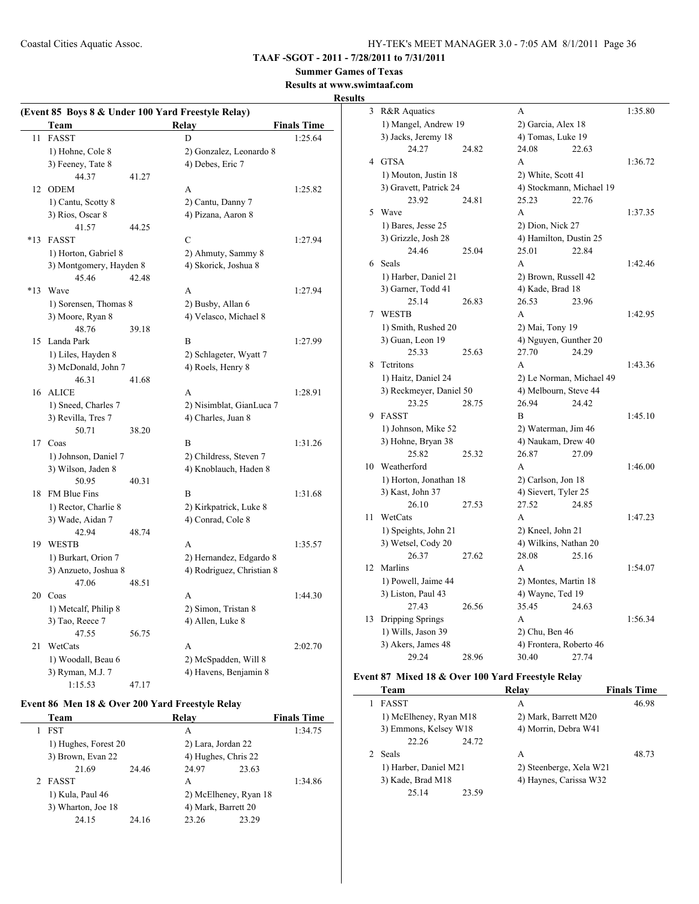**TAAF -SGOT - 2011 - 7/28/2011 to 7/31/2011**

**Summer Games of Texas**

**Results at www.swimtaaf.com**

**Results**

**(Event 85 Boys 8 & Under 100 Yard Freestyle Relay)**

| | Team | Relay | Finals Time |
|---|---|---|---|
| 11 | FASST | D | 1:25.64 |
| | 1) Hohne, Cole 8 | 2) Gonzalez, Leonardo 8 | |
| | 3) Feeney, Tate 8 | 4) Debes, Eric 7 | |
| | 44.37 41.27 | | |
| 12 | ODEM | A | 1:25.82 |
| | 1) Cantu, Scotty 8 | 2) Cantu, Danny 7 | |
| | 3) Rios, Oscar 8 | 4) Pizana, Aaron 8 | |
| | 41.57 44.25 | | |
| *13 | FASST | C | 1:27.94 |
| | 1) Horton, Gabriel 8 | 2) Ahmuty, Sammy 8 | |
| | 3) Montgomery, Hayden 8 | 4) Skorick, Joshua 8 | |
| | 45.46 42.48 | | |
| *13 | Wave | A | 1:27.94 |
| | 1) Sorensen, Thomas 8 | 2) Busby, Allan 6 | |
| | 3) Moore, Ryan 8 | 4) Velasco, Michael 8 | |
| | 48.76 39.18 | | |
| 15 | Landa Park | B | 1:27.99 |
| | 1) Liles, Hayden 8 | 2) Schlageter, Wyatt 7 | |
| | 3) McDonald, John 7 | 4) Roels, Henry 8 | |
| | 46.31 41.68 | | |
| 16 | ALICE | A | 1:28.91 |
| | 1) Sneed, Charles 7 | 2) Nisimblat, GianLuca 7 | |
| | 3) Revilla, Tres 7 | 4) Charles, Juan 8 | |
| | 50.71 38.20 | | |
| 17 | Coas | B | 1:31.26 |
| | 1) Johnson, Daniel 7 | 2) Childress, Steven 7 | |
| | 3) Wilson, Jaden 8 | 4) Knoblauch, Haden 8 | |
| | 50.95 40.31 | | |
| 18 | FM Blue Fins | B | 1:31.68 |
| | 1) Rector, Charlie 8 | 2) Kirkpatrick, Luke 8 | |
| | 3) Wade, Aidan 7 | 4) Conrad, Cole 8 | |
| | 42.94 48.74 | | |
| 19 | WESTB | A | 1:35.57 |
| | 1) Burkart, Orion 7 | 2) Hernandez, Edgardo 8 | |
| | 3) Anzueto, Joshua 8 | 4) Rodriguez, Christian 8 | |
| | 47.06 48.51 | | |
| 20 | Coas | A | 1:44.30 |
| | 1) Metcalf, Philip 8 | 2) Simon, Tristan 8 | |
| | 3) Tao, Reece 7 | 4) Allen, Luke 8 | |
| | 47.55 56.75 | | |
| 21 | WetCats | A | 2:02.70 |
| | 1) Woodall, Beau 6 | 2) McSpadden, Will 8 | |
| | 3) Ryman, M.J. 7 | 4) Havens, Benjamin 8 | |
| | 1:15.53 47.17 | | |

**Event 86 Men 18 & Over 200 Yard Freestyle Relay**

| | Team | Relay | Finals Time |
|---|---|---|---|
| 1 | FST | A | 1:34.75 |
| | 1) Hughes, Forest 20 | 2) Lara, Jordan 22 | |
| | 3) Brown, Evan 22 | 4) Hughes, Chris 22 | |
| | 21.69 24.46 | 24.97 23.63 | |
| 2 | FASST | A | 1:34.86 |
| | 1) Kula, Paul 46 | 2) McElheney, Ryan 18 | |
| | 3) Wharton, Joe 18 | 4) Mark, Barrett 20 | |
| | 24.15 24.16 | 23.26 23.29 | |
| 3 | R&R Aquatics | A | 1:35.80 |
| | 1) Mangel, Andrew 19 | 2) Garcia, Alex 18 | |
| | 3) Jacks, Jeremy 18 | 4) Tomas, Luke 19 | |
| | 24.27 24.82 | 24.08 22.63 | |
| 4 | GTSA | A | 1:36.72 |
| | 1) Mouton, Justin 18 | 2) White, Scott 41 | |
| | 3) Gravett, Patrick 24 | 4) Stockmann, Michael 19 | |
| | 23.92 24.81 | 25.23 22.76 | |
| 5 | Wave | A | 1:37.35 |
| | 1) Bares, Jesse 25 | 2) Dion, Nick 27 | |
| | 3) Grizzle, Josh 28 | 4) Hamilton, Dustin 25 | |
| | 24.46 25.04 | 25.01 22.84 | |
| 6 | Seals | A | 1:42.46 |
| | 1) Harber, Daniel 21 | 2) Brown, Russell 42 | |
| | 3) Garner, Todd 41 | 4) Kade, Brad 18 | |
| | 25.14 26.83 | 26.53 23.96 | |
| 7 | WESTB | A | 1:42.95 |
| | 1) Smith, Rushed 20 | 2) Mai, Tony 19 | |
| | 3) Guan, Leon 19 | 4) Nguyen, Gunther 20 | |
| | 25.33 25.63 | 27.70 24.29 | |
| 8 | Tctritons | A | 1:43.36 |
| | 1) Haitz, Daniel 24 | 2) Le Norman, Michael 49 | |
| | 3) Reckmeyer, Daniel 50 | 4) Melbourn, Steve 44 | |
| | 23.25 28.75 | 26.94 24.42 | |
| 9 | FASST | B | 1:45.10 |
| | 1) Johnson, Mike 52 | 2) Waterman, Jim 46 | |
| | 3) Hohne, Bryan 38 | 4) Naukam, Drew 40 | |
| | 25.82 25.32 | 26.87 27.09 | |
| 10 | Weatherford | A | 1:46.00 |
| | 1) Horton, Jonathan 18 | 2) Carlson, Jon 18 | |
| | 3) Kast, John 37 | 4) Sievert, Tyler 25 | |
| | 26.10 27.53 | 27.52 24.85 | |
| 11 | WetCats | A | 1:47.23 |
| | 1) Speights, John 21 | 2) Kneel, John 21 | |
| | 3) Wetsel, Cody 20 | 4) Wilkins, Nathan 20 | |
| | 26.37 27.62 | 28.08 25.16 | |
| 12 | Marlins | A | 1:54.07 |
| | 1) Powell, Jaime 44 | 2) Montes, Martin 18 | |
| | 3) Liston, Paul 43 | 4) Wayne, Ted 19 | |
| | 27.43 26.56 | 35.45 24.63 | |
| 13 | Dripping Springs | A | 1:56.34 |
| | 1) Wills, Jason 39 | 2) Chu, Ben 46 | |
| | 3) Akers, James 48 | 4) Frontera, Roberto 46 | |
| | 29.24 28.96 | 30.40 27.74 | |

**Event 87 Mixed 18 & Over 100 Yard Freestyle Relay**

| | Team | Relay | Finals Time |
|---|---|---|---|
| 1 | FASST | A | 46.98 |
| | 1) McElheney, Ryan M18 | 2) Mark, Barrett M20 | |
| | 3) Emmons, Kelsey W18 | 4) Morrin, Debra W41 | |
| | 22.26 24.72 | | |
| 2 | Seals | A | 48.73 |
| | 1) Harber, Daniel M21 | 2) Steenberge, Xela W21 | |
| | 3) Kade, Brad M18 | 4) Haynes, Carissa W32 | |
| | 25.14 23.59 | | |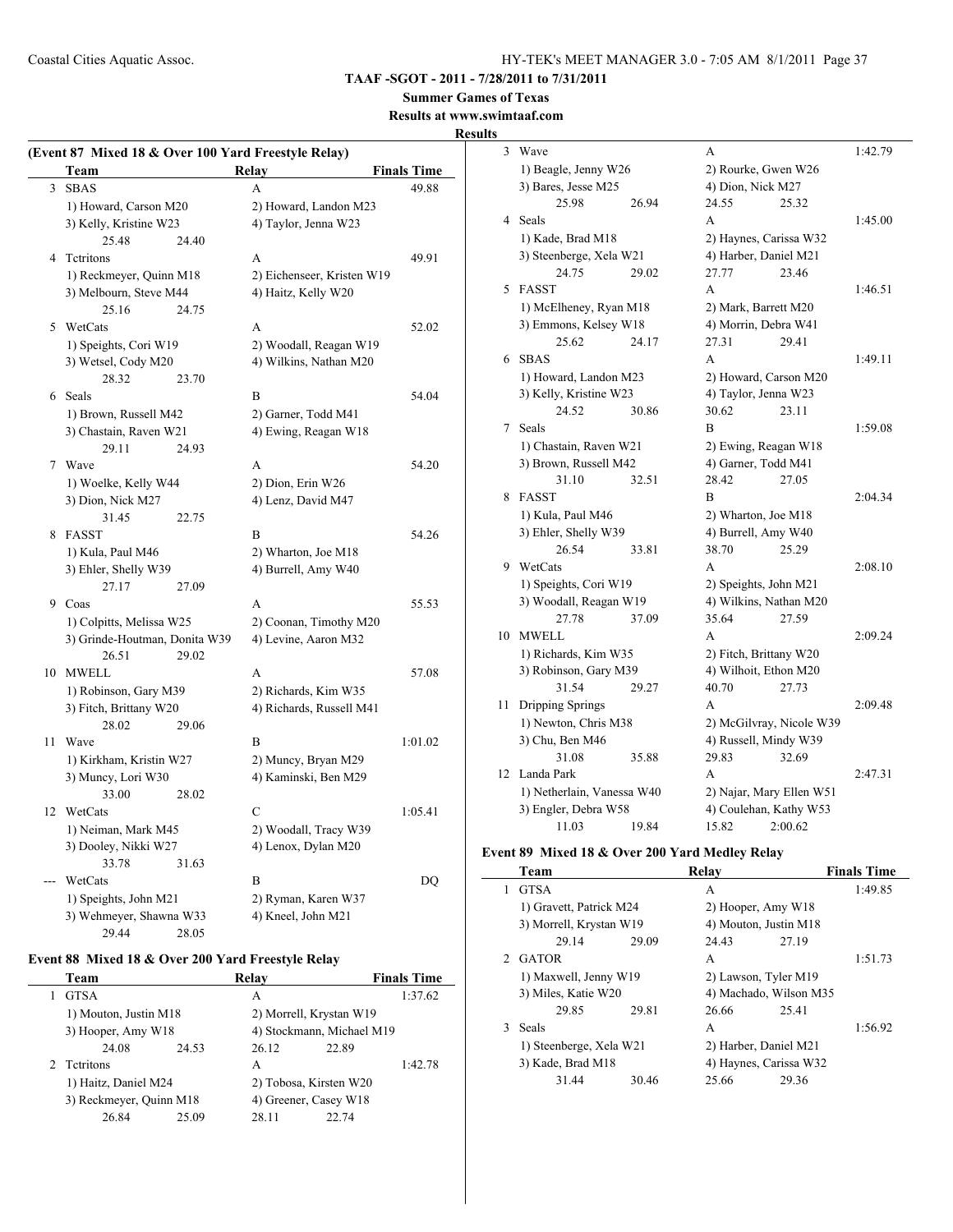**TAAF -SGOT - 2011 - 7/28/2011 to 7/31/2011**

**Summer Games of Texas**

**Results at www.swimtaaf.com**

**Results**

### (Event 87 Mixed 18 & Over 100 Yard Freestyle Relay)

| | Team | Relay | Finals Time |
|---|---|---|---|
| 3 | SBAS | A | 49.88 |
| | 1) Howard, Carson M20 | 2) Howard, Landon M23 | |
| | 3) Kelly, Kristine W23 | 4) Taylor, Jenna W23 | |
| | 25.48 24.40 | | |
| 4 | Tctritons | A | 49.91 |
| | 1) Reckmeyer, Quinn M18 | 2) Eichenseer, Kristen W19 | |
| | 3) Melbourn, Steve M44 | 4) Haitz, Kelly W20 | |
| | 25.16 24.75 | | |
| 5 | WetCats | A | 52.02 |
| | 1) Speights, Cori W19 | 2) Woodall, Reagan W19 | |
| | 3) Wetsel, Cody M20 | 4) Wilkins, Nathan M20 | |
| | 28.32 23.70 | | |
| 6 | Seals | B | 54.04 |
| | 1) Brown, Russell M42 | 2) Garner, Todd M41 | |
| | 3) Chastain, Raven W21 | 4) Ewing, Reagan W18 | |
| | 29.11 24.93 | | |
| 7 | Wave | A | 54.20 |
| | 1) Woelke, Kelly W44 | 2) Dion, Erin W26 | |
| | 3) Dion, Nick M27 | 4) Lenz, David M47 | |
| | 31.45 22.75 | | |
| 8 | FASST | B | 54.26 |
| | 1) Kula, Paul M46 | 2) Wharton, Joe M18 | |
| | 3) Ehler, Shelly W39 | 4) Burrell, Amy W40 | |
| | 27.17 27.09 | | |
| 9 | Coas | A | 55.53 |
| | 1) Colpitts, Melissa W25 | 2) Coonan, Timothy M20 | |
| | 3) Grinde-Houtman, Donita W39 | 4) Levine, Aaron M32 | |
| | 26.51 29.02 | | |
| 10 | MWELL | A | 57.08 |
| | 1) Robinson, Gary M39 | 2) Richards, Kim W35 | |
| | 3) Fitch, Brittany W20 | 4) Richards, Russell M41 | |
| | 28.02 29.06 | | |
| 11 | Wave | B | 1:01.02 |
| | 1) Kirkham, Kristin W27 | 2) Muncy, Bryan M29 | |
| | 3) Muncy, Lori W30 | 4) Kaminski, Ben M29 | |
| | 33.00 28.02 | | |
| 12 | WetCats | C | 1:05.41 |
| | 1) Neiman, Mark M45 | 2) Woodall, Tracy W39 | |
| | 3) Dooley, Nikki W27 | 4) Lenox, Dylan M20 | |
| | 33.78 31.63 | | |
| --- | WetCats | B | DQ |
| | 1) Speights, John M21 | 2) Ryman, Karen W37 | |
| | 3) Wehmeyer, Shawna W33 | 4) Kneel, John M21 | |
| | 29.44 28.05 | | |

### Event 88 Mixed 18 & Over 200 Yard Freestyle Relay

| | Team | Relay | Finals Time |
|---|---|---|---|
| 1 | GTSA | A | 1:37.62 |
| | 1) Mouton, Justin M18 | 2) Morrell, Krystan W19 | |
| | 3) Hooper, Amy W18 | 4) Stockmann, Michael M19 | |
| | 24.08 24.53 | 26.12 22.89 | |
| 2 | Tctritons | A | 1:42.78 |
| | 1) Haitz, Daniel M24 | 2) Tobosa, Kirsten W20 | |
| | 3) Reckmeyer, Quinn M18 | 4) Greener, Casey W18 | |
| | 26.84 25.09 | 28.11 22.74 | |
| 3 | Wave | A | 1:42.79 |
| | 1) Beagle, Jenny W26 | 2) Rourke, Gwen W26 | |
| | 3) Bares, Jesse M25 | 4) Dion, Nick M27 | |
| | 25.98 26.94 | 24.55 25.32 | |
| 4 | Seals | A | 1:45.00 |
| | 1) Kade, Brad M18 | 2) Haynes, Carissa W32 | |
| | 3) Steenberge, Xela W21 | 4) Harber, Daniel M21 | |
| | 24.75 29.02 | 27.77 23.46 | |
| 5 | FASST | A | 1:46.51 |
| | 1) McElheney, Ryan M18 | 2) Mark, Barrett M20 | |
| | 3) Emmons, Kelsey W18 | 4) Morrin, Debra W41 | |
| | 25.62 24.17 | 27.31 29.41 | |
| 6 | SBAS | A | 1:49.11 |
| | 1) Howard, Landon M23 | 2) Howard, Carson M20 | |
| | 3) Kelly, Kristine W23 | 4) Taylor, Jenna W23 | |
| | 24.52 30.86 | 30.62 23.11 | |
| 7 | Seals | B | 1:59.08 |
| | 1) Chastain, Raven W21 | 2) Ewing, Reagan W18 | |
| | 3) Brown, Russell M42 | 4) Garner, Todd M41 | |
| | 31.10 32.51 | 28.42 27.05 | |
| 8 | FASST | B | 2:04.34 |
| | 1) Kula, Paul M46 | 2) Wharton, Joe M18 | |
| | 3) Ehler, Shelly W39 | 4) Burrell, Amy W40 | |
| | 26.54 33.81 | 38.70 25.29 | |
| 9 | WetCats | A | 2:08.10 |
| | 1) Speights, Cori W19 | 2) Speights, John M21 | |
| | 3) Woodall, Reagan W19 | 4) Wilkins, Nathan M20 | |
| | 27.78 37.09 | 35.64 27.59 | |
| 10 | MWELL | A | 2:09.24 |
| | 1) Richards, Kim W35 | 2) Fitch, Brittany W20 | |
| | 3) Robinson, Gary M39 | 4) Wilhoit, Ethon M20 | |
| | 31.54 29.27 | 40.70 27.73 | |
| 11 | Dripping Springs | A | 2:09.48 |
| | 1) Newton, Chris M38 | 2) McGilvray, Nicole W39 | |
| | 3) Chu, Ben M46 | 4) Russell, Mindy W39 | |
| | 31.08 35.88 | 29.83 32.69 | |
| 12 | Landa Park | A | 2:47.31 |
| | 1) Netherlain, Vanessa W40 | 2) Najar, Mary Ellen W51 | |
| | 3) Engler, Debra W58 | 4) Coulehan, Kathy W53 | |
| | 11.03 19.84 | 15.82 2:00.62 | |

### Event 89 Mixed 18 & Over 200 Yard Medley Relay

| | Team | Relay | Finals Time |
|---|---|---|---|
| 1 | GTSA | A | 1:49.85 |
| | 1) Gravett, Patrick M24 | 2) Hooper, Amy W18 | |
| | 3) Morrell, Krystan W19 | 4) Mouton, Justin M18 | |
| | 29.14 29.09 | 24.43 27.19 | |
| 2 | GATOR | A | 1:51.73 |
| | 1) Maxwell, Jenny W19 | 2) Lawson, Tyler M19 | |
| | 3) Miles, Katie W20 | 4) Machado, Wilson M35 | |
| | 29.85 29.81 | 26.66 25.41 | |
| 3 | Seals | A | 1:56.92 |
| | 1) Steenberge, Xela W21 | 2) Harber, Daniel M21 | |
| | 3) Kade, Brad M18 | 4) Haynes, Carissa W32 | |
| | 31.44 30.46 | 25.66 29.36 | |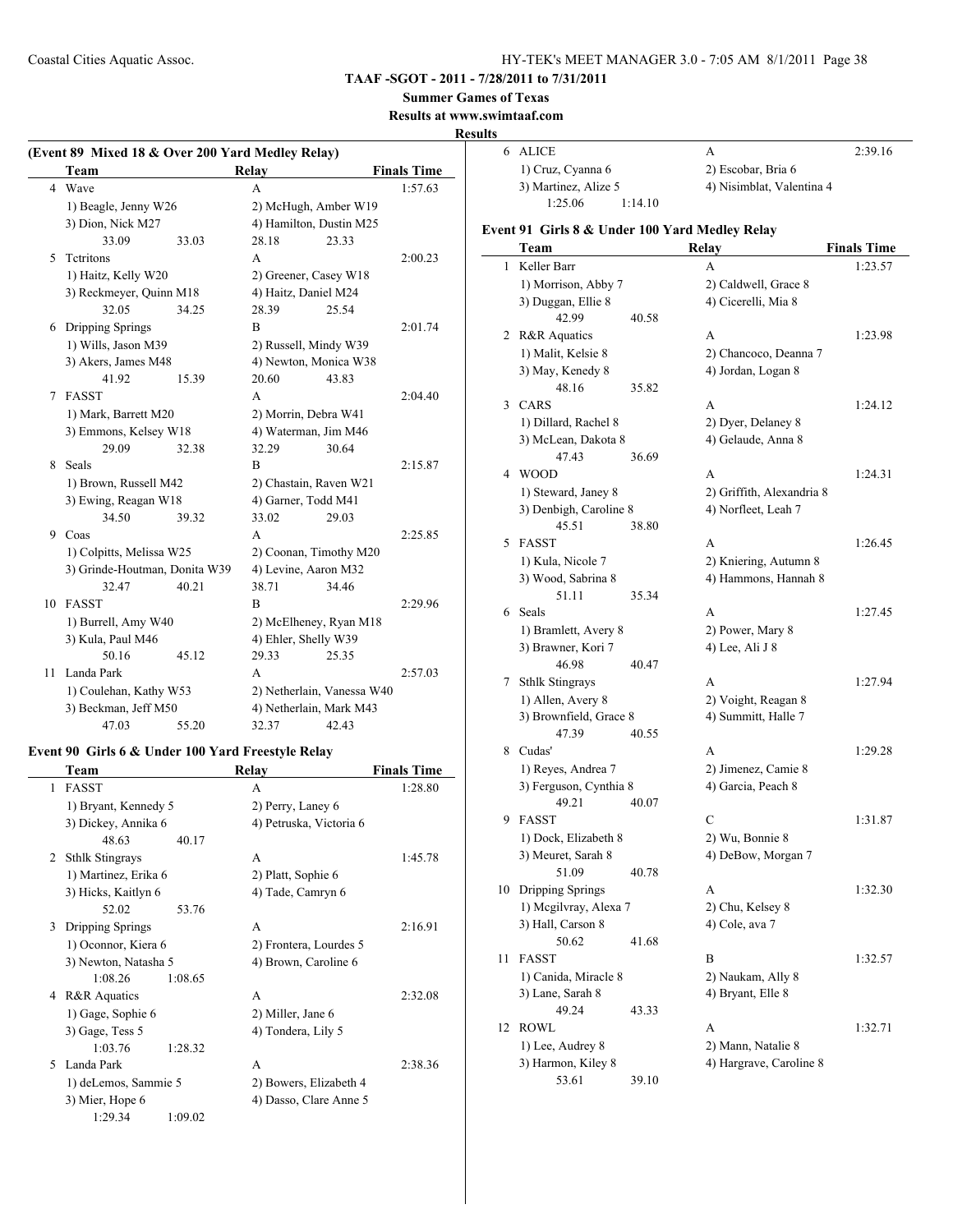## TAAF -SGOT - 2011 - 7/28/2011 to 7/31/2011

## Summer Games of Texas

## Results at www.swimtaaf.com

## Results

### (Event 89 Mixed 18 & Over 200 Yard Medley Relay)

| | Team | Relay | Finals Time |
|---|---|---|---|
| 4 | Wave | A | 1:57.63 |
| | 1) Beagle, Jenny W26 | 2) McHugh, Amber W19 | |
| | 3) Dion, Nick M27 | 4) Hamilton, Dustin M25 | |
| | 33.09 33.03 | 28.18 23.33 | |
| 5 | Tctritons | A | 2:00.23 |
| | 1) Haitz, Kelly W20 | 2) Greener, Casey W18 | |
| | 3) Reckmeyer, Quinn M18 | 4) Haitz, Daniel M24 | |
| | 32.05 34.25 | 28.39 25.54 | |
| 6 | Dripping Springs | B | 2:01.74 |
| | 1) Wills, Jason M39 | 2) Russell, Mindy W39 | |
| | 3) Akers, James M48 | 4) Newton, Monica W38 | |
| | 41.92 15.39 | 20.60 43.83 | |
| 7 | FASST | A | 2:04.40 |
| | 1) Mark, Barrett M20 | 2) Morrin, Debra W41 | |
| | 3) Emmons, Kelsey W18 | 4) Waterman, Jim M46 | |
| | 29.09 32.38 | 32.29 30.64 | |
| 8 | Seals | B | 2:15.87 |
| | 1) Brown, Russell M42 | 2) Chastain, Raven W21 | |
| | 3) Ewing, Reagan W18 | 4) Garner, Todd M41 | |
| | 34.50 39.32 | 33.02 29.03 | |
| 9 | Coas | A | 2:25.85 |
| | 1) Colpitts, Melissa W25 | 2) Coonan, Timothy M20 | |
| | 3) Grinde-Houtman, Donita W39 | 4) Levine, Aaron M32 | |
| | 32.47 40.21 | 38.71 34.46 | |
| 10 | FASST | B | 2:29.96 |
| | 1) Burrell, Amy W40 | 2) McElheney, Ryan M18 | |
| | 3) Kula, Paul M46 | 4) Ehler, Shelly W39 | |
| | 50.16 45.12 | 29.33 25.35 | |
| 11 | Landa Park | A | 2:57.03 |
| | 1) Coulehan, Kathy W53 | 2) Netherlain, Vanessa W40 | |
| | 3) Beckman, Jeff M50 | 4) Netherlain, Mark M43 | |
| | 47.03 55.20 | 32.37 42.43 | |

### Event 90 Girls 6 & Under 100 Yard Freestyle Relay

| | Team | Relay | Finals Time |
|---|---|---|---|
| 1 | FASST | A | 1:28.80 |
| | 1) Bryant, Kennedy 5 | 2) Perry, Laney 6 | |
| | 3) Dickey, Annika 6 | 4) Petruska, Victoria 6 | |
| | 48.63 40.17 | | |
| 2 | Sthlk Stingrays | A | 1:45.78 |
| | 1) Martinez, Erika 6 | 2) Platt, Sophie 6 | |
| | 3) Hicks, Kaitlyn 6 | 4) Tade, Camryn 6 | |
| | 52.02 53.76 | | |
| 3 | Dripping Springs | A | 2:16.91 |
| | 1) Oconnor, Kiera 6 | 2) Frontera, Lourdes 5 | |
| | 3) Newton, Natasha 5 | 4) Brown, Caroline 6 | |
| | 1:08.26 1:08.65 | | |
| 4 | R&R Aquatics | A | 2:32.08 |
| | 1) Gage, Sophie 6 | 2) Miller, Jane 6 | |
| | 3) Gage, Tess 5 | 4) Tondera, Lily 5 | |
| | 1:03.76 1:28.32 | | |
| 5 | Landa Park | A | 2:38.36 |
| | 1) deLemos, Sammie 5 | 2) Bowers, Elizabeth 4 | |
| | 3) Mier, Hope 6 | 4) Dasso, Clare Anne 5 | |
| | 1:29.34 1:09.02 | | |
| 6 | ALICE | A | 2:39.16 |
| | 1) Cruz, Cyanna 6 | 2) Escobar, Bria 6 | |
| | 3) Martinez, Alize 5 | 4) Nisimblat, Valentina 4 | |
| | 1:25.06 1:14.10 | | |

### Event 91 Girls 8 & Under 100 Yard Medley Relay

| | Team | Relay | Finals Time |
|---|---|---|---|
| 1 | Keller Barr | A | 1:23.57 |
| | 1) Morrison, Abby 7 | 2) Caldwell, Grace 8 | |
| | 3) Duggan, Ellie 8 | 4) Cicerelli, Mia 8 | |
| | 42.99 40.58 | | |
| 2 | R&R Aquatics | A | 1:23.98 |
| | 1) Malit, Kelsie 8 | 2) Chancoco, Deanna 7 | |
| | 3) May, Kenedy 8 | 4) Jordan, Logan 8 | |
| | 48.16 35.82 | | |
| 3 | CARS | A | 1:24.12 |
| | 1) Dillard, Rachel 8 | 2) Dyer, Delaney 8 | |
| | 3) McLean, Dakota 8 | 4) Gelaude, Anna 8 | |
| | 47.43 36.69 | | |
| 4 | WOOD | A | 1:24.31 |
| | 1) Steward, Janey 8 | 2) Griffith, Alexandria 8 | |
| | 3) Denbigh, Caroline 8 | 4) Norfleet, Leah 7 | |
| | 45.51 38.80 | | |
| 5 | FASST | A | 1:26.45 |
| | 1) Kula, Nicole 7 | 2) Kniering, Autumn 8 | |
| | 3) Wood, Sabrina 8 | 4) Hammons, Hannah 8 | |
| | 51.11 35.34 | | |
| 6 | Seals | A | 1:27.45 |
| | 1) Bramlett, Avery 8 | 2) Power, Mary 8 | |
| | 3) Brawner, Kori 7 | 4) Lee, Ali J 8 | |
| | 46.98 40.47 | | |
| 7 | Sthlk Stingrays | A | 1:27.94 |
| | 1) Allen, Avery 8 | 2) Voight, Reagan 8 | |
| | 3) Brownfield, Grace 8 | 4) Summitt, Halle 7 | |
| | 47.39 40.55 | | |
| 8 | Cudas' | A | 1:29.28 |
| | 1) Reyes, Andrea 7 | 2) Jimenez, Camie 8 | |
| | 3) Ferguson, Cynthia 8 | 4) Garcia, Peach 8 | |
| | 49.21 40.07 | | |
| 9 | FASST | C | 1:31.87 |
| | 1) Dock, Elizabeth 8 | 2) Wu, Bonnie 8 | |
| | 3) Meuret, Sarah 8 | 4) DeBow, Morgan 7 | |
| | 51.09 40.78 | | |
| 10 | Dripping Springs | A | 1:32.30 |
| | 1) Mcgilvray, Alexa 7 | 2) Chu, Kelsey 8 | |
| | 3) Hall, Carson 8 | 4) Cole, ava 7 | |
| | 50.62 41.68 | | |
| 11 | FASST | B | 1:32.57 |
| | 1) Canida, Miracle 8 | 2) Naukam, Ally 8 | |
| | 3) Lane, Sarah 8 | 4) Bryant, Elle 8 | |
| | 49.24 43.33 | | |
| 12 | ROWL | A | 1:32.71 |
| | 1) Lee, Audrey 8 | 2) Mann, Natalie 8 | |
| | 3) Harmon, Kiley 8 | 4) Hargrave, Caroline 8 | |
| | 53.61 39.10 | | |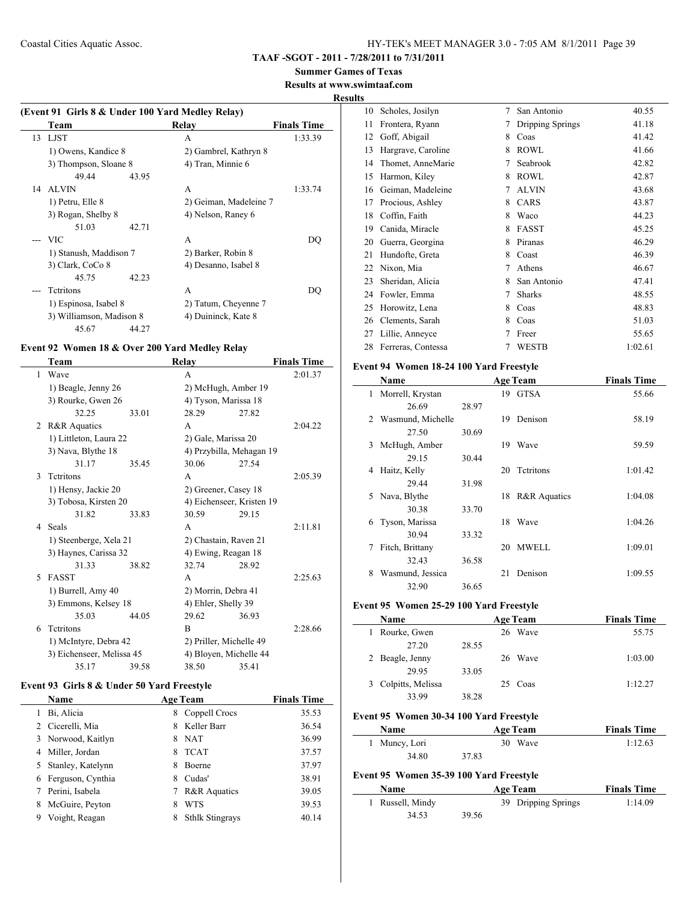**TAAF -SGOT - 2011 - 7/28/2011 to 7/31/2011**

**Summer Games of Texas**

**Results at www.swimtaaf.com**

**Results**

### (Event 91 Girls 8 & Under 100 Yard Medley Relay)

| | Team | Relay | Finals Time |
|---|---|---|---|
| 13 | LJST | A | 1:33.39 |
| | 1) Owens, Kandice 8 | 2) Gambrel, Kathryn 8 | |
| | 3) Thompson, Sloane 8 | 4) Tran, Minnie 6 | |
| | 49.44 43.95 | | |
| 14 | ALVIN | A | 1:33.74 |
| | 1) Petru, Elle 8 | 2) Geiman, Madeleine 7 | |
| | 3) Rogan, Shelby 8 | 4) Nelson, Raney 6 | |
| | 51.03 42.71 | | |
| --- | VIC | A | DQ |
| | 1) Stanush, Maddison 7 | 2) Barker, Robin 8 | |
| | 3) Clark, CoCo 8 | 4) Desanno, Isabel 8 | |
| | 45.75 42.23 | | |
| --- | Tctritons | A | DQ |
| | 1) Espinosa, Isabel 8 | 2) Tatum, Cheyenne 7 | |
| | 3) Williamson, Madison 8 | 4) Duininck, Kate 8 | |
| | 45.67 44.27 | | |

### Event 92 Women 18 & Over 200 Yard Medley Relay

| | Team | Relay | Finals Time |
|---|---|---|---|
| 1 | Wave | A | 2:01.37 |
| | 1) Beagle, Jenny 26 | 2) McHugh, Amber 19 | |
| | 3) Rourke, Gwen 26 | 4) Tyson, Marissa 18 | |
| | 32.25 33.01 | 28.29 27.82 | |
| 2 | R&R Aquatics | A | 2:04.22 |
| | 1) Littleton, Laura 22 | 2) Gale, Marissa 20 | |
| | 3) Nava, Blythe 18 | 4) Przybilla, Mehagan 19 | |
| | 31.17 35.45 | 30.06 27.54 | |
| 3 | Tctritons | A | 2:05.39 |
| | 1) Hensy, Jackie 20 | 2) Greener, Casey 18 | |
| | 3) Tobosa, Kirsten 20 | 4) Eichenseer, Kristen 19 | |
| | 31.82 33.83 | 30.59 29.15 | |
| 4 | Seals | A | 2:11.81 |
| | 1) Steenberge, Xela 21 | 2) Chastain, Raven 21 | |
| | 3) Haynes, Carissa 32 | 4) Ewing, Reagan 18 | |
| | 31.33 38.82 | 32.74 28.92 | |
| 5 | FASST | A | 2:25.63 |
| | 1) Burrell, Amy 40 | 2) Morrin, Debra 41 | |
| | 3) Emmons, Kelsey 18 | 4) Ehler, Shelly 39 | |
| | 35.03 44.05 | 29.62 36.93 | |
| 6 | Tctritons | B | 2:28.66 |
| | 1) McIntyre, Debra 42 | 2) Priller, Michelle 49 | |
| | 3) Eichenseer, Melissa 45 | 4) Bloyen, Michelle 44 | |
| | 35.17 39.58 | 38.50 35.41 | |

### Event 93 Girls 8 & Under 50 Yard Freestyle

| | Name | Age | Team | Finals Time |
|---|---|---|---|---|
| 1 | Bi, Alicia | 8 | Coppell Crocs | 35.53 |
| 2 | Cicerelli, Mia | 8 | Keller Barr | 36.54 |
| 3 | Norwood, Kaitlyn | 8 | NAT | 36.99 |
| 4 | Miller, Jordan | 8 | TCAT | 37.57 |
| 5 | Stanley, Katelynn | 8 | Boerne | 37.97 |
| 6 | Ferguson, Cynthia | 8 | Cudas' | 38.91 |
| 7 | Perini, Isabela | 7 | R&R Aquatics | 39.05 |
| 8 | McGuire, Peyton | 8 | WTS | 39.53 |
| 9 | Voight, Reagan | 8 | Sthlk Stingrays | 40.14 |
| 10 | Scholes, Josilyn | 7 | San Antonio | 40.55 |
| 11 | Frontera, Ryann | 7 | Dripping Springs | 41.18 |
| 12 | Goff, Abigail | 8 | Coas | 41.42 |
| 13 | Hargrave, Caroline | 8 | ROWL | 41.66 |
| 14 | Thomet, AnneMarie | 7 | Seabrook | 42.82 |
| 15 | Harmon, Kiley | 8 | ROWL | 42.87 |
| 16 | Geiman, Madeleine | 7 | ALVIN | 43.68 |
| 17 | Procious, Ashley | 8 | CARS | 43.87 |
| 18 | Coffin, Faith | 8 | Waco | 44.23 |
| 19 | Canida, Miracle | 8 | FASST | 45.25 |
| 20 | Guerra, Georgina | 8 | Piranas | 46.29 |
| 21 | Hundofte, Greta | 8 | Coast | 46.39 |
| 22 | Nixon, Mia | 7 | Athens | 46.67 |
| 23 | Sheridan, Alicia | 8 | San Antonio | 47.41 |
| 24 | Fowler, Emma | 7 | Sharks | 48.55 |
| 25 | Horowitz, Lena | 8 | Coas | 48.83 |
| 26 | Clements, Sarah | 8 | Coas | 51.03 |
| 27 | Lillie, Anneyce | 7 | Freer | 55.65 |
| 28 | Ferreras, Contessa | 7 | WESTB | 1:02.61 |

### Event 94 Women 18-24 100 Yard Freestyle

| | Name | Age | Team | Finals Time |
|---|---|---|---|---|
| 1 | Morrell, Krystan | 19 | GTSA | 55.66 |
| | 26.69 28.97 | | | |
| 2 | Wasmund, Michelle | 19 | Denison | 58.19 |
| | 27.50 30.69 | | | |
| 3 | McHugh, Amber | 19 | Wave | 59.59 |
| | 29.15 30.44 | | | |
| 4 | Haitz, Kelly | 20 | Tctritons | 1:01.42 |
| | 29.44 31.98 | | | |
| 5 | Nava, Blythe | 18 | R&R Aquatics | 1:04.08 |
| | 30.38 33.70 | | | |
| 6 | Tyson, Marissa | 18 | Wave | 1:04.26 |
| | 30.94 33.32 | | | |
| 7 | Fitch, Brittany | 20 | MWELL | 1:09.01 |
| | 32.43 36.58 | | | |
| 8 | Wasmund, Jessica | 21 | Denison | 1:09.55 |
| | 32.90 36.65 | | | |

### Event 95 Women 25-29 100 Yard Freestyle

| | Name | Age | Team | Finals Time |
|---|---|---|---|---|
| 1 | Rourke, Gwen | 26 | Wave | 55.75 |
| | 27.20 28.55 | | | |
| 2 | Beagle, Jenny | 26 | Wave | 1:03.00 |
| | 29.95 33.05 | | | |
| 3 | Colpitts, Melissa | 25 | Coas | 1:12.27 |
| | 33.99 38.28 | | | |

### Event 95 Women 30-34 100 Yard Freestyle

| | Name | Age | Team | Finals Time |
|---|---|---|---|---|
| 1 | Muncy, Lori | 30 | Wave | 1:12.63 |
| | 34.80 37.83 | | | |

### Event 95 Women 35-39 100 Yard Freestyle

| | Name | Age | Team | Finals Time |
|---|---|---|---|---|
| 1 | Russell, Mindy | 39 | Dripping Springs | 1:14.09 |
| | 34.53 39.56 | | | |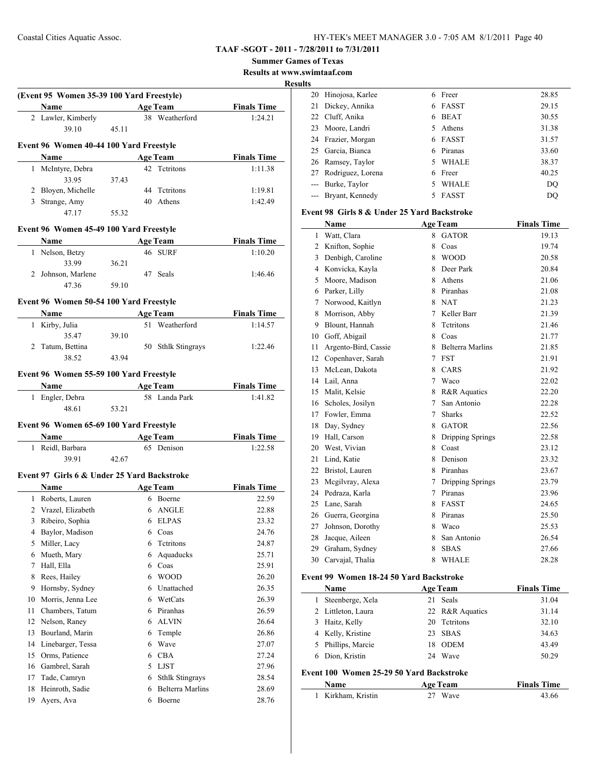**TAAF -SGOT - 2011 - 7/28/2011 to 7/31/2011**

**Summer Games of Texas**

**Results at www.swimtaaf.com**

**Results**

### (Event 95 Women 35-39 100 Yard Freestyle)

| | Name | Age | Team | Finals Time |
|---|---|---|---|---|
| 2 | Lawler, Kimberly | 38 | Weatherford | 1:24.21 |
| | 39.10 45.11 | | | |

### Event 96 Women 40-44 100 Yard Freestyle

| | Name | Age | Team | Finals Time |
|---|---|---|---|---|
| 1 | McIntyre, Debra | 42 | Tctritons | 1:11.38 |
| | 33.95 37.43 | | | |
| 2 | Bloyen, Michelle | 44 | Tctritons | 1:19.81 |
| 3 | Strange, Amy | 40 | Athens | 1:42.49 |
| | 47.17 55.32 | | | |

### Event 96 Women 45-49 100 Yard Freestyle

| | Name | Age | Team | Finals Time |
|---|---|---|---|---|
| 1 | Nelson, Betzy | 46 | SURF | 1:10.20 |
| | 33.99 36.21 | | | |
| 2 | Johnson, Marlene | 47 | Seals | 1:46.46 |
| | 47.36 59.10 | | | |

### Event 96 Women 50-54 100 Yard Freestyle

| | Name | Age | Team | Finals Time |
|---|---|---|---|---|
| 1 | Kirby, Julia | 51 | Weatherford | 1:14.57 |
| | 35.47 39.10 | | | |
| 2 | Tatum, Bettina | 50 | Sthlk Stingrays | 1:22.46 |
| | 38.52 43.94 | | | |

### Event 96 Women 55-59 100 Yard Freestyle

| | Name | Age | Team | Finals Time |
|---|---|---|---|---|
| 1 | Engler, Debra | 58 | Landa Park | 1:41.82 |
| | 48.61 53.21 | | | |

### Event 96 Women 65-69 100 Yard Freestyle

| | Name | Age | Team | Finals Time |
|---|---|---|---|---|
| 1 | Reidl, Barbara | 65 | Denison | 1:22.58 |
| | 39.91 42.67 | | | |

### Event 97 Girls 6 & Under 25 Yard Backstroke

| | Name | Age | Team | Finals Time |
|---|---|---|---|---|
| 1 | Roberts, Lauren | 6 | Boerne | 22.59 |
| 2 | Vrazel, Elizabeth | 6 | ANGLE | 22.88 |
| 3 | Ribeiro, Sophia | 6 | ELPAS | 23.32 |
| 4 | Baylor, Madison | 6 | Coas | 24.76 |
| 5 | Miller, Lacy | 6 | Tctritons | 24.87 |
| 6 | Mueth, Mary | 6 | Aquaducks | 25.71 |
| 7 | Hall, Ella | 6 | Coas | 25.91 |
| 8 | Rees, Hailey | 6 | WOOD | 26.20 |
| 9 | Hornsby, Sydney | 6 | Unattached | 26.35 |
| 10 | Morris, Jenna Lee | 6 | WetCats | 26.39 |
| 11 | Chambers, Tatum | 6 | Piranhas | 26.59 |
| 12 | Nelson, Raney | 6 | ALVIN | 26.64 |
| 13 | Bourland, Marin | 6 | Temple | 26.86 |
| 14 | Linebarger, Tessa | 6 | Wave | 27.07 |
| 15 | Orms, Patience | 6 | CBA | 27.24 |
| 16 | Gambrel, Sarah | 5 | LJST | 27.96 |
| 17 | Tade, Camryn | 6 | Sthlk Stingrays | 28.54 |
| 18 | Heinroth, Sadie | 6 | Belterra Marlins | 28.69 |
| 19 | Ayers, Ava | 6 | Boerne | 28.76 |
| 20 | Hinojosa, Karlee | 6 | Freer | 28.85 |
| 21 | Dickey, Annika | 6 | FASST | 29.15 |
| 22 | Cluff, Anika | 6 | BEAT | 30.55 |
| 23 | Moore, Landri | 5 | Athens | 31.38 |
| 24 | Frazier, Morgan | 6 | FASST | 31.57 |
| 25 | Garcia, Bianca | 6 | Piranas | 33.60 |
| 26 | Ramsey, Taylor | 5 | WHALE | 38.37 |
| 27 | Rodriguez, Lorena | 6 | Freer | 40.25 |
| --- | Burke, Taylor | 5 | WHALE | DQ |
| --- | Bryant, Kennedy | 5 | FASST | DQ |

### Event 98 Girls 8 & Under 25 Yard Backstroke

| | Name | Age | Team | Finals Time |
|---|---|---|---|---|
| 1 | Watt, Clara | 8 | GATOR | 19.13 |
| 2 | Knifton, Sophie | 8 | Coas | 19.74 |
| 3 | Denbigh, Caroline | 8 | WOOD | 20.58 |
| 4 | Konvicka, Kayla | 8 | Deer Park | 20.84 |
| 5 | Moore, Madison | 8 | Athens | 21.06 |
| 6 | Parker, Lilly | 8 | Piranhas | 21.08 |
| 7 | Norwood, Kaitlyn | 8 | NAT | 21.23 |
| 8 | Morrison, Abby | 7 | Keller Barr | 21.39 |
| 9 | Blount, Hannah | 8 | Tctritons | 21.46 |
| 10 | Goff, Abigail | 8 | Coas | 21.77 |
| 11 | Argento-Bird, Cassie | 8 | Belterra Marlins | 21.85 |
| 12 | Copenhaver, Sarah | 7 | FST | 21.91 |
| 13 | McLean, Dakota | 8 | CARS | 21.92 |
| 14 | Lail, Anna | 7 | Waco | 22.02 |
| 15 | Malit, Kelsie | 8 | R&R Aquatics | 22.20 |
| 16 | Scholes, Josilyn | 7 | San Antonio | 22.28 |
| 17 | Fowler, Emma | 7 | Sharks | 22.52 |
| 18 | Day, Sydney | 8 | GATOR | 22.56 |
| 19 | Hall, Carson | 8 | Dripping Springs | 22.58 |
| 20 | West, Vivian | 8 | Coast | 23.12 |
| 21 | Lind, Katie | 8 | Denison | 23.32 |
| 22 | Bristol, Lauren | 8 | Piranhas | 23.67 |
| 23 | Mcgilvray, Alexa | 7 | Dripping Springs | 23.79 |
| 24 | Pedraza, Karla | 7 | Piranas | 23.96 |
| 25 | Lane, Sarah | 8 | FASST | 24.65 |
| 26 | Guerra, Georgina | 8 | Piranas | 25.50 |
| 27 | Johnson, Dorothy | 8 | Waco | 25.53 |
| 28 | Jacque, Aileen | 8 | San Antonio | 26.54 |
| 29 | Graham, Sydney | 8 | SBAS | 27.66 |
| 30 | Carvajal, Thalia | 8 | WHALE | 28.28 |

### Event 99 Women 18-24 50 Yard Backstroke

| | Name | Age | Team | Finals Time |
|---|---|---|---|---|
| 1 | Steenberge, Xela | 21 | Seals | 31.04 |
| 2 | Littleton, Laura | 22 | R&R Aquatics | 31.14 |
| 3 | Haitz, Kelly | 20 | Tctritons | 32.10 |
| 4 | Kelly, Kristine | 23 | SBAS | 34.63 |
| 5 | Phillips, Marcie | 18 | ODEM | 43.49 |
| 6 | Dion, Kristin | 24 | Wave | 50.29 |

### Event 100 Women 25-29 50 Yard Backstroke

| | Name | Age | Team | Finals Time |
|---|---|---|---|---|
| 1 | Kirkham, Kristin | 27 | Wave | 43.66 |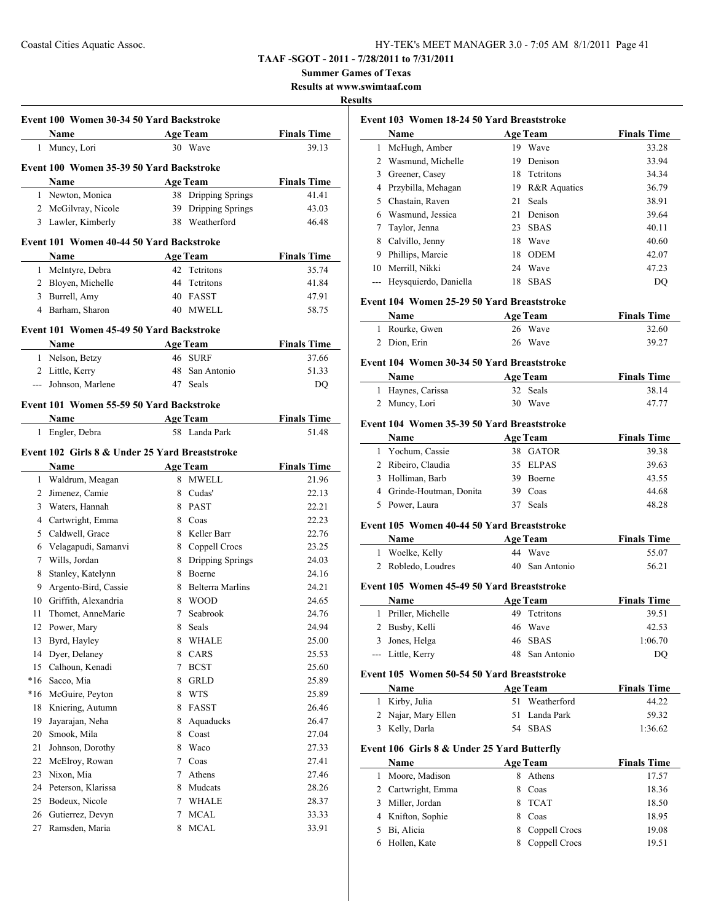**TAAF -SGOT - 2011 - 7/28/2011 to 7/31/2011**

**Summer Games of Texas**

**Results at www.swimtaaf.com**

**Results**

### Event 100 Women 30-34 50 Yard Backstroke

| | Name | Age | Team | Finals Time |
|---|---|---|---|---|
| 1 | Muncy, Lori | 30 | Wave | 39.13 |

### Event 100 Women 35-39 50 Yard Backstroke

| | Name | Age | Team | Finals Time |
|---|---|---|---|---|
| 1 | Newton, Monica | 38 | Dripping Springs | 41.41 |
| 2 | McGilvray, Nicole | 39 | Dripping Springs | 43.03 |
| 3 | Lawler, Kimberly | 38 | Weatherford | 46.48 |

### Event 101 Women 40-44 50 Yard Backstroke

| | Name | Age | Team | Finals Time |
|---|---|---|---|---|
| 1 | McIntyre, Debra | 42 | Tctritons | 35.74 |
| 2 | Bloyen, Michelle | 44 | Tctritons | 41.84 |
| 3 | Burrell, Amy | 40 | FASST | 47.91 |
| 4 | Barham, Sharon | 40 | MWELL | 58.75 |

### Event 101 Women 45-49 50 Yard Backstroke

| | Name | Age | Team | Finals Time |
|---|---|---|---|---|
| 1 | Nelson, Betzy | 46 | SURF | 37.66 |
| 2 | Little, Kerry | 48 | San Antonio | 51.33 |
| --- | Johnson, Marlene | 47 | Seals | DQ |

### Event 101 Women 55-59 50 Yard Backstroke

| | Name | Age | Team | Finals Time |
|---|---|---|---|---|
| 1 | Engler, Debra | 58 | Landa Park | 51.48 |

### Event 102 Girls 8 & Under 25 Yard Breaststroke

| | Name | Age | Team | Finals Time |
|---|---|---|---|---|
| 1 | Waldrum, Meagan | 8 | MWELL | 21.96 |
| 2 | Jimenez, Camie | 8 | Cudas' | 22.13 |
| 3 | Waters, Hannah | 8 | PAST | 22.21 |
| 4 | Cartwright, Emma | 8 | Coas | 22.23 |
| 5 | Caldwell, Grace | 8 | Keller Barr | 22.76 |
| 6 | Velagapudi, Samanvi | 8 | Coppell Crocs | 23.25 |
| 7 | Wills, Jordan | 8 | Dripping Springs | 24.03 |
| 8 | Stanley, Katelynn | 8 | Boerne | 24.16 |
| 9 | Argento-Bird, Cassie | 8 | Belterra Marlins | 24.21 |
| 10 | Griffith, Alexandria | 8 | WOOD | 24.65 |
| 11 | Thomet, AnneMarie | 7 | Seabrook | 24.76 |
| 12 | Power, Mary | 8 | Seals | 24.94 |
| 13 | Byrd, Hayley | 8 | WHALE | 25.00 |
| 14 | Dyer, Delaney | 8 | CARS | 25.53 |
| 15 | Calhoun, Kenadi | 7 | BCST | 25.60 |
| *16 | Sacco, Mia | 8 | GRLD | 25.89 |
| *16 | McGuire, Peyton | 8 | WTS | 25.89 |
| 18 | Kniering, Autumn | 8 | FASST | 26.46 |
| 19 | Jayarajan, Neha | 8 | Aquaducks | 26.47 |
| 20 | Smook, Mila | 8 | Coast | 27.04 |
| 21 | Johnson, Dorothy | 8 | Waco | 27.33 |
| 22 | McElroy, Rowan | 7 | Coas | 27.41 |
| 23 | Nixon, Mia | 7 | Athens | 27.46 |
| 24 | Peterson, Klarissa | 8 | Mudcats | 28.26 |
| 25 | Bodeux, Nicole | 7 | WHALE | 28.37 |
| 26 | Gutierrez, Devyn | 7 | MCAL | 33.33 |
| 27 | Ramsden, Maria | 8 | MCAL | 33.91 |

### Event 103 Women 18-24 50 Yard Breaststroke

| | Name | Age | Team | Finals Time |
|---|---|---|---|---|
| 1 | McHugh, Amber | 19 | Wave | 33.28 |
| 2 | Wasmund, Michelle | 19 | Denison | 33.94 |
| 3 | Greener, Casey | 18 | Tctritons | 34.34 |
| 4 | Przybilla, Mehagan | 19 | R&R Aquatics | 36.79 |
| 5 | Chastain, Raven | 21 | Seals | 38.91 |
| 6 | Wasmund, Jessica | 21 | Denison | 39.64 |
| 7 | Taylor, Jenna | 23 | SBAS | 40.11 |
| 8 | Calvillo, Jenny | 18 | Wave | 40.60 |
| 9 | Phillips, Marcie | 18 | ODEM | 42.07 |
| 10 | Merrill, Nikki | 24 | Wave | 47.23 |
| --- | Heysquierdo, Daniella | 18 | SBAS | DQ |

### Event 104 Women 25-29 50 Yard Breaststroke

| | Name | Age | Team | Finals Time |
|---|---|---|---|---|
| 1 | Rourke, Gwen | 26 | Wave | 32.60 |
| 2 | Dion, Erin | 26 | Wave | 39.27 |

### Event 104 Women 30-34 50 Yard Breaststroke

| | Name | Age | Team | Finals Time |
|---|---|---|---|---|
| 1 | Haynes, Carissa | 32 | Seals | 38.14 |
| 2 | Muncy, Lori | 30 | Wave | 47.77 |

### Event 104 Women 35-39 50 Yard Breaststroke

| | Name | Age | Team | Finals Time |
|---|---|---|---|---|
| 1 | Yochum, Cassie | 38 | GATOR | 39.38 |
| 2 | Ribeiro, Claudia | 35 | ELPAS | 39.63 |
| 3 | Holliman, Barb | 39 | Boerne | 43.55 |
| 4 | Grinde-Houtman, Donita | 39 | Coas | 44.68 |
| 5 | Power, Laura | 37 | Seals | 48.28 |

### Event 105 Women 40-44 50 Yard Breaststroke

| | Name | Age | Team | Finals Time |
|---|---|---|---|---|
| 1 | Woelke, Kelly | 44 | Wave | 55.07 |
| 2 | Robledo, Loudres | 40 | San Antonio | 56.21 |

### Event 105 Women 45-49 50 Yard Breaststroke

| | Name | Age | Team | Finals Time |
|---|---|---|---|---|
| 1 | Priller, Michelle | 49 | Tctritons | 39.51 |
| 2 | Busby, Kelli | 46 | Wave | 42.53 |
| 3 | Jones, Helga | 46 | SBAS | 1:06.70 |
| --- | Little, Kerry | 48 | San Antonio | DQ |

### Event 105 Women 50-54 50 Yard Breaststroke

| | Name | Age | Team | Finals Time |
|---|---|---|---|---|
| 1 | Kirby, Julia | 51 | Weatherford | 44.22 |
| 2 | Najar, Mary Ellen | 51 | Landa Park | 59.32 |
| 3 | Kelly, Darla | 54 | SBAS | 1:36.62 |

### Event 106 Girls 8 & Under 25 Yard Butterfly

| | Name | Age | Team | Finals Time |
|---|---|---|---|---|
| 1 | Moore, Madison | 8 | Athens | 17.57 |
| 2 | Cartwright, Emma | 8 | Coas | 18.36 |
| 3 | Miller, Jordan | 8 | TCAT | 18.50 |
| 4 | Knifton, Sophie | 8 | Coas | 18.95 |
| 5 | Bi, Alicia | 8 | Coppell Crocs | 19.08 |
| 6 | Hollen, Kate | 8 | Coppell Crocs | 19.51 |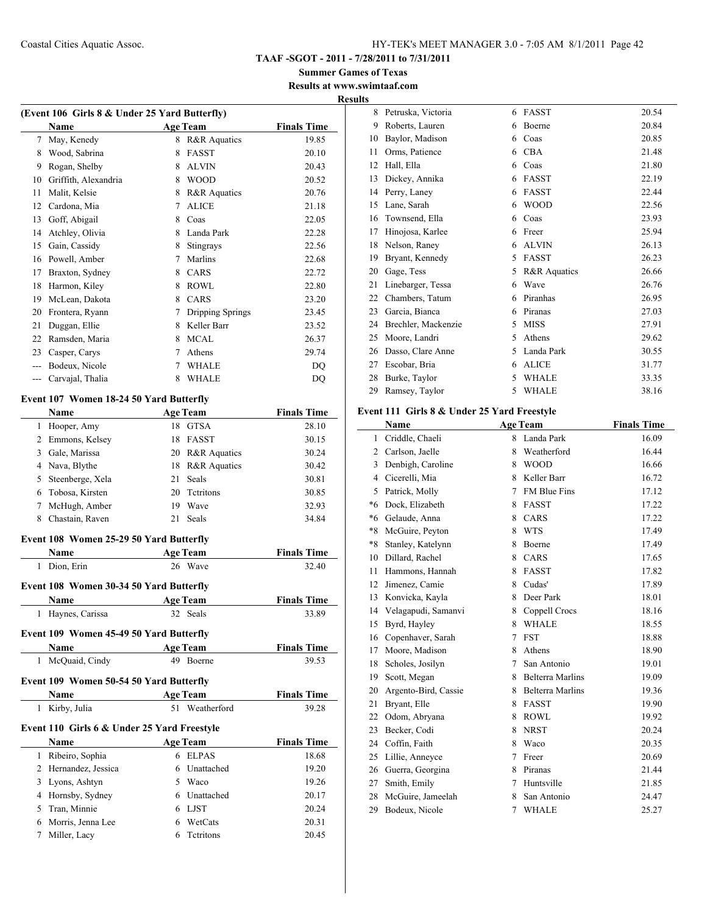## TAAF -SGOT - 2011 - 7/28/2011 to 7/31/2011

## Summer Games of Texas

## Results at www.swimtaaf.com

### Results

### (Event 106 Girls 8 & Under 25 Yard Butterfly)

| | Name | Age | Team | Finals Time |
|---|---|---|---|---|
| 7 | May, Kenedy | 8 | R&R Aquatics | 19.85 |
| 8 | Wood, Sabrina | 8 | FASST | 20.10 |
| 9 | Rogan, Shelby | 8 | ALVIN | 20.43 |
| 10 | Griffith, Alexandria | 8 | WOOD | 20.52 |
| 11 | Malit, Kelsie | 8 | R&R Aquatics | 20.76 |
| 12 | Cardona, Mia | 7 | ALICE | 21.18 |
| 13 | Goff, Abigail | 8 | Coas | 22.05 |
| 14 | Atchley, Olivia | 8 | Landa Park | 22.28 |
| 15 | Gain, Cassidy | 8 | Stingrays | 22.56 |
| 16 | Powell, Amber | 7 | Marlins | 22.68 |
| 17 | Braxton, Sydney | 8 | CARS | 22.72 |
| 18 | Harmon, Kiley | 8 | ROWL | 22.80 |
| 19 | McLean, Dakota | 8 | CARS | 23.20 |
| 20 | Frontera, Ryann | 7 | Dripping Springs | 23.45 |
| 21 | Duggan, Ellie | 8 | Keller Barr | 23.52 |
| 22 | Ramsden, Maria | 8 | MCAL | 26.37 |
| 23 | Casper, Carys | 7 | Athens | 29.74 |
| --- | Bodeux, Nicole | 7 | WHALE | DQ |
| --- | Carvajal, Thalia | 8 | WHALE | DQ |

### Event 107 Women 18-24 50 Yard Butterfly

| | Name | Age | Team | Finals Time |
|---|---|---|---|---|
| 1 | Hooper, Amy | 18 | GTSA | 28.10 |
| 2 | Emmons, Kelsey | 18 | FASST | 30.15 |
| 3 | Gale, Marissa | 20 | R&R Aquatics | 30.24 |
| 4 | Nava, Blythe | 18 | R&R Aquatics | 30.42 |
| 5 | Steenberge, Xela | 21 | Seals | 30.81 |
| 6 | Tobosa, Kirsten | 20 | Tctritons | 30.85 |
| 7 | McHugh, Amber | 19 | Wave | 32.93 |
| 8 | Chastain, Raven | 21 | Seals | 34.84 |

### Event 108 Women 25-29 50 Yard Butterfly

| | Name | Age | Team | Finals Time |
|---|---|---|---|---|
| 1 | Dion, Erin | 26 | Wave | 32.40 |

### Event 108 Women 30-34 50 Yard Butterfly

| | Name | Age | Team | Finals Time |
|---|---|---|---|---|
| 1 | Haynes, Carissa | 32 | Seals | 33.89 |

### Event 109 Women 45-49 50 Yard Butterfly

| | Name | Age | Team | Finals Time |
|---|---|---|---|---|
| 1 | McQuaid, Cindy | 49 | Boerne | 39.53 |

### Event 109 Women 50-54 50 Yard Butterfly

| | Name | Age | Team | Finals Time |
|---|---|---|---|---|
| 1 | Kirby, Julia | 51 | Weatherford | 39.28 |

### Event 110 Girls 6 & Under 25 Yard Freestyle

| | Name | Age | Team | Finals Time |
|---|---|---|---|---|
| 1 | Ribeiro, Sophia | 6 | ELPAS | 18.68 |
| 2 | Hernandez, Jessica | 6 | Unattached | 19.20 |
| 3 | Lyons, Ashtyn | 5 | Waco | 19.26 |
| 4 | Hornsby, Sydney | 6 | Unattached | 20.17 |
| 5 | Tran, Minnie | 6 | LJST | 20.24 |
| 6 | Morris, Jenna Lee | 6 | WetCats | 20.31 |
| 7 | Miller, Lacy | 6 | Tctritons | 20.45 |
| 8 | Petruska, Victoria | 6 | FASST | 20.54 |
| 9 | Roberts, Lauren | 6 | Boerne | 20.84 |
| 10 | Baylor, Madison | 6 | Coas | 20.85 |
| 11 | Orms, Patience | 6 | CBA | 21.48 |
| 12 | Hall, Ella | 6 | Coas | 21.80 |
| 13 | Dickey, Annika | 6 | FASST | 22.19 |
| 14 | Perry, Laney | 6 | FASST | 22.44 |
| 15 | Lane, Sarah | 6 | WOOD | 22.56 |
| 16 | Townsend, Ella | 6 | Coas | 23.93 |
| 17 | Hinojosa, Karlee | 6 | Freer | 25.94 |
| 18 | Nelson, Raney | 6 | ALVIN | 26.13 |
| 19 | Bryant, Kennedy | 5 | FASST | 26.23 |
| 20 | Gage, Tess | 5 | R&R Aquatics | 26.66 |
| 21 | Linebarger, Tessa | 6 | Wave | 26.76 |
| 22 | Chambers, Tatum | 6 | Piranhas | 26.95 |
| 23 | Garcia, Bianca | 6 | Piranas | 27.03 |
| 24 | Brechler, Mackenzie | 5 | MISS | 27.91 |
| 25 | Moore, Landri | 5 | Athens | 29.62 |
| 26 | Dasso, Clare Anne | 5 | Landa Park | 30.55 |
| 27 | Escobar, Bria | 6 | ALICE | 31.77 |
| 28 | Burke, Taylor | 5 | WHALE | 33.35 |
| 29 | Ramsey, Taylor | 5 | WHALE | 38.16 |

### Event 111 Girls 8 & Under 25 Yard Freestyle

| | Name | Age | Team | Finals Time |
|---|---|---|---|---|
| 1 | Criddle, Chaeli | 8 | Landa Park | 16.09 |
| 2 | Carlson, Jaelle | 8 | Weatherford | 16.44 |
| 3 | Denbigh, Caroline | 8 | WOOD | 16.66 |
| 4 | Cicerelli, Mia | 8 | Keller Barr | 16.72 |
| 5 | Patrick, Molly | 7 | FM Blue Fins | 17.12 |
| *6 | Dock, Elizabeth | 8 | FASST | 17.22 |
| *6 | Gelaude, Anna | 8 | CARS | 17.22 |
| *8 | McGuire, Peyton | 8 | WTS | 17.49 |
| *8 | Stanley, Katelynn | 8 | Boerne | 17.49 |
| 10 | Dillard, Rachel | 8 | CARS | 17.65 |
| 11 | Hammons, Hannah | 8 | FASST | 17.82 |
| 12 | Jimenez, Camie | 8 | Cudas' | 17.89 |
| 13 | Konvicka, Kayla | 8 | Deer Park | 18.01 |
| 14 | Velagapudi, Samanvi | 8 | Coppell Crocs | 18.16 |
| 15 | Byrd, Hayley | 8 | WHALE | 18.55 |
| 16 | Copenhaver, Sarah | 7 | FST | 18.88 |
| 17 | Moore, Madison | 8 | Athens | 18.90 |
| 18 | Scholes, Josilyn | 7 | San Antonio | 19.01 |
| 19 | Scott, Megan | 8 | Belterra Marlins | 19.09 |
| 20 | Argento-Bird, Cassie | 8 | Belterra Marlins | 19.36 |
| 21 | Bryant, Elle | 8 | FASST | 19.90 |
| 22 | Odom, Abryana | 8 | ROWL | 19.92 |
| 23 | Becker, Codi | 8 | NRST | 20.24 |
| 24 | Coffin, Faith | 8 | Waco | 20.35 |
| 25 | Lillie, Anneyce | 7 | Freer | 20.69 |
| 26 | Guerra, Georgina | 8 | Piranas | 21.44 |
| 27 | Smith, Emily | 7 | Huntsville | 21.85 |
| 28 | McGuire, Jameelah | 8 | San Antonio | 24.47 |
| 29 | Bodeux, Nicole | 7 | WHALE | 25.27 |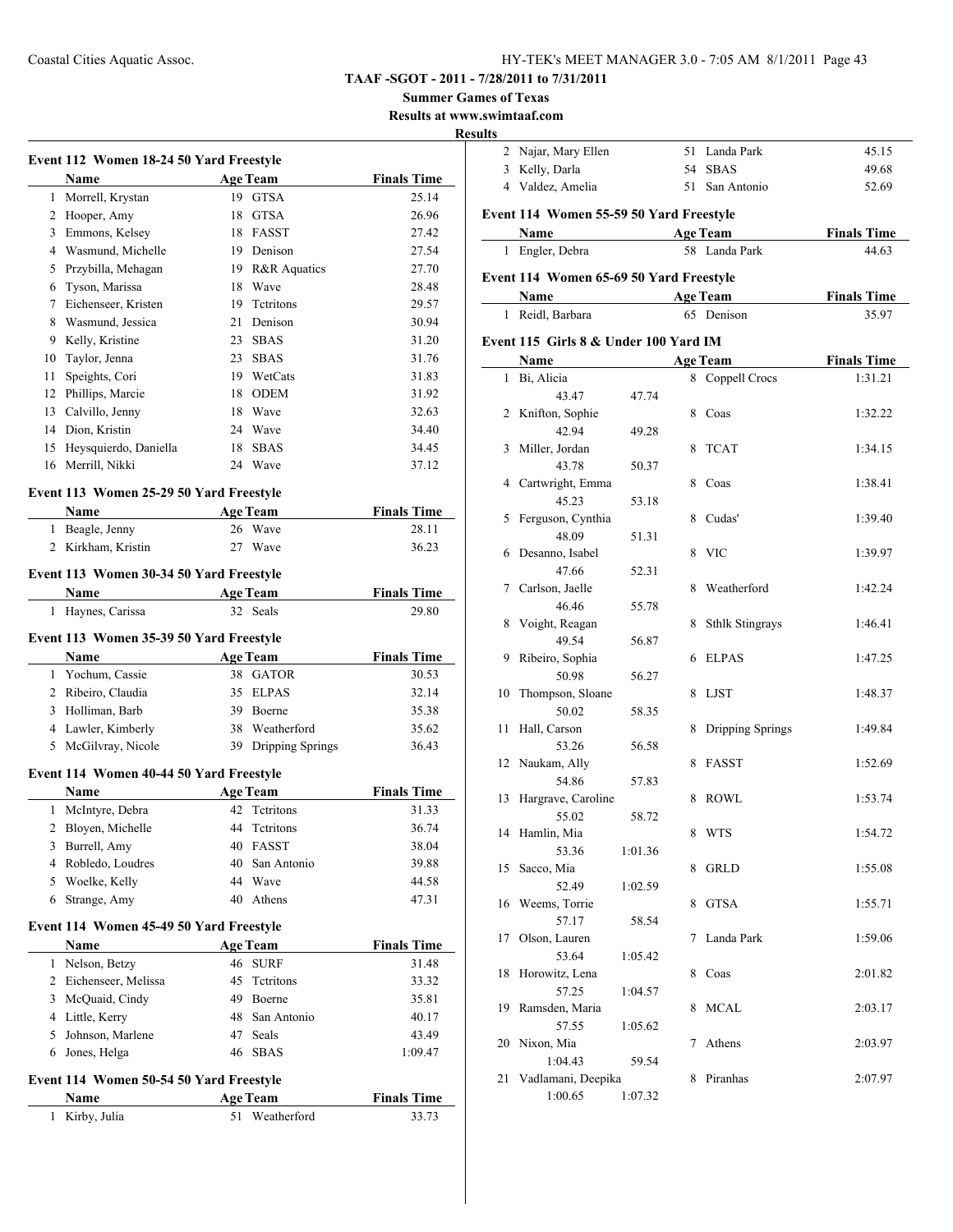**TAAF -SGOT - 2011 - 7/28/2011 to 7/31/2011**

**Summer Games of Texas**

**Results at www.swimtaaf.com**

**Results**

### Event 112 Women 18-24 50 Yard Freestyle

| | Name | Age | Team | Finals Time |
|---|---|---|---|---|
| 1 | Morrell, Krystan | 19 | GTSA | 25.14 |
| 2 | Hooper, Amy | 18 | GTSA | 26.96 |
| 3 | Emmons, Kelsey | 18 | FASST | 27.42 |
| 4 | Wasmund, Michelle | 19 | Denison | 27.54 |
| 5 | Przybilla, Mehagan | 19 | R&R Aquatics | 27.70 |
| 6 | Tyson, Marissa | 18 | Wave | 28.48 |
| 7 | Eichenseer, Kristen | 19 | Tctritons | 29.57 |
| 8 | Wasmund, Jessica | 21 | Denison | 30.94 |
| 9 | Kelly, Kristine | 23 | SBAS | 31.20 |
| 10 | Taylor, Jenna | 23 | SBAS | 31.76 |
| 11 | Speights, Cori | 19 | WetCats | 31.83 |
| 12 | Phillips, Marcie | 18 | ODEM | 31.92 |
| 13 | Calvillo, Jenny | 18 | Wave | 32.63 |
| 14 | Dion, Kristin | 24 | Wave | 34.40 |
| 15 | Heysquierdo, Daniella | 18 | SBAS | 34.45 |
| 16 | Merrill, Nikki | 24 | Wave | 37.12 |

### Event 113 Women 25-29 50 Yard Freestyle

| | Name | Age | Team | Finals Time |
|---|---|---|---|---|
| 1 | Beagle, Jenny | 26 | Wave | 28.11 |
| 2 | Kirkham, Kristin | 27 | Wave | 36.23 |

### Event 113 Women 30-34 50 Yard Freestyle

| | Name | Age | Team | Finals Time |
|---|---|---|---|---|
| 1 | Haynes, Carissa | 32 | Seals | 29.80 |

### Event 113 Women 35-39 50 Yard Freestyle

| | Name | Age | Team | Finals Time |
|---|---|---|---|---|
| 1 | Yochum, Cassie | 38 | GATOR | 30.53 |
| 2 | Ribeiro, Claudia | 35 | ELPAS | 32.14 |
| 3 | Holliman, Barb | 39 | Boerne | 35.38 |
| 4 | Lawler, Kimberly | 38 | Weatherford | 35.62 |
| 5 | McGilvray, Nicole | 39 | Dripping Springs | 36.43 |

### Event 114 Women 40-44 50 Yard Freestyle

| | Name | Age | Team | Finals Time |
|---|---|---|---|---|
| 1 | McIntyre, Debra | 42 | Tctritons | 31.33 |
| 2 | Bloyen, Michelle | 44 | Tctritons | 36.74 |
| 3 | Burrell, Amy | 40 | FASST | 38.04 |
| 4 | Robledo, Loudres | 40 | San Antonio | 39.88 |
| 5 | Woelke, Kelly | 44 | Wave | 44.58 |
| 6 | Strange, Amy | 40 | Athens | 47.31 |

### Event 114 Women 45-49 50 Yard Freestyle

| | Name | Age | Team | Finals Time |
|---|---|---|---|---|
| 1 | Nelson, Betzy | 46 | SURF | 31.48 |
| 2 | Eichenseer, Melissa | 45 | Tctritons | 33.32 |
| 3 | McQuaid, Cindy | 49 | Boerne | 35.81 |
| 4 | Little, Kerry | 48 | San Antonio | 40.17 |
| 5 | Johnson, Marlene | 47 | Seals | 43.49 |
| 6 | Jones, Helga | 46 | SBAS | 1:09.47 |

### Event 114 Women 50-54 50 Yard Freestyle

| | Name | Age | Team | Finals Time |
|---|---|---|---|---|
| 1 | Kirby, Julia | 51 | Weatherford | 33.73 |
| 2 | Najar, Mary Ellen | 51 | Landa Park | 45.15 |
| 3 | Kelly, Darla | 54 | SBAS | 49.68 |
| 4 | Valdez, Amelia | 51 | San Antonio | 52.69 |

### Event 114 Women 55-59 50 Yard Freestyle

| | Name | Age | Team | Finals Time |
|---|---|---|---|---|
| 1 | Engler, Debra | 58 | Landa Park | 44.63 |

### Event 114 Women 65-69 50 Yard Freestyle

| | Name | Age | Team | Finals Time |
|---|---|---|---|---|
| 1 | Reidl, Barbara | 65 | Denison | 35.97 |

### Event 115 Girls 8 & Under 100 Yard IM

| | Name | Age | Team | Finals Time |
|---|---|---|---|---|
| 1 | Bi, Alicia | 8 | Coppell Crocs | 1:31.21 |
| | 43.47 47.74 | | | |
| 2 | Knifton, Sophie | 8 | Coas | 1:32.22 |
| | 42.94 49.28 | | | |
| 3 | Miller, Jordan | 8 | TCAT | 1:34.15 |
| | 43.78 50.37 | | | |
| 4 | Cartwright, Emma | 8 | Coas | 1:38.41 |
| | 45.23 53.18 | | | |
| 5 | Ferguson, Cynthia | 8 | Cudas' | 1:39.40 |
| | 48.09 51.31 | | | |
| 6 | Desanno, Isabel | 8 | VIC | 1:39.97 |
| | 47.66 52.31 | | | |
| 7 | Carlson, Jaelle | 8 | Weatherford | 1:42.24 |
| | 46.46 55.78 | | | |
| 8 | Voight, Reagan | 8 | Sthlk Stingrays | 1:46.41 |
| | 49.54 56.87 | | | |
| 9 | Ribeiro, Sophia | 6 | ELPAS | 1:47.25 |
| | 50.98 56.27 | | | |
| 10 | Thompson, Sloane | 8 | LJST | 1:48.37 |
| | 50.02 58.35 | | | |
| 11 | Hall, Carson | 8 | Dripping Springs | 1:49.84 |
| | 53.26 56.58 | | | |
| 12 | Naukam, Ally | 8 | FASST | 1:52.69 |
| | 54.86 57.83 | | | |
| 13 | Hargrave, Caroline | 8 | ROWL | 1:53.74 |
| | 55.02 58.72 | | | |
| 14 | Hamlin, Mia | 8 | WTS | 1:54.72 |
| | 53.36 1:01.36 | | | |
| 15 | Sacco, Mia | 8 | GRLD | 1:55.08 |
| | 52.49 1:02.59 | | | |
| 16 | Weems, Torrie | 8 | GTSA | 1:55.71 |
| | 57.17 58.54 | | | |
| 17 | Olson, Lauren | 7 | Landa Park | 1:59.06 |
| | 53.64 1:05.42 | | | |
| 18 | Horowitz, Lena | 8 | Coas | 2:01.82 |
| | 57.25 1:04.57 | | | |
| 19 | Ramsden, Maria | 8 | MCAL | 2:03.17 |
| | 57.55 1:05.62 | | | |
| 20 | Nixon, Mia | 7 | Athens | 2:03.97 |
| | 1:04.43 59.54 | | | |
| 21 | Vadlamani, Deepika | 8 | Piranhas | 2:07.97 |
| | 1:00.65 1:07.32 | | | |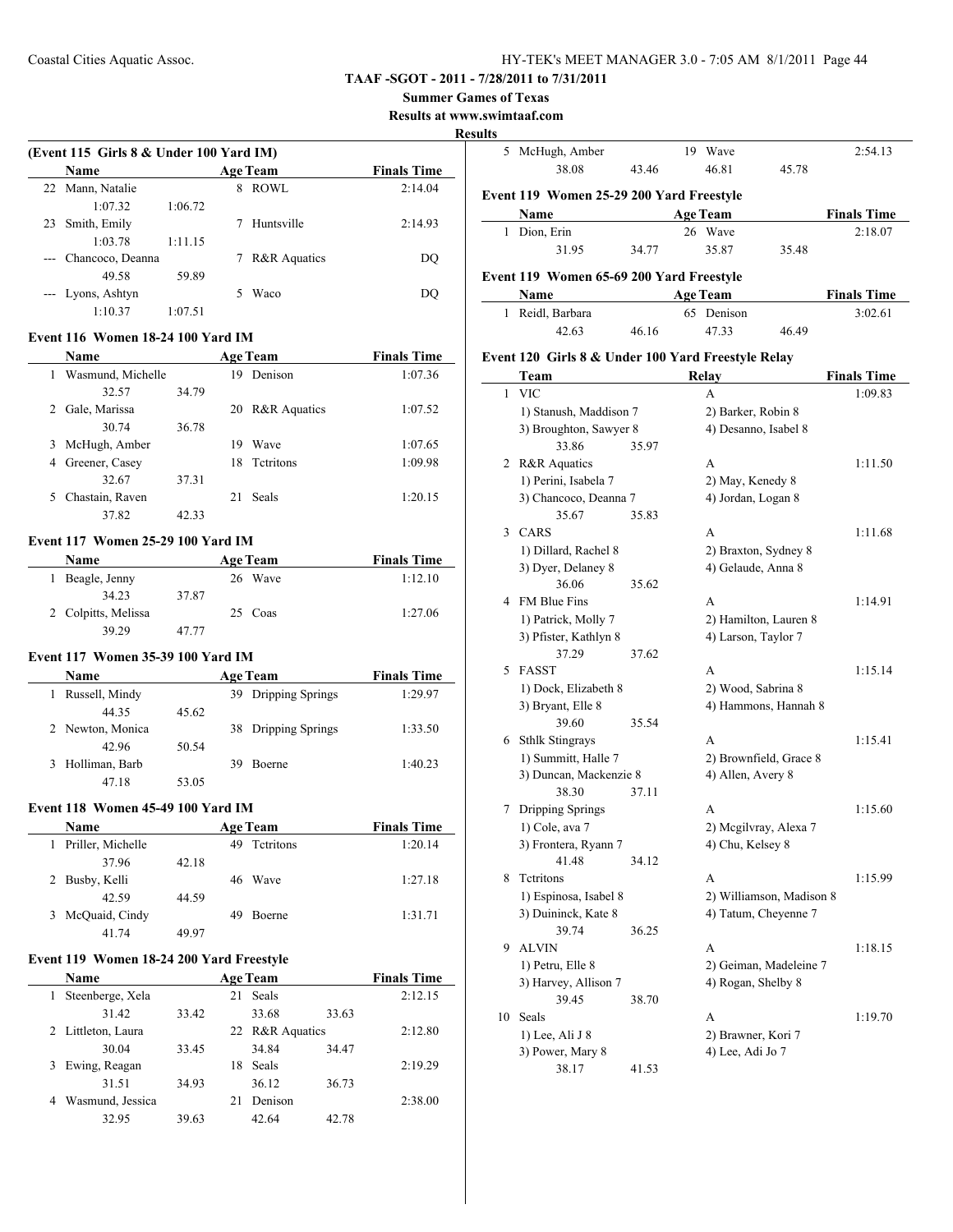**TAAF -SGOT - 2011 - 7/28/2011 to 7/31/2011**

**Summer Games of Texas**

**Results at www.swimtaaf.com**

**Results**

### (Event 115 Girls 8 & Under 100 Yard IM)

| | Name | Age | Team | Finals Time |
|---|---|---|---|---|
| 22 | Mann, Natalie | 8 | ROWL | 2:14.04 |
| | 1:07.32 | 1:06.72 | | |
| 23 | Smith, Emily | 7 | Huntsville | 2:14.93 |
| | 1:03.78 | 1:11.15 | | |
| --- | Chancoco, Deanna | 7 | R&R Aquatics | DQ |
| | 49.58 | 59.89 | | |
| --- | Lyons, Ashtyn | 5 | Waco | DQ |
| | 1:10.37 | 1:07.51 | | |

### Event 116 Women 18-24 100 Yard IM

| | Name | Age | Team | Finals Time |
|---|---|---|---|---|
| 1 | Wasmund, Michelle | 19 | Denison | 1:07.36 |
| | 32.57 | 34.79 | | |
| 2 | Gale, Marissa | 20 | R&R Aquatics | 1:07.52 |
| | 30.74 | 36.78 | | |
| 3 | McHugh, Amber | 19 | Wave | 1:07.65 |
| 4 | Greener, Casey | 18 | Tctritons | 1:09.98 |
| | 32.67 | 37.31 | | |
| 5 | Chastain, Raven | 21 | Seals | 1:20.15 |
| | 37.82 | 42.33 | | |

### Event 117 Women 25-29 100 Yard IM

| | Name | Age | Team | Finals Time |
|---|---|---|---|---|
| 1 | Beagle, Jenny | 26 | Wave | 1:12.10 |
| | 34.23 | 37.87 | | |
| 2 | Colpitts, Melissa | 25 | Coas | 1:27.06 |
| | 39.29 | 47.77 | | |

### Event 117 Women 35-39 100 Yard IM

| | Name | Age | Team | Finals Time |
|---|---|---|---|---|
| 1 | Russell, Mindy | 39 | Dripping Springs | 1:29.97 |
| | 44.35 | 45.62 | | |
| 2 | Newton, Monica | 38 | Dripping Springs | 1:33.50 |
| | 42.96 | 50.54 | | |
| 3 | Holliman, Barb | 39 | Boerne | 1:40.23 |
| | 47.18 | 53.05 | | |

### Event 118 Women 45-49 100 Yard IM

| | Name | Age | Team | Finals Time |
|---|---|---|---|---|
| 1 | Priller, Michelle | 49 | Tctritons | 1:20.14 |
| | 37.96 | 42.18 | | |
| 2 | Busby, Kelli | 46 | Wave | 1:27.18 |
| | 42.59 | 44.59 | | |
| 3 | McQuaid, Cindy | 49 | Boerne | 1:31.71 |
| | 41.74 | 49.97 | | |

### Event 119 Women 18-24 200 Yard Freestyle

| | Name | | Age | Team | | Finals Time |
|---|---|---|---|---|---|---|
| 1 | Steenberge, Xela | | 21 | Seals | | 2:12.15 |
| | 31.42 | 33.42 | | 33.68 | 33.63 | |
| 2 | Littleton, Laura | | 22 | R&R Aquatics | | 2:12.80 |
| | 30.04 | 33.45 | | 34.84 | 34.47 | |
| 3 | Ewing, Reagan | | 18 | Seals | | 2:19.29 |
| | 31.51 | 34.93 | | 36.12 | 36.73 | |
| 4 | Wasmund, Jessica | | 21 | Denison | | 2:38.00 |
| | 32.95 | 39.63 | | 42.64 | 42.78 | |
| 5 | McHugh, Amber | | 19 | Wave | | 2:54.13 |
| | 38.08 | 43.46 | | 46.81 | 45.78 | |

### Event 119 Women 25-29 200 Yard Freestyle

| | Name | | Age | Team | | Finals Time |
|---|---|---|---|---|---|---|
| 1 | Dion, Erin | | 26 | Wave | | 2:18.07 |
| | 31.95 | 34.77 | | 35.87 | 35.48 | |

### Event 119 Women 65-69 200 Yard Freestyle

| | Name | | Age | Team | | Finals Time |
|---|---|---|---|---|---|---|
| 1 | Reidl, Barbara | | 65 | Denison | | 3:02.61 |
| | 42.63 | 46.16 | | 47.33 | 46.49 | |

### Event 120 Girls 8 & Under 100 Yard Freestyle Relay

| | Team | | Relay | | Finals Time |
|---|---|---|---|---|---|
| 1 | VIC | | A | | 1:09.83 |
| | 1) Stanush, Maddison 7 | | 2) Barker, Robin 8 | | |
| | 3) Broughton, Sawyer 8 | | 4) Desanno, Isabel 8 | | |
| | 33.86 | 35.97 | | | |
| 2 | R&R Aquatics | | A | | 1:11.50 |
| | 1) Perini, Isabela 7 | | 2) May, Kenedy 8 | | |
| | 3) Chancoco, Deanna 7 | | 4) Jordan, Logan 8 | | |
| | 35.67 | 35.83 | | | |
| 3 | CARS | | A | | 1:11.68 |
| | 1) Dillard, Rachel 8 | | 2) Braxton, Sydney 8 | | |
| | 3) Dyer, Delaney 8 | | 4) Gelaude, Anna 8 | | |
| | 36.06 | 35.62 | | | |
| 4 | FM Blue Fins | | A | | 1:14.91 |
| | 1) Patrick, Molly 7 | | 2) Hamilton, Lauren 8 | | |
| | 3) Pfister, Kathlyn 8 | | 4) Larson, Taylor 7 | | |
| | 37.29 | 37.62 | | | |
| 5 | FASST | | A | | 1:15.14 |
| | 1) Dock, Elizabeth 8 | | 2) Wood, Sabrina 8 | | |
| | 3) Bryant, Elle 8 | | 4) Hammons, Hannah 8 | | |
| | 39.60 | 35.54 | | | |
| 6 | Sthlk Stingrays | | A | | 1:15.41 |
| | 1) Summitt, Halle 7 | | 2) Brownfield, Grace 8 | | |
| | 3) Duncan, Mackenzie 8 | | 4) Allen, Avery 8 | | |
| | 38.30 | 37.11 | | | |
| 7 | Dripping Springs | | A | | 1:15.60 |
| | 1) Cole, ava 7 | | 2) Mcgilvray, Alexa 7 | | |
| | 3) Frontera, Ryann 7 | | 4) Chu, Kelsey 8 | | |
| | 41.48 | 34.12 | | | |
| 8 | Tctritons | | A | | 1:15.99 |
| | 1) Espinosa, Isabel 8 | | 2) Williamson, Madison 8 | | |
| | 3) Duininck, Kate 8 | | 4) Tatum, Cheyenne 7 | | |
| | 39.74 | 36.25 | | | |
| 9 | ALVIN | | A | | 1:18.15 |
| | 1) Petru, Elle 8 | | 2) Geiman, Madeleine 7 | | |
| | 3) Harvey, Allison 7 | | 4) Rogan, Shelby 8 | | |
| | 39.45 | 38.70 | | | |
| 10 | Seals | | A | | 1:19.70 |
| | 1) Lee, Ali J 8 | | 2) Brawner, Kori 7 | | |
| | 3) Power, Mary 8 | | 4) Lee, Adi Jo 7 | | |
| | 38.17 | 41.53 | | | |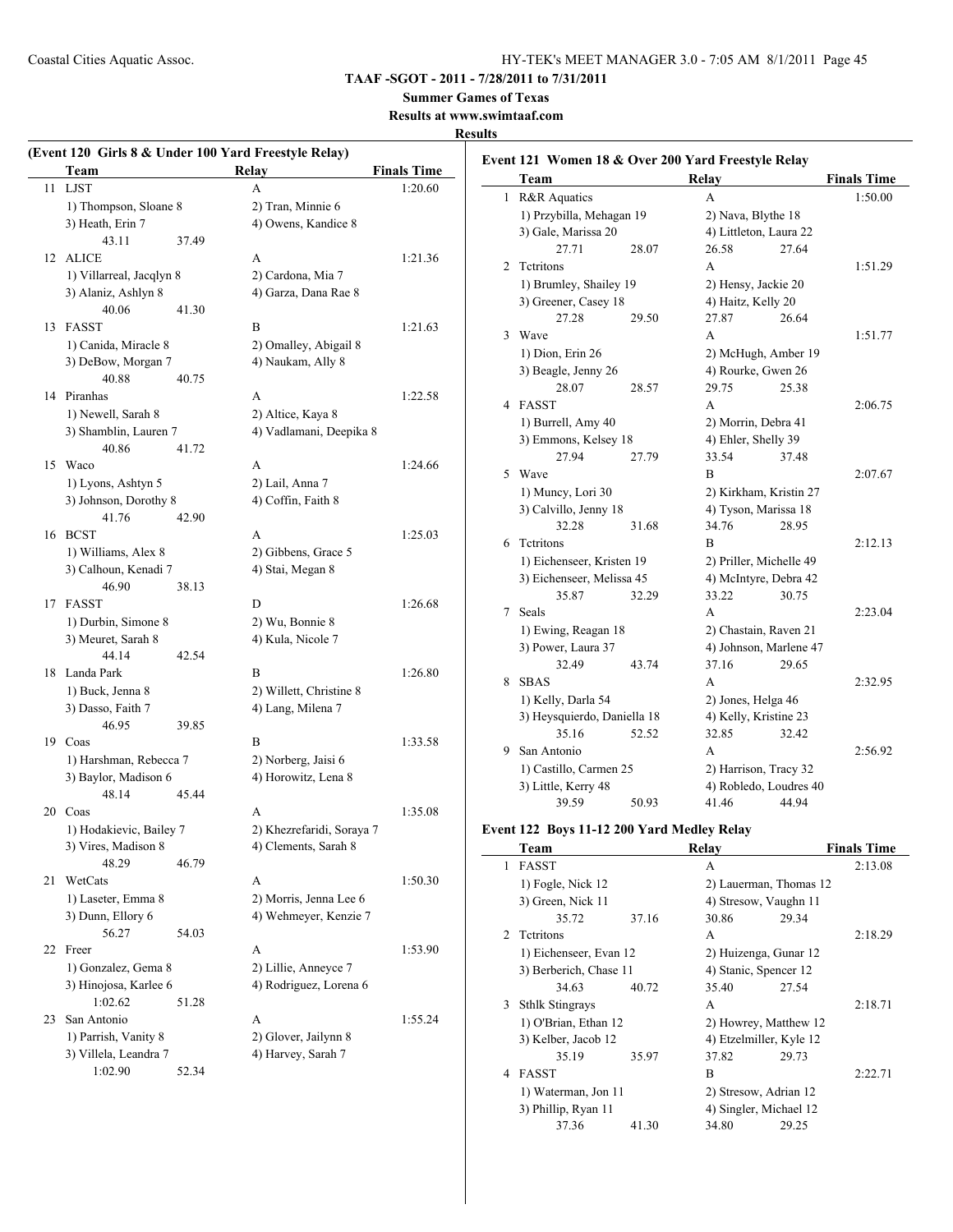**TAAF -SGOT - 2011 - 7/28/2011 to 7/31/2011**

**Summer Games of Texas**

**Results at www.swimtaaf.com**

**Results**

## (Event 120 Girls 8 & Under 100 Yard Freestyle Relay)

| | Team | Relay | Finals Time |
|---|---|---|---|
| 11 | LJST | A | 1:20.60 |
| | 1) Thompson, Sloane 8 | 2) Tran, Minnie 6 | |
| | 3) Heath, Erin 7 | 4) Owens, Kandice 8 | |
| | 43.11 37.49 | | |
| 12 | ALICE | A | 1:21.36 |
| | 1) Villarreal, Jacqlyn 8 | 2) Cardona, Mia 7 | |
| | 3) Alaniz, Ashlyn 8 | 4) Garza, Dana Rae 8 | |
| | 40.06 41.30 | | |
| 13 | FASST | B | 1:21.63 |
| | 1) Canida, Miracle 8 | 2) Omalley, Abigail 8 | |
| | 3) DeBow, Morgan 7 | 4) Naukam, Ally 8 | |
| | 40.88 40.75 | | |
| 14 | Piranhas | A | 1:22.58 |
| | 1) Newell, Sarah 8 | 2) Altice, Kaya 8 | |
| | 3) Shamblin, Lauren 7 | 4) Vadlamani, Deepika 8 | |
| | 40.86 41.72 | | |
| 15 | Waco | A | 1:24.66 |
| | 1) Lyons, Ashtyn 5 | 2) Lail, Anna 7 | |
| | 3) Johnson, Dorothy 8 | 4) Coffin, Faith 8 | |
| | 41.76 42.90 | | |
| 16 | BCST | A | 1:25.03 |
| | 1) Williams, Alex 8 | 2) Gibbens, Grace 5 | |
| | 3) Calhoun, Kenadi 7 | 4) Stai, Megan 8 | |
| | 46.90 38.13 | | |
| 17 | FASST | D | 1:26.68 |
| | 1) Durbin, Simone 8 | 2) Wu, Bonnie 8 | |
| | 3) Meuret, Sarah 8 | 4) Kula, Nicole 7 | |
| | 44.14 42.54 | | |
| 18 | Landa Park | B | 1:26.80 |
| | 1) Buck, Jenna 8 | 2) Willett, Christine 8 | |
| | 3) Dasso, Faith 7 | 4) Lang, Milena 7 | |
| | 46.95 39.85 | | |
| 19 | Coas | B | 1:33.58 |
| | 1) Harshman, Rebecca 7 | 2) Norberg, Jaisi 6 | |
| | 3) Baylor, Madison 6 | 4) Horowitz, Lena 8 | |
| | 48.14 45.44 | | |
| 20 | Coas | A | 1:35.08 |
| | 1) Hodakievic, Bailey 7 | 2) Khezrefaridi, Soraya 7 | |
| | 3) Vires, Madison 8 | 4) Clements, Sarah 8 | |
| | 48.29 46.79 | | |
| 21 | WetCats | A | 1:50.30 |
| | 1) Laseter, Emma 8 | 2) Morris, Jenna Lee 6 | |
| | 3) Dunn, Ellory 6 | 4) Wehmeyer, Kenzie 7 | |
| | 56.27 54.03 | | |
| 22 | Freer | A | 1:53.90 |
| | 1) Gonzalez, Gema 8 | 2) Lillie, Anneyce 7 | |
| | 3) Hinojosa, Karlee 6 | 4) Rodriguez, Lorena 6 | |
| | 1:02.62 51.28 | | |
| 23 | San Antonio | A | 1:55.24 |
| | 1) Parrish, Vanity 8 | 2) Glover, Jailynn 8 | |
| | 3) Villela, Leandra 7 | 4) Harvey, Sarah 7 | |
| | 1:02.90 52.34 | | |

## Event 121 Women 18 & Over 200 Yard Freestyle Relay

| | Team | Relay | Finals Time |
|---|---|---|---|
| 1 | R&R Aquatics | A | 1:50.00 |
| | 1) Przybilla, Mehagan 19 | 2) Nava, Blythe 18 | |
| | 3) Gale, Marissa 20 | 4) Littleton, Laura 22 | |
| | 27.71 28.07 | 26.58 27.64 | |
| 2 | Tctritons | A | 1:51.29 |
| | 1) Brumley, Shailey 19 | 2) Hensy, Jackie 20 | |
| | 3) Greener, Casey 18 | 4) Haitz, Kelly 20 | |
| | 27.28 29.50 | 27.87 26.64 | |
| 3 | Wave | A | 1:51.77 |
| | 1) Dion, Erin 26 | 2) McHugh, Amber 19 | |
| | 3) Beagle, Jenny 26 | 4) Rourke, Gwen 26 | |
| | 28.07 28.57 | 29.75 25.38 | |
| 4 | FASST | A | 2:06.75 |
| | 1) Burrell, Amy 40 | 2) Morrin, Debra 41 | |
| | 3) Emmons, Kelsey 18 | 4) Ehler, Shelly 39 | |
| | 27.94 27.79 | 33.54 37.48 | |
| 5 | Wave | B | 2:07.67 |
| | 1) Muncy, Lori 30 | 2) Kirkham, Kristin 27 | |
| | 3) Calvillo, Jenny 18 | 4) Tyson, Marissa 18 | |
| | 32.28 31.68 | 34.76 28.95 | |
| 6 | Tctritons | B | 2:12.13 |
| | 1) Eichenseer, Kristen 19 | 2) Priller, Michelle 49 | |
| | 3) Eichenseer, Melissa 45 | 4) McIntyre, Debra 42 | |
| | 35.87 32.29 | 33.22 30.75 | |
| 7 | Seals | A | 2:23.04 |
| | 1) Ewing, Reagan 18 | 2) Chastain, Raven 21 | |
| | 3) Power, Laura 37 | 4) Johnson, Marlene 47 | |
| | 32.49 43.74 | 37.16 29.65 | |
| 8 | SBAS | A | 2:32.95 |
| | 1) Kelly, Darla 54 | 2) Jones, Helga 46 | |
| | 3) Heysquierdo, Daniella 18 | 4) Kelly, Kristine 23 | |
| | 35.16 52.52 | 32.85 32.42 | |
| 9 | San Antonio | A | 2:56.92 |
| | 1) Castillo, Carmen 25 | 2) Harrison, Tracy 32 | |
| | 3) Little, Kerry 48 | 4) Robledo, Loudres 40 | |
| | 39.59 50.93 | 41.46 44.94 | |

## Event 122 Boys 11-12 200 Yard Medley Relay

| | Team | Relay | Finals Time |
|---|---|---|---|
| 1 | FASST | A | 2:13.08 |
| | 1) Fogle, Nick 12 | 2) Lauerman, Thomas 12 | |
| | 3) Green, Nick 11 | 4) Stresow, Vaughn 11 | |
| | 35.72 37.16 | 30.86 29.34 | |
| 2 | Tctritons | A | 2:18.29 |
| | 1) Eichenseer, Evan 12 | 2) Huizenga, Gunar 12 | |
| | 3) Berberich, Chase 11 | 4) Stanic, Spencer 12 | |
| | 34.63 40.72 | 35.40 27.54 | |
| 3 | Sthlk Stingrays | A | 2:18.71 |
| | 1) O'Brian, Ethan 12 | 2) Howrey, Matthew 12 | |
| | 3) Kelber, Jacob 12 | 4) Etzelmiller, Kyle 12 | |
| | 35.19 35.97 | 37.82 29.73 | |
| 4 | FASST | B | 2:22.71 |
| | 1) Waterman, Jon 11 | 2) Stresow, Adrian 12 | |
| | 3) Phillip, Ryan 11 | 4) Singler, Michael 12 | |
| | 37.36 41.30 | 34.80 29.25 | |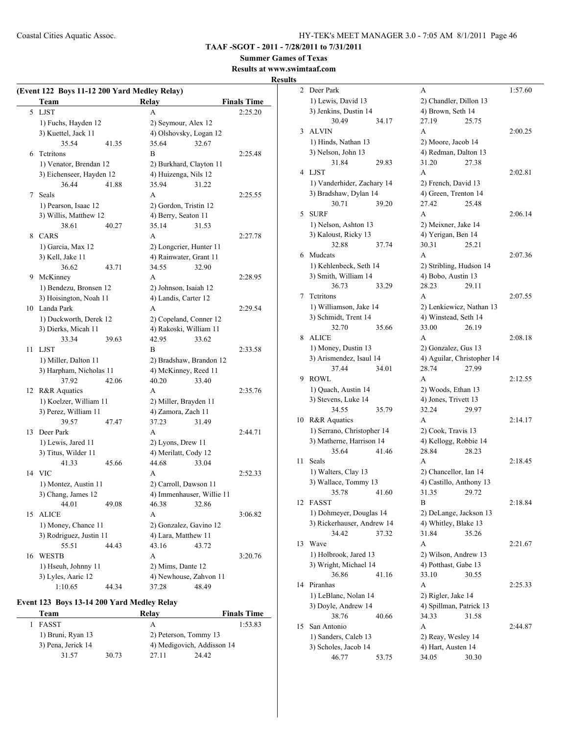**TAAF -SGOT - 2011 - 7/28/2011 to 7/31/2011**

**Summer Games of Texas**

**Results at www.swimtaaf.com**

**Results**

## (Event 122 Boys 11-12 200 Yard Medley Relay)

| | Team | Relay | Finals Time |
|---|---|---|---|
| 5 | LJST | A | 2:25.20 |
| | 1) Fuchs, Hayden 12 | 2) Seymour, Alex 12 | |
| | 3) Kuettel, Jack 11 | 4) Olshovsky, Logan 12 | |
| | 35.54 41.35 | 35.64 32.67 | |
| 6 | Tctritons | B | 2:25.48 |
| | 1) Venator, Brendan 12 | 2) Burkhard, Clayton 11 | |
| | 3) Eichenseer, Hayden 12 | 4) Huizenga, Nils 12 | |
| | 36.44 41.88 | 35.94 31.22 | |
| 7 | Seals | A | 2:25.55 |
| | 1) Pearson, Isaac 12 | 2) Gordon, Tristin 12 | |
| | 3) Willis, Matthew 12 | 4) Berry, Seaton 11 | |
| | 38.61 40.27 | 35.14 31.53 | |
| 8 | CARS | A | 2:27.78 |
| | 1) Garcia, Max 12 | 2) Longcrier, Hunter 11 | |
| | 3) Kell, Jake 11 | 4) Rainwater, Grant 11 | |
| | 36.62 43.71 | 34.55 32.90 | |
| 9 | McKinney | A | 2:28.95 |
| | 1) Bendezu, Bronsen 12 | 2) Johnson, Isaiah 12 | |
| | 3) Hoisington, Noah 11 | 4) Landis, Carter 12 | |
| 10 | Landa Park | A | 2:29.54 |
| | 1) Duckworth, Derek 12 | 2) Copeland, Conner 12 | |
| | 3) Dierks, Micah 11 | 4) Rakoski, William 11 | |
| | 33.34 39.63 | 42.95 33.62 | |
| 11 | LJST | B | 2:33.58 |
| | 1) Miller, Dalton 11 | 2) Bradshaw, Brandon 12 | |
| | 3) Harpham, Nicholas 11 | 4) McKinney, Reed 11 | |
| | 37.92 42.06 | 40.20 33.40 | |
| 12 | R&R Aquatics | A | 2:35.76 |
| | 1) Koelzer, William 11 | 2) Miller, Brayden 11 | |
| | 3) Perez, William 11 | 4) Zamora, Zach 11 | |
| | 39.57 47.47 | 37.23 31.49 | |
| 13 | Deer Park | A | 2:44.71 |
| | 1) Lewis, Jared 11 | 2) Lyons, Drew 11 | |
| | 3) Titus, Wilder 11 | 4) Merilatt, Cody 12 | |
| | 41.33 45.66 | 44.68 33.04 | |
| 14 | VIC | A | 2:52.33 |
| | 1) Montez, Austin 11 | 2) Carroll, Dawson 11 | |
| | 3) Chang, James 12 | 4) Immenhauser, Willie 11 | |
| | 44.01 49.08 | 46.38 32.86 | |
| 15 | ALICE | A | 3:06.82 |
| | 1) Money, Chance 11 | 2) Gonzalez, Gavino 12 | |
| | 3) Rodriguez, Justin 11 | 4) Lara, Matthew 11 | |
| | 55.51 44.43 | 43.16 43.72 | |
| 16 | WESTB | A | 3:20.76 |
| | 1) Hseuh, Johnny 11 | 2) Mims, Dante 12 | |
| | 3) Lyles, Aaric 12 | 4) Newhouse, Zahvon 11 | |
| | 1:10.65 44.34 | 37.28 48.49 | |

## Event 123 Boys 13-14 200 Yard Medley Relay

| | Team | Relay | Finals Time |
|---|---|---|---|
| 1 | FASST | A | 1:53.83 |
| | 1) Bruni, Ryan 13 | 2) Peterson, Tommy 13 | |
| | 3) Pena, Jerick 14 | 4) Medigovich, Addisson 14 | |
| | 31.57 30.73 | 27.11 24.42 | |
| 2 | Deer Park | A | 1:57.60 |
| | 1) Lewis, David 13 | 2) Chandler, Dillon 13 | |
| | 3) Jenkins, Dustin 14 | 4) Brown, Seth 14 | |
| | 30.49 34.17 | 27.19 25.75 | |
| 3 | ALVIN | A | 2:00.25 |
| | 1) Hinds, Nathan 13 | 2) Moore, Jacob 14 | |
| | 3) Nelson, John 13 | 4) Redman, Dalton 13 | |
| | 31.84 29.83 | 31.20 27.38 | |
| 4 | LJST | A | 2:02.81 |
| | 1) Vanderhider, Zachary 14 | 2) French, David 13 | |
| | 3) Bradshaw, Dylan 14 | 4) Green, Trenton 14 | |
| | 30.71 39.20 | 27.42 25.48 | |
| 5 | SURF | A | 2:06.14 |
| | 1) Nelson, Ashton 13 | 2) Meixner, Jake 14 | |
| | 3) Kaloust, Ricky 13 | 4) Yerigan, Ben 14 | |
| | 32.88 37.74 | 30.31 25.21 | |
| 6 | Mudcats | A | 2:07.36 |
| | 1) Kehlenbeck, Seth 14 | 2) Stribling, Hudson 14 | |
| | 3) Smith, William 14 | 4) Bobo, Austin 13 | |
| | 36.73 33.29 | 28.23 29.11 | |
| 7 | Tctritons | A | 2:07.55 |
| | 1) Williamson, Jake 14 | 2) Lenkiewicz, Nathan 13 | |
| | 3) Schmidt, Trent 14 | 4) Winstead, Seth 14 | |
| | 32.70 35.66 | 33.00 26.19 | |
| 8 | ALICE | A | 2:08.18 |
| | 1) Money, Dustin 13 | 2) Gonzalez, Gus 13 | |
| | 3) Arismendez, Isaul 14 | 4) Aguilar, Christopher 14 | |
| | 37.44 34.01 | 28.74 27.99 | |
| 9 | ROWL | A | 2:12.55 |
| | 1) Quach, Austin 14 | 2) Woods, Ethan 13 | |
| | 3) Stevens, Luke 14 | 4) Jones, Trivett 13 | |
| | 34.55 35.79 | 32.24 29.97 | |
| 10 | R&R Aquatics | A | 2:14.17 |
| | 1) Serrano, Christopher 14 | 2) Cook, Travis 13 | |
| | 3) Matherne, Harrison 14 | 4) Kellogg, Robbie 14 | |
| | 35.64 41.46 | 28.84 28.23 | |
| 11 | Seals | A | 2:18.45 |
| | 1) Walters, Clay 13 | 2) Chancellor, Ian 14 | |
| | 3) Wallace, Tommy 13 | 4) Castillo, Anthony 13 | |
| | 35.78 41.60 | 31.35 29.72 | |
| 12 | FASST | B | 2:18.84 |
| | 1) Dohmeyer, Douglas 14 | 2) DeLange, Jackson 13 | |
| | 3) Rickerhauser, Andrew 14 | 4) Whitley, Blake 13 | |
| | 34.42 37.32 | 31.84 35.26 | |
| 13 | Wave | A | 2:21.67 |
| | 1) Holbrook, Jared 13 | 2) Wilson, Andrew 13 | |
| | 3) Wright, Michael 14 | 4) Potthast, Gabe 13 | |
| | 36.86 41.16 | 33.10 30.55 | |
| 14 | Piranhas | A | 2:25.33 |
| | 1) LeBlanc, Nolan 14 | 2) Rigler, Jake 14 | |
| | 3) Doyle, Andrew 14 | 4) Spillman, Patrick 13 | |
| | 38.76 40.66 | 34.33 31.58 | |
| 15 | San Antonio | A | 2:44.87 |
| | 1) Sanders, Caleb 13 | 2) Reay, Wesley 14 | |
| | 3) Scholes, Jacob 14 | 4) Hart, Austen 14 | |
| | 46.77 53.75 | 34.05 30.30 | |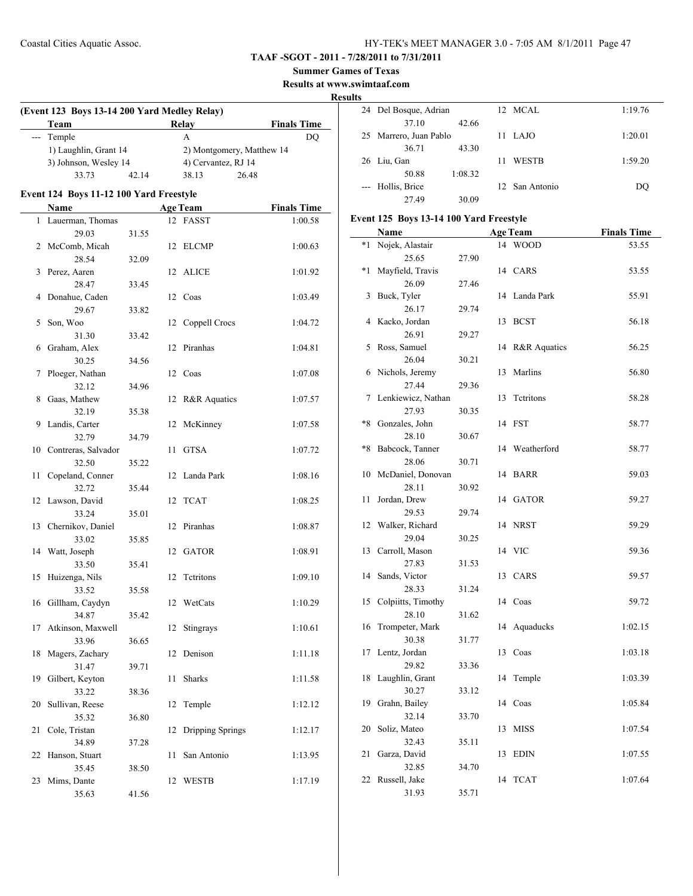**TAAF -SGOT - 2011 - 7/28/2011 to 7/31/2011**

**Summer Games of Texas**

**Results at www.swimtaaf.com**

**Results**

### (Event 123 Boys 13-14 200 Yard Medley Relay)

| | Team | Relay | Finals Time |
|---|---|---|---|
| --- | Temple | A | DQ |
| | 1) Laughlin, Grant 14 | 2) Montgomery, Matthew 14 | |
| | 3) Johnson, Wesley 14 | 4) Cervantez, RJ 14 | |
| | 33.73 42.14 | 38.13 26.48 | |

### Event 124 Boys 11-12 100 Yard Freestyle

| | Name | Age | Team | Finals Time |
|---|---|---|---|---|
| 1 | Lauerman, Thomas | 12 | FASST | 1:00.58 |
| | 29.03 31.55 | | | |
| 2 | McComb, Micah | 12 | ELCMP | 1:00.63 |
| | 28.54 32.09 | | | |
| 3 | Perez, Aaren | 12 | ALICE | 1:01.92 |
| | 28.47 33.45 | | | |
| 4 | Donahue, Caden | 12 | Coas | 1:03.49 |
| | 29.67 33.82 | | | |
| 5 | Son, Woo | 12 | Coppell Crocs | 1:04.72 |
| | 31.30 33.42 | | | |
| 6 | Graham, Alex | 12 | Piranhas | 1:04.81 |
| | 30.25 34.56 | | | |
| 7 | Ploeger, Nathan | 12 | Coas | 1:07.08 |
| | 32.12 34.96 | | | |
| 8 | Gaas, Mathew | 12 | R&R Aquatics | 1:07.57 |
| | 32.19 35.38 | | | |
| 9 | Landis, Carter | 12 | McKinney | 1:07.58 |
| | 32.79 34.79 | | | |
| 10 | Contreras, Salvador | 11 | GTSA | 1:07.72 |
| | 32.50 35.22 | | | |
| 11 | Copeland, Conner | 12 | Landa Park | 1:08.16 |
| | 32.72 35.44 | | | |
| 12 | Lawson, David | 12 | TCAT | 1:08.25 |
| | 33.24 35.01 | | | |
| 13 | Chernikov, Daniel | 12 | Piranhas | 1:08.87 |
| | 33.02 35.85 | | | |
| 14 | Watt, Joseph | 12 | GATOR | 1:08.91 |
| | 33.50 35.41 | | | |
| 15 | Huizenga, Nils | 12 | Tctritons | 1:09.10 |
| | 33.52 35.58 | | | |
| 16 | Gillham, Caydyn | 12 | WetCats | 1:10.29 |
| | 34.87 35.42 | | | |
| 17 | Atkinson, Maxwell | 12 | Stingrays | 1:10.61 |
| | 33.96 36.65 | | | |
| 18 | Magers, Zachary | 12 | Denison | 1:11.18 |
| | 31.47 39.71 | | | |
| 19 | Gilbert, Keyton | 11 | Sharks | 1:11.58 |
| | 33.22 38.36 | | | |
| 20 | Sullivan, Reese | 12 | Temple | 1:12.12 |
| | 35.32 36.80 | | | |
| 21 | Cole, Tristan | 12 | Dripping Springs | 1:12.17 |
| | 34.89 37.28 | | | |
| 22 | Hanson, Stuart | 11 | San Antonio | 1:13.95 |
| | 35.45 38.50 | | | |
| 23 | Mims, Dante | 12 | WESTB | 1:17.19 |
| | 35.63 41.56 | | | |
| 24 | Del Bosque, Adrian | 12 | MCAL | 1:19.76 |
| | 37.10 42.66 | | | |
| 25 | Marrero, Juan Pablo | 11 | LAJO | 1:20.01 |
| | 36.71 43.30 | | | |
| 26 | Liu, Gan | 11 | WESTB | 1:59.20 |
| | 50.88 1:08.32 | | | |
| --- | Hollis, Brice | 12 | San Antonio | DQ |
| | 27.49 30.09 | | | |

### Event 125 Boys 13-14 100 Yard Freestyle

| | Name | Age | Team | Finals Time |
|---|---|---|---|---|
| *1 | Nojek, Alastair | 14 | WOOD | 53.55 |
| | 25.65 27.90 | | | |
| *1 | Mayfield, Travis | 14 | CARS | 53.55 |
| | 26.09 27.46 | | | |
| 3 | Buck, Tyler | 14 | Landa Park | 55.91 |
| | 26.17 29.74 | | | |
| 4 | Kacko, Jordan | 13 | BCST | 56.18 |
| | 26.91 29.27 | | | |
| 5 | Ross, Samuel | 14 | R&R Aquatics | 56.25 |
| | 26.04 30.21 | | | |
| 6 | Nichols, Jeremy | 13 | Marlins | 56.80 |
| | 27.44 29.36 | | | |
| 7 | Lenkiewicz, Nathan | 13 | Tctritons | 58.28 |
| | 27.93 30.35 | | | |
| *8 | Gonzales, John | 14 | FST | 58.77 |
| | 28.10 30.67 | | | |
| *8 | Babcock, Tanner | 14 | Weatherford | 58.77 |
| | 28.06 30.71 | | | |
| 10 | McDaniel, Donovan | 14 | BARR | 59.03 |
| | 28.11 30.92 | | | |
| 11 | Jordan, Drew | 14 | GATOR | 59.27 |
| | 29.53 29.74 | | | |
| 12 | Walker, Richard | 14 | NRST | 59.29 |
| | 29.04 30.25 | | | |
| 13 | Carroll, Mason | 14 | VIC | 59.36 |
| | 27.83 31.53 | | | |
| 14 | Sands, Victor | 13 | CARS | 59.57 |
| | 28.33 31.24 | | | |
| 15 | Colpiitts, Timothy | 14 | Coas | 59.72 |
| | 28.10 31.62 | | | |
| 16 | Trompeter, Mark | 14 | Aquaducks | 1:02.15 |
| | 30.38 31.77 | | | |
| 17 | Lentz, Jordan | 13 | Coas | 1:03.18 |
| | 29.82 33.36 | | | |
| 18 | Laughlin, Grant | 14 | Temple | 1:03.39 |
| | 30.27 33.12 | | | |
| 19 | Grahn, Bailey | 14 | Coas | 1:05.84 |
| | 32.14 33.70 | | | |
| 20 | Soliz, Mateo | 13 | MISS | 1:07.54 |
| | 32.43 35.11 | | | |
| 21 | Garza, David | 13 | EDIN | 1:07.55 |
| | 32.85 34.70 | | | |
| 22 | Russell, Jake | 14 | TCAT | 1:07.64 |
| | 31.93 35.71 | | | |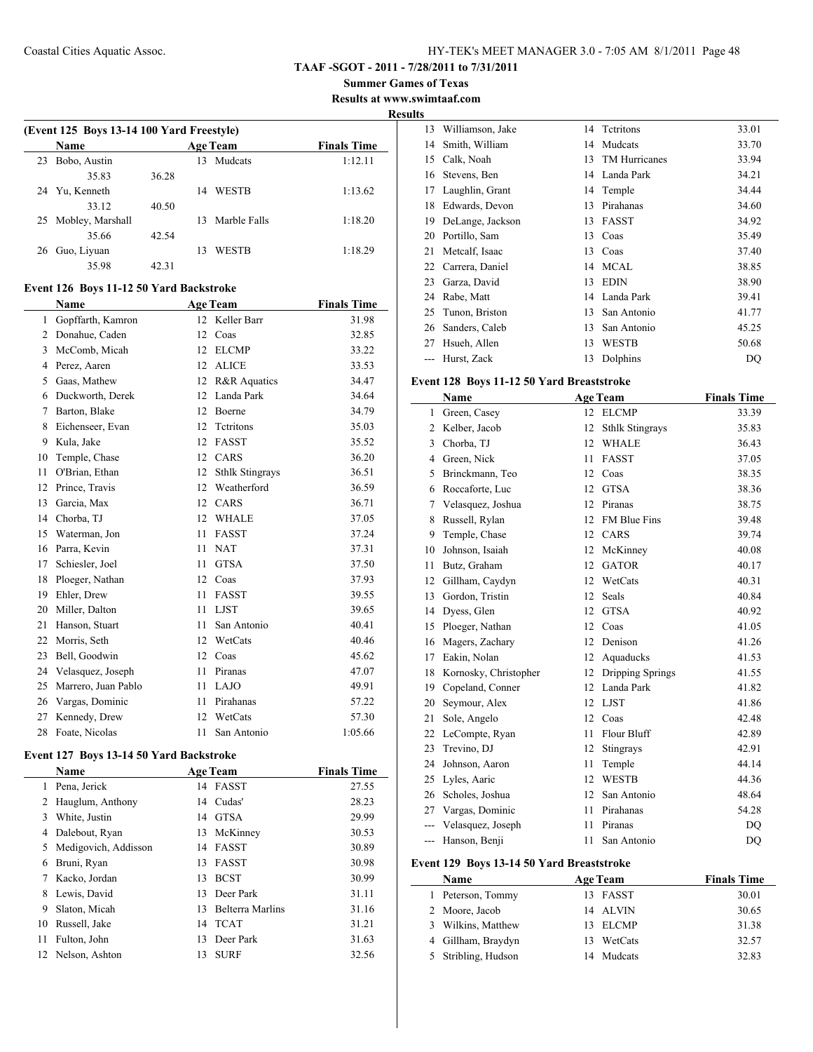**TAAF -SGOT - 2011 - 7/28/2011 to 7/31/2011**

**Summer Games of Texas**

**Results at www.swimtaaf.com**

**Results**

### (Event 125 Boys 13-14 100 Yard Freestyle)

| | Name | Age | Team | Finals Time |
|---|---|---|---|---|
| 23 | Bobo, Austin | 13 | Mudcats | 1:12.11 |
| | 35.83 | 36.28 | | |
| 24 | Yu, Kenneth | 14 | WESTB | 1:13.62 |
| | 33.12 | 40.50 | | |
| 25 | Mobley, Marshall | 13 | Marble Falls | 1:18.20 |
| | 35.66 | 42.54 | | |
| 26 | Guo, Liyuan | 13 | WESTB | 1:18.29 |
| | 35.98 | 42.31 | | |

### Event 126 Boys 11-12 50 Yard Backstroke

| | Name | Age | Team | Finals Time |
|---|---|---|---|---|
| 1 | Gopffarth, Kamron | 12 | Keller Barr | 31.98 |
| 2 | Donahue, Caden | 12 | Coas | 32.85 |
| 3 | McComb, Micah | 12 | ELCMP | 33.22 |
| 4 | Perez, Aaren | 12 | ALICE | 33.53 |
| 5 | Gaas, Mathew | 12 | R&R Aquatics | 34.47 |
| 6 | Duckworth, Derek | 12 | Landa Park | 34.64 |
| 7 | Barton, Blake | 12 | Boerne | 34.79 |
| 8 | Eichenseer, Evan | 12 | Tctritons | 35.03 |
| 9 | Kula, Jake | 12 | FASST | 35.52 |
| 10 | Temple, Chase | 12 | CARS | 36.20 |
| 11 | O'Brian, Ethan | 12 | Sthlk Stingrays | 36.51 |
| 12 | Prince, Travis | 12 | Weatherford | 36.59 |
| 13 | Garcia, Max | 12 | CARS | 36.71 |
| 14 | Chorba, TJ | 12 | WHALE | 37.05 |
| 15 | Waterman, Jon | 11 | FASST | 37.24 |
| 16 | Parra, Kevin | 11 | NAT | 37.31 |
| 17 | Schiesler, Joel | 11 | GTSA | 37.50 |
| 18 | Ploeger, Nathan | 12 | Coas | 37.93 |
| 19 | Ehler, Drew | 11 | FASST | 39.55 |
| 20 | Miller, Dalton | 11 | LJST | 39.65 |
| 21 | Hanson, Stuart | 11 | San Antonio | 40.41 |
| 22 | Morris, Seth | 12 | WetCats | 40.46 |
| 23 | Bell, Goodwin | 12 | Coas | 45.62 |
| 24 | Velasquez, Joseph | 11 | Piranas | 47.07 |
| 25 | Marrero, Juan Pablo | 11 | LAJO | 49.91 |
| 26 | Vargas, Dominic | 11 | Pirahanas | 57.22 |
| 27 | Kennedy, Drew | 12 | WetCats | 57.30 |
| 28 | Foate, Nicolas | 11 | San Antonio | 1:05.66 |

### Event 127 Boys 13-14 50 Yard Backstroke

| | Name | Age | Team | Finals Time |
|---|---|---|---|---|
| 1 | Pena, Jerick | 14 | FASST | 27.55 |
| 2 | Hauglum, Anthony | 14 | Cudas' | 28.23 |
| 3 | White, Justin | 14 | GTSA | 29.99 |
| 4 | Dalebout, Ryan | 13 | McKinney | 30.53 |
| 5 | Medigovich, Addisson | 14 | FASST | 30.89 |
| 6 | Bruni, Ryan | 13 | FASST | 30.98 |
| 7 | Kacko, Jordan | 13 | BCST | 30.99 |
| 8 | Lewis, David | 13 | Deer Park | 31.11 |
| 9 | Slaton, Micah | 13 | Belterra Marlins | 31.16 |
| 10 | Russell, Jake | 14 | TCAT | 31.21 |
| 11 | Fulton, John | 13 | Deer Park | 31.63 |
| 12 | Nelson, Ashton | 13 | SURF | 32.56 |
| 13 | Williamson, Jake | 14 | Tctritons | 33.01 |
| 14 | Smith, William | 14 | Mudcats | 33.70 |
| 15 | Calk, Noah | 13 | TM Hurricanes | 33.94 |
| 16 | Stevens, Ben | 14 | Landa Park | 34.21 |
| 17 | Laughlin, Grant | 14 | Temple | 34.44 |
| 18 | Edwards, Devon | 13 | Pirahanas | 34.60 |
| 19 | DeLange, Jackson | 13 | FASST | 34.92 |
| 20 | Portillo, Sam | 13 | Coas | 35.49 |
| 21 | Metcalf, Isaac | 13 | Coas | 37.40 |
| 22 | Carrera, Daniel | 14 | MCAL | 38.85 |
| 23 | Garza, David | 13 | EDIN | 38.90 |
| 24 | Rabe, Matt | 14 | Landa Park | 39.41 |
| 25 | Tunon, Briston | 13 | San Antonio | 41.77 |
| 26 | Sanders, Caleb | 13 | San Antonio | 45.25 |
| 27 | Hsueh, Allen | 13 | WESTB | 50.68 |
| --- | Hurst, Zack | 13 | Dolphins | DQ |

### Event 128 Boys 11-12 50 Yard Breaststroke

| | Name | Age | Team | Finals Time |
|---|---|---|---|---|
| 1 | Green, Casey | 12 | ELCMP | 33.39 |
| 2 | Kelber, Jacob | 12 | Sthlk Stingrays | 35.83 |
| 3 | Chorba, TJ | 12 | WHALE | 36.43 |
| 4 | Green, Nick | 11 | FASST | 37.05 |
| 5 | Brinckmann, Teo | 12 | Coas | 38.35 |
| 6 | Roccaforte, Luc | 12 | GTSA | 38.36 |
| 7 | Velasquez, Joshua | 12 | Piranas | 38.75 |
| 8 | Russell, Rylan | 12 | FM Blue Fins | 39.48 |
| 9 | Temple, Chase | 12 | CARS | 39.74 |
| 10 | Johnson, Isaiah | 12 | McKinney | 40.08 |
| 11 | Butz, Graham | 12 | GATOR | 40.17 |
| 12 | Gillham, Caydyn | 12 | WetCats | 40.31 |
| 13 | Gordon, Tristin | 12 | Seals | 40.84 |
| 14 | Dyess, Glen | 12 | GTSA | 40.92 |
| 15 | Ploeger, Nathan | 12 | Coas | 41.05 |
| 16 | Magers, Zachary | 12 | Denison | 41.26 |
| 17 | Eakin, Nolan | 12 | Aquaducks | 41.53 |
| 18 | Kornosky, Christopher | 12 | Dripping Springs | 41.55 |
| 19 | Copeland, Conner | 12 | Landa Park | 41.82 |
| 20 | Seymour, Alex | 12 | LJST | 41.86 |
| 21 | Sole, Angelo | 12 | Coas | 42.48 |
| 22 | LeCompte, Ryan | 11 | Flour Bluff | 42.89 |
| 23 | Trevino, DJ | 12 | Stingrays | 42.91 |
| 24 | Johnson, Aaron | 11 | Temple | 44.14 |
| 25 | Lyles, Aaric | 12 | WESTB | 44.36 |
| 26 | Scholes, Joshua | 12 | San Antonio | 48.64 |
| 27 | Vargas, Dominic | 11 | Pirahanas | 54.28 |
| --- | Velasquez, Joseph | 11 | Piranas | DQ |
| --- | Hanson, Benji | 11 | San Antonio | DQ |

### Event 129 Boys 13-14 50 Yard Breaststroke

| | Name | Age | Team | Finals Time |
|---|---|---|---|---|
| 1 | Peterson, Tommy | 13 | FASST | 30.01 |
| 2 | Moore, Jacob | 14 | ALVIN | 30.65 |
| 3 | Wilkins, Matthew | 13 | ELCMP | 31.38 |
| 4 | Gillham, Braydyn | 13 | WetCats | 32.57 |
| 5 | Stribling, Hudson | 14 | Mudcats | 32.83 |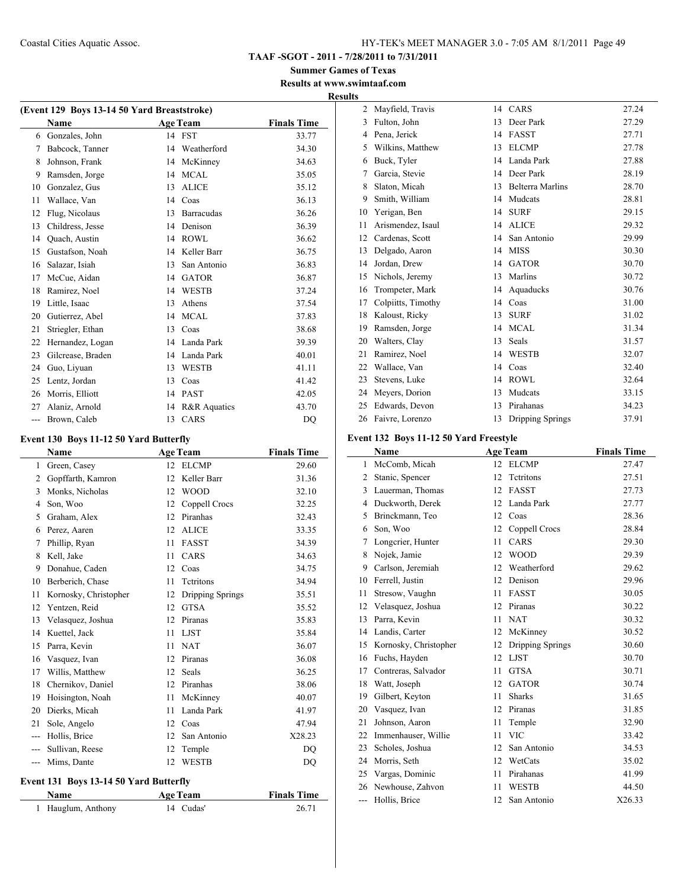# TAAF -SGOT - 2011 - 7/28/2011 to 7/31/2011

## Summer Games of Texas

### Results at www.swimtaaf.com

### Results

#### (Event 129 Boys 13-14 50 Yard Breaststroke)

| | Name | Age | Team | Finals Time |
|---|---|---|---|---|
| 6 | Gonzales, John | 14 | FST | 33.77 |
| 7 | Babcock, Tanner | 14 | Weatherford | 34.30 |
| 8 | Johnson, Frank | 14 | McKinney | 34.63 |
| 9 | Ramsden, Jorge | 14 | MCAL | 35.05 |
| 10 | Gonzalez, Gus | 13 | ALICE | 35.12 |
| 11 | Wallace, Van | 14 | Coas | 36.13 |
| 12 | Flug, Nicolaus | 13 | Barracudas | 36.26 |
| 13 | Childress, Jesse | 14 | Denison | 36.39 |
| 14 | Quach, Austin | 14 | ROWL | 36.62 |
| 15 | Gustafson, Noah | 14 | Keller Barr | 36.75 |
| 16 | Salazar, Isiah | 13 | San Antonio | 36.83 |
| 17 | McCue, Aidan | 14 | GATOR | 36.87 |
| 18 | Ramirez, Noel | 14 | WESTB | 37.24 |
| 19 | Little, Isaac | 13 | Athens | 37.54 |
| 20 | Gutierrez, Abel | 14 | MCAL | 37.83 |
| 21 | Striegler, Ethan | 13 | Coas | 38.68 |
| 22 | Hernandez, Logan | 14 | Landa Park | 39.39 |
| 23 | Gilcrease, Braden | 14 | Landa Park | 40.01 |
| 24 | Guo, Liyuan | 13 | WESTB | 41.11 |
| 25 | Lentz, Jordan | 13 | Coas | 41.42 |
| 26 | Morris, Elliott | 14 | PAST | 42.05 |
| 27 | Alaniz, Arnold | 14 | R&R Aquatics | 43.70 |
| --- | Brown, Caleb | 13 | CARS | DQ |

#### Event 130 Boys 11-12 50 Yard Butterfly

| | Name | Age | Team | Finals Time |
|---|---|---|---|---|
| 1 | Green, Casey | 12 | ELCMP | 29.60 |
| 2 | Gopffarth, Kamron | 12 | Keller Barr | 31.36 |
| 3 | Monks, Nicholas | 12 | WOOD | 32.10 |
| 4 | Son, Woo | 12 | Coppell Crocs | 32.25 |
| 5 | Graham, Alex | 12 | Piranhas | 32.43 |
| 6 | Perez, Aaren | 12 | ALICE | 33.35 |
| 7 | Phillip, Ryan | 11 | FASST | 34.39 |
| 8 | Kell, Jake | 11 | CARS | 34.63 |
| 9 | Donahue, Caden | 12 | Coas | 34.75 |
| 10 | Berberich, Chase | 11 | Tctritons | 34.94 |
| 11 | Kornosky, Christopher | 12 | Dripping Springs | 35.51 |
| 12 | Yentzen, Reid | 12 | GTSA | 35.52 |
| 13 | Velasquez, Joshua | 12 | Piranas | 35.83 |
| 14 | Kuettel, Jack | 11 | LJST | 35.84 |
| 15 | Parra, Kevin | 11 | NAT | 36.07 |
| 16 | Vasquez, Ivan | 12 | Piranas | 36.08 |
| 17 | Willis, Matthew | 12 | Seals | 36.25 |
| 18 | Chernikov, Daniel | 12 | Piranhas | 38.06 |
| 19 | Hoisington, Noah | 11 | McKinney | 40.07 |
| 20 | Dierks, Micah | 11 | Landa Park | 41.97 |
| 21 | Sole, Angelo | 12 | Coas | 47.94 |
| --- | Hollis, Brice | 12 | San Antonio | X28.23 |
| --- | Sullivan, Reese | 12 | Temple | DQ |
| --- | Mims, Dante | 12 | WESTB | DQ |

#### Event 131 Boys 13-14 50 Yard Butterfly

| | Name | Age | Team | Finals Time |
|---|---|---|---|---|
| 1 | Hauglum, Anthony | 14 | Cudas' | 26.71 |
| 2 | Mayfield, Travis | 14 | CARS | 27.24 |
| 3 | Fulton, John | 13 | Deer Park | 27.29 |
| 4 | Pena, Jerick | 14 | FASST | 27.71 |
| 5 | Wilkins, Matthew | 13 | ELCMP | 27.78 |
| 6 | Buck, Tyler | 14 | Landa Park | 27.88 |
| 7 | Garcia, Stevie | 14 | Deer Park | 28.19 |
| 8 | Slaton, Micah | 13 | Belterra Marlins | 28.70 |
| 9 | Smith, William | 14 | Mudcats | 28.81 |
| 10 | Yerigan, Ben | 14 | SURF | 29.15 |
| 11 | Arismendez, Isaul | 14 | ALICE | 29.32 |
| 12 | Cardenas, Scott | 14 | San Antonio | 29.99 |
| 13 | Delgado, Aaron | 14 | MISS | 30.30 |
| 14 | Jordan, Drew | 14 | GATOR | 30.70 |
| 15 | Nichols, Jeremy | 13 | Marlins | 30.72 |
| 16 | Trompeter, Mark | 14 | Aquaducks | 30.76 |
| 17 | Colpiitts, Timothy | 14 | Coas | 31.00 |
| 18 | Kaloust, Ricky | 13 | SURF | 31.02 |
| 19 | Ramsden, Jorge | 14 | MCAL | 31.34 |
| 20 | Walters, Clay | 13 | Seals | 31.57 |
| 21 | Ramirez, Noel | 14 | WESTB | 32.07 |
| 22 | Wallace, Van | 14 | Coas | 32.40 |
| 23 | Stevens, Luke | 14 | ROWL | 32.64 |
| 24 | Meyers, Dorion | 13 | Mudcats | 33.15 |
| 25 | Edwards, Devon | 13 | Pirahanas | 34.23 |
| 26 | Faivre, Lorenzo | 13 | Dripping Springs | 37.91 |

#### Event 132 Boys 11-12 50 Yard Freestyle

| | Name | Age | Team | Finals Time |
|---|---|---|---|---|
| 1 | McComb, Micah | 12 | ELCMP | 27.47 |
| 2 | Stanic, Spencer | 12 | Tctritons | 27.51 |
| 3 | Lauerman, Thomas | 12 | FASST | 27.73 |
| 4 | Duckworth, Derek | 12 | Landa Park | 27.77 |
| 5 | Brinckmann, Teo | 12 | Coas | 28.36 |
| 6 | Son, Woo | 12 | Coppell Crocs | 28.84 |
| 7 | Longcrier, Hunter | 11 | CARS | 29.30 |
| 8 | Nojek, Jamie | 12 | WOOD | 29.39 |
| 9 | Carlson, Jeremiah | 12 | Weatherford | 29.62 |
| 10 | Ferrell, Justin | 12 | Denison | 29.96 |
| 11 | Stresow, Vaughn | 11 | FASST | 30.05 |
| 12 | Velasquez, Joshua | 12 | Piranas | 30.22 |
| 13 | Parra, Kevin | 11 | NAT | 30.32 |
| 14 | Landis, Carter | 12 | McKinney | 30.52 |
| 15 | Kornosky, Christopher | 12 | Dripping Springs | 30.60 |
| 16 | Fuchs, Hayden | 12 | LJST | 30.70 |
| 17 | Contreras, Salvador | 11 | GTSA | 30.71 |
| 18 | Watt, Joseph | 12 | GATOR | 30.74 |
| 19 | Gilbert, Keyton | 11 | Sharks | 31.65 |
| 20 | Vasquez, Ivan | 12 | Piranas | 31.85 |
| 21 | Johnson, Aaron | 11 | Temple | 32.90 |
| 22 | Immenhauser, Willie | 11 | VIC | 33.42 |
| 23 | Scholes, Joshua | 12 | San Antonio | 34.53 |
| 24 | Morris, Seth | 12 | WetCats | 35.02 |
| 25 | Vargas, Dominic | 11 | Pirahanas | 41.99 |
| 26 | Newhouse, Zahvon | 11 | WESTB | 44.50 |
| --- | Hollis, Brice | 12 | San Antonio | X26.33 |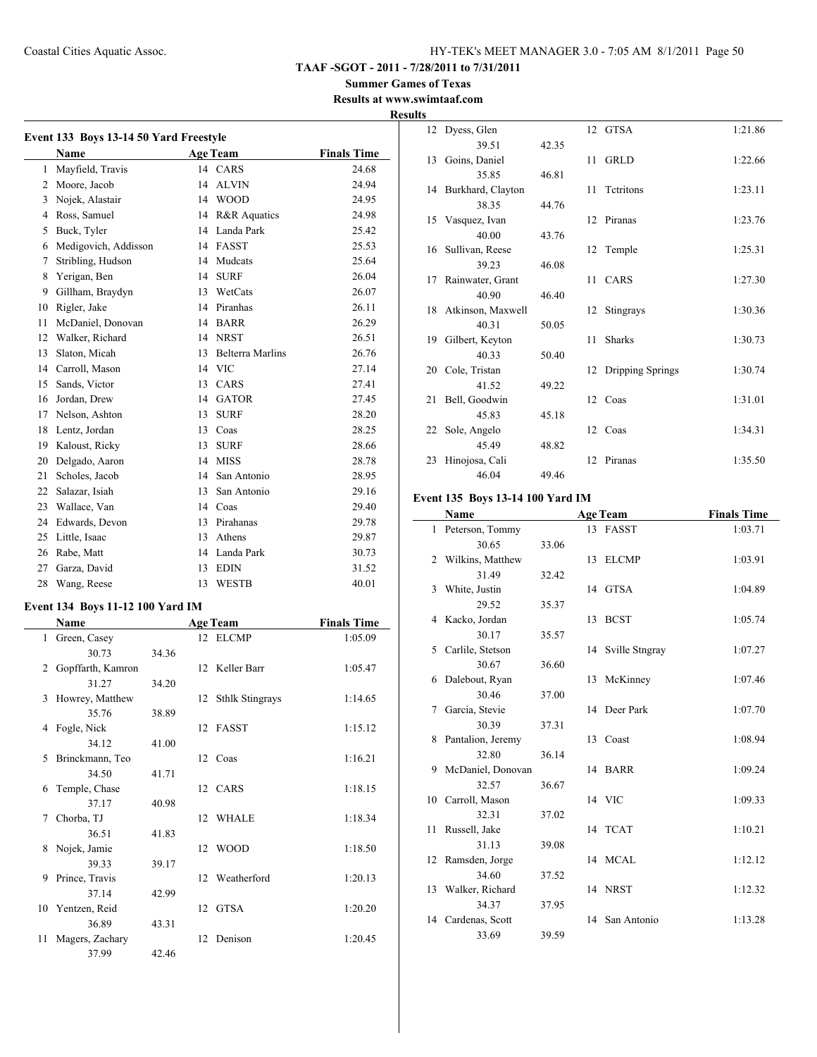**TAAF -SGOT - 2011 - 7/28/2011 to 7/31/2011**

**Summer Games of Texas**

**Results at www.swimtaaf.com**

**Results**

### Event 133 Boys 13-14 50 Yard Freestyle

| | Name | Age | Team | Finals Time |
|---|---|---|---|---|
| 1 | Mayfield, Travis | 14 | CARS | 24.68 |
| 2 | Moore, Jacob | 14 | ALVIN | 24.94 |
| 3 | Nojek, Alastair | 14 | WOOD | 24.95 |
| 4 | Ross, Samuel | 14 | R&R Aquatics | 24.98 |
| 5 | Buck, Tyler | 14 | Landa Park | 25.42 |
| 6 | Medigovich, Addisson | 14 | FASST | 25.53 |
| 7 | Stribling, Hudson | 14 | Mudcats | 25.64 |
| 8 | Yerigan, Ben | 14 | SURF | 26.04 |
| 9 | Gillham, Braydyn | 13 | WetCats | 26.07 |
| 10 | Rigler, Jake | 14 | Piranhas | 26.11 |
| 11 | McDaniel, Donovan | 14 | BARR | 26.29 |
| 12 | Walker, Richard | 14 | NRST | 26.51 |
| 13 | Slaton, Micah | 13 | Belterra Marlins | 26.76 |
| 14 | Carroll, Mason | 14 | VIC | 27.14 |
| 15 | Sands, Victor | 13 | CARS | 27.41 |
| 16 | Jordan, Drew | 14 | GATOR | 27.45 |
| 17 | Nelson, Ashton | 13 | SURF | 28.20 |
| 18 | Lentz, Jordan | 13 | Coas | 28.25 |
| 19 | Kaloust, Ricky | 13 | SURF | 28.66 |
| 20 | Delgado, Aaron | 14 | MISS | 28.78 |
| 21 | Scholes, Jacob | 14 | San Antonio | 28.95 |
| 22 | Salazar, Isiah | 13 | San Antonio | 29.16 |
| 23 | Wallace, Van | 14 | Coas | 29.40 |
| 24 | Edwards, Devon | 13 | Pirahanas | 29.78 |
| 25 | Little, Isaac | 13 | Athens | 29.87 |
| 26 | Rabe, Matt | 14 | Landa Park | 30.73 |
| 27 | Garza, David | 13 | EDIN | 31.52 |
| 28 | Wang, Reese | 13 | WESTB | 40.01 |

### Event 134 Boys 11-12 100 Yard IM

| | Name | | Age | Team | Finals Time |
|---|---|---|---|---|---|
| 1 | Green, Casey | | 12 | ELCMP | 1:05.09 |
| | 30.73 | 34.36 | | | |
| 2 | Gopffarth, Kamron | | 12 | Keller Barr | 1:05.47 |
| | 31.27 | 34.20 | | | |
| 3 | Howrey, Matthew | | 12 | Sthlk Stingrays | 1:14.65 |
| | 35.76 | 38.89 | | | |
| 4 | Fogle, Nick | | 12 | FASST | 1:15.12 |
| | 34.12 | 41.00 | | | |
| 5 | Brinckmann, Teo | | 12 | Coas | 1:16.21 |
| | 34.50 | 41.71 | | | |
| 6 | Temple, Chase | | 12 | CARS | 1:18.15 |
| | 37.17 | 40.98 | | | |
| 7 | Chorba, TJ | | 12 | WHALE | 1:18.34 |
| | 36.51 | 41.83 | | | |
| 8 | Nojek, Jamie | | 12 | WOOD | 1:18.50 |
| | 39.33 | 39.17 | | | |
| 9 | Prince, Travis | | 12 | Weatherford | 1:20.13 |
| | 37.14 | 42.99 | | | |
| 10 | Yentzen, Reid | | 12 | GTSA | 1:20.20 |
| | 36.89 | 43.31 | | | |
| 11 | Magers, Zachary | | 12 | Denison | 1:20.45 |
| | 37.99 | 42.46 | | | |
| 12 | Dyess, Glen | | 12 | GTSA | 1:21.86 |
| | 39.51 | 42.35 | | | |
| 13 | Goins, Daniel | | 11 | GRLD | 1:22.66 |
| | 35.85 | 46.81 | | | |
| 14 | Burkhard, Clayton | | 11 | Tctritons | 1:23.11 |
| | 38.35 | 44.76 | | | |
| 15 | Vasquez, Ivan | | 12 | Piranas | 1:23.76 |
| | 40.00 | 43.76 | | | |
| 16 | Sullivan, Reese | | 12 | Temple | 1:25.31 |
| | 39.23 | 46.08 | | | |
| 17 | Rainwater, Grant | | 11 | CARS | 1:27.30 |
| | 40.90 | 46.40 | | | |
| 18 | Atkinson, Maxwell | | 12 | Stingrays | 1:30.36 |
| | 40.31 | 50.05 | | | |
| 19 | Gilbert, Keyton | | 11 | Sharks | 1:30.73 |
| | 40.33 | 50.40 | | | |
| 20 | Cole, Tristan | | 12 | Dripping Springs | 1:30.74 |
| | 41.52 | 49.22 | | | |
| 21 | Bell, Goodwin | | 12 | Coas | 1:31.01 |
| | 45.83 | 45.18 | | | |
| 22 | Sole, Angelo | | 12 | Coas | 1:34.31 |
| | 45.49 | 48.82 | | | |
| 23 | Hinojosa, Cali | | 12 | Piranas | 1:35.50 |
| | 46.04 | 49.46 | | | |

### Event 135 Boys 13-14 100 Yard IM

| | Name | | Age | Team | Finals Time |
|---|---|---|---|---|---|
| 1 | Peterson, Tommy | | 13 | FASST | 1:03.71 |
| | 30.65 | 33.06 | | | |
| 2 | Wilkins, Matthew | | 13 | ELCMP | 1:03.91 |
| | 31.49 | 32.42 | | | |
| 3 | White, Justin | | 14 | GTSA | 1:04.89 |
| | 29.52 | 35.37 | | | |
| 4 | Kacko, Jordan | | 13 | BCST | 1:05.74 |
| | 30.17 | 35.57 | | | |
| 5 | Carlile, Stetson | | 14 | Sville Stngray | 1:07.27 |
| | 30.67 | 36.60 | | | |
| 6 | Dalebout, Ryan | | 13 | McKinney | 1:07.46 |
| | 30.46 | 37.00 | | | |
| 7 | Garcia, Stevie | | 14 | Deer Park | 1:07.70 |
| | 30.39 | 37.31 | | | |
| 8 | Pantalion, Jeremy | | 13 | Coast | 1:08.94 |
| | 32.80 | 36.14 | | | |
| 9 | McDaniel, Donovan | | 14 | BARR | 1:09.24 |
| | 32.57 | 36.67 | | | |
| 10 | Carroll, Mason | | 14 | VIC | 1:09.33 |
| | 32.31 | 37.02 | | | |
| 11 | Russell, Jake | | 14 | TCAT | 1:10.21 |
| | 31.13 | 39.08 | | | |
| 12 | Ramsden, Jorge | | 14 | MCAL | 1:12.12 |
| | 34.60 | 37.52 | | | |
| 13 | Walker, Richard | | 14 | NRST | 1:12.32 |
| | 34.37 | 37.95 | | | |
| 14 | Cardenas, Scott | | 14 | San Antonio | 1:13.28 |
| | 33.69 | 39.59 | | | |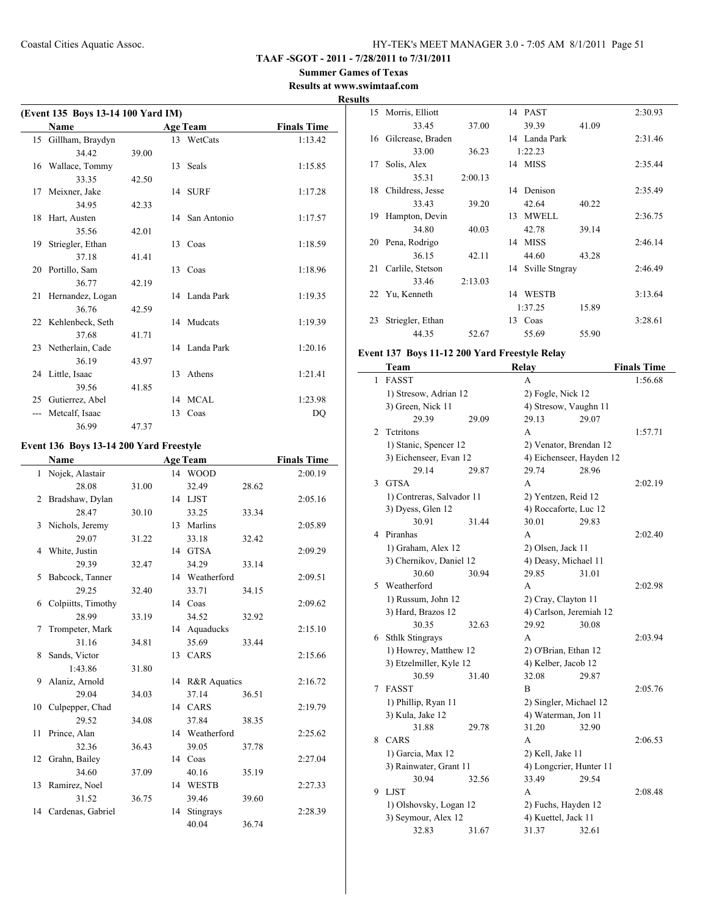**TAAF -SGOT - 2011 - 7/28/2011 to 7/31/2011**

**Summer Games of Texas**

**Results at www.swimtaaf.com**

**Results**

## (Event 135 Boys 13-14 100 Yard IM)

| | Name | Age | Team | Finals Time |
|---|---|---|---|---|
| 15 | Gillham, Braydyn | 13 | WetCats | 1:13.42 |
| | 34.42 39.00 | | | |
| 16 | Wallace, Tommy | 13 | Seals | 1:15.85 |
| | 33.35 42.50 | | | |
| 17 | Meixner, Jake | 14 | SURF | 1:17.28 |
| | 34.95 42.33 | | | |
| 18 | Hart, Austen | 14 | San Antonio | 1:17.57 |
| | 35.56 42.01 | | | |
| 19 | Striegler, Ethan | 13 | Coas | 1:18.59 |
| | 37.18 41.41 | | | |
| 20 | Portillo, Sam | 13 | Coas | 1:18.96 |
| | 36.77 42.19 | | | |
| 21 | Hernandez, Logan | 14 | Landa Park | 1:19.35 |
| | 36.76 42.59 | | | |
| 22 | Kehlenbeck, Seth | 14 | Mudcats | 1:19.39 |
| | 37.68 41.71 | | | |
| 23 | Netherlain, Cade | 14 | Landa Park | 1:20.16 |
| | 36.19 43.97 | | | |
| 24 | Little, Isaac | 13 | Athens | 1:21.41 |
| | 39.56 41.85 | | | |
| 25 | Gutierrez, Abel | 14 | MCAL | 1:23.98 |
| --- | Metcalf, Isaac | 13 | Coas | DQ |
| | 36.99 47.37 | | | |

## Event 136 Boys 13-14 200 Yard Freestyle

| | Name | Age | Team | Finals Time |
|---|---|---|---|---|
| 1 | Nojek, Alastair | 14 | WOOD | 2:00.19 |
| | 28.08 31.00 32.49 28.62 | | | |
| 2 | Bradshaw, Dylan | 14 | LJST | 2:05.16 |
| | 28.47 30.10 33.25 33.34 | | | |
| 3 | Nichols, Jeremy | 13 | Marlins | 2:05.89 |
| | 29.07 31.22 33.18 32.42 | | | |
| 4 | White, Justin | 14 | GTSA | 2:09.29 |
| | 29.39 32.47 34.29 33.14 | | | |
| 5 | Babcock, Tanner | 14 | Weatherford | 2:09.51 |
| | 29.25 32.40 33.71 34.15 | | | |
| 6 | Colpiitts, Timothy | 14 | Coas | 2:09.62 |
| | 28.99 33.19 34.52 32.92 | | | |
| 7 | Trompeter, Mark | 14 | Aquaducks | 2:15.10 |
| | 31.16 34.81 35.69 33.44 | | | |
| 8 | Sands, Victor | 13 | CARS | 2:15.66 |
| | 1:43.86 31.80 | | | |
| 9 | Alaniz, Arnold | 14 | R&R Aquatics | 2:16.72 |
| | 29.04 34.03 37.14 36.51 | | | |
| 10 | Culpepper, Chad | 14 | CARS | 2:19.79 |
| | 29.52 34.08 37.84 38.35 | | | |
| 11 | Prince, Alan | 14 | Weatherford | 2:25.62 |
| | 32.36 36.43 39.05 37.78 | | | |
| 12 | Grahn, Bailey | 14 | Coas | 2:27.04 |
| | 34.60 37.09 40.16 35.19 | | | |
| 13 | Ramirez, Noel | 14 | WESTB | 2:27.33 |
| | 31.52 36.75 39.46 39.60 | | | |
| 14 | Cardenas, Gabriel | 14 | Stingrays | 2:28.39 |
| | 40.04 36.74 | | | |
| 15 | Morris, Elliott | 14 | PAST | 2:30.93 |
| | 33.45 37.00 39.39 41.09 | | | |
| 16 | Gilcrease, Braden | 14 | Landa Park | 2:31.46 |
| | 33.00 36.23 1:22.23 | | | |
| 17 | Solis, Alex | 14 | MISS | 2:35.44 |
| | 35.31 2:00.13 | | | |
| 18 | Childress, Jesse | 14 | Denison | 2:35.49 |
| | 33.43 39.20 42.64 40.22 | | | |
| 19 | Hampton, Devin | 13 | MWELL | 2:36.75 |
| | 34.80 40.03 42.78 39.14 | | | |
| 20 | Pena, Rodrigo | 14 | MISS | 2:46.14 |
| | 36.15 42.11 44.60 43.28 | | | |
| 21 | Carlile, Stetson | 14 | Sville Stngray | 2:46.49 |
| | 33.46 2:13.03 | | | |
| 22 | Yu, Kenneth | 14 | WESTB | 3:13.64 |
| | 1:37.25 15.89 | | | |
| 23 | Striegler, Ethan | 13 | Coas | 3:28.61 |
| | 44.35 52.67 55.69 55.90 | | | |

## Event 137 Boys 11-12 200 Yard Freestyle Relay

| | Team | Relay | Finals Time |
|---|---|---|---|
| 1 | FASST | A | 1:56.68 |
| | 1) Stresow, Adrian 12; 2) Fogle, Nick 12; 3) Green, Nick 11; 4) Stresow, Vaughn 11 | | |
| | 29.39 29.09 29.13 29.07 | | |
| 2 | Tctritons | A | 1:57.71 |
| | 1) Stanic, Spencer 12; 2) Venator, Brendan 12; 3) Eichenseer, Evan 12; 4) Eichenseer, Hayden 12 | | |
| | 29.14 29.87 29.74 28.96 | | |
| 3 | GTSA | A | 2:02.19 |
| | 1) Contreras, Salvador 11; 2) Yentzen, Reid 12; 3) Dyess, Glen 12; 4) Roccaforte, Luc 12 | | |
| | 30.91 31.44 30.01 29.83 | | |
| 4 | Piranhas | A | 2:02.40 |
| | 1) Graham, Alex 12; 2) Olsen, Jack 11; 3) Chernikov, Daniel 12; 4) Deasy, Michael 11 | | |
| | 30.60 30.94 29.85 31.01 | | |
| 5 | Weatherford | A | 2:02.98 |
| | 1) Russum, John 12; 2) Cray, Clayton 11; 3) Hard, Brazos 12; 4) Carlson, Jeremiah 12 | | |
| | 30.35 32.63 29.92 30.08 | | |
| 6 | Sthlk Stingrays | A | 2:03.94 |
| | 1) Howrey, Matthew 12; 2) O'Brian, Ethan 12; 3) Etzelmiller, Kyle 12; 4) Kelber, Jacob 12 | | |
| | 30.59 31.40 32.08 29.87 | | |
| 7 | FASST | B | 2:05.76 |
| | 1) Phillip, Ryan 11; 2) Singler, Michael 12; 3) Kula, Jake 12; 4) Waterman, Jon 11 | | |
| | 31.88 29.78 31.20 32.90 | | |
| 8 | CARS | A | 2:06.53 |
| | 1) Garcia, Max 12; 2) Kell, Jake 11; 3) Rainwater, Grant 11; 4) Longcrier, Hunter 11 | | |
| | 30.94 32.56 33.49 29.54 | | |
| 9 | LJST | A | 2:08.48 |
| | 1) Olshovsky, Logan 12; 2) Fuchs, Hayden 12; 3) Seymour, Alex 12; 4) Kuettel, Jack 11 | | |
| | 32.83 31.67 31.37 32.61 | | |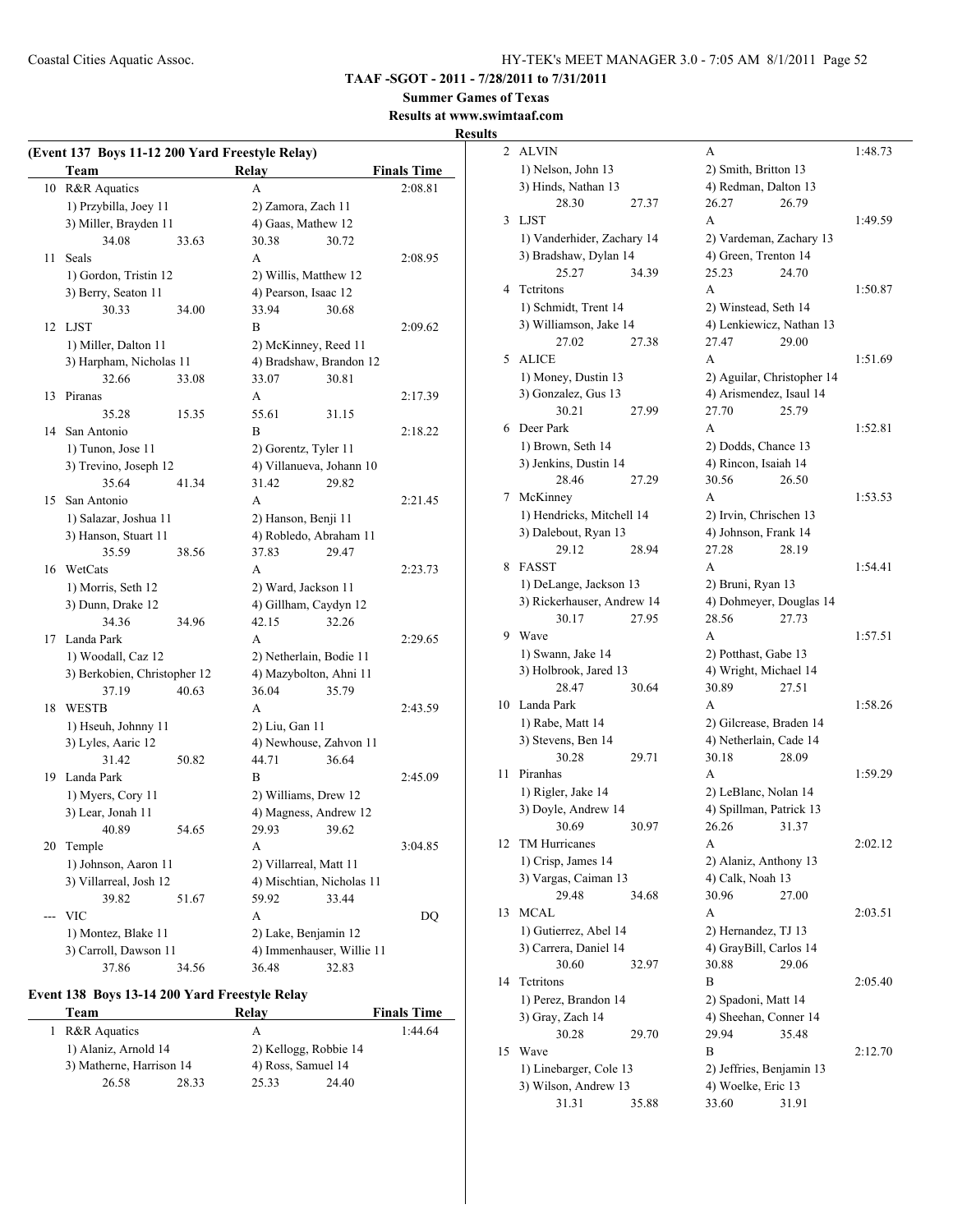**TAAF -SGOT - 2011 - 7/28/2011 to 7/31/2011**

**Summer Games of Texas**

**Results at www.swimtaaf.com**

**Results**

## (Event 137 Boys 11-12 200 Yard Freestyle Relay)

| | Team | Relay | Finals Time |
|---|---|---|---|
| 10 | R&R Aquatics | A | 2:08.81 |
| | 1) Przybilla, Joey 11 | 2) Zamora, Zach 11 | |
| | 3) Miller, Brayden 11 | 4) Gaas, Mathew 12 | |
| | 34.08   33.63 | 30.38   30.72 | |
| 11 | Seals | A | 2:08.95 |
| | 1) Gordon, Tristin 12 | 2) Willis, Matthew 12 | |
| | 3) Berry, Seaton 11 | 4) Pearson, Isaac 12 | |
| | 30.33   34.00 | 33.94   30.68 | |
| 12 | LJST | B | 2:09.62 |
| | 1) Miller, Dalton 11 | 2) McKinney, Reed 11 | |
| | 3) Harpham, Nicholas 11 | 4) Bradshaw, Brandon 12 | |
| | 32.66   33.08 | 33.07   30.81 | |
| 13 | Piranas | A | 2:17.39 |
| | 35.28   15.35 | 55.61   31.15 | |
| 14 | San Antonio | B | 2:18.22 |
| | 1) Tunon, Jose 11 | 2) Gorentz, Tyler 11 | |
| | 3) Trevino, Joseph 12 | 4) Villanueva, Johann 10 | |
| | 35.64   41.34 | 31.42   29.82 | |
| 15 | San Antonio | A | 2:21.45 |
| | 1) Salazar, Joshua 11 | 2) Hanson, Benji 11 | |
| | 3) Hanson, Stuart 11 | 4) Robledo, Abraham 11 | |
| | 35.59   38.56 | 37.83   29.47 | |
| 16 | WetCats | A | 2:23.73 |
| | 1) Morris, Seth 12 | 2) Ward, Jackson 11 | |
| | 3) Dunn, Drake 12 | 4) Gillham, Caydyn 12 | |
| | 34.36   34.96 | 42.15   32.26 | |
| 17 | Landa Park | A | 2:29.65 |
| | 1) Woodall, Caz 12 | 2) Netherlain, Bodie 11 | |
| | 3) Berkobien, Christopher 12 | 4) Mazybolton, Ahni 11 | |
| | 37.19   40.63 | 36.04   35.79 | |
| 18 | WESTB | A | 2:43.59 |
| | 1) Hseuh, Johnny 11 | 2) Liu, Gan 11 | |
| | 3) Lyles, Aaric 12 | 4) Newhouse, Zahvon 11 | |
| | 31.42   50.82 | 44.71   36.64 | |
| 19 | Landa Park | B | 2:45.09 |
| | 1) Myers, Cory 11 | 2) Williams, Drew 12 | |
| | 3) Lear, Jonah 11 | 4) Magness, Andrew 12 | |
| | 40.89   54.65 | 29.93   39.62 | |
| 20 | Temple | A | 3:04.85 |
| | 1) Johnson, Aaron 11 | 2) Villarreal, Matt 11 | |
| | 3) Villarreal, Josh 12 | 4) Mischtian, Nicholas 11 | |
| | 39.82   51.67 | 59.92   33.44 | |
| --- | VIC | A | DQ |
| | 1) Montez, Blake 11 | 2) Lake, Benjamin 12 | |
| | 3) Carroll, Dawson 11 | 4) Immenhauser, Willie 11 | |
| | 37.86   34.56 | 36.48   32.83 | |

## Event 138 Boys 13-14 200 Yard Freestyle Relay

| | Team | Relay | Finals Time |
|---|---|---|---|
| 1 | R&R Aquatics | A | 1:44.64 |
| | 1) Alaniz, Arnold 14 | 2) Kellogg, Robbie 14 | |
| | 3) Matherne, Harrison 14 | 4) Ross, Samuel 14 | |
| | 26.58   28.33 | 25.33   24.40 | |
| 2 | ALVIN | A | 1:48.73 |
| | 1) Nelson, John 13 | 2) Smith, Britton 13 | |
| | 3) Hinds, Nathan 13 | 4) Redman, Dalton 13 | |
| | 28.30   27.37 | 26.27   26.79 | |
| 3 | LJST | A | 1:49.59 |
| | 1) Vanderhider, Zachary 14 | 2) Vardeman, Zachary 13 | |
| | 3) Bradshaw, Dylan 14 | 4) Green, Trenton 14 | |
| | 25.27   34.39 | 25.23   24.70 | |
| 4 | Tctritons | A | 1:50.87 |
| | 1) Schmidt, Trent 14 | 2) Winstead, Seth 14 | |
| | 3) Williamson, Jake 14 | 4) Lenkiewicz, Nathan 13 | |
| | 27.02   27.38 | 27.47   29.00 | |
| 5 | ALICE | A | 1:51.69 |
| | 1) Money, Dustin 13 | 2) Aguilar, Christopher 14 | |
| | 3) Gonzalez, Gus 13 | 4) Arismendez, Isaul 14 | |
| | 30.21   27.99 | 27.70   25.79 | |
| 6 | Deer Park | A | 1:52.81 |
| | 1) Brown, Seth 14 | 2) Dodds, Chance 13 | |
| | 3) Jenkins, Dustin 14 | 4) Rincon, Isaiah 14 | |
| | 28.46   27.29 | 30.56   26.50 | |
| 7 | McKinney | A | 1:53.53 |
| | 1) Hendricks, Mitchell 14 | 2) Irvin, Chrischen 13 | |
| | 3) Dalebout, Ryan 13 | 4) Johnson, Frank 14 | |
| | 29.12   28.94 | 27.28   28.19 | |
| 8 | FASST | A | 1:54.41 |
| | 1) DeLange, Jackson 13 | 2) Bruni, Ryan 13 | |
| | 3) Rickerhauser, Andrew 14 | 4) Dohmeyer, Douglas 14 | |
| | 30.17   27.95 | 28.56   27.73 | |
| 9 | Wave | A | 1:57.51 |
| | 1) Swann, Jake 14 | 2) Potthast, Gabe 13 | |
| | 3) Holbrook, Jared 13 | 4) Wright, Michael 14 | |
| | 28.47   30.64 | 30.89   27.51 | |
| 10 | Landa Park | A | 1:58.26 |
| | 1) Rabe, Matt 14 | 2) Gilcrease, Braden 14 | |
| | 3) Stevens, Ben 14 | 4) Netherlain, Cade 14 | |
| | 30.28   29.71 | 30.18   28.09 | |
| 11 | Piranhas | A | 1:59.29 |
| | 1) Rigler, Jake 14 | 2) LeBlanc, Nolan 14 | |
| | 3) Doyle, Andrew 14 | 4) Spillman, Patrick 13 | |
| | 30.69   30.97 | 26.26   31.37 | |
| 12 | TM Hurricanes | A | 2:02.12 |
| | 1) Crisp, James 14 | 2) Alaniz, Anthony 13 | |
| | 3) Vargas, Caiman 13 | 4) Calk, Noah 13 | |
| | 29.48   34.68 | 30.96   27.00 | |
| 13 | MCAL | A | 2:03.51 |
| | 1) Gutierrez, Abel 14 | 2) Hernandez, TJ 13 | |
| | 3) Carrera, Daniel 14 | 4) GrayBill, Carlos 14 | |
| | 30.60   32.97 | 30.88   29.06 | |
| 14 | Tctritons | B | 2:05.40 |
| | 1) Perez, Brandon 14 | 2) Spadoni, Matt 14 | |
| | 3) Gray, Zach 14 | 4) Sheehan, Conner 14 | |
| | 30.28   29.70 | 29.94   35.48 | |
| 15 | Wave | B | 2:12.70 |
| | 1) Linebarger, Cole 13 | 2) Jeffries, Benjamin 13 | |
| | 3) Wilson, Andrew 13 | 4) Woelke, Eric 13 | |
| | 31.31   35.88 | 33.60   31.91 | |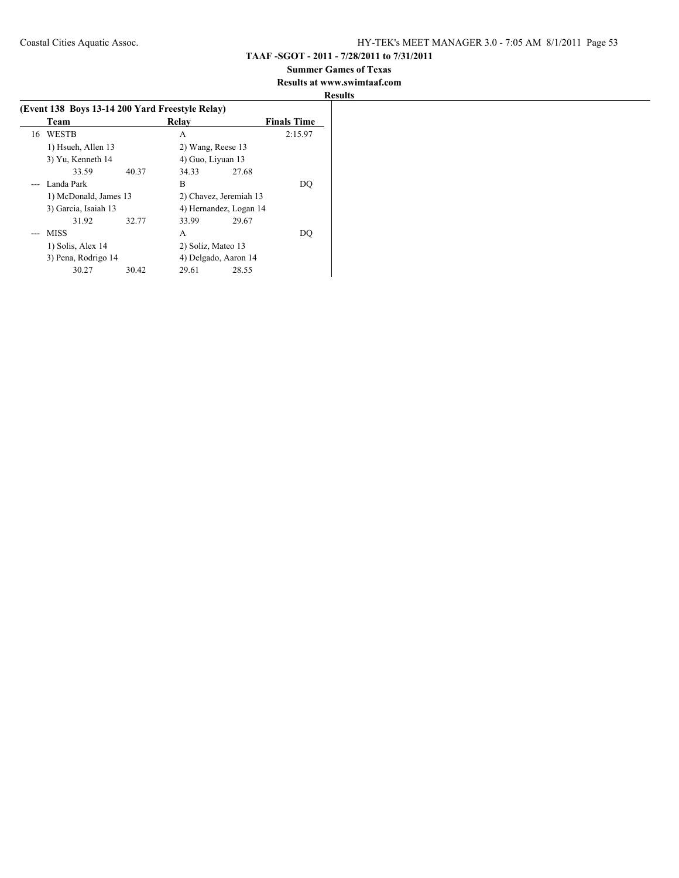**Results**

**(Event 138 Boys 13-14 200 Yard Freestyle Relay)**

| | Team | Relay | Finals Time |
|---|---|---|---|
| 16 | WESTB | A | 2:15.97 |
| | 1) Hsueh, Allen 13 | 2) Wang, Reese 13 | |
| | 3) Yu, Kenneth 14 | 4) Guo, Liyuan 13 | |
| | 33.59 40.37 | 34.33 27.68 | |
| --- | Landa Park | B | DQ |
| | 1) McDonald, James 13 | 2) Chavez, Jeremiah 13 | |
| | 3) Garcia, Isaiah 13 | 4) Hernandez, Logan 14 | |
| | 31.92 32.77 | 33.99 29.67 | |
| --- | MISS | A | DQ |
| | 1) Solis, Alex 14 | 2) Soliz, Mateo 13 | |
| | 3) Pena, Rodrigo 14 | 4) Delgado, Aaron 14 | |
| | 30.27 30.42 | 29.61 28.55 | |